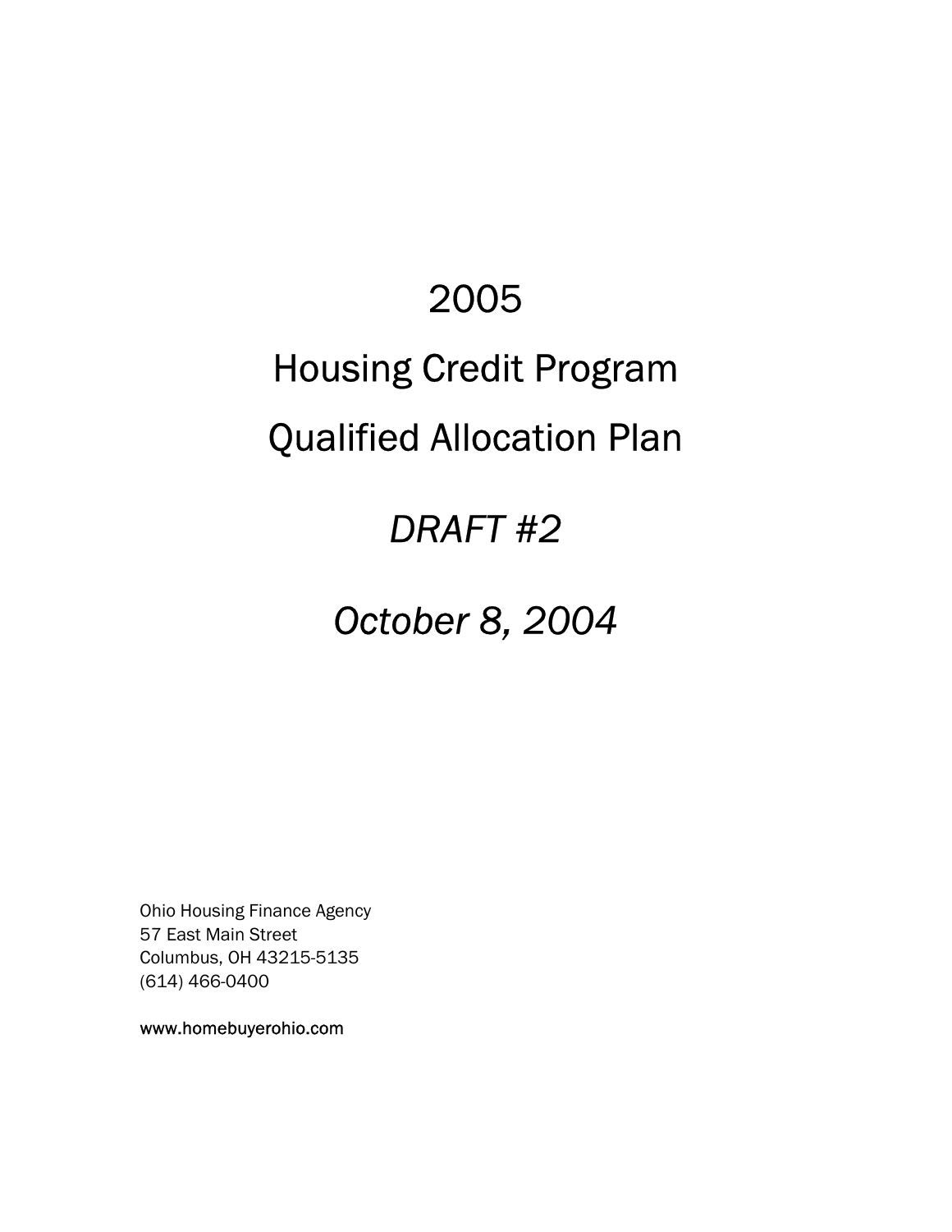# 2005

# Housing Credit Program

# Qualified Allocation Plan

## *DRAFT #2*

## *October 8, 2004*

Ohio Housing Finance Agency
57 East Main Street
Columbus, OH 43215-5135
(614) 466-0400

www.homebuyerohio.com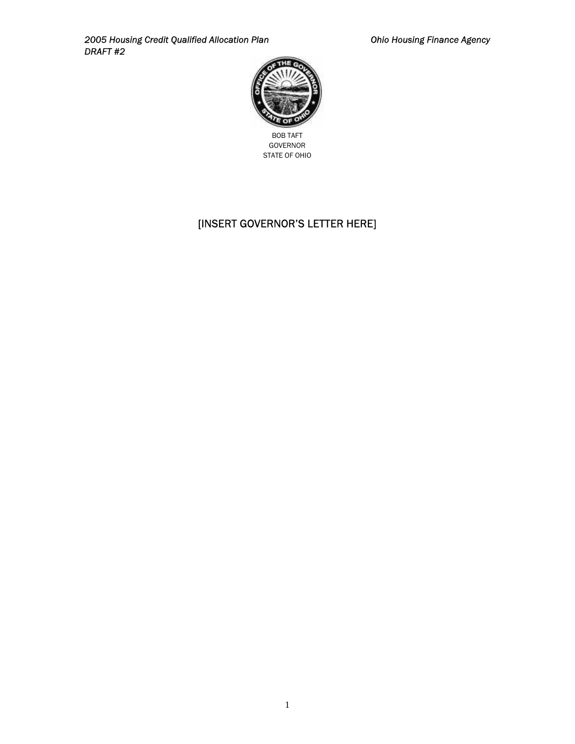BOB TAFT
GOVERNOR
STATE OF OHIO

[INSERT GOVERNOR'S LETTER HERE]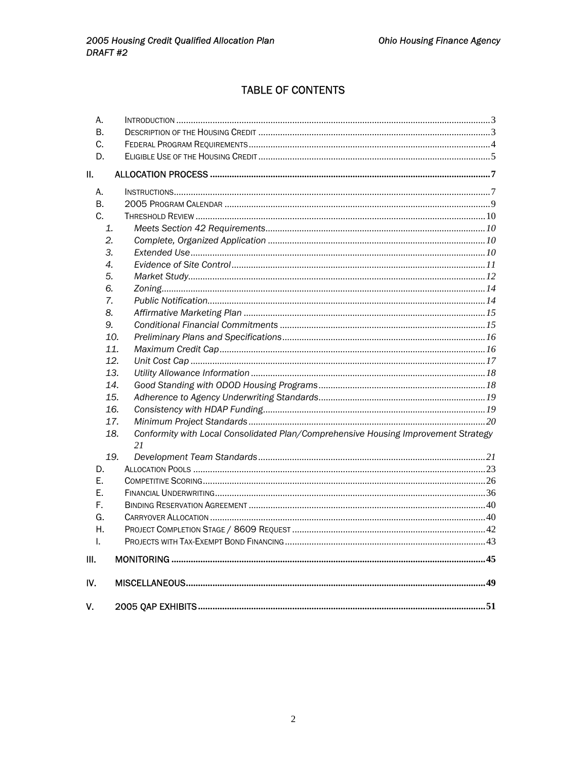# TABLE OF CONTENTS

A. INTRODUCTION .......... 3
B. DESCRIPTION OF THE HOUSING CREDIT .......... 3
C. FEDERAL PROGRAM REQUIREMENTS .......... 4
D. ELIGIBLE USE OF THE HOUSING CREDIT .......... 5

**II. ALLOCATION PROCESS .......... 7**

A. INSTRUCTIONS .......... 7
B. 2005 PROGRAM CALENDAR .......... 9
C. THRESHOLD REVIEW .......... 10
   1. *Meets Section 42 Requirements* .......... 10
   2. *Complete, Organized Application* .......... 10
   3. *Extended Use* .......... 10
   4. *Evidence of Site Control* .......... 11
   5. *Market Study* .......... 12
   6. *Zoning* .......... 14
   7. *Public Notification* .......... 14
   8. *Affirmative Marketing Plan* .......... 15
   9. *Conditional Financial Commitments* .......... 15
   10. *Preliminary Plans and Specifications* .......... 16
   11. *Maximum Credit Cap* .......... 16
   12. *Unit Cost Cap* .......... 17
   13. *Utility Allowance Information* .......... 18
   14. *Good Standing with ODOD Housing Programs* .......... 18
   15. *Adherence to Agency Underwriting Standards* .......... 19
   16. *Consistency with HDAP Funding* .......... 19
   17. *Minimum Project Standards* .......... 20
   18. *Conformity with Local Consolidated Plan/Comprehensive Housing Improvement Strategy* 21
   19. *Development Team Standards* .......... 21
D. ALLOCATION POOLS .......... 23
E. COMPETITIVE SCORING .......... 26
E. FINANCIAL UNDERWRITING .......... 36
F. BINDING RESERVATION AGREEMENT .......... 40
G. CARRYOVER ALLOCATION .......... 40
H. PROJECT COMPLETION STAGE / 8609 REQUEST .......... 42
I. PROJECTS WITH TAX-EXEMPT BOND FINANCING .......... 43

**III. MONITORING .......... 45**

**IV. MISCELLANEOUS .......... 49**

**V. 2005 QAP EXHIBITS .......... 51**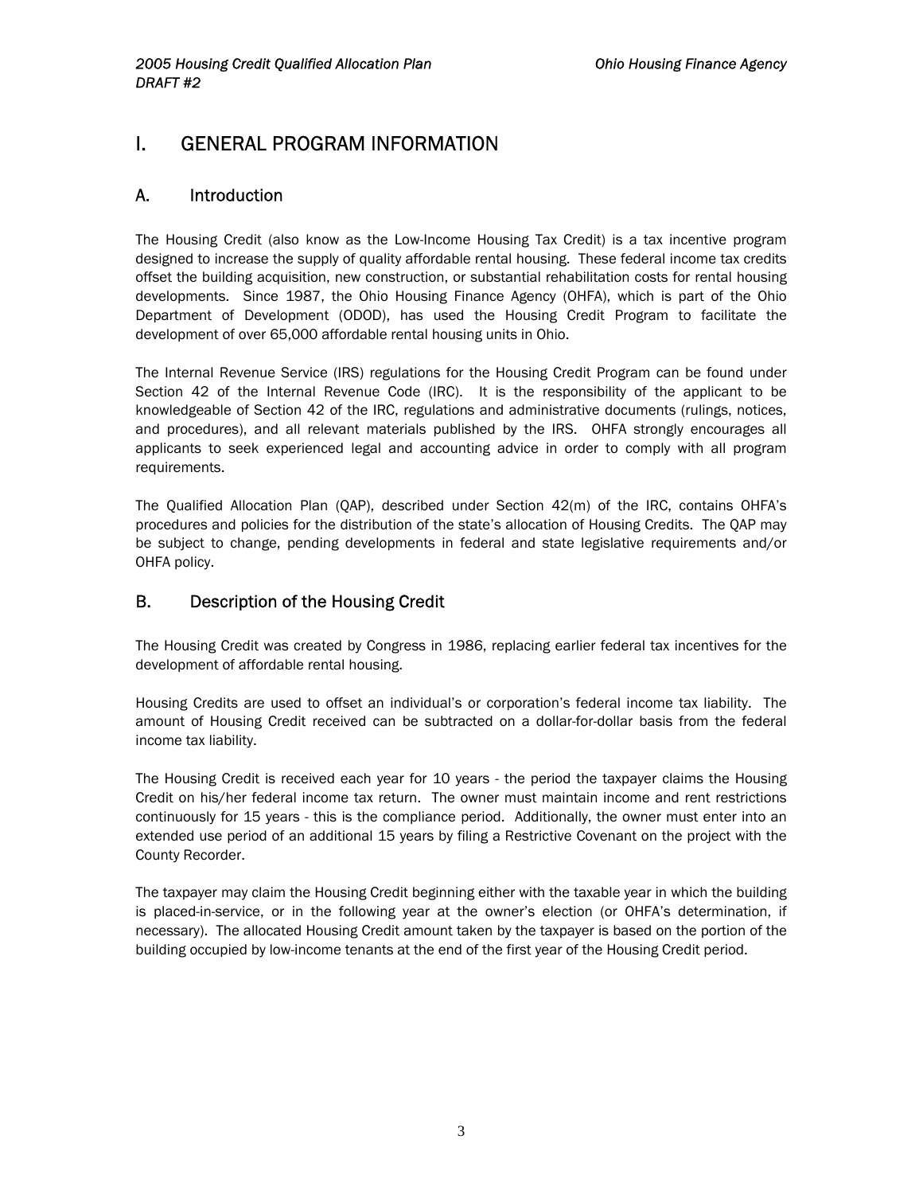# I. GENERAL PROGRAM INFORMATION

## A. Introduction

The Housing Credit (also know as the Low-Income Housing Tax Credit) is a tax incentive program designed to increase the supply of quality affordable rental housing. These federal income tax credits offset the building acquisition, new construction, or substantial rehabilitation costs for rental housing developments. Since 1987, the Ohio Housing Finance Agency (OHFA), which is part of the Ohio Department of Development (ODOD), has used the Housing Credit Program to facilitate the development of over 65,000 affordable rental housing units in Ohio.

The Internal Revenue Service (IRS) regulations for the Housing Credit Program can be found under Section 42 of the Internal Revenue Code (IRC). It is the responsibility of the applicant to be knowledgeable of Section 42 of the IRC, regulations and administrative documents (rulings, notices, and procedures), and all relevant materials published by the IRS. OHFA strongly encourages all applicants to seek experienced legal and accounting advice in order to comply with all program requirements.

The Qualified Allocation Plan (QAP), described under Section 42(m) of the IRC, contains OHFA's procedures and policies for the distribution of the state's allocation of Housing Credits. The QAP may be subject to change, pending developments in federal and state legislative requirements and/or OHFA policy.

## B. Description of the Housing Credit

The Housing Credit was created by Congress in 1986, replacing earlier federal tax incentives for the development of affordable rental housing.

Housing Credits are used to offset an individual's or corporation's federal income tax liability. The amount of Housing Credit received can be subtracted on a dollar-for-dollar basis from the federal income tax liability.

The Housing Credit is received each year for 10 years - the period the taxpayer claims the Housing Credit on his/her federal income tax return. The owner must maintain income and rent restrictions continuously for 15 years - this is the compliance period. Additionally, the owner must enter into an extended use period of an additional 15 years by filing a Restrictive Covenant on the project with the County Recorder.

The taxpayer may claim the Housing Credit beginning either with the taxable year in which the building is placed-in-service, or in the following year at the owner's election (or OHFA's determination, if necessary). The allocated Housing Credit amount taken by the taxpayer is based on the portion of the building occupied by low-income tenants at the end of the first year of the Housing Credit period.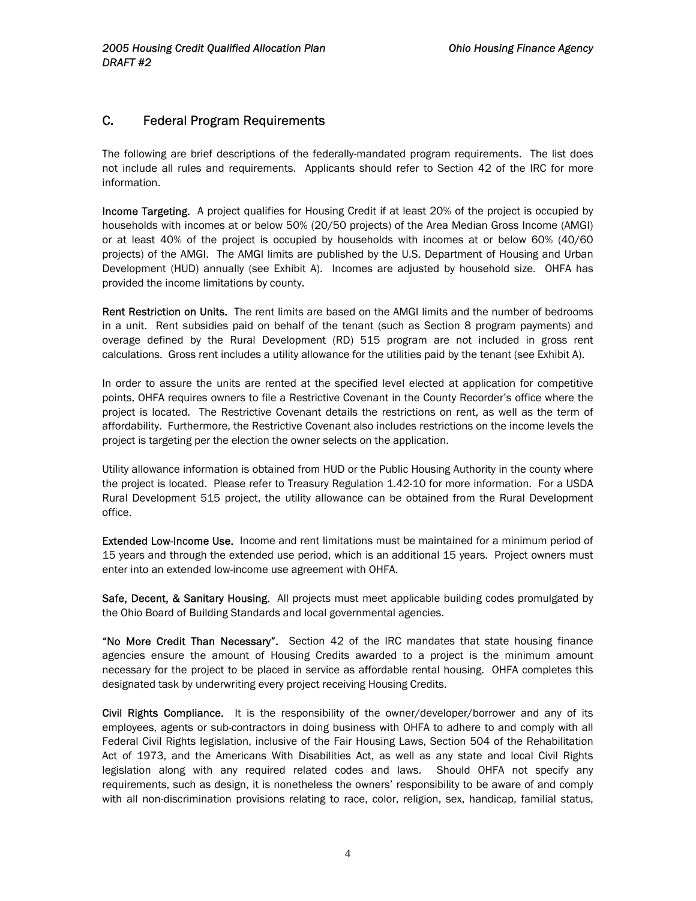## C. Federal Program Requirements

The following are brief descriptions of the federally-mandated program requirements. The list does not include all rules and requirements. Applicants should refer to Section 42 of the IRC for more information.

**Income Targeting.** A project qualifies for Housing Credit if at least 20% of the project is occupied by households with incomes at or below 50% (20/50 projects) of the Area Median Gross Income (AMGI) or at least 40% of the project is occupied by households with incomes at or below 60% (40/60 projects) of the AMGI. The AMGI limits are published by the U.S. Department of Housing and Urban Development (HUD) annually (see Exhibit A). Incomes are adjusted by household size. OHFA has provided the income limitations by county.

**Rent Restriction on Units.** The rent limits are based on the AMGI limits and the number of bedrooms in a unit. Rent subsidies paid on behalf of the tenant (such as Section 8 program payments) and overage defined by the Rural Development (RD) 515 program are not included in gross rent calculations. Gross rent includes a utility allowance for the utilities paid by the tenant (see Exhibit A).

In order to assure the units are rented at the specified level elected at application for competitive points, OHFA requires owners to file a Restrictive Covenant in the County Recorder's office where the project is located. The Restrictive Covenant details the restrictions on rent, as well as the term of affordability. Furthermore, the Restrictive Covenant also includes restrictions on the income levels the project is targeting per the election the owner selects on the application.

Utility allowance information is obtained from HUD or the Public Housing Authority in the county where the project is located. Please refer to Treasury Regulation 1.42-10 for more information. For a USDA Rural Development 515 project, the utility allowance can be obtained from the Rural Development office.

**Extended Low-Income Use.** Income and rent limitations must be maintained for a minimum period of 15 years and through the extended use period, which is an additional 15 years. Project owners must enter into an extended low-income use agreement with OHFA.

**Safe, Decent, & Sanitary Housing.** All projects must meet applicable building codes promulgated by the Ohio Board of Building Standards and local governmental agencies.

**"No More Credit Than Necessary".** Section 42 of the IRC mandates that state housing finance agencies ensure the amount of Housing Credits awarded to a project is the minimum amount necessary for the project to be placed in service as affordable rental housing. OHFA completes this designated task by underwriting every project receiving Housing Credits.

**Civil Rights Compliance.** It is the responsibility of the owner/developer/borrower and any of its employees, agents or sub-contractors in doing business with OHFA to adhere to and comply with all Federal Civil Rights legislation, inclusive of the Fair Housing Laws, Section 504 of the Rehabilitation Act of 1973, and the Americans With Disabilities Act, as well as any state and local Civil Rights legislation along with any required related codes and laws. Should OHFA not specify any requirements, such as design, it is nonetheless the owners' responsibility to be aware of and comply with all non-discrimination provisions relating to race, color, religion, sex, handicap, familial status,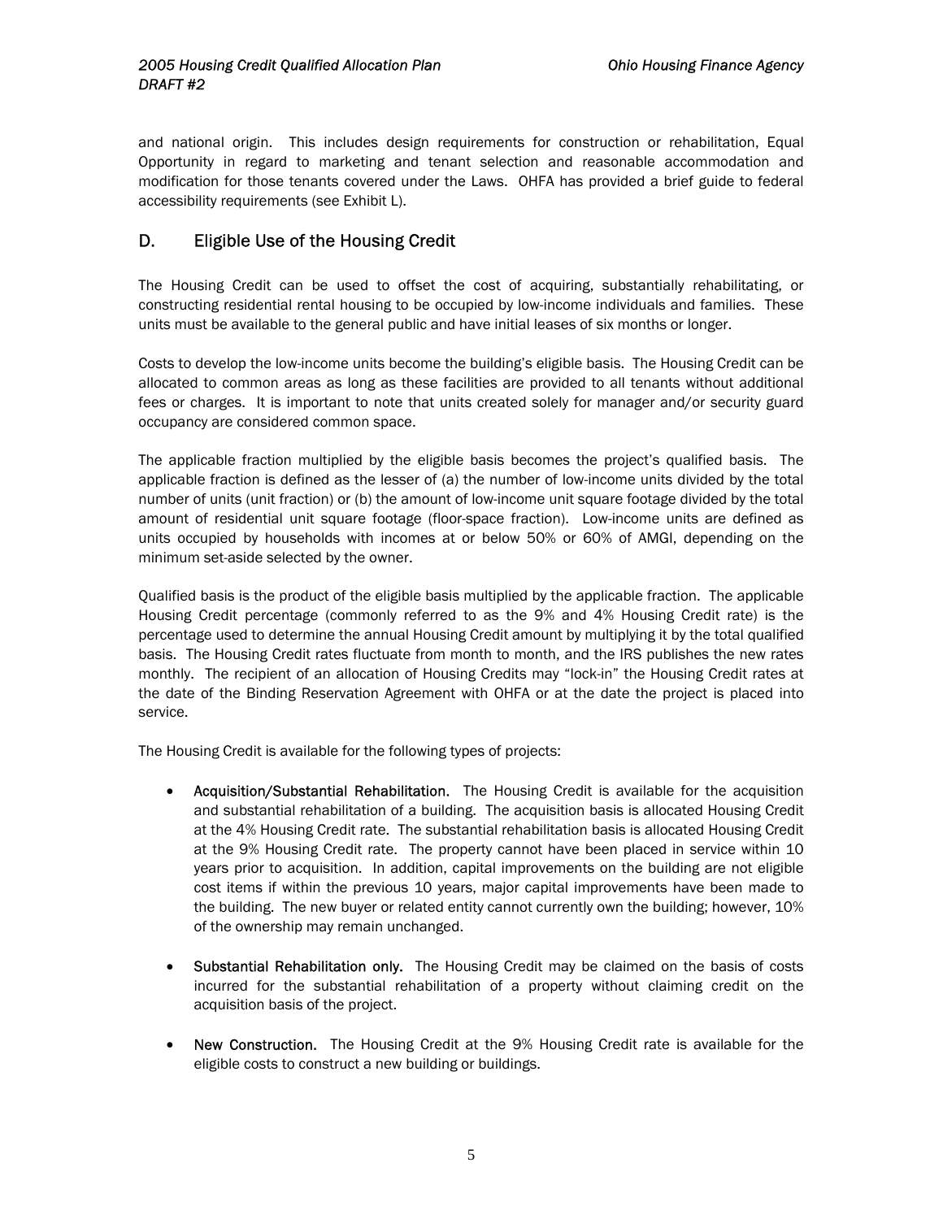and national origin. This includes design requirements for construction or rehabilitation, Equal Opportunity in regard to marketing and tenant selection and reasonable accommodation and modification for those tenants covered under the Laws. OHFA has provided a brief guide to federal accessibility requirements (see Exhibit L).

## D. Eligible Use of the Housing Credit

The Housing Credit can be used to offset the cost of acquiring, substantially rehabilitating, or constructing residential rental housing to be occupied by low-income individuals and families. These units must be available to the general public and have initial leases of six months or longer.

Costs to develop the low-income units become the building's eligible basis. The Housing Credit can be allocated to common areas as long as these facilities are provided to all tenants without additional fees or charges. It is important to note that units created solely for manager and/or security guard occupancy are considered common space.

The applicable fraction multiplied by the eligible basis becomes the project's qualified basis. The applicable fraction is defined as the lesser of (a) the number of low-income units divided by the total number of units (unit fraction) or (b) the amount of low-income unit square footage divided by the total amount of residential unit square footage (floor-space fraction). Low-income units are defined as units occupied by households with incomes at or below 50% or 60% of AMGI, depending on the minimum set-aside selected by the owner.

Qualified basis is the product of the eligible basis multiplied by the applicable fraction. The applicable Housing Credit percentage (commonly referred to as the 9% and 4% Housing Credit rate) is the percentage used to determine the annual Housing Credit amount by multiplying it by the total qualified basis. The Housing Credit rates fluctuate from month to month, and the IRS publishes the new rates monthly. The recipient of an allocation of Housing Credits may "lock-in" the Housing Credit rates at the date of the Binding Reservation Agreement with OHFA or at the date the project is placed into service.

The Housing Credit is available for the following types of projects:

- **Acquisition/Substantial Rehabilitation.** The Housing Credit is available for the acquisition and substantial rehabilitation of a building. The acquisition basis is allocated Housing Credit at the 4% Housing Credit rate. The substantial rehabilitation basis is allocated Housing Credit at the 9% Housing Credit rate. The property cannot have been placed in service within 10 years prior to acquisition. In addition, capital improvements on the building are not eligible cost items if within the previous 10 years, major capital improvements have been made to the building. The new buyer or related entity cannot currently own the building; however, 10% of the ownership may remain unchanged.

- **Substantial Rehabilitation only.** The Housing Credit may be claimed on the basis of costs incurred for the substantial rehabilitation of a property without claiming credit on the acquisition basis of the project.

- **New Construction.** The Housing Credit at the 9% Housing Credit rate is available for the eligible costs to construct a new building or buildings.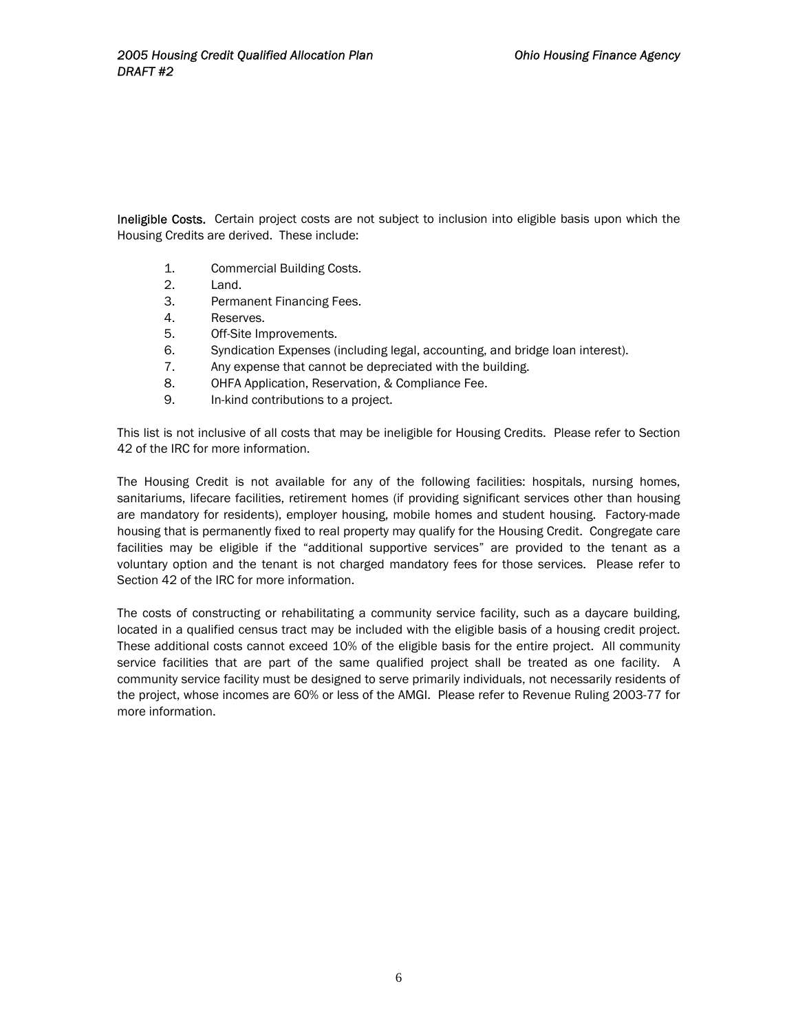**Ineligible Costs.** Certain project costs are not subject to inclusion into eligible basis upon which the Housing Credits are derived. These include:

1. Commercial Building Costs.
2. Land.
3. Permanent Financing Fees.
4. Reserves.
5. Off-Site Improvements.
6. Syndication Expenses (including legal, accounting, and bridge loan interest).
7. Any expense that cannot be depreciated with the building.
8. OHFA Application, Reservation, & Compliance Fee.
9. In-kind contributions to a project.

This list is not inclusive of all costs that may be ineligible for Housing Credits. Please refer to Section 42 of the IRC for more information.

The Housing Credit is not available for any of the following facilities: hospitals, nursing homes, sanitariums, lifecare facilities, retirement homes (if providing significant services other than housing are mandatory for residents), employer housing, mobile homes and student housing. Factory-made housing that is permanently fixed to real property may qualify for the Housing Credit. Congregate care facilities may be eligible if the "additional supportive services" are provided to the tenant as a voluntary option and the tenant is not charged mandatory fees for those services. Please refer to Section 42 of the IRC for more information.

The costs of constructing or rehabilitating a community service facility, such as a daycare building, located in a qualified census tract may be included with the eligible basis of a housing credit project. These additional costs cannot exceed 10% of the eligible basis for the entire project. All community service facilities that are part of the same qualified project shall be treated as one facility. A community service facility must be designed to serve primarily individuals, not necessarily residents of the project, whose incomes are 60% or less of the AMGI. Please refer to Revenue Ruling 2003-77 for more information.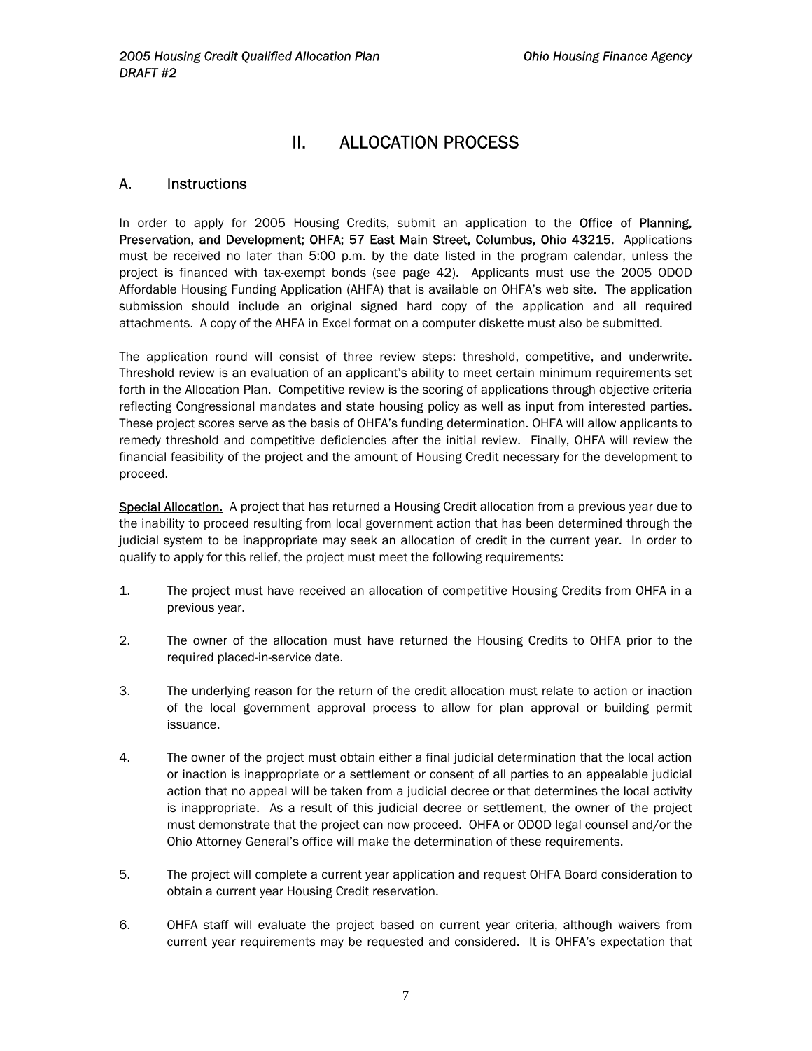# II. ALLOCATION PROCESS

## A. Instructions

In order to apply for 2005 Housing Credits, submit an application to the **Office of Planning, Preservation, and Development; OHFA; 57 East Main Street, Columbus, Ohio 43215.** Applications must be received no later than 5:00 p.m. by the date listed in the program calendar, unless the project is financed with tax-exempt bonds (see page 42). Applicants must use the 2005 ODOD Affordable Housing Funding Application (AHFA) that is available on OHFA's web site. The application submission should include an original signed hard copy of the application and all required attachments. A copy of the AHFA in Excel format on a computer diskette must also be submitted.

The application round will consist of three review steps: threshold, competitive, and underwrite. Threshold review is an evaluation of an applicant's ability to meet certain minimum requirements set forth in the Allocation Plan. Competitive review is the scoring of applications through objective criteria reflecting Congressional mandates and state housing policy as well as input from interested parties. These project scores serve as the basis of OHFA's funding determination. OHFA will allow applicants to remedy threshold and competitive deficiencies after the initial review. Finally, OHFA will review the financial feasibility of the project and the amount of Housing Credit necessary for the development to proceed.

Special Allocation. A project that has returned a Housing Credit allocation from a previous year due to the inability to proceed resulting from local government action that has been determined through the judicial system to be inappropriate may seek an allocation of credit in the current year. In order to qualify to apply for this relief, the project must meet the following requirements:

1. The project must have received an allocation of competitive Housing Credits from OHFA in a previous year.
2. The owner of the allocation must have returned the Housing Credits to OHFA prior to the required placed-in-service date.
3. The underlying reason for the return of the credit allocation must relate to action or inaction of the local government approval process to allow for plan approval or building permit issuance.
4. The owner of the project must obtain either a final judicial determination that the local action or inaction is inappropriate or a settlement or consent of all parties to an appealable judicial action that no appeal will be taken from a judicial decree or that determines the local activity is inappropriate. As a result of this judicial decree or settlement, the owner of the project must demonstrate that the project can now proceed. OHFA or ODOD legal counsel and/or the Ohio Attorney General's office will make the determination of these requirements.
5. The project will complete a current year application and request OHFA Board consideration to obtain a current year Housing Credit reservation.
6. OHFA staff will evaluate the project based on current year criteria, although waivers from current year requirements may be requested and considered. It is OHFA's expectation that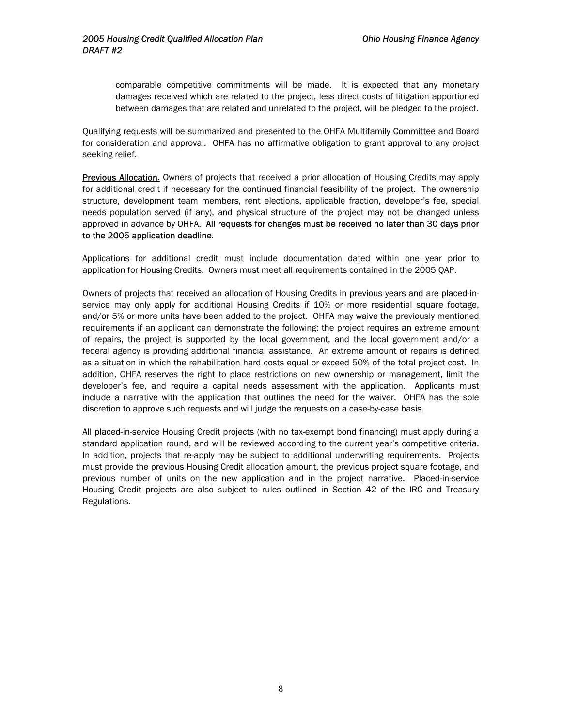comparable competitive commitments will be made. It is expected that any monetary damages received which are related to the project, less direct costs of litigation apportioned between damages that are related and unrelated to the project, will be pledged to the project.

Qualifying requests will be summarized and presented to the OHFA Multifamily Committee and Board for consideration and approval. OHFA has no affirmative obligation to grant approval to any project seeking relief.

**Previous Allocation.** Owners of projects that received a prior allocation of Housing Credits may apply for additional credit if necessary for the continued financial feasibility of the project. The ownership structure, development team members, rent elections, applicable fraction, developer's fee, special needs population served (if any), and physical structure of the project may not be changed unless approved in advance by OHFA. **All requests for changes must be received no later than 30 days prior to the 2005 application deadline**.

Applications for additional credit must include documentation dated within one year prior to application for Housing Credits. Owners must meet all requirements contained in the 2005 QAP.

Owners of projects that received an allocation of Housing Credits in previous years and are placed-in-service may only apply for additional Housing Credits if 10% or more residential square footage, and/or 5% or more units have been added to the project. OHFA may waive the previously mentioned requirements if an applicant can demonstrate the following: the project requires an extreme amount of repairs, the project is supported by the local government, and the local government and/or a federal agency is providing additional financial assistance. An extreme amount of repairs is defined as a situation in which the rehabilitation hard costs equal or exceed 50% of the total project cost. In addition, OHFA reserves the right to place restrictions on new ownership or management, limit the developer's fee, and require a capital needs assessment with the application. Applicants must include a narrative with the application that outlines the need for the waiver. OHFA has the sole discretion to approve such requests and will judge the requests on a case-by-case basis.

All placed-in-service Housing Credit projects (with no tax-exempt bond financing) must apply during a standard application round, and will be reviewed according to the current year's competitive criteria. In addition, projects that re-apply may be subject to additional underwriting requirements. Projects must provide the previous Housing Credit allocation amount, the previous project square footage, and previous number of units on the new application and in the project narrative. Placed-in-service Housing Credit projects are also subject to rules outlined in Section 42 of the IRC and Treasury Regulations.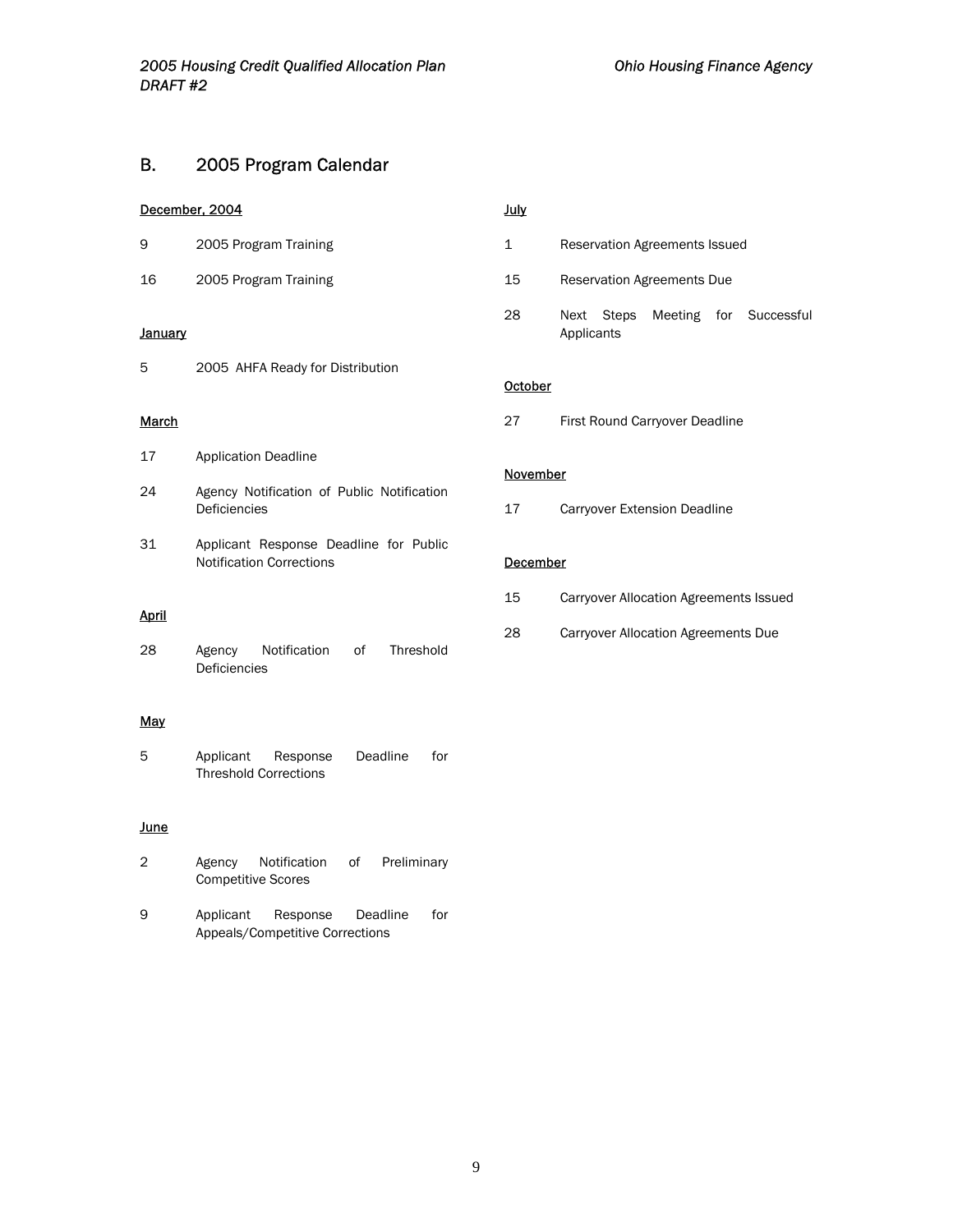## B. 2005 Program Calendar

**December, 2004**

9 2005 Program Training

16 2005 Program Training

**January**

5 2005 AHFA Ready for Distribution

**March**

17 Application Deadline

24 Agency Notification of Public Notification Deficiencies

31 Applicant Response Deadline for Public Notification Corrections

**April**

28 Agency Notification of Threshold Deficiencies

**May**

5 Applicant Response Deadline for Threshold Corrections

**June**

2 Agency Notification of Preliminary Competitive Scores

9 Applicant Response Deadline for Appeals/Competitive Corrections

**July**

1 Reservation Agreements Issued

15 Reservation Agreements Due

28 Next Steps Meeting for Successful Applicants

**October**

27 First Round Carryover Deadline

**November**

17 Carryover Extension Deadline

**December**

15 Carryover Allocation Agreements Issued

28 Carryover Allocation Agreements Due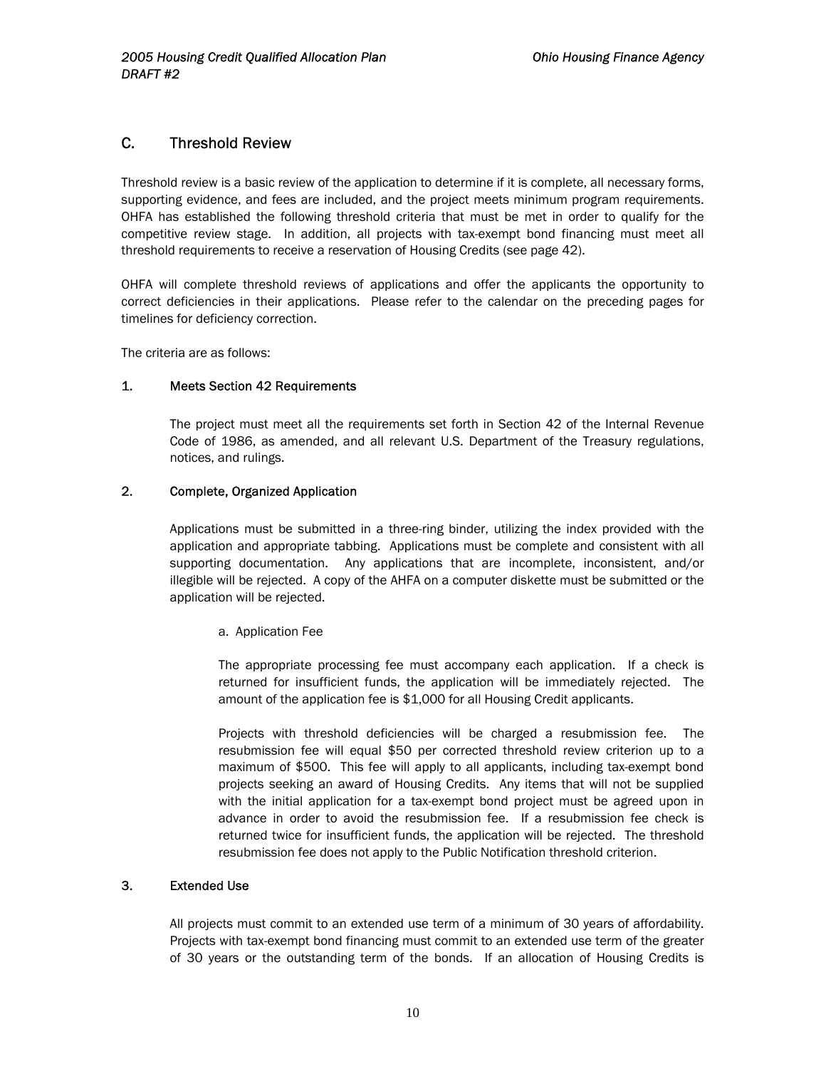## C. Threshold Review

Threshold review is a basic review of the application to determine if it is complete, all necessary forms, supporting evidence, and fees are included, and the project meets minimum program requirements. OHFA has established the following threshold criteria that must be met in order to qualify for the competitive review stage. In addition, all projects with tax-exempt bond financing must meet all threshold requirements to receive a reservation of Housing Credits (see page 42).

OHFA will complete threshold reviews of applications and offer the applicants the opportunity to correct deficiencies in their applications. Please refer to the calendar on the preceding pages for timelines for deficiency correction.

The criteria are as follows:

### 1. Meets Section 42 Requirements

The project must meet all the requirements set forth in Section 42 of the Internal Revenue Code of 1986, as amended, and all relevant U.S. Department of the Treasury regulations, notices, and rulings.

### 2. Complete, Organized Application

Applications must be submitted in a three-ring binder, utilizing the index provided with the application and appropriate tabbing. Applications must be complete and consistent with all supporting documentation. Any applications that are incomplete, inconsistent, and/or illegible will be rejected. A copy of the AHFA on a computer diskette must be submitted or the application will be rejected.

a. Application Fee

The appropriate processing fee must accompany each application. If a check is returned for insufficient funds, the application will be immediately rejected. The amount of the application fee is $1,000 for all Housing Credit applicants.

Projects with threshold deficiencies will be charged a resubmission fee. The resubmission fee will equal $50 per corrected threshold review criterion up to a maximum of $500. This fee will apply to all applicants, including tax-exempt bond projects seeking an award of Housing Credits. Any items that will not be supplied with the initial application for a tax-exempt bond project must be agreed upon in advance in order to avoid the resubmission fee. If a resubmission fee check is returned twice for insufficient funds, the application will be rejected. The threshold resubmission fee does not apply to the Public Notification threshold criterion.

### 3. Extended Use

All projects must commit to an extended use term of a minimum of 30 years of affordability. Projects with tax-exempt bond financing must commit to an extended use term of the greater of 30 years or the outstanding term of the bonds. If an allocation of Housing Credits is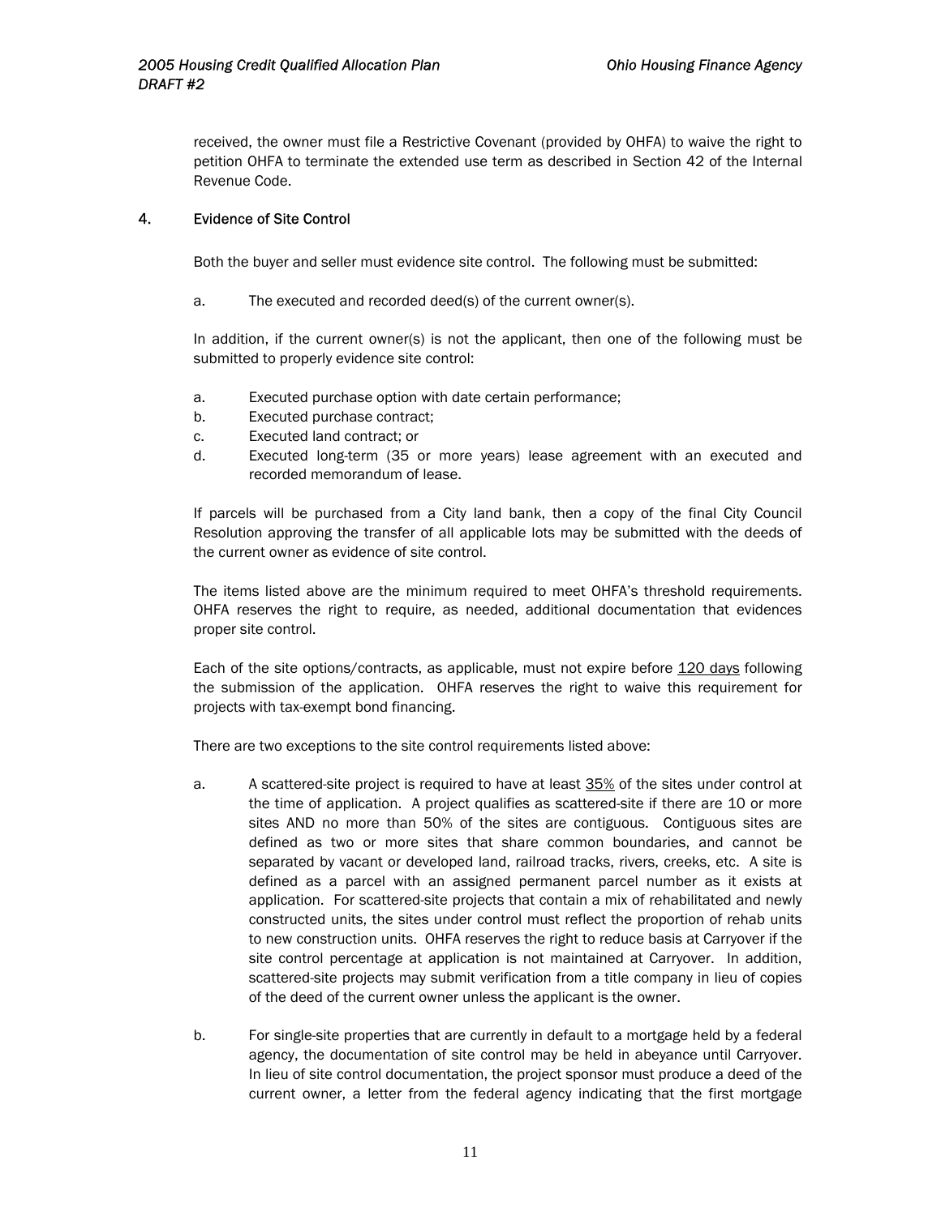received, the owner must file a Restrictive Covenant (provided by OHFA) to waive the right to petition OHFA to terminate the extended use term as described in Section 42 of the Internal Revenue Code.

## 4. Evidence of Site Control

Both the buyer and seller must evidence site control. The following must be submitted:

a. The executed and recorded deed(s) of the current owner(s).

In addition, if the current owner(s) is not the applicant, then one of the following must be submitted to properly evidence site control:

a. Executed purchase option with date certain performance;
b. Executed purchase contract;
c. Executed land contract; or
d. Executed long-term (35 or more years) lease agreement with an executed and recorded memorandum of lease.

If parcels will be purchased from a City land bank, then a copy of the final City Council Resolution approving the transfer of all applicable lots may be submitted with the deeds of the current owner as evidence of site control.

The items listed above are the minimum required to meet OHFA's threshold requirements. OHFA reserves the right to require, as needed, additional documentation that evidences proper site control.

Each of the site options/contracts, as applicable, must not expire before <u>120 days</u> following the submission of the application. OHFA reserves the right to waive this requirement for projects with tax-exempt bond financing.

There are two exceptions to the site control requirements listed above:

a. A scattered-site project is required to have at least <u>35%</u> of the sites under control at the time of application. A project qualifies as scattered-site if there are 10 or more sites AND no more than 50% of the sites are contiguous. Contiguous sites are defined as two or more sites that share common boundaries, and cannot be separated by vacant or developed land, railroad tracks, rivers, creeks, etc. A site is defined as a parcel with an assigned permanent parcel number as it exists at application. For scattered-site projects that contain a mix of rehabilitated and newly constructed units, the sites under control must reflect the proportion of rehab units to new construction units. OHFA reserves the right to reduce basis at Carryover if the site control percentage at application is not maintained at Carryover. In addition, scattered-site projects may submit verification from a title company in lieu of copies of the deed of the current owner unless the applicant is the owner.

b. For single-site properties that are currently in default to a mortgage held by a federal agency, the documentation of site control may be held in abeyance until Carryover. In lieu of site control documentation, the project sponsor must produce a deed of the current owner, a letter from the federal agency indicating that the first mortgage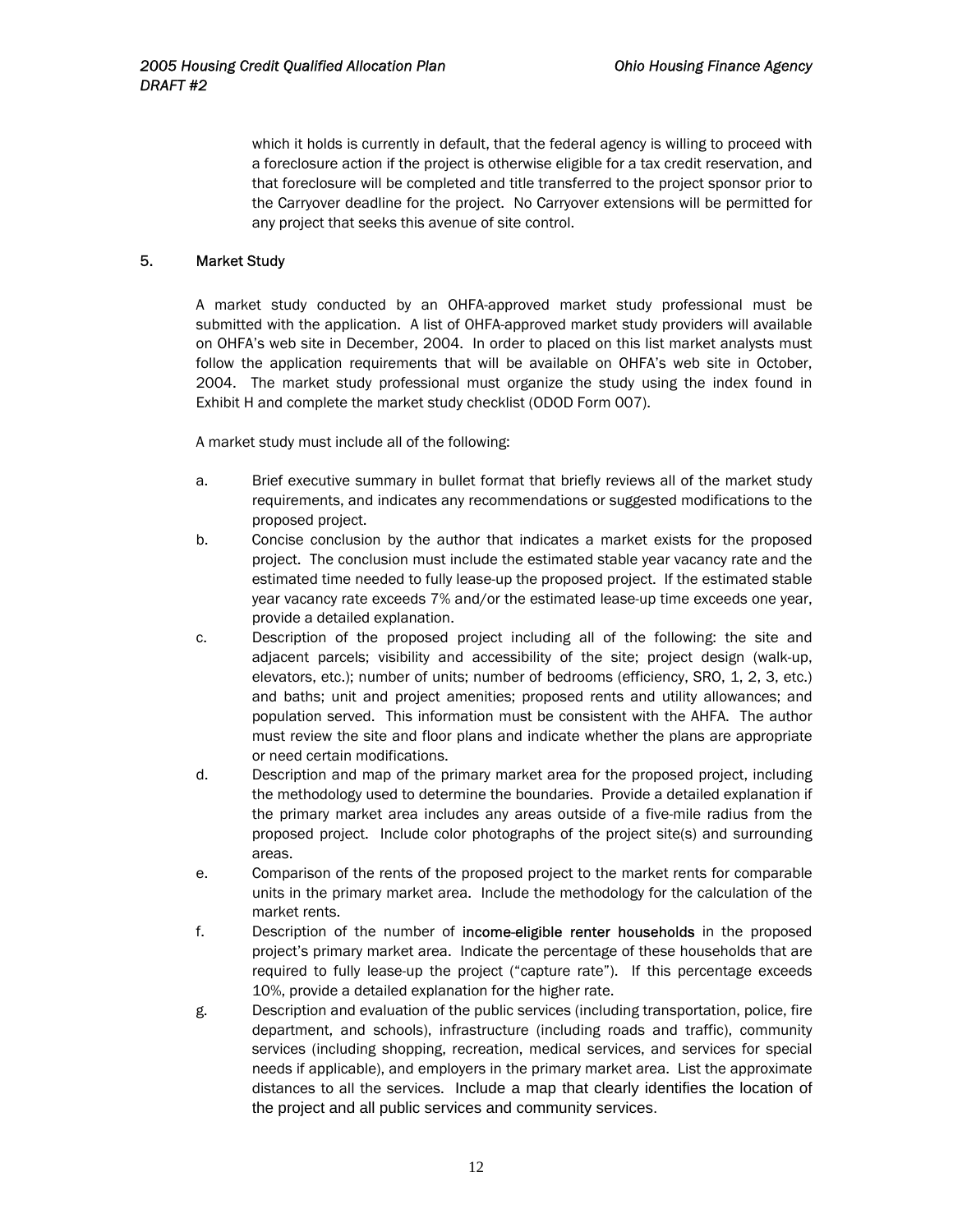which it holds is currently in default, that the federal agency is willing to proceed with a foreclosure action if the project is otherwise eligible for a tax credit reservation, and that foreclosure will be completed and title transferred to the project sponsor prior to the Carryover deadline for the project. No Carryover extensions will be permitted for any project that seeks this avenue of site control.

## 5. Market Study

A market study conducted by an OHFA-approved market study professional must be submitted with the application. A list of OHFA-approved market study providers will available on OHFA's web site in December, 2004. In order to placed on this list market analysts must follow the application requirements that will be available on OHFA's web site in October, 2004. The market study professional must organize the study using the index found in Exhibit H and complete the market study checklist (ODOD Form 007).

A market study must include all of the following:

a. Brief executive summary in bullet format that briefly reviews all of the market study requirements, and indicates any recommendations or suggested modifications to the proposed project.

b. Concise conclusion by the author that indicates a market exists for the proposed project. The conclusion must include the estimated stable year vacancy rate and the estimated time needed to fully lease-up the proposed project. If the estimated stable year vacancy rate exceeds 7% and/or the estimated lease-up time exceeds one year, provide a detailed explanation.

c. Description of the proposed project including all of the following: the site and adjacent parcels; visibility and accessibility of the site; project design (walk-up, elevators, etc.); number of units; number of bedrooms (efficiency, SRO, 1, 2, 3, etc.) and baths; unit and project amenities; proposed rents and utility allowances; and population served. This information must be consistent with the AHFA. The author must review the site and floor plans and indicate whether the plans are appropriate or need certain modifications.

d. Description and map of the primary market area for the proposed project, including the methodology used to determine the boundaries. Provide a detailed explanation if the primary market area includes any areas outside of a five-mile radius from the proposed project. Include color photographs of the project site(s) and surrounding areas.

e. Comparison of the rents of the proposed project to the market rents for comparable units in the primary market area. Include the methodology for the calculation of the market rents.

f. Description of the number of **income-eligible renter households** in the proposed project's primary market area. Indicate the percentage of these households that are required to fully lease-up the project ("capture rate"). If this percentage exceeds 10%, provide a detailed explanation for the higher rate.

g. Description and evaluation of the public services (including transportation, police, fire department, and schools), infrastructure (including roads and traffic), community services (including shopping, recreation, medical services, and services for special needs if applicable), and employers in the primary market area. List the approximate distances to all the services. Include a map that clearly identifies the location of the project and all public services and community services.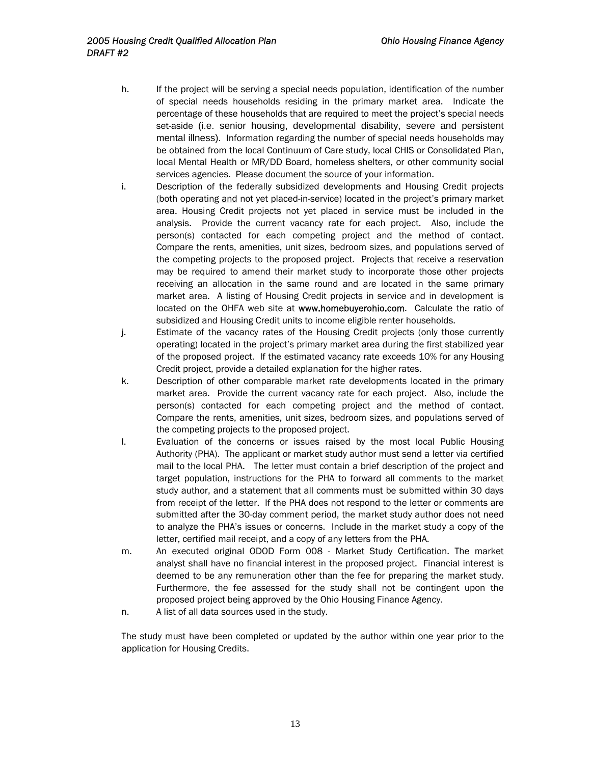h. If the project will be serving a special needs population, identification of the number of special needs households residing in the primary market area. Indicate the percentage of these households that are required to meet the project's special needs set-aside (i.e. senior housing, developmental disability, severe and persistent mental illness). Information regarding the number of special needs households may be obtained from the local Continuum of Care study, local CHIS or Consolidated Plan, local Mental Health or MR/DD Board, homeless shelters, or other community social services agencies. Please document the source of your information.

i. Description of the federally subsidized developments and Housing Credit projects (both operating and not yet placed-in-service) located in the project's primary market area. Housing Credit projects not yet placed in service must be included in the analysis. Provide the current vacancy rate for each project. Also, include the person(s) contacted for each competing project and the method of contact. Compare the rents, amenities, unit sizes, bedroom sizes, and populations served of the competing projects to the proposed project. Projects that receive a reservation may be required to amend their market study to incorporate those other projects receiving an allocation in the same round and are located in the same primary market area. A listing of Housing Credit projects in service and in development is located on the OHFA web site at www.homebuyerohio.com. Calculate the ratio of subsidized and Housing Credit units to income eligible renter households.

j. Estimate of the vacancy rates of the Housing Credit projects (only those currently operating) located in the project's primary market area during the first stabilized year of the proposed project. If the estimated vacancy rate exceeds 10% for any Housing Credit project, provide a detailed explanation for the higher rates.

k. Description of other comparable market rate developments located in the primary market area. Provide the current vacancy rate for each project. Also, include the person(s) contacted for each competing project and the method of contact. Compare the rents, amenities, unit sizes, bedroom sizes, and populations served of the competing projects to the proposed project.

l. Evaluation of the concerns or issues raised by the most local Public Housing Authority (PHA). The applicant or market study author must send a letter via certified mail to the local PHA. The letter must contain a brief description of the project and target population, instructions for the PHA to forward all comments to the market study author, and a statement that all comments must be submitted within 30 days from receipt of the letter. If the PHA does not respond to the letter or comments are submitted after the 30-day comment period, the market study author does not need to analyze the PHA's issues or concerns. Include in the market study a copy of the letter, certified mail receipt, and a copy of any letters from the PHA.

m. An executed original ODOD Form 008 - Market Study Certification. The market analyst shall have no financial interest in the proposed project. Financial interest is deemed to be any remuneration other than the fee for preparing the market study. Furthermore, the fee assessed for the study shall not be contingent upon the proposed project being approved by the Ohio Housing Finance Agency.

n. A list of all data sources used in the study.

The study must have been completed or updated by the author within one year prior to the application for Housing Credits.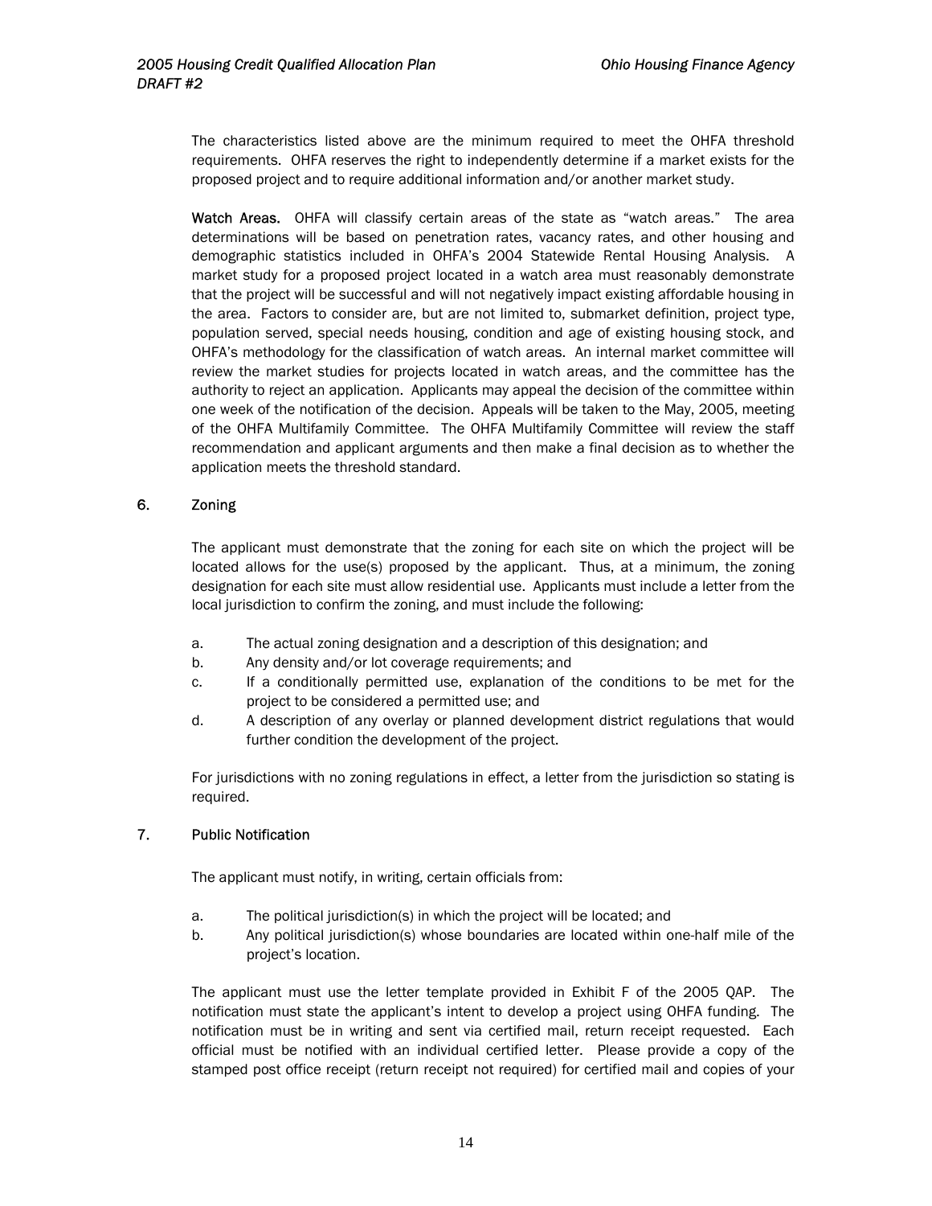The characteristics listed above are the minimum required to meet the OHFA threshold requirements. OHFA reserves the right to independently determine if a market exists for the proposed project and to require additional information and/or another market study.

**Watch Areas.** OHFA will classify certain areas of the state as "watch areas." The area determinations will be based on penetration rates, vacancy rates, and other housing and demographic statistics included in OHFA's 2004 Statewide Rental Housing Analysis. A market study for a proposed project located in a watch area must reasonably demonstrate that the project will be successful and will not negatively impact existing affordable housing in the area. Factors to consider are, but are not limited to, submarket definition, project type, population served, special needs housing, condition and age of existing housing stock, and OHFA's methodology for the classification of watch areas. An internal market committee will review the market studies for projects located in watch areas, and the committee has the authority to reject an application. Applicants may appeal the decision of the committee within one week of the notification of the decision. Appeals will be taken to the May, 2005, meeting of the OHFA Multifamily Committee. The OHFA Multifamily Committee will review the staff recommendation and applicant arguments and then make a final decision as to whether the application meets the threshold standard.

### 6. Zoning

The applicant must demonstrate that the zoning for each site on which the project will be located allows for the use(s) proposed by the applicant. Thus, at a minimum, the zoning designation for each site must allow residential use. Applicants must include a letter from the local jurisdiction to confirm the zoning, and must include the following:

a. The actual zoning designation and a description of this designation; and
b. Any density and/or lot coverage requirements; and
c. If a conditionally permitted use, explanation of the conditions to be met for the project to be considered a permitted use; and
d. A description of any overlay or planned development district regulations that would further condition the development of the project.

For jurisdictions with no zoning regulations in effect, a letter from the jurisdiction so stating is required.

### 7. Public Notification

The applicant must notify, in writing, certain officials from:

a. The political jurisdiction(s) in which the project will be located; and
b. Any political jurisdiction(s) whose boundaries are located within one-half mile of the project's location.

The applicant must use the letter template provided in Exhibit F of the 2005 QAP. The notification must state the applicant's intent to develop a project using OHFA funding. The notification must be in writing and sent via certified mail, return receipt requested. Each official must be notified with an individual certified letter. Please provide a copy of the stamped post office receipt (return receipt not required) for certified mail and copies of your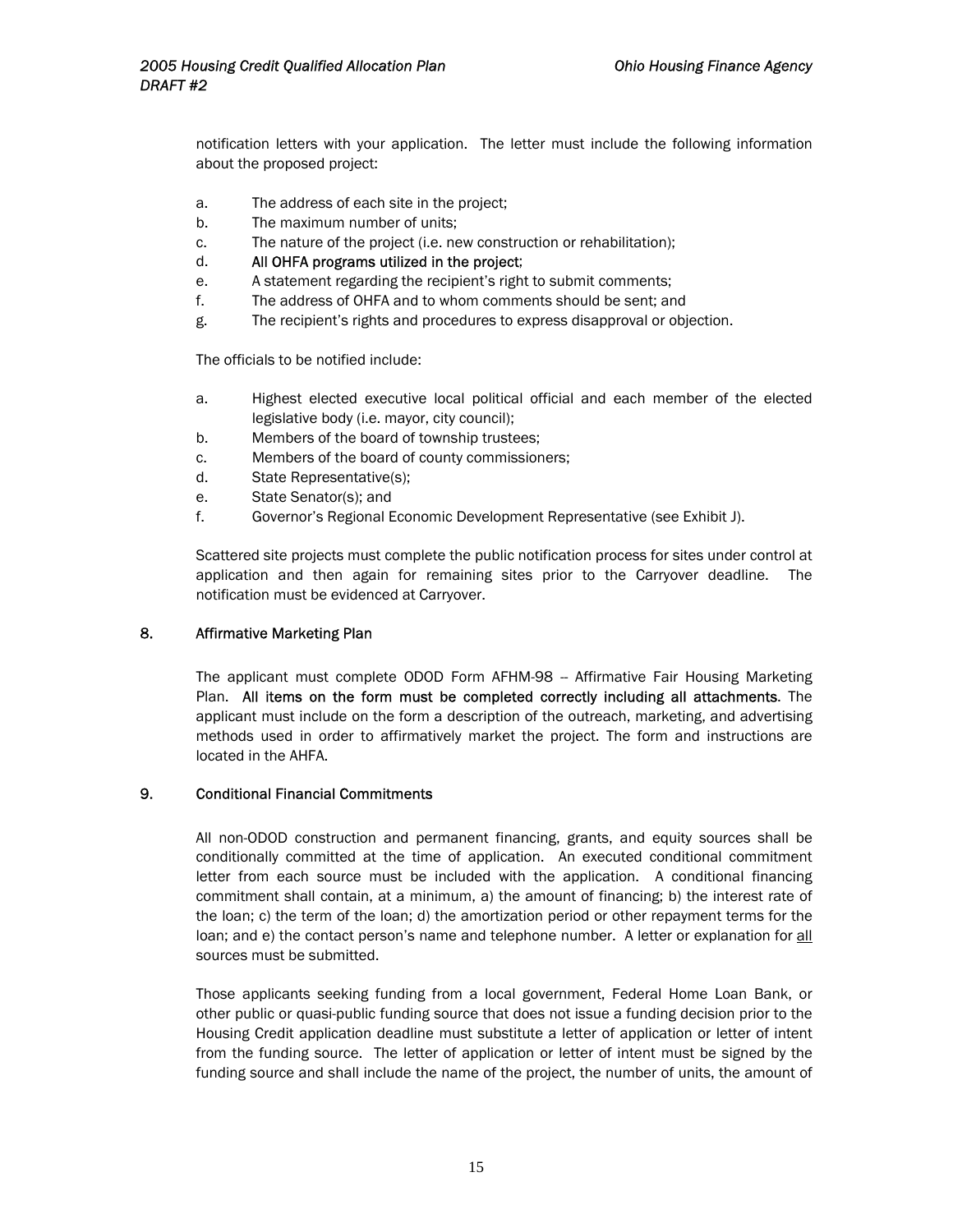notification letters with your application. The letter must include the following information about the proposed project:

a. The address of each site in the project;
b. The maximum number of units;
c. The nature of the project (i.e. new construction or rehabilitation);
d. **All OHFA programs utilized in the project**;
e. A statement regarding the recipient's right to submit comments;
f. The address of OHFA and to whom comments should be sent; and
g. The recipient's rights and procedures to express disapproval or objection.

The officials to be notified include:

a. Highest elected executive local political official and each member of the elected legislative body (i.e. mayor, city council);
b. Members of the board of township trustees;
c. Members of the board of county commissioners;
d. State Representative(s);
e. State Senator(s); and
f. Governor's Regional Economic Development Representative (see Exhibit J).

Scattered site projects must complete the public notification process for sites under control at application and then again for remaining sites prior to the Carryover deadline. The notification must be evidenced at Carryover.

## 8. Affirmative Marketing Plan

The applicant must complete ODOD Form AFHM-98 -- Affirmative Fair Housing Marketing Plan. **All items on the form must be completed correctly including all attachments**. The applicant must include on the form a description of the outreach, marketing, and advertising methods used in order to affirmatively market the project. The form and instructions are located in the AHFA.

## 9. Conditional Financial Commitments

All non-ODOD construction and permanent financing, grants, and equity sources shall be conditionally committed at the time of application. An executed conditional commitment letter from each source must be included with the application. A conditional financing commitment shall contain, at a minimum, a) the amount of financing; b) the interest rate of the loan; c) the term of the loan; d) the amortization period or other repayment terms for the loan; and e) the contact person's name and telephone number. A letter or explanation for <u>all</u> sources must be submitted.

Those applicants seeking funding from a local government, Federal Home Loan Bank, or other public or quasi-public funding source that does not issue a funding decision prior to the Housing Credit application deadline must substitute a letter of application or letter of intent from the funding source. The letter of application or letter of intent must be signed by the funding source and shall include the name of the project, the number of units, the amount of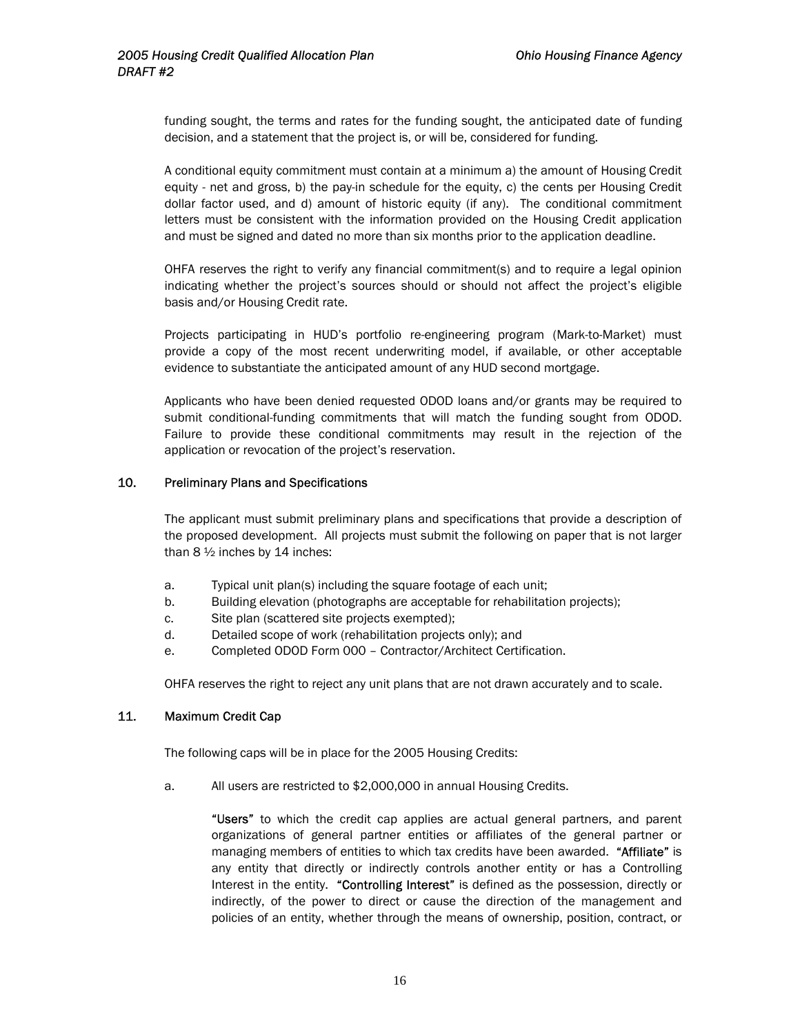funding sought, the terms and rates for the funding sought, the anticipated date of funding decision, and a statement that the project is, or will be, considered for funding.

A conditional equity commitment must contain at a minimum a) the amount of Housing Credit equity - net and gross, b) the pay-in schedule for the equity, c) the cents per Housing Credit dollar factor used, and d) amount of historic equity (if any). The conditional commitment letters must be consistent with the information provided on the Housing Credit application and must be signed and dated no more than six months prior to the application deadline.

OHFA reserves the right to verify any financial commitment(s) and to require a legal opinion indicating whether the project's sources should or should not affect the project's eligible basis and/or Housing Credit rate.

Projects participating in HUD's portfolio re-engineering program (Mark-to-Market) must provide a copy of the most recent underwriting model, if available, or other acceptable evidence to substantiate the anticipated amount of any HUD second mortgage.

Applicants who have been denied requested ODOD loans and/or grants may be required to submit conditional-funding commitments that will match the funding sought from ODOD. Failure to provide these conditional commitments may result in the rejection of the application or revocation of the project's reservation.

## 10. Preliminary Plans and Specifications

The applicant must submit preliminary plans and specifications that provide a description of the proposed development. All projects must submit the following on paper that is not larger than 8 ½ inches by 14 inches:

a. Typical unit plan(s) including the square footage of each unit;
b. Building elevation (photographs are acceptable for rehabilitation projects);
c. Site plan (scattered site projects exempted);
d. Detailed scope of work (rehabilitation projects only); and
e. Completed ODOD Form 000 – Contractor/Architect Certification.

OHFA reserves the right to reject any unit plans that are not drawn accurately and to scale.

## 11. Maximum Credit Cap

The following caps will be in place for the 2005 Housing Credits:

a. All users are restricted to $2,000,000 in annual Housing Credits.

   **"Users"** to which the credit cap applies are actual general partners, and parent organizations of general partner entities or affiliates of the general partner or managing members of entities to which tax credits have been awarded. **"Affiliate"** is any entity that directly or indirectly controls another entity or has a Controlling Interest in the entity. **"Controlling Interest"** is defined as the possession, directly or indirectly, of the power to direct or cause the direction of the management and policies of an entity, whether through the means of ownership, position, contract, or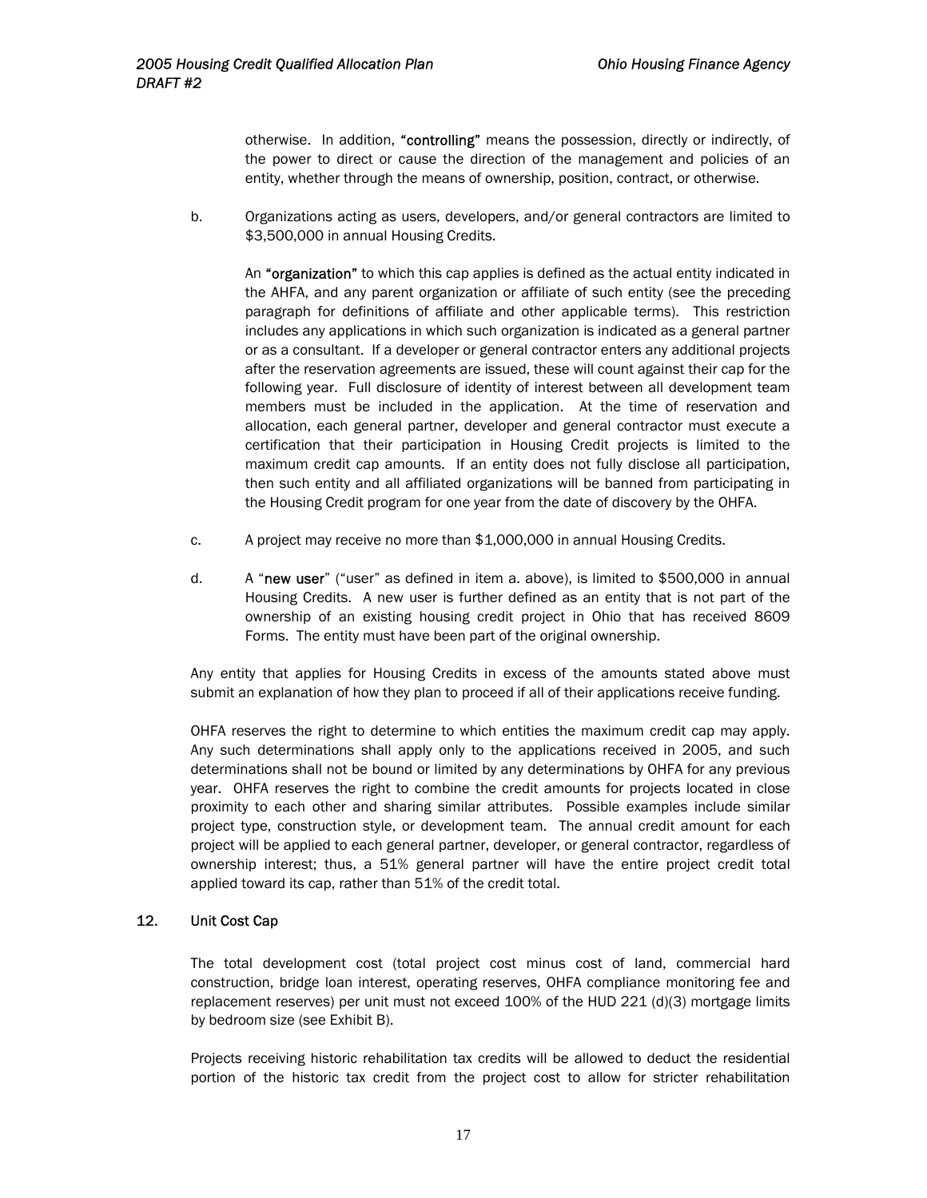otherwise. In addition, **"controlling"** means the possession, directly or indirectly, of the power to direct or cause the direction of the management and policies of an entity, whether through the means of ownership, position, contract, or otherwise.

b. Organizations acting as users, developers, and/or general contractors are limited to $3,500,000 in annual Housing Credits.

   An **"organization"** to which this cap applies is defined as the actual entity indicated in the AHFA, and any parent organization or affiliate of such entity (see the preceding paragraph for definitions of affiliate and other applicable terms). This restriction includes any applications in which such organization is indicated as a general partner or as a consultant. If a developer or general contractor enters any additional projects after the reservation agreements are issued, these will count against their cap for the following year. Full disclosure of identity of interest between all development team members must be included in the application. At the time of reservation and allocation, each general partner, developer and general contractor must execute a certification that their participation in Housing Credit projects is limited to the maximum credit cap amounts. If an entity does not fully disclose all participation, then such entity and all affiliated organizations will be banned from participating in the Housing Credit program for one year from the date of discovery by the OHFA.

c. A project may receive no more than $1,000,000 in annual Housing Credits.

d. A "**new user**" ("user" as defined in item a. above), is limited to $500,000 in annual Housing Credits. A new user is further defined as an entity that is not part of the ownership of an existing housing credit project in Ohio that has received 8609 Forms. The entity must have been part of the original ownership.

Any entity that applies for Housing Credits in excess of the amounts stated above must submit an explanation of how they plan to proceed if all of their applications receive funding.

OHFA reserves the right to determine to which entities the maximum credit cap may apply. Any such determinations shall apply only to the applications received in 2005, and such determinations shall not be bound or limited by any determinations by OHFA for any previous year. OHFA reserves the right to combine the credit amounts for projects located in close proximity to each other and sharing similar attributes. Possible examples include similar project type, construction style, or development team. The annual credit amount for each project will be applied to each general partner, developer, or general contractor, regardless of ownership interest; thus, a 51% general partner will have the entire project credit total applied toward its cap, rather than 51% of the credit total.

## 12. Unit Cost Cap

The total development cost (total project cost minus cost of land, commercial hard construction, bridge loan interest, operating reserves, OHFA compliance monitoring fee and replacement reserves) per unit must not exceed 100% of the HUD 221 (d)(3) mortgage limits by bedroom size (see Exhibit B).

Projects receiving historic rehabilitation tax credits will be allowed to deduct the residential portion of the historic tax credit from the project cost to allow for stricter rehabilitation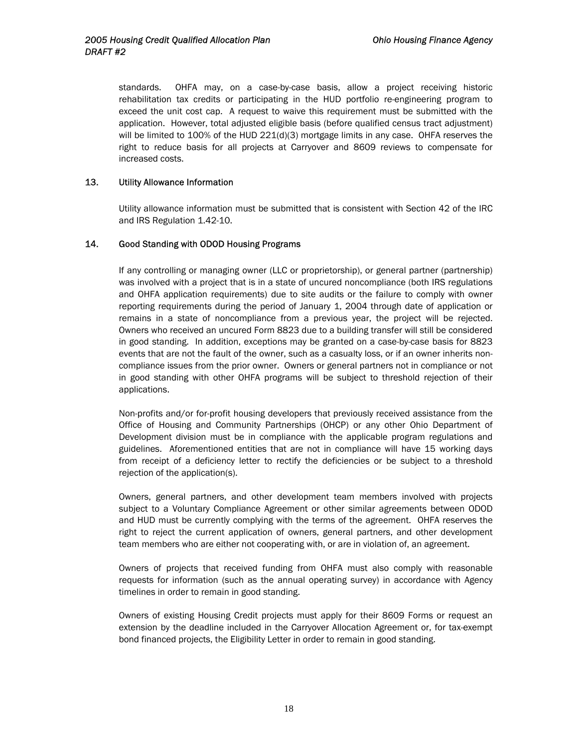standards. OHFA may, on a case-by-case basis, allow a project receiving historic rehabilitation tax credits or participating in the HUD portfolio re-engineering program to exceed the unit cost cap. A request to waive this requirement must be submitted with the application. However, total adjusted eligible basis (before qualified census tract adjustment) will be limited to 100% of the HUD 221(d)(3) mortgage limits in any case. OHFA reserves the right to reduce basis for all projects at Carryover and 8609 reviews to compensate for increased costs.

### 13. Utility Allowance Information

Utility allowance information must be submitted that is consistent with Section 42 of the IRC and IRS Regulation 1.42-10.

### 14. Good Standing with ODOD Housing Programs

If any controlling or managing owner (LLC or proprietorship), or general partner (partnership) was involved with a project that is in a state of uncured noncompliance (both IRS regulations and OHFA application requirements) due to site audits or the failure to comply with owner reporting requirements during the period of January 1, 2004 through date of application or remains in a state of noncompliance from a previous year, the project will be rejected. Owners who received an uncured Form 8823 due to a building transfer will still be considered in good standing. In addition, exceptions may be granted on a case-by-case basis for 8823 events that are not the fault of the owner, such as a casualty loss, or if an owner inherits non-compliance issues from the prior owner. Owners or general partners not in compliance or not in good standing with other OHFA programs will be subject to threshold rejection of their applications.

Non-profits and/or for-profit housing developers that previously received assistance from the Office of Housing and Community Partnerships (OHCP) or any other Ohio Department of Development division must be in compliance with the applicable program regulations and guidelines. Aforementioned entities that are not in compliance will have 15 working days from receipt of a deficiency letter to rectify the deficiencies or be subject to a threshold rejection of the application(s).

Owners, general partners, and other development team members involved with projects subject to a Voluntary Compliance Agreement or other similar agreements between ODOD and HUD must be currently complying with the terms of the agreement. OHFA reserves the right to reject the current application of owners, general partners, and other development team members who are either not cooperating with, or are in violation of, an agreement.

Owners of projects that received funding from OHFA must also comply with reasonable requests for information (such as the annual operating survey) in accordance with Agency timelines in order to remain in good standing.

Owners of existing Housing Credit projects must apply for their 8609 Forms or request an extension by the deadline included in the Carryover Allocation Agreement or, for tax-exempt bond financed projects, the Eligibility Letter in order to remain in good standing.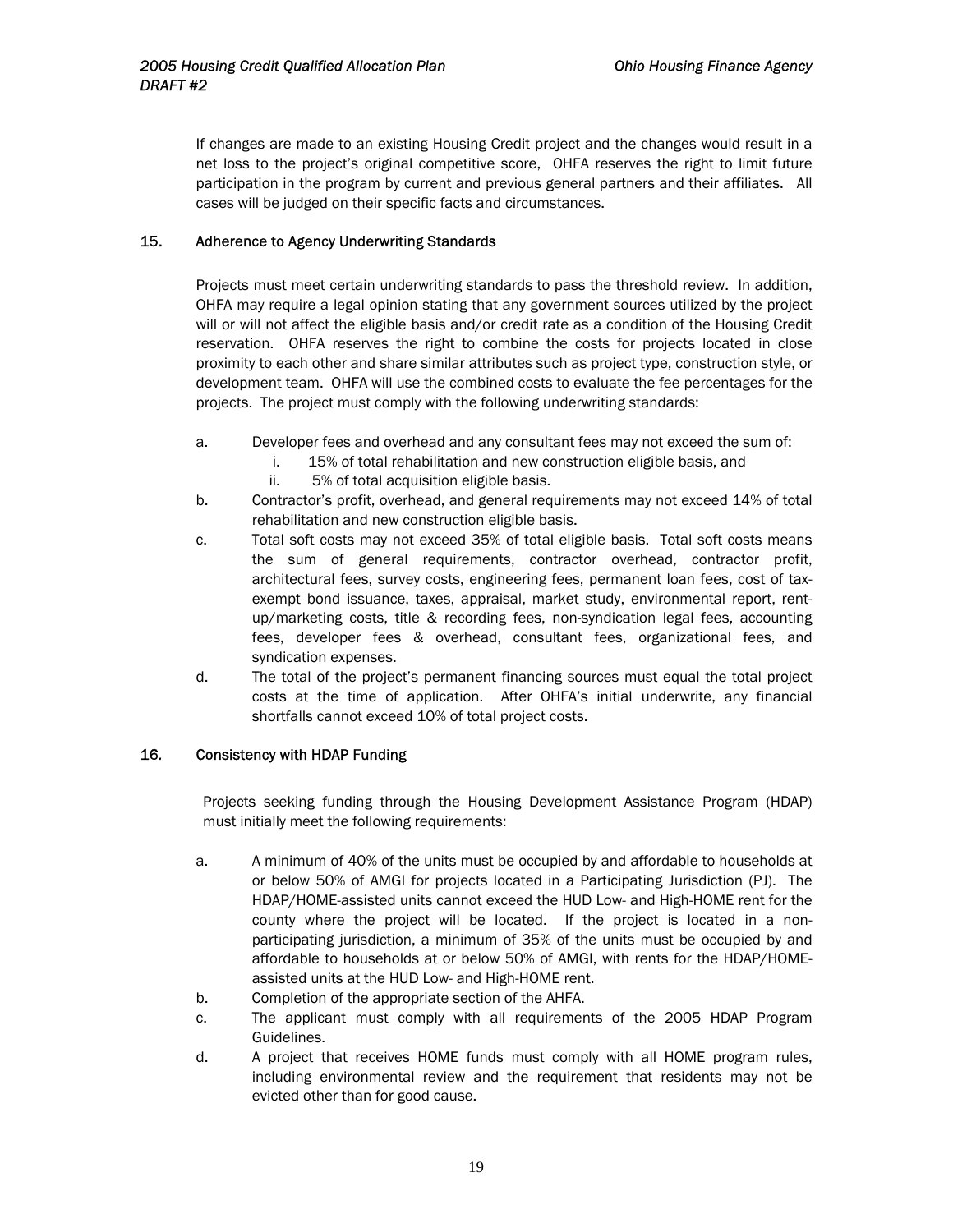If changes are made to an existing Housing Credit project and the changes would result in a net loss to the project's original competitive score, OHFA reserves the right to limit future participation in the program by current and previous general partners and their affiliates. All cases will be judged on their specific facts and circumstances.

## 15. Adherence to Agency Underwriting Standards

Projects must meet certain underwriting standards to pass the threshold review. In addition, OHFA may require a legal opinion stating that any government sources utilized by the project will or will not affect the eligible basis and/or credit rate as a condition of the Housing Credit reservation. OHFA reserves the right to combine the costs for projects located in close proximity to each other and share similar attributes such as project type, construction style, or development team. OHFA will use the combined costs to evaluate the fee percentages for the projects. The project must comply with the following underwriting standards:

a. Developer fees and overhead and any consultant fees may not exceed the sum of:
   i. 15% of total rehabilitation and new construction eligible basis, and
   ii. 5% of total acquisition eligible basis.

b. Contractor's profit, overhead, and general requirements may not exceed 14% of total rehabilitation and new construction eligible basis.

c. Total soft costs may not exceed 35% of total eligible basis. Total soft costs means the sum of general requirements, contractor overhead, contractor profit, architectural fees, survey costs, engineering fees, permanent loan fees, cost of tax-exempt bond issuance, taxes, appraisal, market study, environmental report, rent-up/marketing costs, title & recording fees, non-syndication legal fees, accounting fees, developer fees & overhead, consultant fees, organizational fees, and syndication expenses.

d. The total of the project's permanent financing sources must equal the total project costs at the time of application. After OHFA's initial underwrite, any financial shortfalls cannot exceed 10% of total project costs.

## 16. Consistency with HDAP Funding

Projects seeking funding through the Housing Development Assistance Program (HDAP) must initially meet the following requirements:

a. A minimum of 40% of the units must be occupied by and affordable to households at or below 50% of AMGI for projects located in a Participating Jurisdiction (PJ). The HDAP/HOME-assisted units cannot exceed the HUD Low- and High-HOME rent for the county where the project will be located. If the project is located in a non-participating jurisdiction, a minimum of 35% of the units must be occupied by and affordable to households at or below 50% of AMGI, with rents for the HDAP/HOME-assisted units at the HUD Low- and High-HOME rent.

b. Completion of the appropriate section of the AHFA.

c. The applicant must comply with all requirements of the 2005 HDAP Program Guidelines.

d. A project that receives HOME funds must comply with all HOME program rules, including environmental review and the requirement that residents may not be evicted other than for good cause.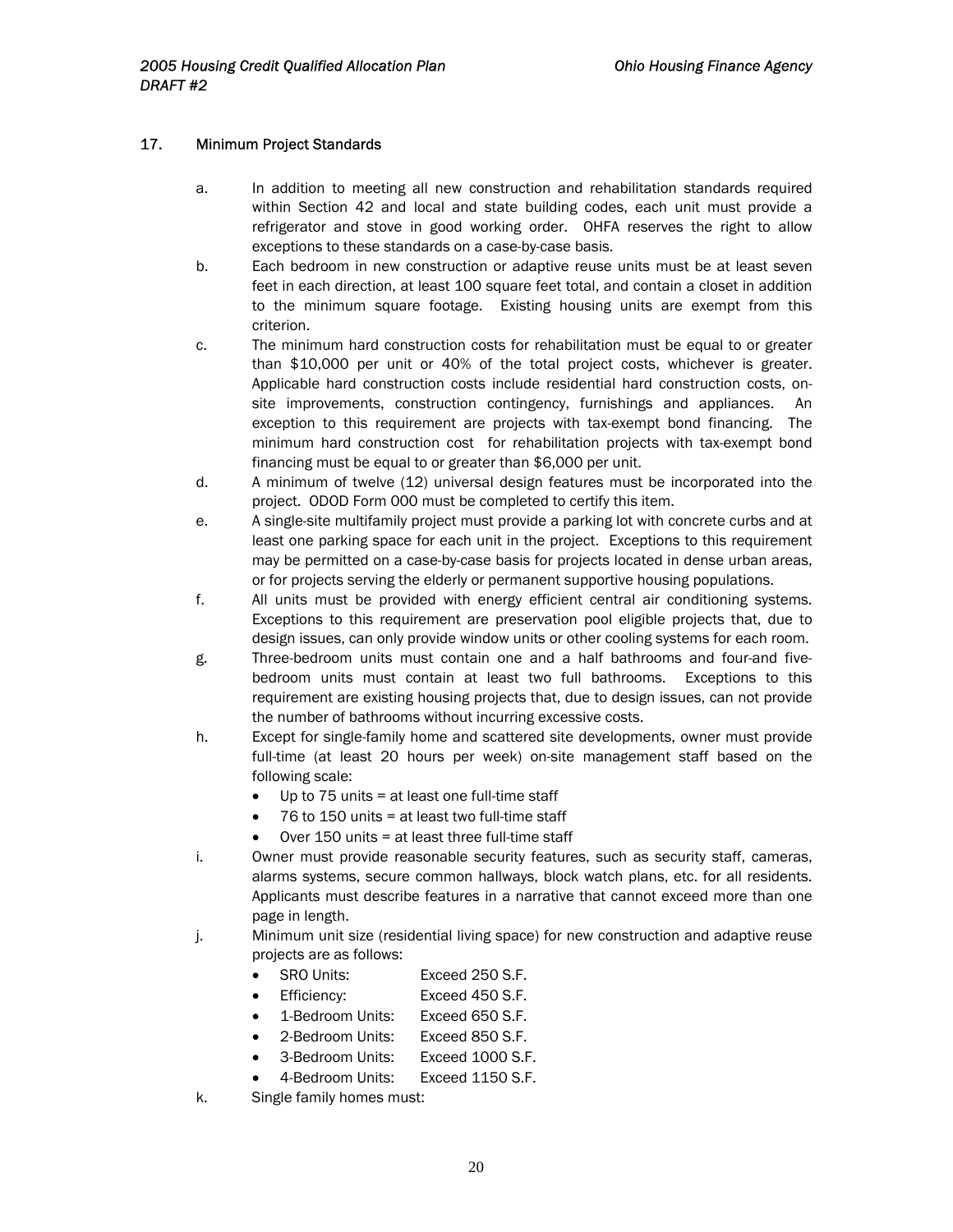## 17. Minimum Project Standards

a. In addition to meeting all new construction and rehabilitation standards required within Section 42 and local and state building codes, each unit must provide a refrigerator and stove in good working order. OHFA reserves the right to allow exceptions to these standards on a case-by-case basis.

b. Each bedroom in new construction or adaptive reuse units must be at least seven feet in each direction, at least 100 square feet total, and contain a closet in addition to the minimum square footage. Existing housing units are exempt from this criterion.

c. The minimum hard construction costs for rehabilitation must be equal to or greater than $10,000 per unit or 40% of the total project costs, whichever is greater. Applicable hard construction costs include residential hard construction costs, on-site improvements, construction contingency, furnishings and appliances. An exception to this requirement are projects with tax-exempt bond financing. The minimum hard construction cost for rehabilitation projects with tax-exempt bond financing must be equal to or greater than $6,000 per unit.

d. A minimum of twelve (12) universal design features must be incorporated into the project. ODOD Form 000 must be completed to certify this item.

e. A single-site multifamily project must provide a parking lot with concrete curbs and at least one parking space for each unit in the project. Exceptions to this requirement may be permitted on a case-by-case basis for projects located in dense urban areas, or for projects serving the elderly or permanent supportive housing populations.

f. All units must be provided with energy efficient central air conditioning systems. Exceptions to this requirement are preservation pool eligible projects that, due to design issues, can only provide window units or other cooling systems for each room.

g. Three-bedroom units must contain one and a half bathrooms and four-and five-bedroom units must contain at least two full bathrooms. Exceptions to this requirement are existing housing projects that, due to design issues, can not provide the number of bathrooms without incurring excessive costs.

h. Except for single-family home and scattered site developments, owner must provide full-time (at least 20 hours per week) on-site management staff based on the following scale:
   - Up to 75 units = at least one full-time staff
   - 76 to 150 units = at least two full-time staff
   - Over 150 units = at least three full-time staff

i. Owner must provide reasonable security features, such as security staff, cameras, alarms systems, secure common hallways, block watch plans, etc. for all residents. Applicants must describe features in a narrative that cannot exceed more than one page in length.

j. Minimum unit size (residential living space) for new construction and adaptive reuse projects are as follows:
   - SRO Units: Exceed 250 S.F.
   - Efficiency: Exceed 450 S.F.
   - 1-Bedroom Units: Exceed 650 S.F.
   - 2-Bedroom Units: Exceed 850 S.F.
   - 3-Bedroom Units: Exceed 1000 S.F.
   - 4-Bedroom Units: Exceed 1150 S.F.

k. Single family homes must: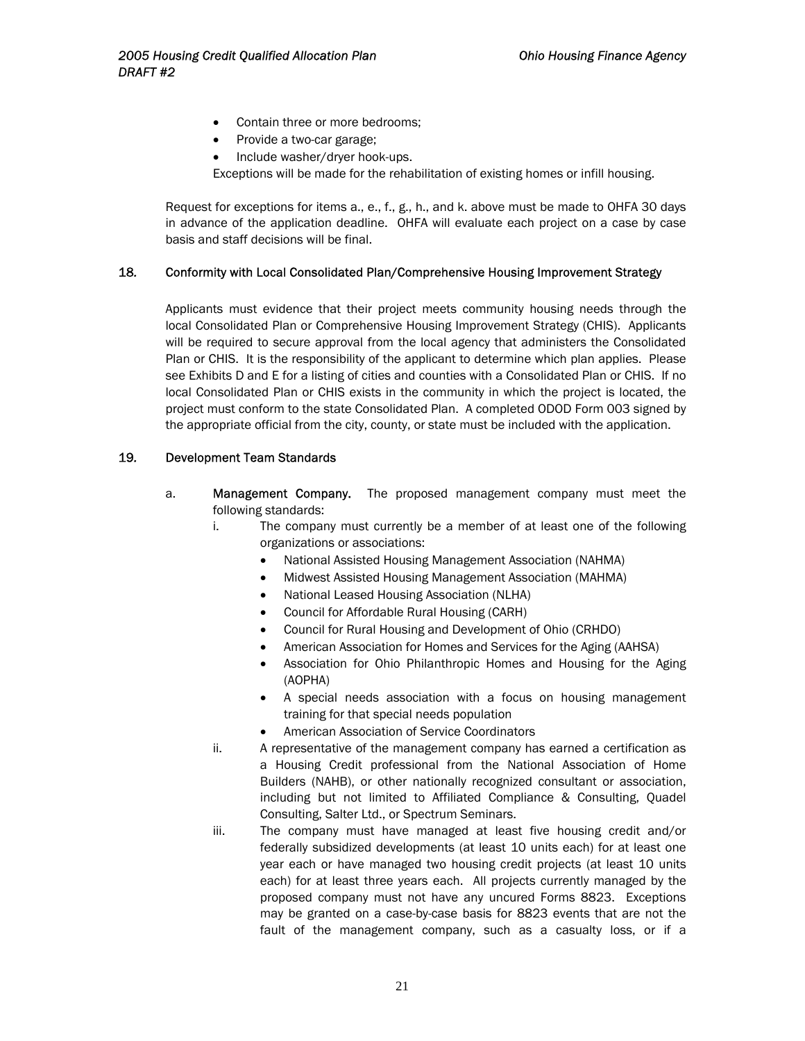- Contain three or more bedrooms;
- Provide a two-car garage;
- Include washer/dryer hook-ups.

Exceptions will be made for the rehabilitation of existing homes or infill housing.

Request for exceptions for items a., e., f., g., h., and k. above must be made to OHFA 30 days in advance of the application deadline. OHFA will evaluate each project on a case by case basis and staff decisions will be final.

**18. Conformity with Local Consolidated Plan/Comprehensive Housing Improvement Strategy**

Applicants must evidence that their project meets community housing needs through the local Consolidated Plan or Comprehensive Housing Improvement Strategy (CHIS). Applicants will be required to secure approval from the local agency that administers the Consolidated Plan or CHIS. It is the responsibility of the applicant to determine which plan applies. Please see Exhibits D and E for a listing of cities and counties with a Consolidated Plan or CHIS. If no local Consolidated Plan or CHIS exists in the community in which the project is located, the project must conform to the state Consolidated Plan. A completed ODOD Form 003 signed by the appropriate official from the city, county, or state must be included with the application.

**19. Development Team Standards**

a. **Management Company.** The proposed management company must meet the following standards:

i. The company must currently be a member of at least one of the following organizations or associations:
   - National Assisted Housing Management Association (NAHMA)
   - Midwest Assisted Housing Management Association (MAHMA)
   - National Leased Housing Association (NLHA)
   - Council for Affordable Rural Housing (CARH)
   - Council for Rural Housing and Development of Ohio (CRHDO)
   - American Association for Homes and Services for the Aging (AAHSA)
   - Association for Ohio Philanthropic Homes and Housing for the Aging (AOPHA)
   - A special needs association with a focus on housing management training for that special needs population
   - American Association of Service Coordinators

ii. A representative of the management company has earned a certification as a Housing Credit professional from the National Association of Home Builders (NAHB), or other nationally recognized consultant or association, including but not limited to Affiliated Compliance & Consulting, Quadel Consulting, Salter Ltd., or Spectrum Seminars.

iii. The company must have managed at least five housing credit and/or federally subsidized developments (at least 10 units each) for at least one year each or have managed two housing credit projects (at least 10 units each) for at least three years each. All projects currently managed by the proposed company must not have any uncured Forms 8823. Exceptions may be granted on a case-by-case basis for 8823 events that are not the fault of the management company, such as a casualty loss, or if a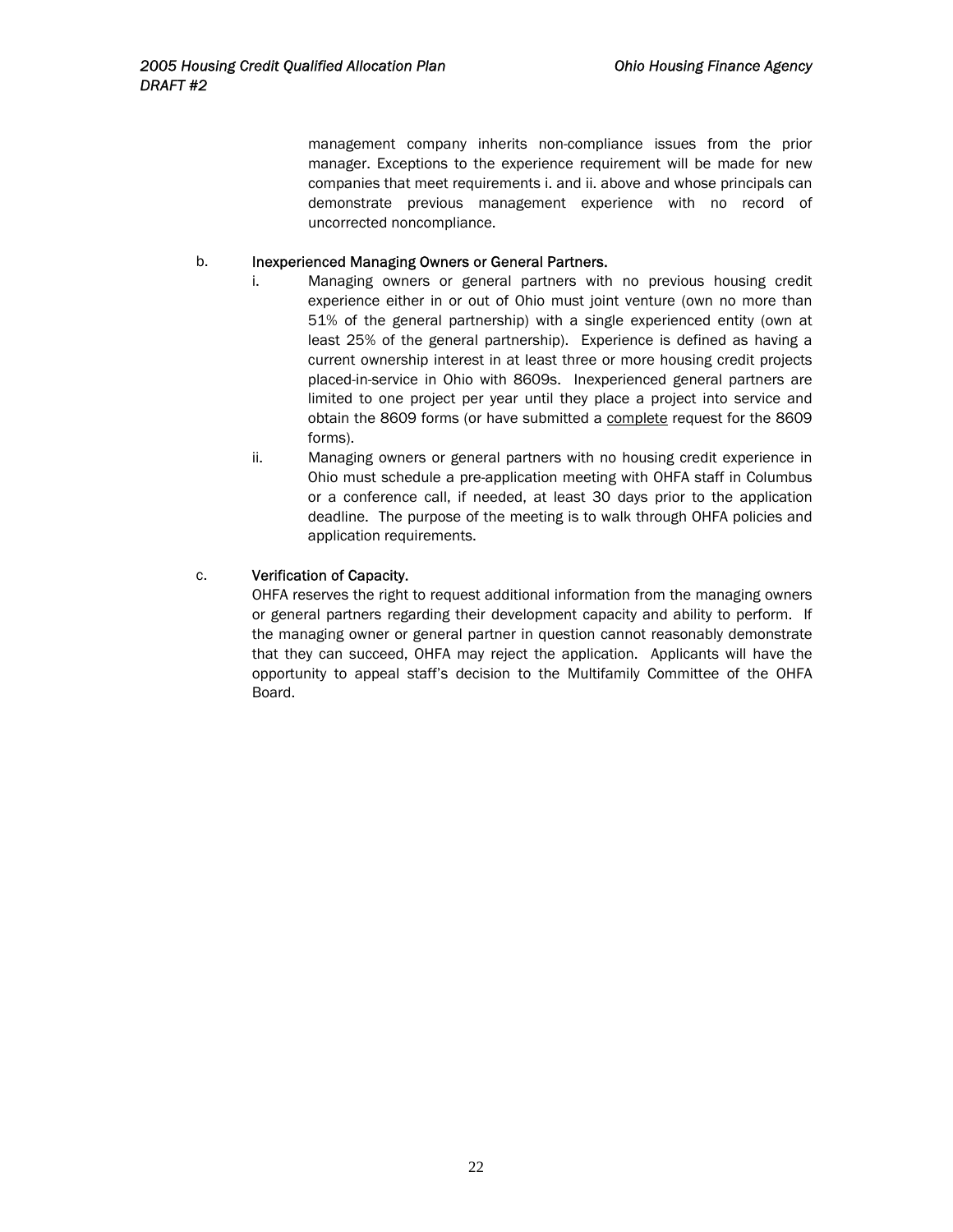management company inherits non-compliance issues from the prior manager. Exceptions to the experience requirement will be made for new companies that meet requirements i. and ii. above and whose principals can demonstrate previous management experience with no record of uncorrected noncompliance.

b. **Inexperienced Managing Owners or General Partners.**

i. Managing owners or general partners with no previous housing credit experience either in or out of Ohio must joint venture (own no more than 51% of the general partnership) with a single experienced entity (own at least 25% of the general partnership). Experience is defined as having a current ownership interest in at least three or more housing credit projects placed-in-service in Ohio with 8609s. Inexperienced general partners are limited to one project per year until they place a project into service and obtain the 8609 forms (or have submitted a <u>complete</u> request for the 8609 forms).

ii. Managing owners or general partners with no housing credit experience in Ohio must schedule a pre-application meeting with OHFA staff in Columbus or a conference call, if needed, at least 30 days prior to the application deadline. The purpose of the meeting is to walk through OHFA policies and application requirements.

c. **Verification of Capacity.**

OHFA reserves the right to request additional information from the managing owners or general partners regarding their development capacity and ability to perform. If the managing owner or general partner in question cannot reasonably demonstrate that they can succeed, OHFA may reject the application. Applicants will have the opportunity to appeal staff's decision to the Multifamily Committee of the OHFA Board.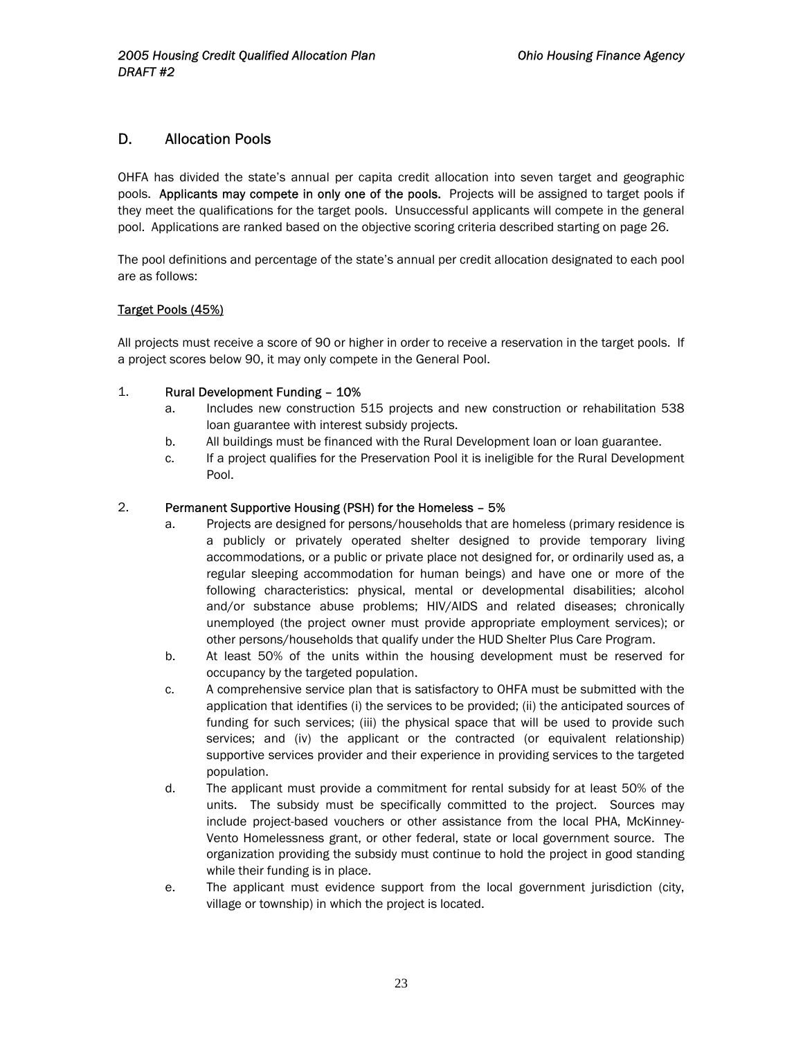## D. Allocation Pools

OHFA has divided the state's annual per capita credit allocation into seven target and geographic pools. **Applicants may compete in only one of the pools.** Projects will be assigned to target pools if they meet the qualifications for the target pools. Unsuccessful applicants will compete in the general pool. Applications are ranked based on the objective scoring criteria described starting on page 26.

The pool definitions and percentage of the state's annual per credit allocation designated to each pool are as follows:

<u>Target Pools (45%)</u>

All projects must receive a score of 90 or higher in order to receive a reservation in the target pools. If a project scores below 90, it may only compete in the General Pool.

1. **Rural Development Funding – 10%**
   a. Includes new construction 515 projects and new construction or rehabilitation 538 loan guarantee with interest subsidy projects.
   b. All buildings must be financed with the Rural Development loan or loan guarantee.
   c. If a project qualifies for the Preservation Pool it is ineligible for the Rural Development Pool.

2. **Permanent Supportive Housing (PSH) for the Homeless – 5%**
   a. Projects are designed for persons/households that are homeless (primary residence is a publicly or privately operated shelter designed to provide temporary living accommodations, or a public or private place not designed for, or ordinarily used as, a regular sleeping accommodation for human beings) and have one or more of the following characteristics: physical, mental or developmental disabilities; alcohol and/or substance abuse problems; HIV/AIDS and related diseases; chronically unemployed (the project owner must provide appropriate employment services); or other persons/households that qualify under the HUD Shelter Plus Care Program.
   b. At least 50% of the units within the housing development must be reserved for occupancy by the targeted population.
   c. A comprehensive service plan that is satisfactory to OHFA must be submitted with the application that identifies (i) the services to be provided; (ii) the anticipated sources of funding for such services; (iii) the physical space that will be used to provide such services; and (iv) the applicant or the contracted (or equivalent relationship) supportive services provider and their experience in providing services to the targeted population.
   d. The applicant must provide a commitment for rental subsidy for at least 50% of the units. The subsidy must be specifically committed to the project. Sources may include project-based vouchers or other assistance from the local PHA, McKinney-Vento Homelessness grant, or other federal, state or local government source. The organization providing the subsidy must continue to hold the project in good standing while their funding is in place.
   e. The applicant must evidence support from the local government jurisdiction (city, village or township) in which the project is located.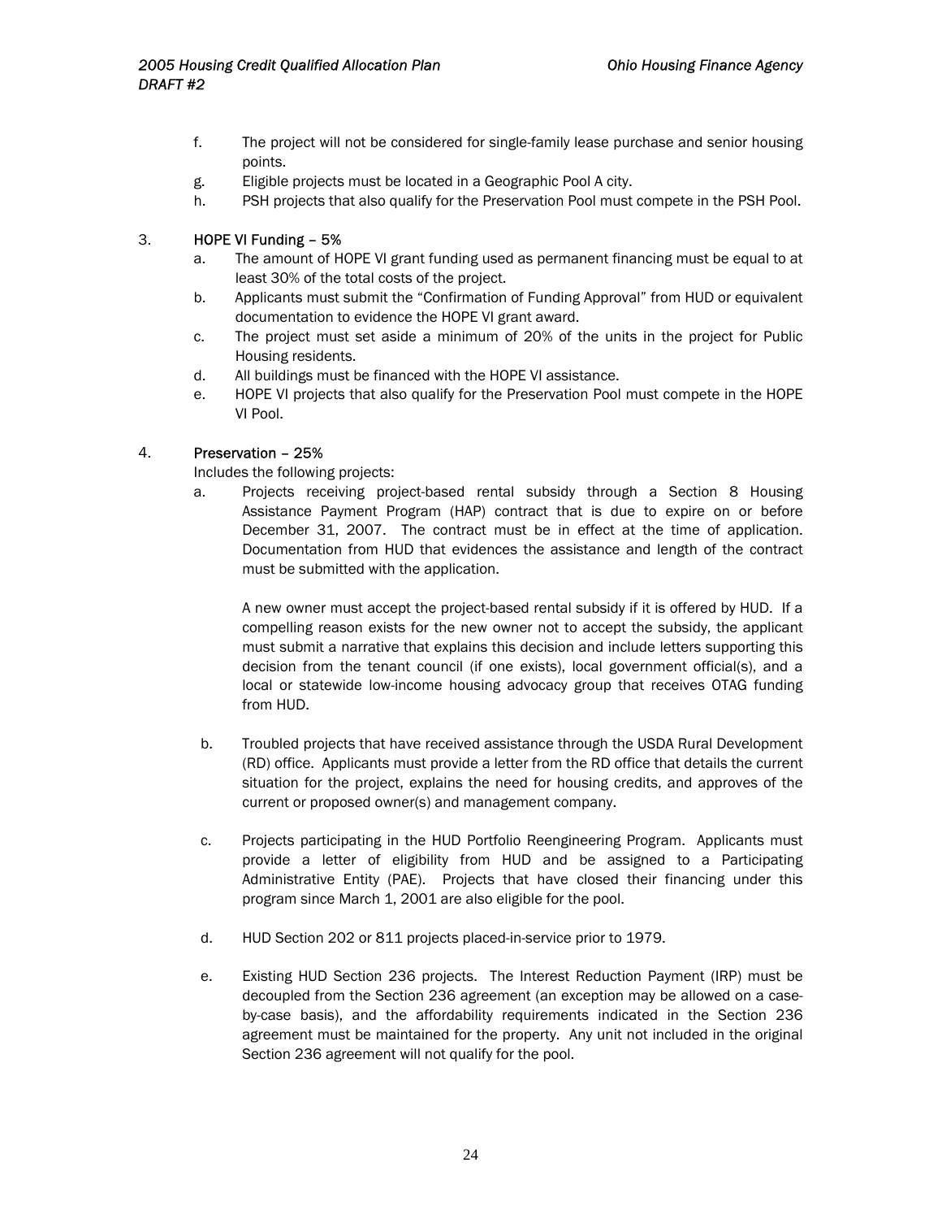f. The project will not be considered for single-family lease purchase and senior housing points.
g. Eligible projects must be located in a Geographic Pool A city.
h. PSH projects that also qualify for the Preservation Pool must compete in the PSH Pool.

3. **HOPE VI Funding – 5%**
   a. The amount of HOPE VI grant funding used as permanent financing must be equal to at least 30% of the total costs of the project.
   b. Applicants must submit the "Confirmation of Funding Approval" from HUD or equivalent documentation to evidence the HOPE VI grant award.
   c. The project must set aside a minimum of 20% of the units in the project for Public Housing residents.
   d. All buildings must be financed with the HOPE VI assistance.
   e. HOPE VI projects that also qualify for the Preservation Pool must compete in the HOPE VI Pool.

4. **Preservation – 25%**

   Includes the following projects:

   a. Projects receiving project-based rental subsidy through a Section 8 Housing Assistance Payment Program (HAP) contract that is due to expire on or before December 31, 2007. The contract must be in effect at the time of application. Documentation from HUD that evidences the assistance and length of the contract must be submitted with the application.

      A new owner must accept the project-based rental subsidy if it is offered by HUD. If a compelling reason exists for the new owner not to accept the subsidy, the applicant must submit a narrative that explains this decision and include letters supporting this decision from the tenant council (if one exists), local government official(s), and a local or statewide low-income housing advocacy group that receives OTAG funding from HUD.

   b. Troubled projects that have received assistance through the USDA Rural Development (RD) office. Applicants must provide a letter from the RD office that details the current situation for the project, explains the need for housing credits, and approves of the current or proposed owner(s) and management company.

   c. Projects participating in the HUD Portfolio Reengineering Program. Applicants must provide a letter of eligibility from HUD and be assigned to a Participating Administrative Entity (PAE). Projects that have closed their financing under this program since March 1, 2001 are also eligible for the pool.

   d. HUD Section 202 or 811 projects placed-in-service prior to 1979.

   e. Existing HUD Section 236 projects. The Interest Reduction Payment (IRP) must be decoupled from the Section 236 agreement (an exception may be allowed on a case-by-case basis), and the affordability requirements indicated in the Section 236 agreement must be maintained for the property. Any unit not included in the original Section 236 agreement will not qualify for the pool.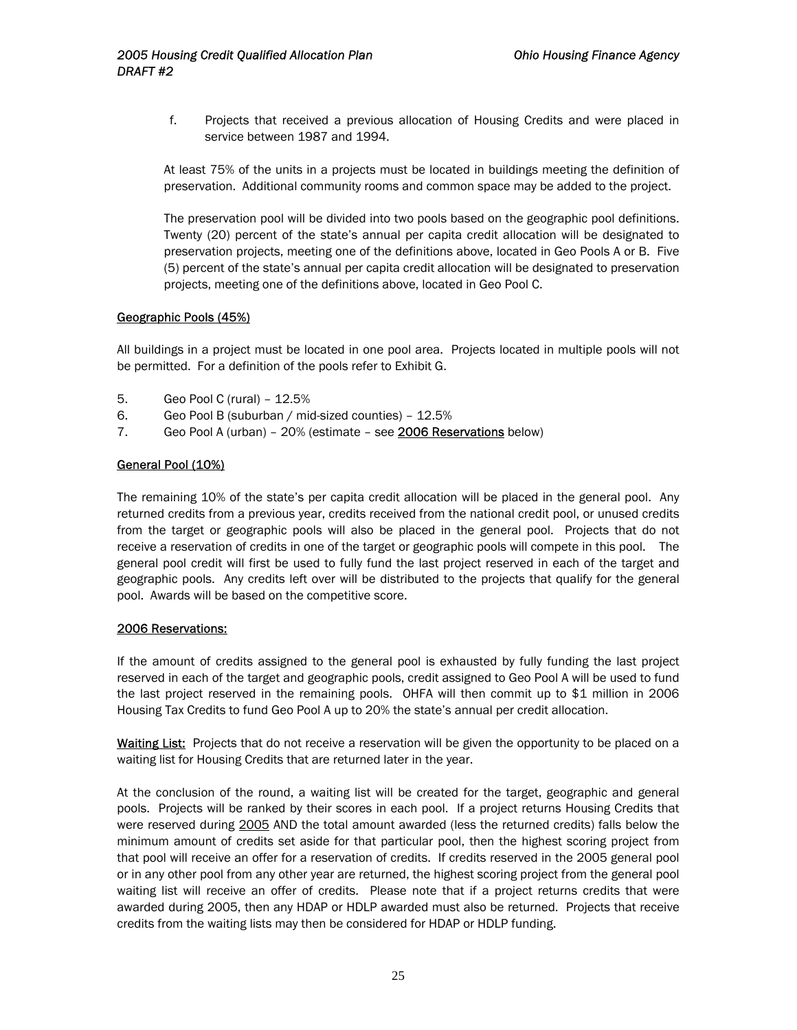f. Projects that received a previous allocation of Housing Credits and were placed in service between 1987 and 1994.

At least 75% of the units in a projects must be located in buildings meeting the definition of preservation. Additional community rooms and common space may be added to the project.

The preservation pool will be divided into two pools based on the geographic pool definitions. Twenty (20) percent of the state's annual per capita credit allocation will be designated to preservation projects, meeting one of the definitions above, located in Geo Pools A or B. Five (5) percent of the state's annual per capita credit allocation will be designated to preservation projects, meeting one of the definitions above, located in Geo Pool C.

<u>Geographic Pools (45%)</u>

All buildings in a project must be located in one pool area. Projects located in multiple pools will not be permitted. For a definition of the pools refer to Exhibit G.

5. Geo Pool C (rural) – 12.5%
6. Geo Pool B (suburban / mid-sized counties) – 12.5%
7. Geo Pool A (urban) – 20% (estimate – see **<u>2006 Reservations</u>** below)

<u>General Pool (10%)</u>

The remaining 10% of the state's per capita credit allocation will be placed in the general pool. Any returned credits from a previous year, credits received from the national credit pool, or unused credits from the target or geographic pools will also be placed in the general pool. Projects that do not receive a reservation of credits in one of the target or geographic pools will compete in this pool. The general pool credit will first be used to fully fund the last project reserved in each of the target and geographic pools. Any credits left over will be distributed to the projects that qualify for the general pool. Awards will be based on the competitive score.

<u>2006 Reservations:</u>

If the amount of credits assigned to the general pool is exhausted by fully funding the last project reserved in each of the target and geographic pools, credit assigned to Geo Pool A will be used to fund the last project reserved in the remaining pools. OHFA will then commit up to $1 million in 2006 Housing Tax Credits to fund Geo Pool A up to 20% the state's annual per credit allocation.

<u>Waiting List:</u> Projects that do not receive a reservation will be given the opportunity to be placed on a waiting list for Housing Credits that are returned later in the year.

At the conclusion of the round, a waiting list will be created for the target, geographic and general pools. Projects will be ranked by their scores in each pool. If a project returns Housing Credits that were reserved during <u>2005</u> AND the total amount awarded (less the returned credits) falls below the minimum amount of credits set aside for that particular pool, then the highest scoring project from that pool will receive an offer for a reservation of credits. If credits reserved in the 2005 general pool or in any other pool from any other year are returned, the highest scoring project from the general pool waiting list will receive an offer of credits. Please note that if a project returns credits that were awarded during 2005, then any HDAP or HDLP awarded must also be returned. Projects that receive credits from the waiting lists may then be considered for HDAP or HDLP funding.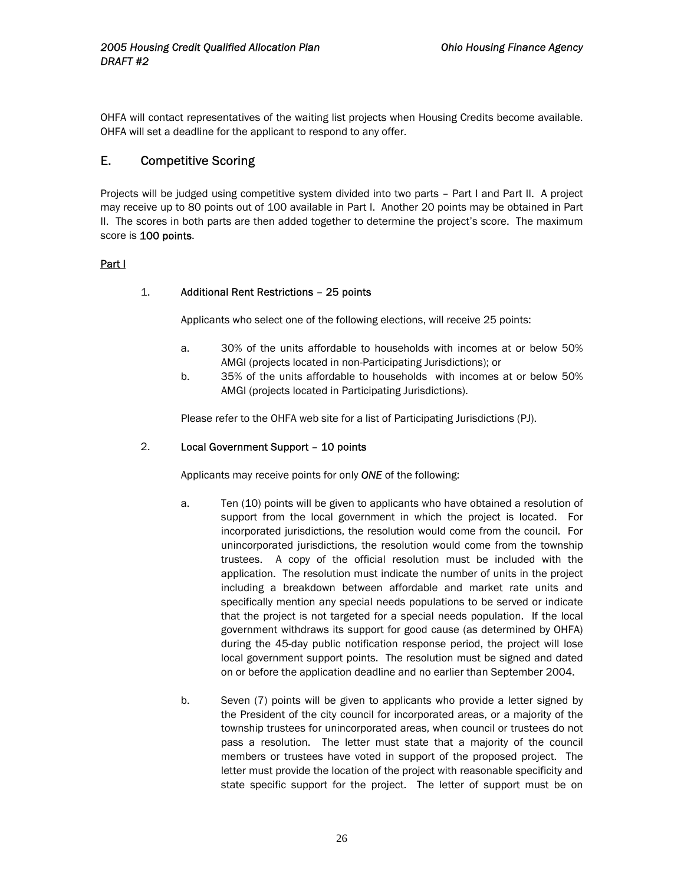OHFA will contact representatives of the waiting list projects when Housing Credits become available. OHFA will set a deadline for the applicant to respond to any offer.

## E. Competitive Scoring

Projects will be judged using competitive system divided into two parts – Part I and Part II. A project may receive up to 80 points out of 100 available in Part I. Another 20 points may be obtained in Part II. The scores in both parts are then added together to determine the project's score. The maximum score is **100 points**.

### Part I

1. **Additional Rent Restrictions – 25 points**

   Applicants who select one of the following elections, will receive 25 points:

   a. 30% of the units affordable to households with incomes at or below 50% AMGI (projects located in non-Participating Jurisdictions); or

   b. 35% of the units affordable to households with incomes at or below 50% AMGI (projects located in Participating Jurisdictions).

   Please refer to the OHFA web site for a list of Participating Jurisdictions (PJ).

2. **Local Government Support – 10 points**

   Applicants may receive points for only ***ONE*** of the following:

   a. Ten (10) points will be given to applicants who have obtained a resolution of support from the local government in which the project is located. For incorporated jurisdictions, the resolution would come from the council. For unincorporated jurisdictions, the resolution would come from the township trustees. A copy of the official resolution must be included with the application. The resolution must indicate the number of units in the project including a breakdown between affordable and market rate units and specifically mention any special needs populations to be served or indicate that the project is not targeted for a special needs population. If the local government withdraws its support for good cause (as determined by OHFA) during the 45-day public notification response period, the project will lose local government support points. The resolution must be signed and dated on or before the application deadline and no earlier than September 2004.

   b. Seven (7) points will be given to applicants who provide a letter signed by the President of the city council for incorporated areas, or a majority of the township trustees for unincorporated areas, when council or trustees do not pass a resolution. The letter must state that a majority of the council members or trustees have voted in support of the proposed project. The letter must provide the location of the project with reasonable specificity and state specific support for the project. The letter of support must be on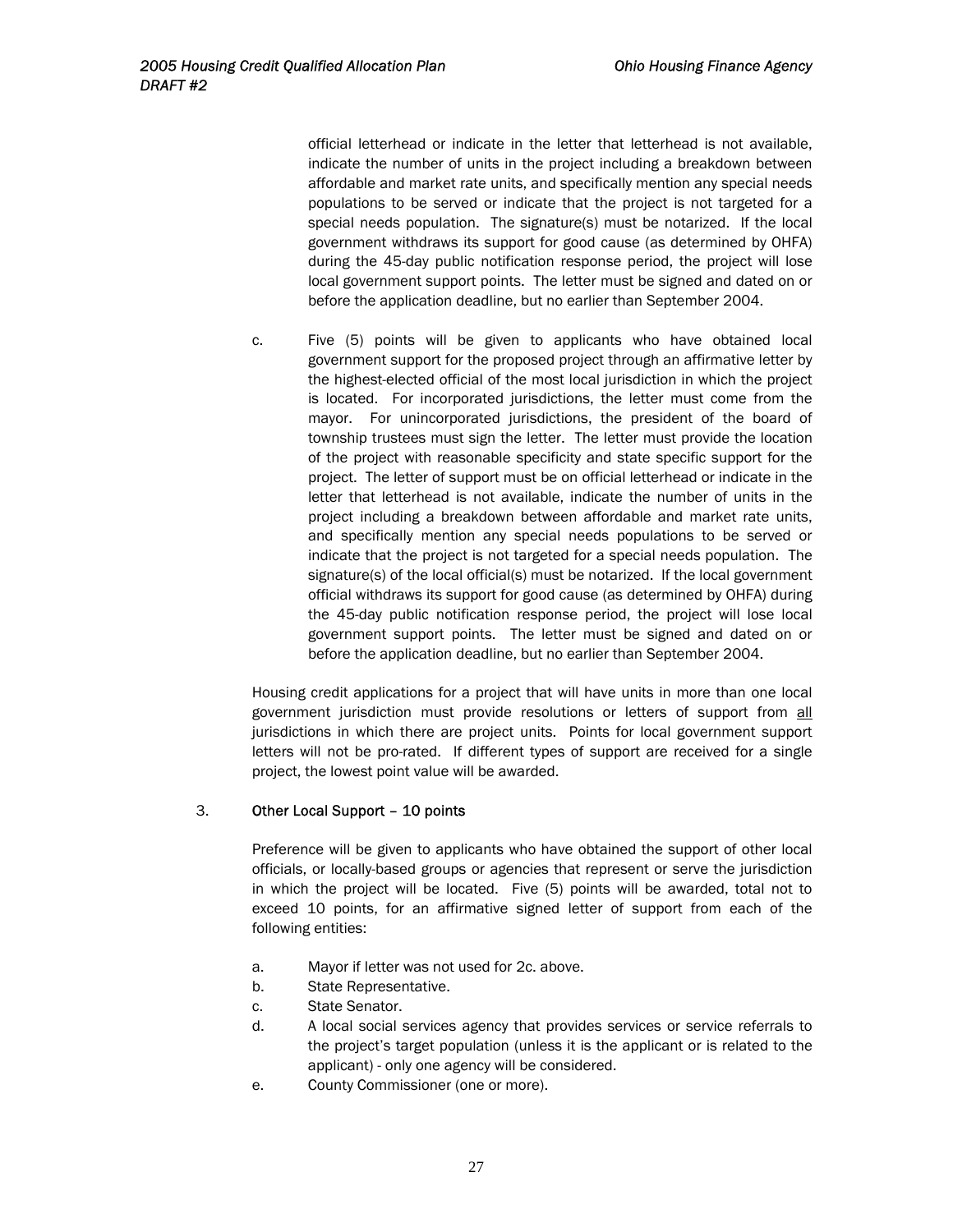official letterhead or indicate in the letter that letterhead is not available, indicate the number of units in the project including a breakdown between affordable and market rate units, and specifically mention any special needs populations to be served or indicate that the project is not targeted for a special needs population. The signature(s) must be notarized. If the local government withdraws its support for good cause (as determined by OHFA) during the 45-day public notification response period, the project will lose local government support points. The letter must be signed and dated on or before the application deadline, but no earlier than September 2004.

c. Five (5) points will be given to applicants who have obtained local government support for the proposed project through an affirmative letter by the highest-elected official of the most local jurisdiction in which the project is located. For incorporated jurisdictions, the letter must come from the mayor. For unincorporated jurisdictions, the president of the board of township trustees must sign the letter. The letter must provide the location of the project with reasonable specificity and state specific support for the project. The letter of support must be on official letterhead or indicate in the letter that letterhead is not available, indicate the number of units in the project including a breakdown between affordable and market rate units, and specifically mention any special needs populations to be served or indicate that the project is not targeted for a special needs population. The signature(s) of the local official(s) must be notarized. If the local government official withdraws its support for good cause (as determined by OHFA) during the 45-day public notification response period, the project will lose local government support points. The letter must be signed and dated on or before the application deadline, but no earlier than September 2004.

Housing credit applications for a project that will have units in more than one local government jurisdiction must provide resolutions or letters of support from all jurisdictions in which there are project units. Points for local government support letters will not be pro-rated. If different types of support are received for a single project, the lowest point value will be awarded.

3. Other Local Support – 10 points

Preference will be given to applicants who have obtained the support of other local officials, or locally-based groups or agencies that represent or serve the jurisdiction in which the project will be located. Five (5) points will be awarded, total not to exceed 10 points, for an affirmative signed letter of support from each of the following entities:

a. Mayor if letter was not used for 2c. above.
b. State Representative.
c. State Senator.
d. A local social services agency that provides services or service referrals to the project's target population (unless it is the applicant or is related to the applicant) - only one agency will be considered.
e. County Commissioner (one or more).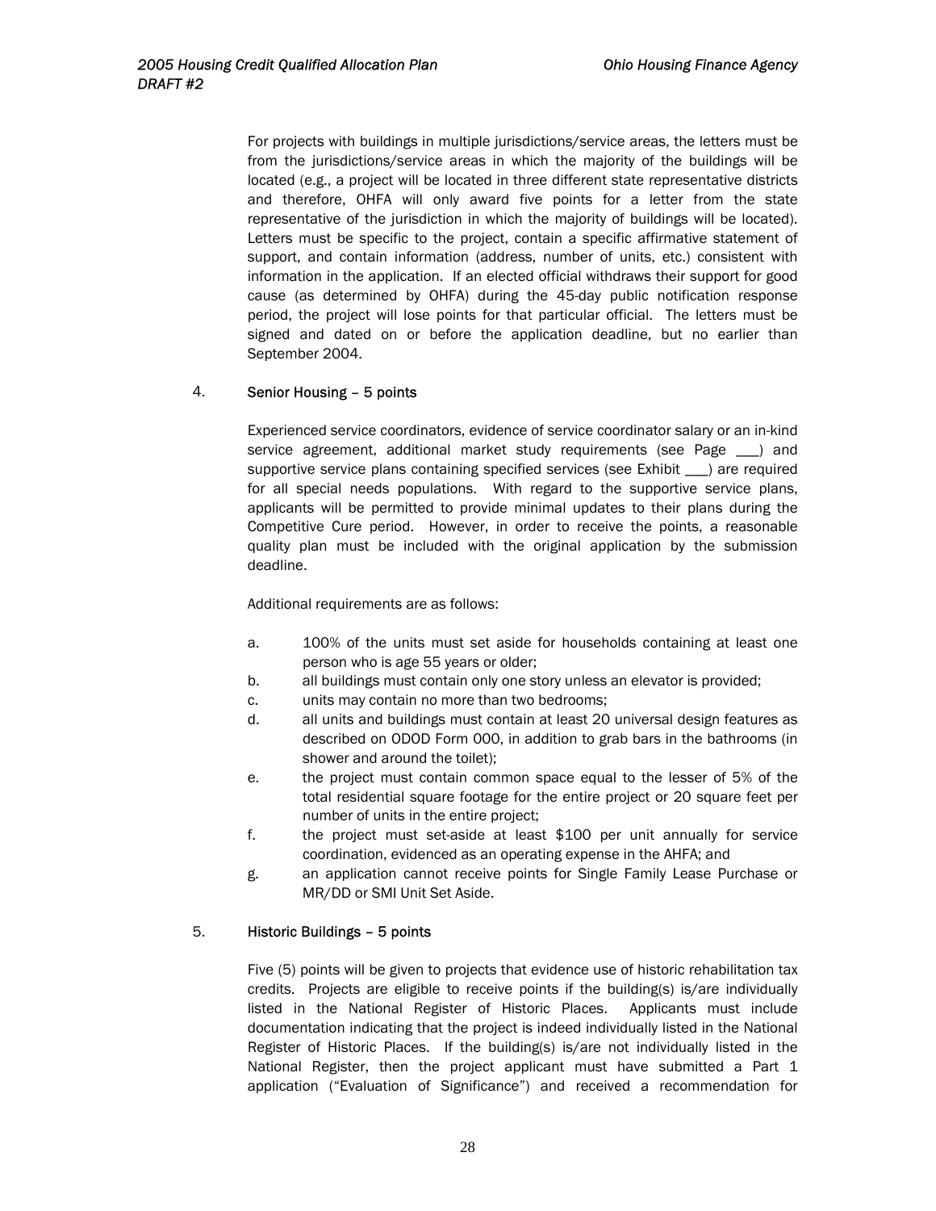For projects with buildings in multiple jurisdictions/service areas, the letters must be from the jurisdictions/service areas in which the majority of the buildings will be located (e.g., a project will be located in three different state representative districts and therefore, OHFA will only award five points for a letter from the state representative of the jurisdiction in which the majority of buildings will be located). Letters must be specific to the project, contain a specific affirmative statement of support, and contain information (address, number of units, etc.) consistent with information in the application. If an elected official withdraws their support for good cause (as determined by OHFA) during the 45-day public notification response period, the project will lose points for that particular official. The letters must be signed and dated on or before the application deadline, but no earlier than September 2004.

4. **Senior Housing – 5 points**

Experienced service coordinators, evidence of service coordinator salary or an in-kind service agreement, additional market study requirements (see Page ___) and supportive service plans containing specified services (see Exhibit ___) are required for all special needs populations. With regard to the supportive service plans, applicants will be permitted to provide minimal updates to their plans during the Competitive Cure period. However, in order to receive the points, a reasonable quality plan must be included with the original application by the submission deadline.

Additional requirements are as follows:

a. 100% of the units must set aside for households containing at least one person who is age 55 years or older;
b. all buildings must contain only one story unless an elevator is provided;
c. units may contain no more than two bedrooms;
d. all units and buildings must contain at least 20 universal design features as described on ODOD Form 000, in addition to grab bars in the bathrooms (in shower and around the toilet);
e. the project must contain common space equal to the lesser of 5% of the total residential square footage for the entire project or 20 square feet per number of units in the entire project;
f. the project must set-aside at least $100 per unit annually for service coordination, evidenced as an operating expense in the AHFA; and
g. an application cannot receive points for Single Family Lease Purchase or MR/DD or SMI Unit Set Aside.

5. **Historic Buildings – 5 points**

Five (5) points will be given to projects that evidence use of historic rehabilitation tax credits. Projects are eligible to receive points if the building(s) is/are individually listed in the National Register of Historic Places. Applicants must include documentation indicating that the project is indeed individually listed in the National Register of Historic Places. If the building(s) is/are not individually listed in the National Register, then the project applicant must have submitted a Part 1 application ("Evaluation of Significance") and received a recommendation for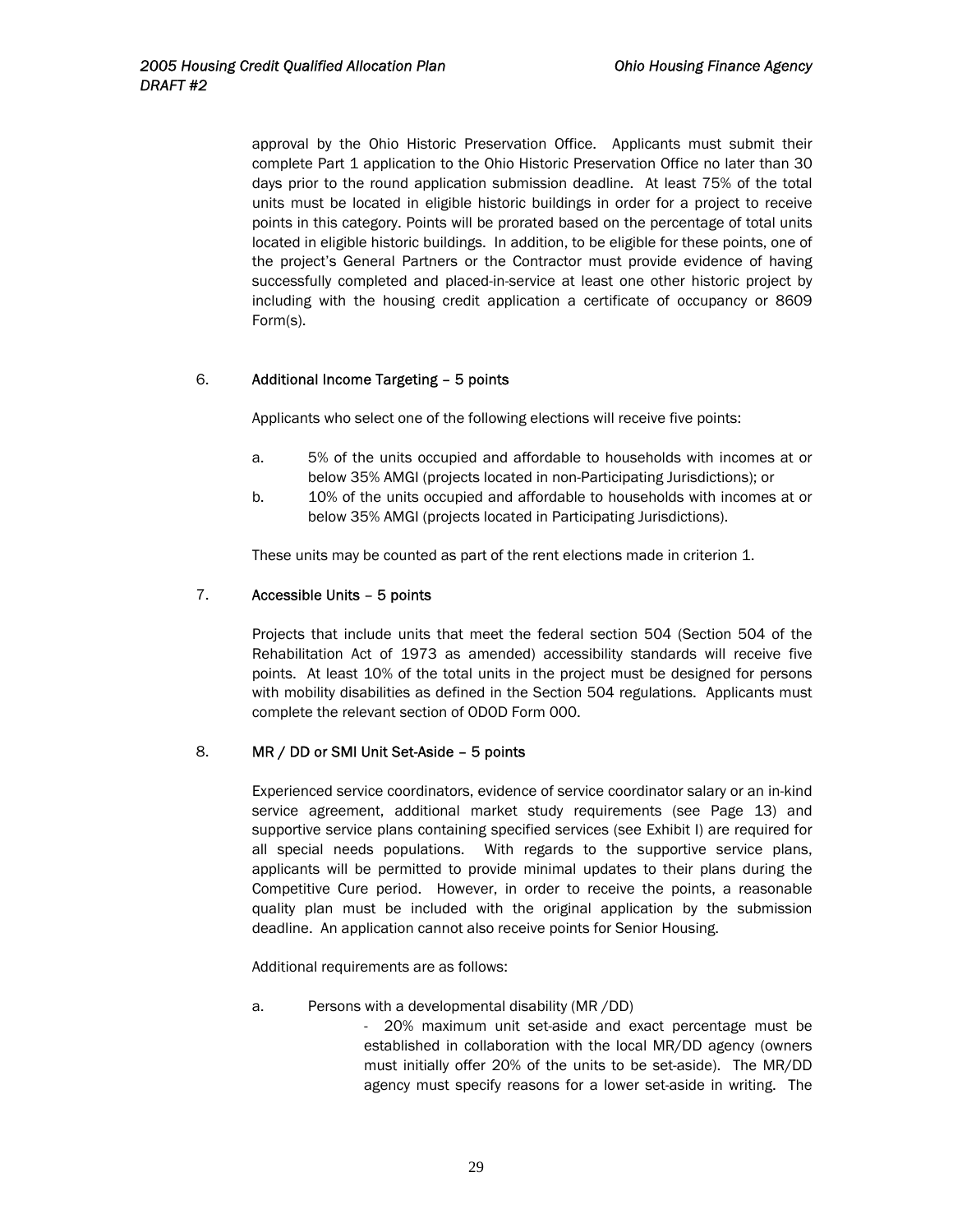approval by the Ohio Historic Preservation Office. Applicants must submit their complete Part 1 application to the Ohio Historic Preservation Office no later than 30 days prior to the round application submission deadline. At least 75% of the total units must be located in eligible historic buildings in order for a project to receive points in this category. Points will be prorated based on the percentage of total units located in eligible historic buildings. In addition, to be eligible for these points, one of the project's General Partners or the Contractor must provide evidence of having successfully completed and placed-in-service at least one other historic project by including with the housing credit application a certificate of occupancy or 8609 Form(s).

6. **Additional Income Targeting – 5 points**

   Applicants who select one of the following elections will receive five points:

   a. 5% of the units occupied and affordable to households with incomes at or below 35% AMGI (projects located in non-Participating Jurisdictions); or
   b. 10% of the units occupied and affordable to households with incomes at or below 35% AMGI (projects located in Participating Jurisdictions).

   These units may be counted as part of the rent elections made in criterion 1.

7. **Accessible Units – 5 points**

   Projects that include units that meet the federal section 504 (Section 504 of the Rehabilitation Act of 1973 as amended) accessibility standards will receive five points. At least 10% of the total units in the project must be designed for persons with mobility disabilities as defined in the Section 504 regulations. Applicants must complete the relevant section of ODOD Form 000.

8. **MR / DD or SMI Unit Set-Aside – 5 points**

   Experienced service coordinators, evidence of service coordinator salary or an in-kind service agreement, additional market study requirements (see Page 13) and supportive service plans containing specified services (see Exhibit I) are required for all special needs populations. With regards to the supportive service plans, applicants will be permitted to provide minimal updates to their plans during the Competitive Cure period. However, in order to receive the points, a reasonable quality plan must be included with the original application by the submission deadline. An application cannot also receive points for Senior Housing.

   Additional requirements are as follows:

   a. Persons with a developmental disability (MR /DD)

      - 20% maximum unit set-aside and exact percentage must be established in collaboration with the local MR/DD agency (owners must initially offer 20% of the units to be set-aside). The MR/DD agency must specify reasons for a lower set-aside in writing. The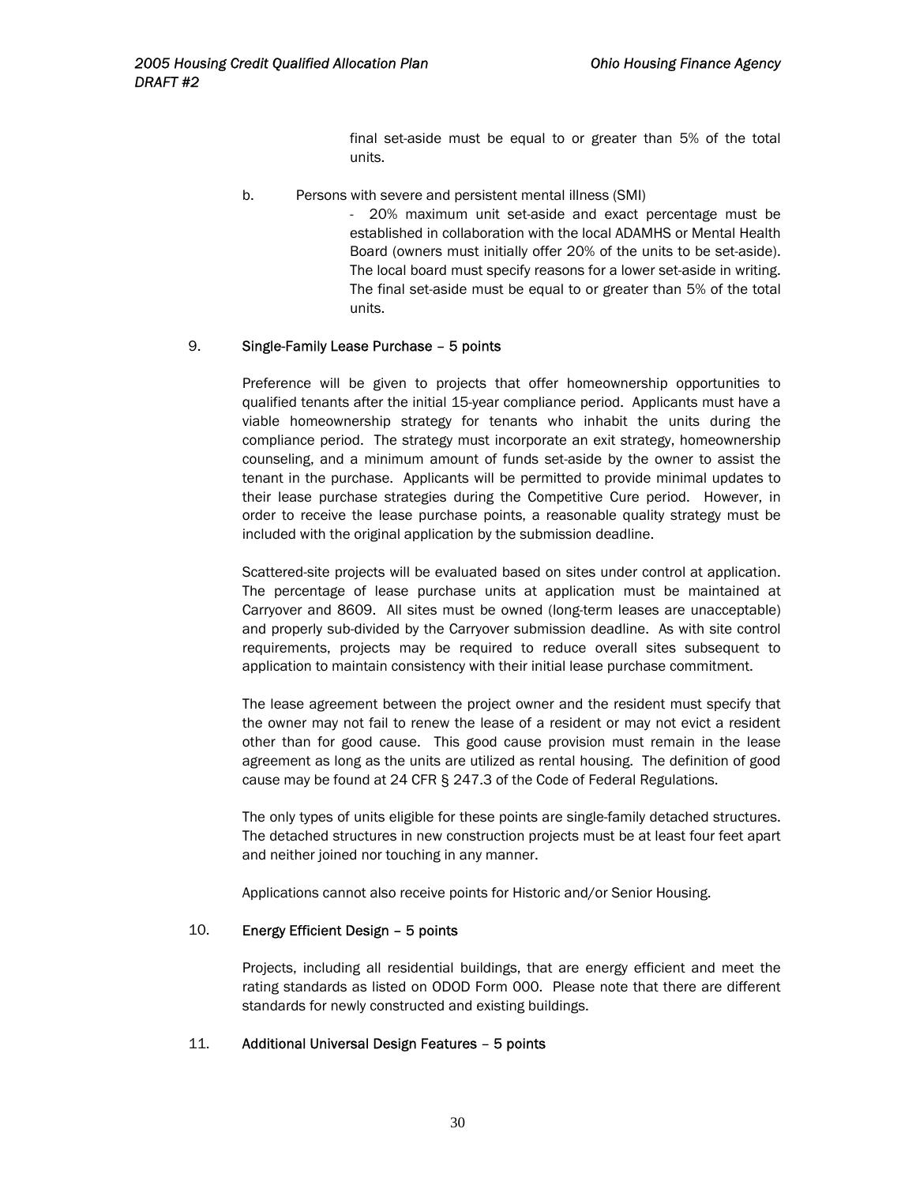final set-aside must be equal to or greater than 5% of the total units.

b. Persons with severe and persistent mental illness (SMI)

- 20% maximum unit set-aside and exact percentage must be established in collaboration with the local ADAMHS or Mental Health Board (owners must initially offer 20% of the units to be set-aside). The local board must specify reasons for a lower set-aside in writing. The final set-aside must be equal to or greater than 5% of the total units.

9. Single-Family Lease Purchase – 5 points

Preference will be given to projects that offer homeownership opportunities to qualified tenants after the initial 15-year compliance period. Applicants must have a viable homeownership strategy for tenants who inhabit the units during the compliance period. The strategy must incorporate an exit strategy, homeownership counseling, and a minimum amount of funds set-aside by the owner to assist the tenant in the purchase. Applicants will be permitted to provide minimal updates to their lease purchase strategies during the Competitive Cure period. However, in order to receive the lease purchase points, a reasonable quality strategy must be included with the original application by the submission deadline.

Scattered-site projects will be evaluated based on sites under control at application. The percentage of lease purchase units at application must be maintained at Carryover and 8609. All sites must be owned (long-term leases are unacceptable) and properly sub-divided by the Carryover submission deadline. As with site control requirements, projects may be required to reduce overall sites subsequent to application to maintain consistency with their initial lease purchase commitment.

The lease agreement between the project owner and the resident must specify that the owner may not fail to renew the lease of a resident or may not evict a resident other than for good cause. This good cause provision must remain in the lease agreement as long as the units are utilized as rental housing. The definition of good cause may be found at 24 CFR § 247.3 of the Code of Federal Regulations.

The only types of units eligible for these points are single-family detached structures. The detached structures in new construction projects must be at least four feet apart and neither joined nor touching in any manner.

Applications cannot also receive points for Historic and/or Senior Housing.

10. Energy Efficient Design – 5 points

Projects, including all residential buildings, that are energy efficient and meet the rating standards as listed on ODOD Form 000. Please note that there are different standards for newly constructed and existing buildings.

11. Additional Universal Design Features – 5 points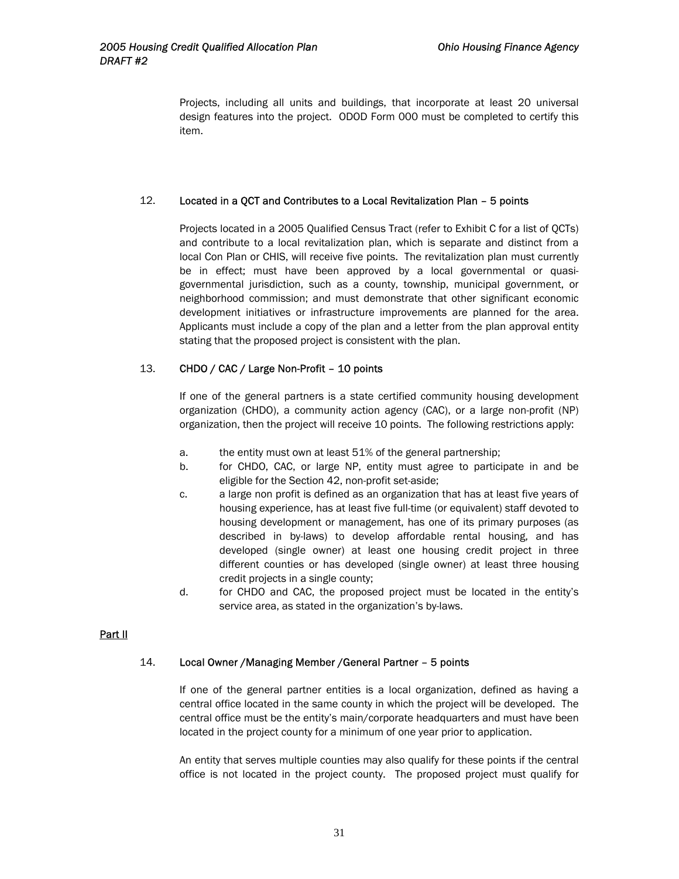Projects, including all units and buildings, that incorporate at least 20 universal design features into the project. ODOD Form 000 must be completed to certify this item.

12. **Located in a QCT and Contributes to a Local Revitalization Plan – 5 points**

Projects located in a 2005 Qualified Census Tract (refer to Exhibit C for a list of QCTs) and contribute to a local revitalization plan, which is separate and distinct from a local Con Plan or CHIS, will receive five points. The revitalization plan must currently be in effect; must have been approved by a local governmental or quasi-governmental jurisdiction, such as a county, township, municipal government, or neighborhood commission; and must demonstrate that other significant economic development initiatives or infrastructure improvements are planned for the area. Applicants must include a copy of the plan and a letter from the plan approval entity stating that the proposed project is consistent with the plan.

13. **CHDO / CAC / Large Non-Profit – 10 points**

If one of the general partners is a state certified community housing development organization (CHDO), a community action agency (CAC), or a large non-profit (NP) organization, then the project will receive 10 points. The following restrictions apply:

a. the entity must own at least 51% of the general partnership;

b. for CHDO, CAC, or large NP, entity must agree to participate in and be eligible for the Section 42, non-profit set-aside;

c. a large non profit is defined as an organization that has at least five years of housing experience, has at least five full-time (or equivalent) staff devoted to housing development or management, has one of its primary purposes (as described in by-laws) to develop affordable rental housing, and has developed (single owner) at least one housing credit project in three different counties or has developed (single owner) at least three housing credit projects in a single county;

d. for CHDO and CAC, the proposed project must be located in the entity's service area, as stated in the organization's by-laws.

<u>Part II</u>

14. **Local Owner /Managing Member /General Partner – 5 points**

If one of the general partner entities is a local organization, defined as having a central office located in the same county in which the project will be developed. The central office must be the entity's main/corporate headquarters and must have been located in the project county for a minimum of one year prior to application.

An entity that serves multiple counties may also qualify for these points if the central office is not located in the project county. The proposed project must qualify for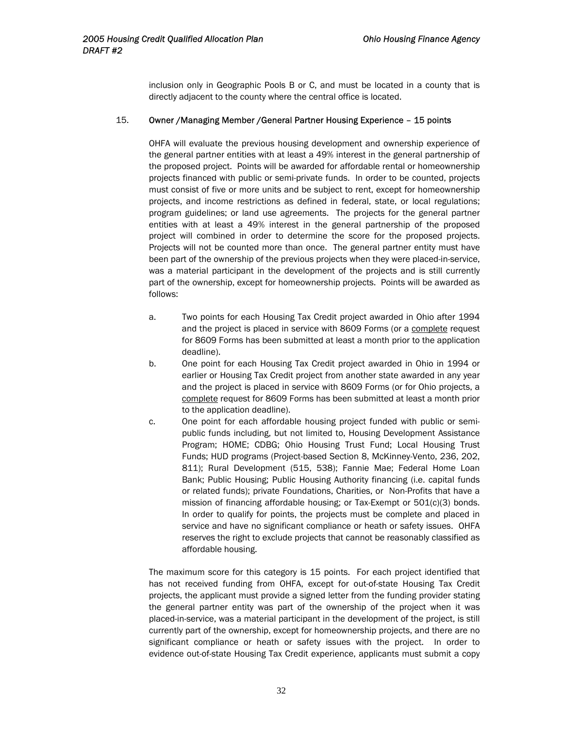inclusion only in Geographic Pools B or C, and must be located in a county that is directly adjacent to the county where the central office is located.

15. Owner /Managing Member /General Partner Housing Experience – 15 points

OHFA will evaluate the previous housing development and ownership experience of the general partner entities with at least a 49% interest in the general partnership of the proposed project. Points will be awarded for affordable rental or homeownership projects financed with public or semi-private funds. In order to be counted, projects must consist of five or more units and be subject to rent, except for homeownership projects, and income restrictions as defined in federal, state, or local regulations; program guidelines; or land use agreements. The projects for the general partner entities with at least a 49% interest in the general partnership of the proposed project will combined in order to determine the score for the proposed projects. Projects will not be counted more than once. The general partner entity must have been part of the ownership of the previous projects when they were placed-in-service, was a material participant in the development of the projects and is still currently part of the ownership, except for homeownership projects. Points will be awarded as follows:

a. Two points for each Housing Tax Credit project awarded in Ohio after 1994 and the project is placed in service with 8609 Forms (or a <u>complete</u> request for 8609 Forms has been submitted at least a month prior to the application deadline).

b. One point for each Housing Tax Credit project awarded in Ohio in 1994 or earlier or Housing Tax Credit project from another state awarded in any year and the project is placed in service with 8609 Forms (or for Ohio projects, a <u>complete</u> request for 8609 Forms has been submitted at least a month prior to the application deadline).

c. One point for each affordable housing project funded with public or semi-public funds including, but not limited to, Housing Development Assistance Program; HOME; CDBG; Ohio Housing Trust Fund; Local Housing Trust Funds; HUD programs (Project-based Section 8, McKinney-Vento, 236, 202, 811); Rural Development (515, 538); Fannie Mae; Federal Home Loan Bank; Public Housing; Public Housing Authority financing (i.e. capital funds or related funds); private Foundations, Charities, or Non-Profits that have a mission of financing affordable housing; or Tax-Exempt or 501(c)(3) bonds. In order to qualify for points, the projects must be complete and placed in service and have no significant compliance or heath or safety issues. OHFA reserves the right to exclude projects that cannot be reasonably classified as affordable housing.

The maximum score for this category is 15 points. For each project identified that has not received funding from OHFA, except for out-of-state Housing Tax Credit projects, the applicant must provide a signed letter from the funding provider stating the general partner entity was part of the ownership of the project when it was placed-in-service, was a material participant in the development of the project, is still currently part of the ownership, except for homeownership projects, and there are no significant compliance or heath or safety issues with the project. In order to evidence out-of-state Housing Tax Credit experience, applicants must submit a copy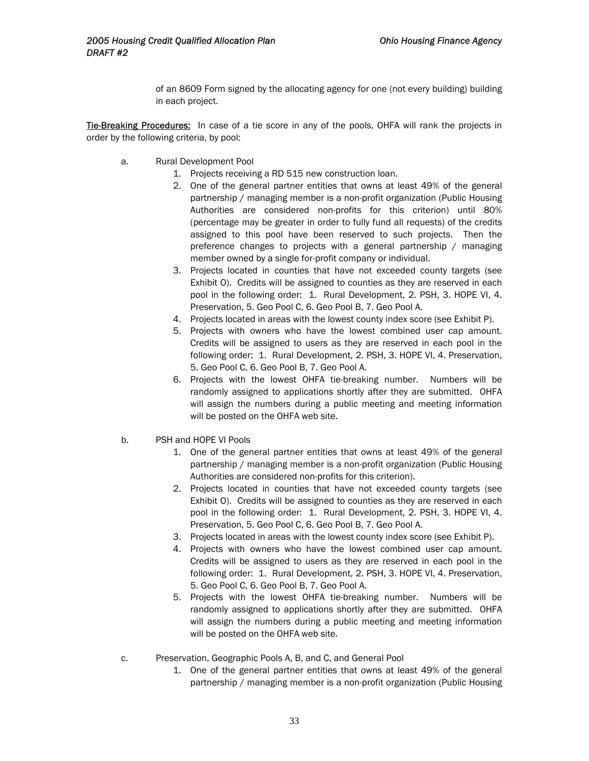of an 8609 Form signed by the allocating agency for one (not every building) building in each project.

<u>Tie-Breaking Procedures:</u> In case of a tie score in any of the pools, OHFA will rank the projects in order by the following criteria, by pool:

a. Rural Development Pool

1. Projects receiving a RD 515 new construction loan.
2. One of the general partner entities that owns at least 49% of the general partnership / managing member is a non-profit organization (Public Housing Authorities are considered non-profits for this criterion) until 80% (percentage may be greater in order to fully fund all requests) of the credits assigned to this pool have been reserved to such projects. Then the preference changes to projects with a general partnership / managing member owned by a single for-profit company or individual.
3. Projects located in counties that have not exceeded county targets (see Exhibit O). Credits will be assigned to counties as they are reserved in each pool in the following order: 1. Rural Development, 2. PSH, 3. HOPE VI, 4. Preservation, 5. Geo Pool C, 6. Geo Pool B, 7. Geo Pool A.
4. Projects located in areas with the lowest county index score (see Exhibit P).
5. Projects with owners who have the lowest combined user cap amount. Credits will be assigned to users as they are reserved in each pool in the following order: 1. Rural Development, 2. PSH, 3. HOPE VI, 4. Preservation, 5. Geo Pool C, 6. Geo Pool B, 7. Geo Pool A.
6. Projects with the lowest OHFA tie-breaking number. Numbers will be randomly assigned to applications shortly after they are submitted. OHFA will assign the numbers during a public meeting and meeting information will be posted on the OHFA web site.

b. PSH and HOPE VI Pools

1. One of the general partner entities that owns at least 49% of the general partnership / managing member is a non-profit organization (Public Housing Authorities are considered non-profits for this criterion).
2. Projects located in counties that have not exceeded county targets (see Exhibit O). Credits will be assigned to counties as they are reserved in each pool in the following order: 1. Rural Development, 2. PSH, 3. HOPE VI, 4. Preservation, 5. Geo Pool C, 6. Geo Pool B, 7. Geo Pool A.
3. Projects located in areas with the lowest county index score (see Exhibit P).
4. Projects with owners who have the lowest combined user cap amount. Credits will be assigned to users as they are reserved in each pool in the following order: 1. Rural Development, 2. PSH, 3. HOPE VI, 4. Preservation, 5. Geo Pool C, 6. Geo Pool B, 7. Geo Pool A.
5. Projects with the lowest OHFA tie-breaking number. Numbers will be randomly assigned to applications shortly after they are submitted. OHFA will assign the numbers during a public meeting and meeting information will be posted on the OHFA web site.

c. Preservation, Geographic Pools A, B, and C, and General Pool

1. One of the general partner entities that owns at least 49% of the general partnership / managing member is a non-profit organization (Public Housing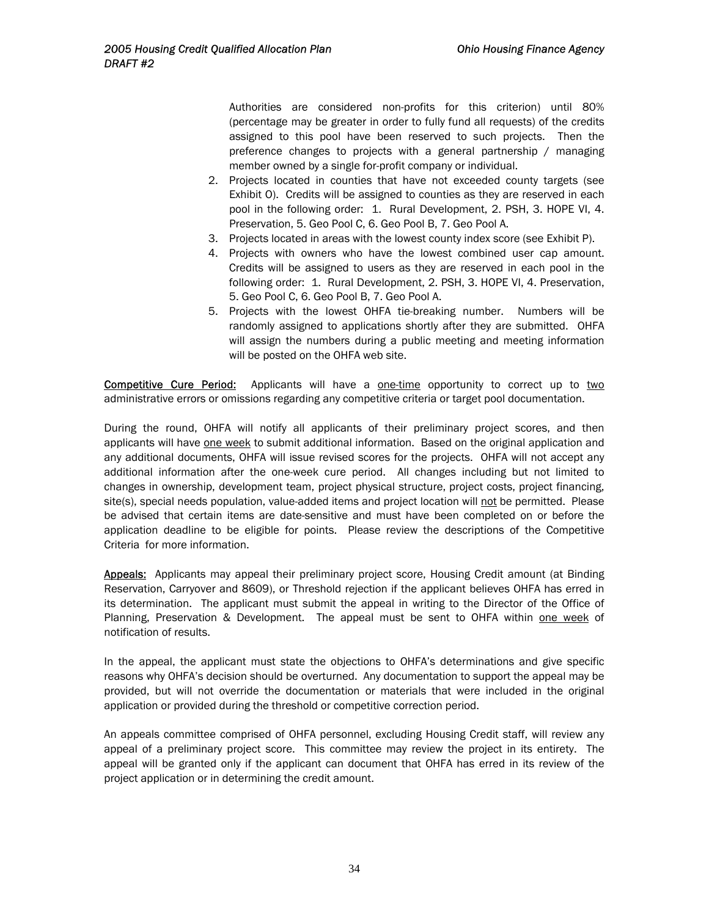Authorities are considered non-profits for this criterion) until 80% (percentage may be greater in order to fully fund all requests) of the credits assigned to this pool have been reserved to such projects. Then the preference changes to projects with a general partnership / managing member owned by a single for-profit company or individual.

2. Projects located in counties that have not exceeded county targets (see Exhibit O). Credits will be assigned to counties as they are reserved in each pool in the following order: 1. Rural Development, 2. PSH, 3. HOPE VI, 4. Preservation, 5. Geo Pool C, 6. Geo Pool B, 7. Geo Pool A.
3. Projects located in areas with the lowest county index score (see Exhibit P).
4. Projects with owners who have the lowest combined user cap amount. Credits will be assigned to users as they are reserved in each pool in the following order: 1. Rural Development, 2. PSH, 3. HOPE VI, 4. Preservation, 5. Geo Pool C, 6. Geo Pool B, 7. Geo Pool A.
5. Projects with the lowest OHFA tie-breaking number. Numbers will be randomly assigned to applications shortly after they are submitted. OHFA will assign the numbers during a public meeting and meeting information will be posted on the OHFA web site.

**Competitive Cure Period:** Applicants will have a one-time opportunity to correct up to two administrative errors or omissions regarding any competitive criteria or target pool documentation.

During the round, OHFA will notify all applicants of their preliminary project scores, and then applicants will have one week to submit additional information. Based on the original application and any additional documents, OHFA will issue revised scores for the projects. OHFA will not accept any additional information after the one-week cure period. All changes including but not limited to changes in ownership, development team, project physical structure, project costs, project financing, site(s), special needs population, value-added items and project location will not be permitted. Please be advised that certain items are date-sensitive and must have been completed on or before the application deadline to be eligible for points. Please review the descriptions of the Competitive Criteria for more information.

**Appeals:** Applicants may appeal their preliminary project score, Housing Credit amount (at Binding Reservation, Carryover and 8609), or Threshold rejection if the applicant believes OHFA has erred in its determination. The applicant must submit the appeal in writing to the Director of the Office of Planning, Preservation & Development. The appeal must be sent to OHFA within one week of notification of results.

In the appeal, the applicant must state the objections to OHFA's determinations and give specific reasons why OHFA's decision should be overturned. Any documentation to support the appeal may be provided, but will not override the documentation or materials that were included in the original application or provided during the threshold or competitive correction period.

An appeals committee comprised of OHFA personnel, excluding Housing Credit staff, will review any appeal of a preliminary project score. This committee may review the project in its entirety. The appeal will be granted only if the applicant can document that OHFA has erred in its review of the project application or in determining the credit amount.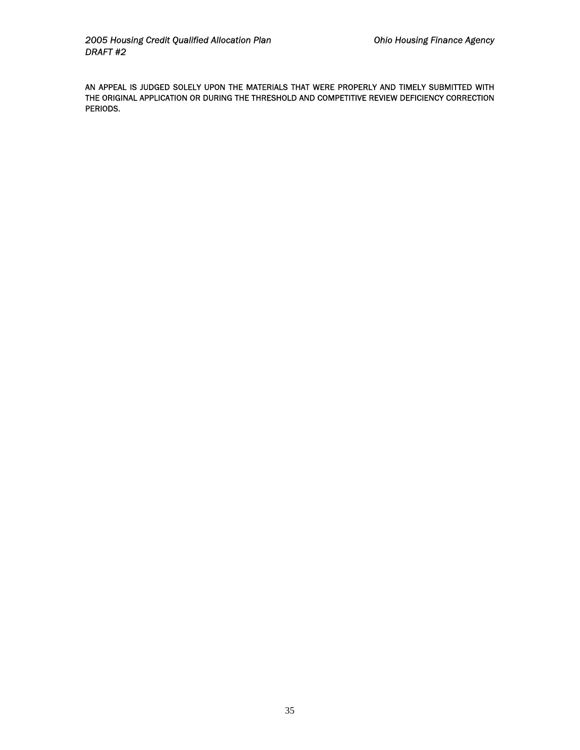AN APPEAL IS JUDGED SOLELY UPON THE MATERIALS THAT WERE PROPERLY AND TIMELY SUBMITTED WITH THE ORIGINAL APPLICATION OR DURING THE THRESHOLD AND COMPETITIVE REVIEW DEFICIENCY CORRECTION PERIODS.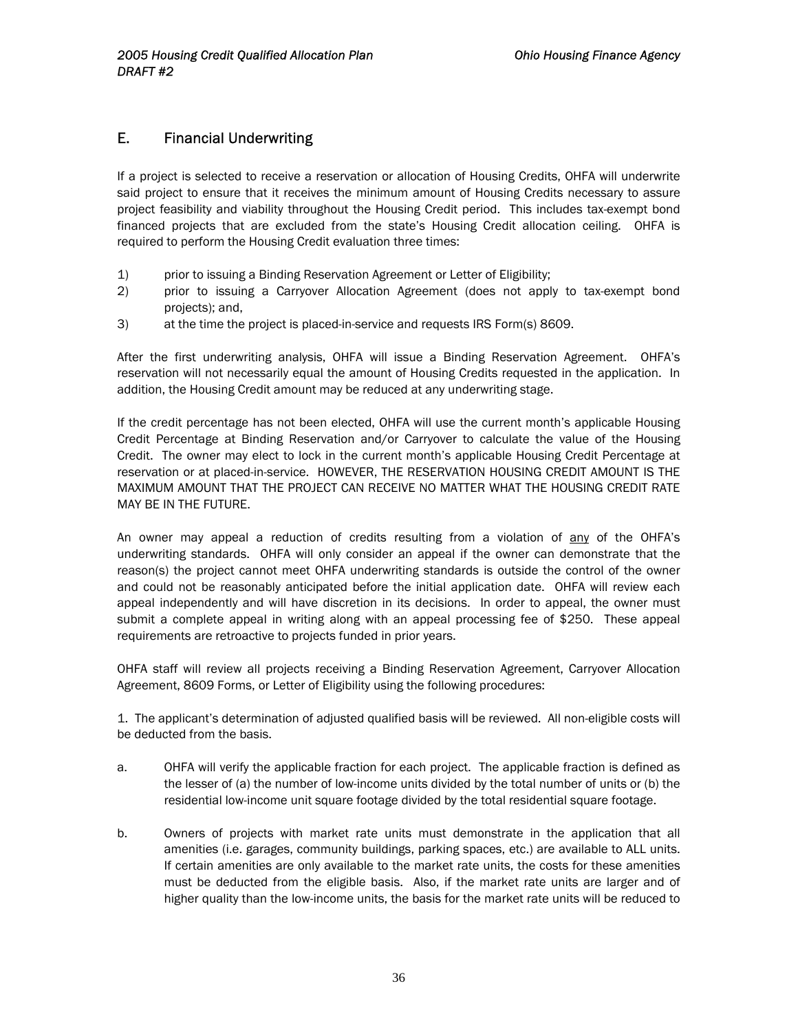## E. Financial Underwriting

If a project is selected to receive a reservation or allocation of Housing Credits, OHFA will underwrite said project to ensure that it receives the minimum amount of Housing Credits necessary to assure project feasibility and viability throughout the Housing Credit period. This includes tax-exempt bond financed projects that are excluded from the state's Housing Credit allocation ceiling. OHFA is required to perform the Housing Credit evaluation three times:

1) prior to issuing a Binding Reservation Agreement or Letter of Eligibility;
2) prior to issuing a Carryover Allocation Agreement (does not apply to tax-exempt bond projects); and,
3) at the time the project is placed-in-service and requests IRS Form(s) 8609.

After the first underwriting analysis, OHFA will issue a Binding Reservation Agreement. OHFA's reservation will not necessarily equal the amount of Housing Credits requested in the application. In addition, the Housing Credit amount may be reduced at any underwriting stage.

If the credit percentage has not been elected, OHFA will use the current month's applicable Housing Credit Percentage at Binding Reservation and/or Carryover to calculate the value of the Housing Credit. The owner may elect to lock in the current month's applicable Housing Credit Percentage at reservation or at placed-in-service. HOWEVER, THE RESERVATION HOUSING CREDIT AMOUNT IS THE MAXIMUM AMOUNT THAT THE PROJECT CAN RECEIVE NO MATTER WHAT THE HOUSING CREDIT RATE MAY BE IN THE FUTURE.

An owner may appeal a reduction of credits resulting from a violation of <u>any</u> of the OHFA's underwriting standards. OHFA will only consider an appeal if the owner can demonstrate that the reason(s) the project cannot meet OHFA underwriting standards is outside the control of the owner and could not be reasonably anticipated before the initial application date. OHFA will review each appeal independently and will have discretion in its decisions. In order to appeal, the owner must submit a complete appeal in writing along with an appeal processing fee of $250. These appeal requirements are retroactive to projects funded in prior years.

OHFA staff will review all projects receiving a Binding Reservation Agreement, Carryover Allocation Agreement, 8609 Forms, or Letter of Eligibility using the following procedures:

1. The applicant's determination of adjusted qualified basis will be reviewed. All non-eligible costs will be deducted from the basis.

a. OHFA will verify the applicable fraction for each project. The applicable fraction is defined as the lesser of (a) the number of low-income units divided by the total number of units or (b) the residential low-income unit square footage divided by the total residential square footage.

b. Owners of projects with market rate units must demonstrate in the application that all amenities (i.e. garages, community buildings, parking spaces, etc.) are available to ALL units. If certain amenities are only available to the market rate units, the costs for these amenities must be deducted from the eligible basis. Also, if the market rate units are larger and of higher quality than the low-income units, the basis for the market rate units will be reduced to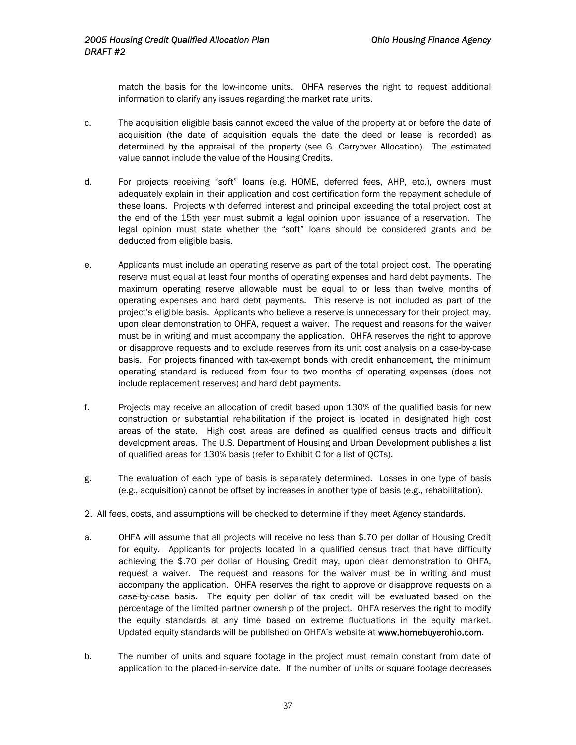match the basis for the low-income units. OHFA reserves the right to request additional information to clarify any issues regarding the market rate units.

c. The acquisition eligible basis cannot exceed the value of the property at or before the date of acquisition (the date of acquisition equals the date the deed or lease is recorded) as determined by the appraisal of the property (see G. Carryover Allocation). The estimated value cannot include the value of the Housing Credits.

d. For projects receiving "soft" loans (e.g. HOME, deferred fees, AHP, etc.), owners must adequately explain in their application and cost certification form the repayment schedule of these loans. Projects with deferred interest and principal exceeding the total project cost at the end of the 15th year must submit a legal opinion upon issuance of a reservation. The legal opinion must state whether the "soft" loans should be considered grants and be deducted from eligible basis.

e. Applicants must include an operating reserve as part of the total project cost. The operating reserve must equal at least four months of operating expenses and hard debt payments. The maximum operating reserve allowable must be equal to or less than twelve months of operating expenses and hard debt payments. This reserve is not included as part of the project's eligible basis. Applicants who believe a reserve is unnecessary for their project may, upon clear demonstration to OHFA, request a waiver. The request and reasons for the waiver must be in writing and must accompany the application. OHFA reserves the right to approve or disapprove requests and to exclude reserves from its unit cost analysis on a case-by-case basis. For projects financed with tax-exempt bonds with credit enhancement, the minimum operating standard is reduced from four to two months of operating expenses (does not include replacement reserves) and hard debt payments.

f. Projects may receive an allocation of credit based upon 130% of the qualified basis for new construction or substantial rehabilitation if the project is located in designated high cost areas of the state. High cost areas are defined as qualified census tracts and difficult development areas. The U.S. Department of Housing and Urban Development publishes a list of qualified areas for 130% basis (refer to Exhibit C for a list of QCTs).

g. The evaluation of each type of basis is separately determined. Losses in one type of basis (e.g., acquisition) cannot be offset by increases in another type of basis (e.g., rehabilitation).

2. All fees, costs, and assumptions will be checked to determine if they meet Agency standards.

a. OHFA will assume that all projects will receive no less than $.70 per dollar of Housing Credit for equity. Applicants for projects located in a qualified census tract that have difficulty achieving the $.70 per dollar of Housing Credit may, upon clear demonstration to OHFA, request a waiver. The request and reasons for the waiver must be in writing and must accompany the application. OHFA reserves the right to approve or disapprove requests on a case-by-case basis. The equity per dollar of tax credit will be evaluated based on the percentage of the limited partner ownership of the project. OHFA reserves the right to modify the equity standards at any time based on extreme fluctuations in the equity market. Updated equity standards will be published on OHFA's website at www.homebuyerohio.com.

b. The number of units and square footage in the project must remain constant from date of application to the placed-in-service date. If the number of units or square footage decreases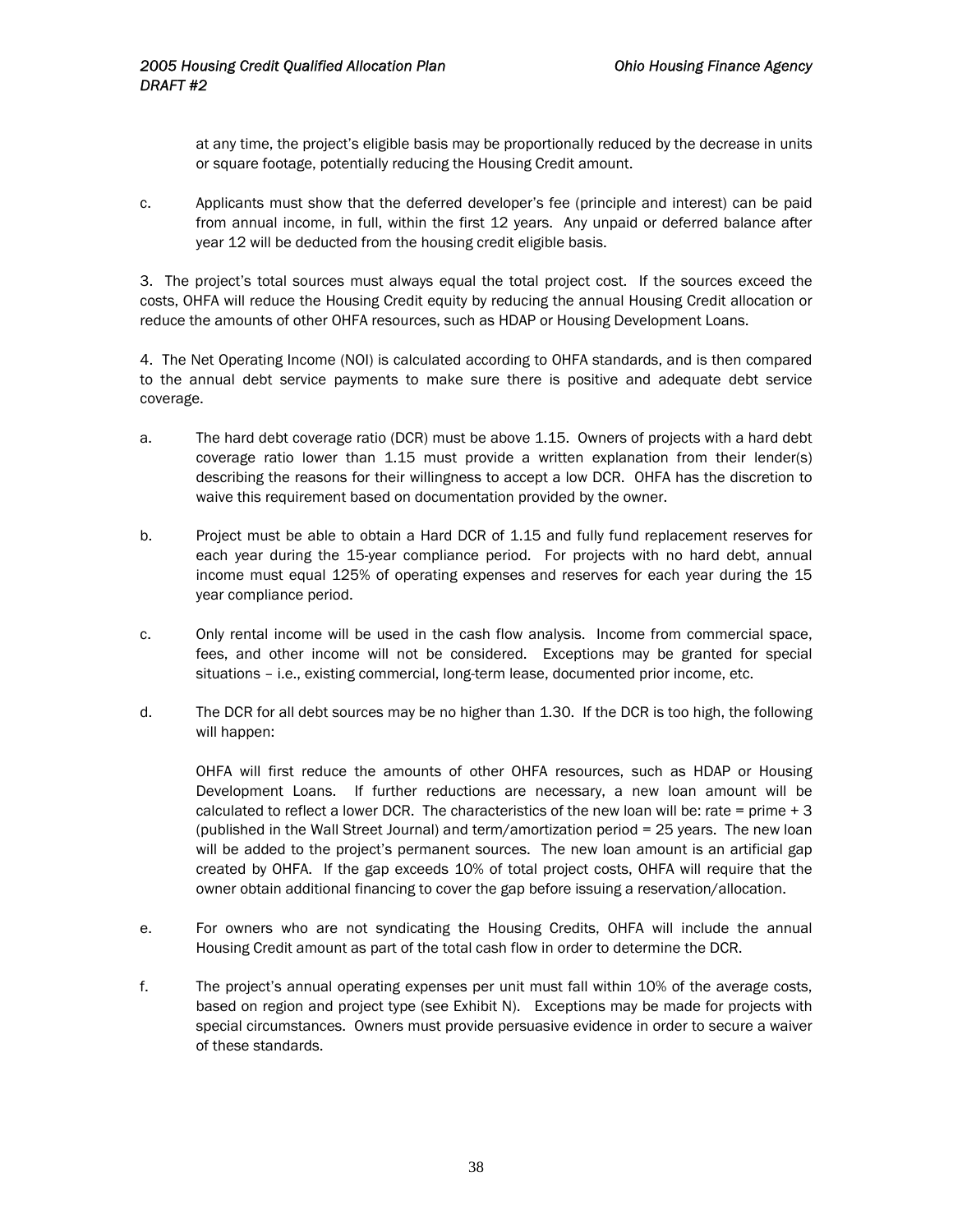at any time, the project's eligible basis may be proportionally reduced by the decrease in units or square footage, potentially reducing the Housing Credit amount.

c. Applicants must show that the deferred developer's fee (principle and interest) can be paid from annual income, in full, within the first 12 years. Any unpaid or deferred balance after year 12 will be deducted from the housing credit eligible basis.

3. The project's total sources must always equal the total project cost. If the sources exceed the costs, OHFA will reduce the Housing Credit equity by reducing the annual Housing Credit allocation or reduce the amounts of other OHFA resources, such as HDAP or Housing Development Loans.

4. The Net Operating Income (NOI) is calculated according to OHFA standards, and is then compared to the annual debt service payments to make sure there is positive and adequate debt service coverage.

a. The hard debt coverage ratio (DCR) must be above 1.15. Owners of projects with a hard debt coverage ratio lower than 1.15 must provide a written explanation from their lender(s) describing the reasons for their willingness to accept a low DCR. OHFA has the discretion to waive this requirement based on documentation provided by the owner.

b. Project must be able to obtain a Hard DCR of 1.15 and fully fund replacement reserves for each year during the 15-year compliance period. For projects with no hard debt, annual income must equal 125% of operating expenses and reserves for each year during the 15 year compliance period.

c. Only rental income will be used in the cash flow analysis. Income from commercial space, fees, and other income will not be considered. Exceptions may be granted for special situations – i.e., existing commercial, long-term lease, documented prior income, etc.

d. The DCR for all debt sources may be no higher than 1.30. If the DCR is too high, the following will happen:

   OHFA will first reduce the amounts of other OHFA resources, such as HDAP or Housing Development Loans. If further reductions are necessary, a new loan amount will be calculated to reflect a lower DCR. The characteristics of the new loan will be: rate = prime + 3 (published in the Wall Street Journal) and term/amortization period = 25 years. The new loan will be added to the project's permanent sources. The new loan amount is an artificial gap created by OHFA. If the gap exceeds 10% of total project costs, OHFA will require that the owner obtain additional financing to cover the gap before issuing a reservation/allocation.

e. For owners who are not syndicating the Housing Credits, OHFA will include the annual Housing Credit amount as part of the total cash flow in order to determine the DCR.

f. The project's annual operating expenses per unit must fall within 10% of the average costs, based on region and project type (see Exhibit N). Exceptions may be made for projects with special circumstances. Owners must provide persuasive evidence in order to secure a waiver of these standards.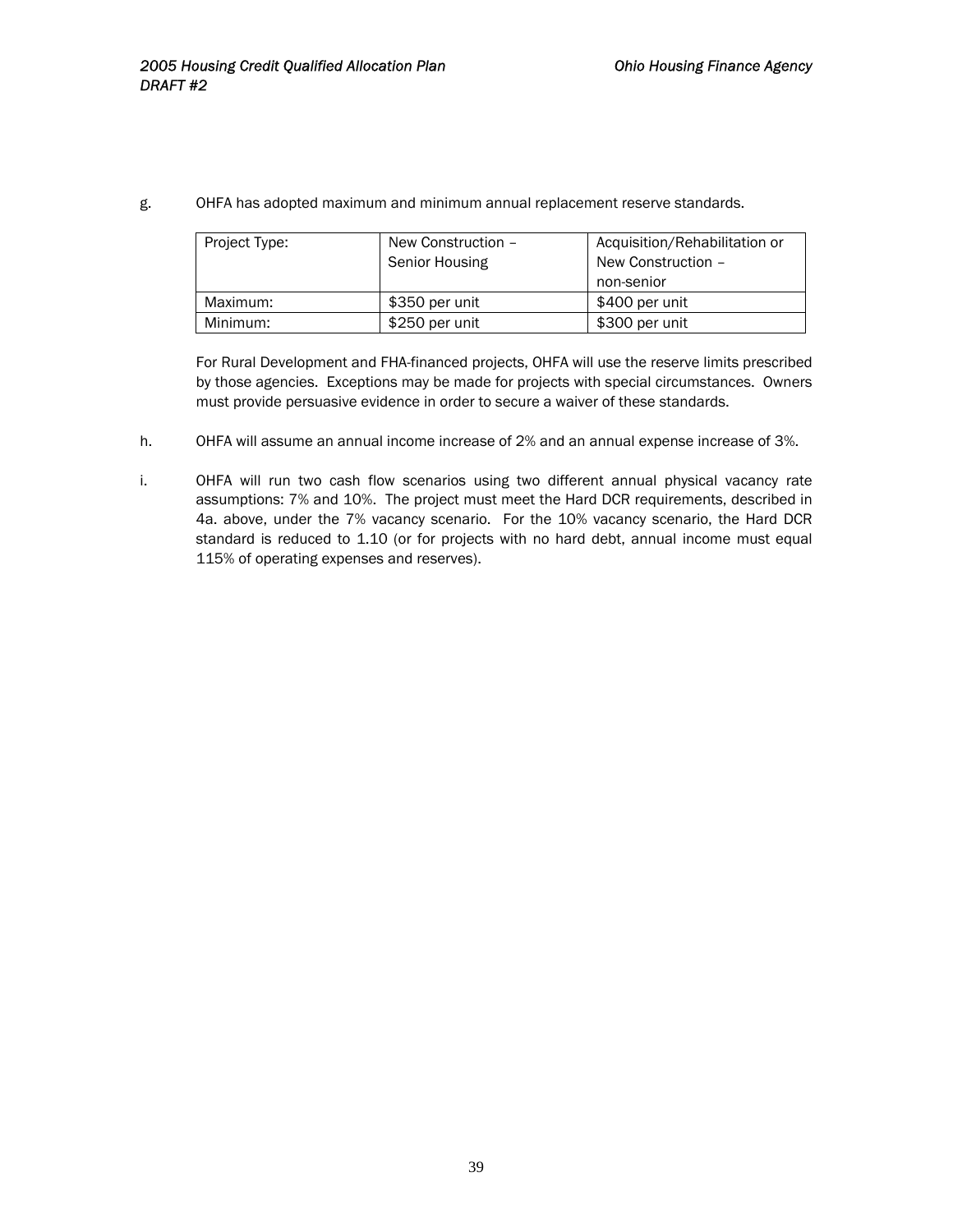g. OHFA has adopted maximum and minimum annual replacement reserve standards.

| Project Type: | New Construction – Senior Housing | Acquisition/Rehabilitation or New Construction – non-senior |
|---|---|---|
| Maximum: | $350 per unit | $400 per unit |
| Minimum: | $250 per unit | $300 per unit |

For Rural Development and FHA-financed projects, OHFA will use the reserve limits prescribed by those agencies. Exceptions may be made for projects with special circumstances. Owners must provide persuasive evidence in order to secure a waiver of these standards.

h. OHFA will assume an annual income increase of 2% and an annual expense increase of 3%.

i. OHFA will run two cash flow scenarios using two different annual physical vacancy rate assumptions: 7% and 10%. The project must meet the Hard DCR requirements, described in 4a. above, under the 7% vacancy scenario. For the 10% vacancy scenario, the Hard DCR standard is reduced to 1.10 (or for projects with no hard debt, annual income must equal 115% of operating expenses and reserves).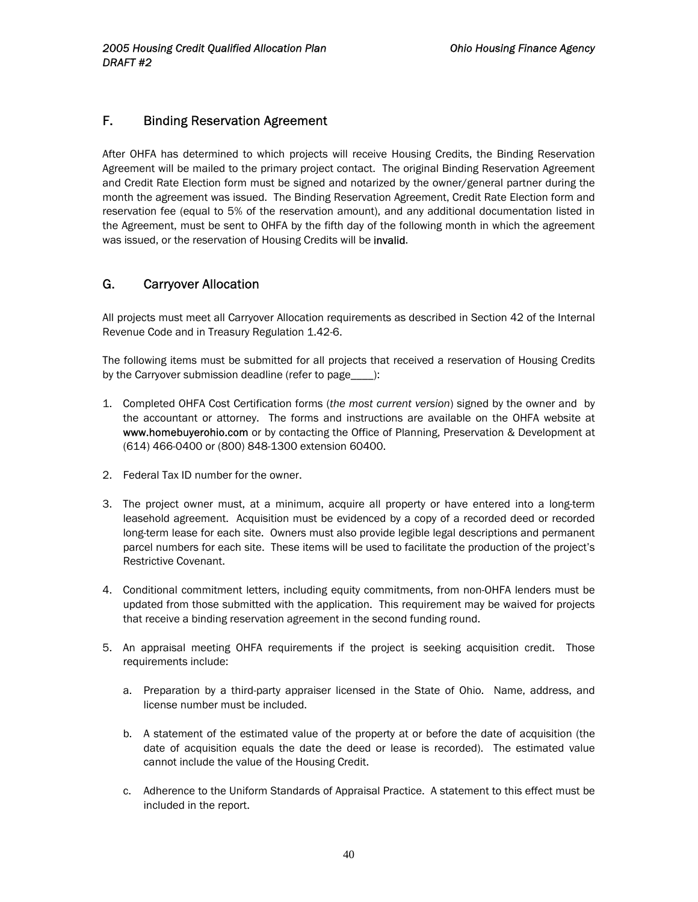## F. Binding Reservation Agreement

After OHFA has determined to which projects will receive Housing Credits, the Binding Reservation Agreement will be mailed to the primary project contact. The original Binding Reservation Agreement and Credit Rate Election form must be signed and notarized by the owner/general partner during the month the agreement was issued. The Binding Reservation Agreement, Credit Rate Election form and reservation fee (equal to 5% of the reservation amount), and any additional documentation listed in the Agreement, must be sent to OHFA by the fifth day of the following month in which the agreement was issued, or the reservation of Housing Credits will be **invalid**.

## G. Carryover Allocation

All projects must meet all Carryover Allocation requirements as described in Section 42 of the Internal Revenue Code and in Treasury Regulation 1.42-6.

The following items must be submitted for all projects that received a reservation of Housing Credits by the Carryover submission deadline (refer to page____):

1. Completed OHFA Cost Certification forms (*the most current version*) signed by the owner and by the accountant or attorney. The forms and instructions are available on the OHFA website at **www.homebuyerohio.com** or by contacting the Office of Planning, Preservation & Development at (614) 466-0400 or (800) 848-1300 extension 60400.

2. Federal Tax ID number for the owner.

3. The project owner must, at a minimum, acquire all property or have entered into a long-term leasehold agreement. Acquisition must be evidenced by a copy of a recorded deed or recorded long-term lease for each site. Owners must also provide legible legal descriptions and permanent parcel numbers for each site. These items will be used to facilitate the production of the project's Restrictive Covenant.

4. Conditional commitment letters, including equity commitments, from non-OHFA lenders must be updated from those submitted with the application. This requirement may be waived for projects that receive a binding reservation agreement in the second funding round.

5. An appraisal meeting OHFA requirements if the project is seeking acquisition credit. Those requirements include:

   a. Preparation by a third-party appraiser licensed in the State of Ohio. Name, address, and license number must be included.

   b. A statement of the estimated value of the property at or before the date of acquisition (the date of acquisition equals the date the deed or lease is recorded). The estimated value cannot include the value of the Housing Credit.

   c. Adherence to the Uniform Standards of Appraisal Practice. A statement to this effect must be included in the report.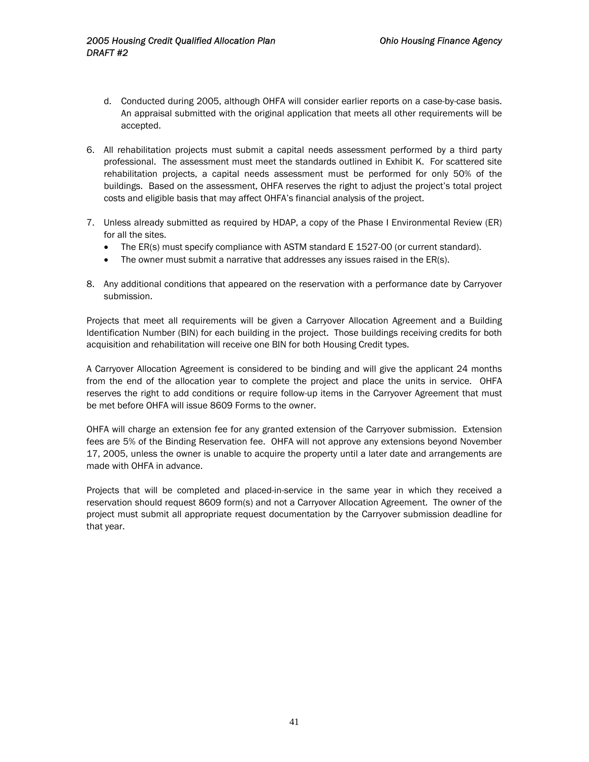d. Conducted during 2005, although OHFA will consider earlier reports on a case-by-case basis. An appraisal submitted with the original application that meets all other requirements will be accepted.

6. All rehabilitation projects must submit a capital needs assessment performed by a third party professional. The assessment must meet the standards outlined in Exhibit K. For scattered site rehabilitation projects, a capital needs assessment must be performed for only 50% of the buildings. Based on the assessment, OHFA reserves the right to adjust the project's total project costs and eligible basis that may affect OHFA's financial analysis of the project.

7. Unless already submitted as required by HDAP, a copy of the Phase I Environmental Review (ER) for all the sites.
   - The ER(s) must specify compliance with ASTM standard E 1527-00 (or current standard).
   - The owner must submit a narrative that addresses any issues raised in the ER(s).

8. Any additional conditions that appeared on the reservation with a performance date by Carryover submission.

Projects that meet all requirements will be given a Carryover Allocation Agreement and a Building Identification Number (BIN) for each building in the project. Those buildings receiving credits for both acquisition and rehabilitation will receive one BIN for both Housing Credit types.

A Carryover Allocation Agreement is considered to be binding and will give the applicant 24 months from the end of the allocation year to complete the project and place the units in service. OHFA reserves the right to add conditions or require follow-up items in the Carryover Agreement that must be met before OHFA will issue 8609 Forms to the owner.

OHFA will charge an extension fee for any granted extension of the Carryover submission. Extension fees are 5% of the Binding Reservation fee. OHFA will not approve any extensions beyond November 17, 2005, unless the owner is unable to acquire the property until a later date and arrangements are made with OHFA in advance.

Projects that will be completed and placed-in-service in the same year in which they received a reservation should request 8609 form(s) and not a Carryover Allocation Agreement. The owner of the project must submit all appropriate request documentation by the Carryover submission deadline for that year.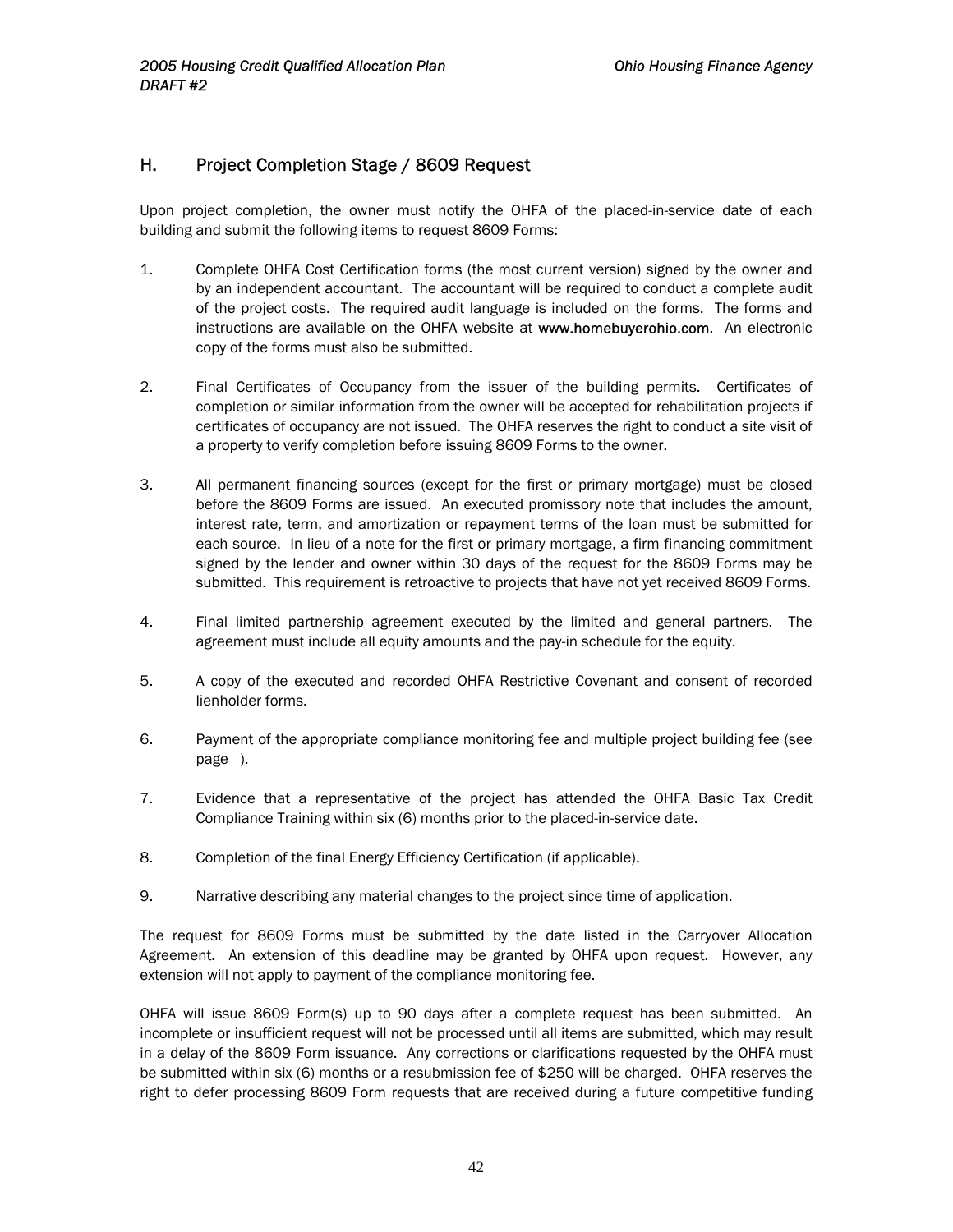## H. Project Completion Stage / 8609 Request

Upon project completion, the owner must notify the OHFA of the placed-in-service date of each building and submit the following items to request 8609 Forms:

1. Complete OHFA Cost Certification forms (the most current version) signed by the owner and by an independent accountant. The accountant will be required to conduct a complete audit of the project costs. The required audit language is included on the forms. The forms and instructions are available on the OHFA website at **www.homebuyerohio.com**. An electronic copy of the forms must also be submitted.

2. Final Certificates of Occupancy from the issuer of the building permits. Certificates of completion or similar information from the owner will be accepted for rehabilitation projects if certificates of occupancy are not issued. The OHFA reserves the right to conduct a site visit of a property to verify completion before issuing 8609 Forms to the owner.

3. All permanent financing sources (except for the first or primary mortgage) must be closed before the 8609 Forms are issued. An executed promissory note that includes the amount, interest rate, term, and amortization or repayment terms of the loan must be submitted for each source. In lieu of a note for the first or primary mortgage, a firm financing commitment signed by the lender and owner within 30 days of the request for the 8609 Forms may be submitted. This requirement is retroactive to projects that have not yet received 8609 Forms.

4. Final limited partnership agreement executed by the limited and general partners. The agreement must include all equity amounts and the pay-in schedule for the equity.

5. A copy of the executed and recorded OHFA Restrictive Covenant and consent of recorded lienholder forms.

6. Payment of the appropriate compliance monitoring fee and multiple project building fee (see page ).

7. Evidence that a representative of the project has attended the OHFA Basic Tax Credit Compliance Training within six (6) months prior to the placed-in-service date.

8. Completion of the final Energy Efficiency Certification (if applicable).

9. Narrative describing any material changes to the project since time of application.

The request for 8609 Forms must be submitted by the date listed in the Carryover Allocation Agreement. An extension of this deadline may be granted by OHFA upon request. However, any extension will not apply to payment of the compliance monitoring fee.

OHFA will issue 8609 Form(s) up to 90 days after a complete request has been submitted. An incomplete or insufficient request will not be processed until all items are submitted, which may result in a delay of the 8609 Form issuance. Any corrections or clarifications requested by the OHFA must be submitted within six (6) months or a resubmission fee of $250 will be charged. OHFA reserves the right to defer processing 8609 Form requests that are received during a future competitive funding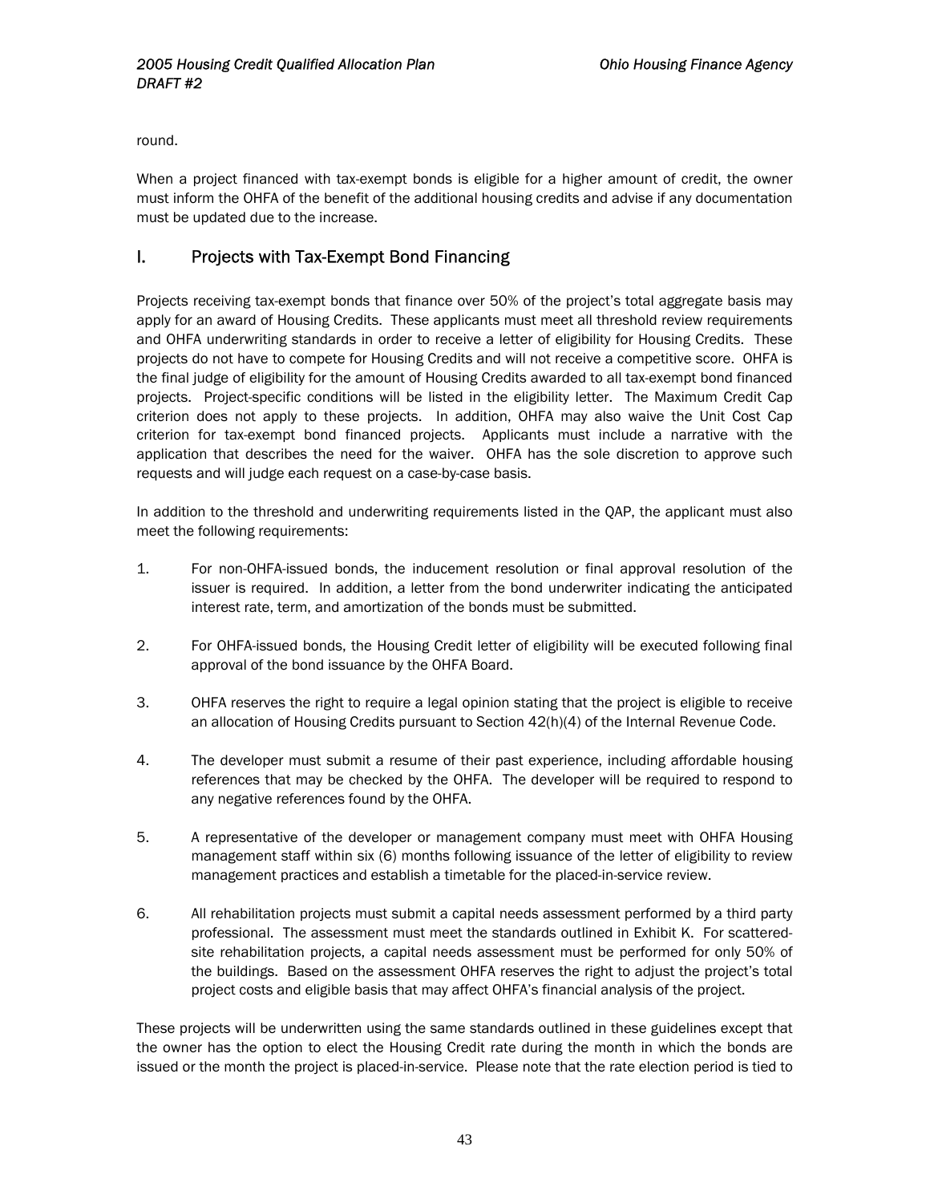round.

When a project financed with tax-exempt bonds is eligible for a higher amount of credit, the owner must inform the OHFA of the benefit of the additional housing credits and advise if any documentation must be updated due to the increase.

## I. Projects with Tax-Exempt Bond Financing

Projects receiving tax-exempt bonds that finance over 50% of the project's total aggregate basis may apply for an award of Housing Credits. These applicants must meet all threshold review requirements and OHFA underwriting standards in order to receive a letter of eligibility for Housing Credits. These projects do not have to compete for Housing Credits and will not receive a competitive score. OHFA is the final judge of eligibility for the amount of Housing Credits awarded to all tax-exempt bond financed projects. Project-specific conditions will be listed in the eligibility letter. The Maximum Credit Cap criterion does not apply to these projects. In addition, OHFA may also waive the Unit Cost Cap criterion for tax-exempt bond financed projects. Applicants must include a narrative with the application that describes the need for the waiver. OHFA has the sole discretion to approve such requests and will judge each request on a case-by-case basis.

In addition to the threshold and underwriting requirements listed in the QAP, the applicant must also meet the following requirements:

1. For non-OHFA-issued bonds, the inducement resolution or final approval resolution of the issuer is required. In addition, a letter from the bond underwriter indicating the anticipated interest rate, term, and amortization of the bonds must be submitted.

2. For OHFA-issued bonds, the Housing Credit letter of eligibility will be executed following final approval of the bond issuance by the OHFA Board.

3. OHFA reserves the right to require a legal opinion stating that the project is eligible to receive an allocation of Housing Credits pursuant to Section 42(h)(4) of the Internal Revenue Code.

4. The developer must submit a resume of their past experience, including affordable housing references that may be checked by the OHFA. The developer will be required to respond to any negative references found by the OHFA.

5. A representative of the developer or management company must meet with OHFA Housing management staff within six (6) months following issuance of the letter of eligibility to review management practices and establish a timetable for the placed-in-service review.

6. All rehabilitation projects must submit a capital needs assessment performed by a third party professional. The assessment must meet the standards outlined in Exhibit K. For scattered-site rehabilitation projects, a capital needs assessment must be performed for only 50% of the buildings. Based on the assessment OHFA reserves the right to adjust the project's total project costs and eligible basis that may affect OHFA's financial analysis of the project.

These projects will be underwritten using the same standards outlined in these guidelines except that the owner has the option to elect the Housing Credit rate during the month in which the bonds are issued or the month the project is placed-in-service. Please note that the rate election period is tied to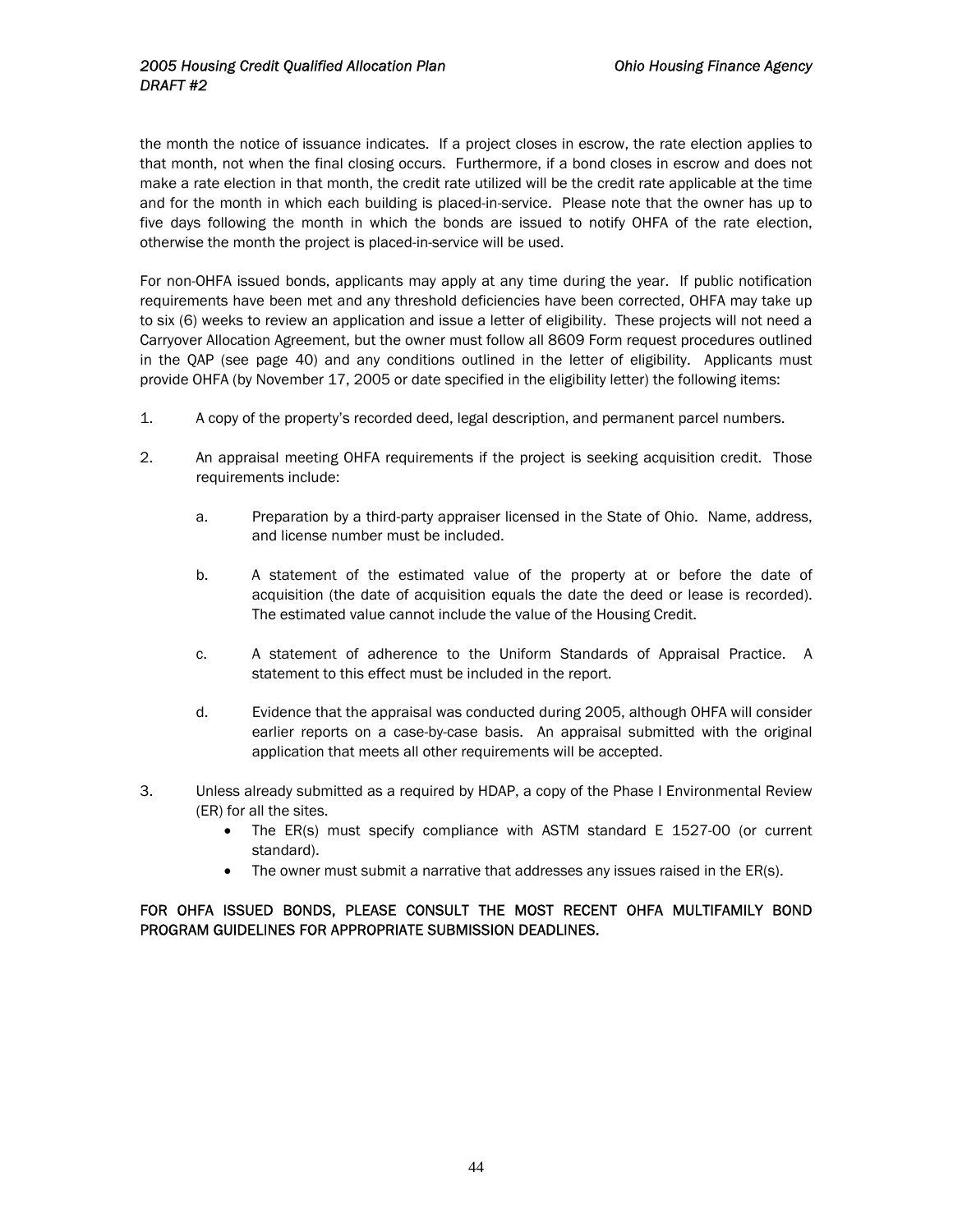the month the notice of issuance indicates. If a project closes in escrow, the rate election applies to that month, not when the final closing occurs. Furthermore, if a bond closes in escrow and does not make a rate election in that month, the credit rate utilized will be the credit rate applicable at the time and for the month in which each building is placed-in-service. Please note that the owner has up to five days following the month in which the bonds are issued to notify OHFA of the rate election, otherwise the month the project is placed-in-service will be used.

For non-OHFA issued bonds, applicants may apply at any time during the year. If public notification requirements have been met and any threshold deficiencies have been corrected, OHFA may take up to six (6) weeks to review an application and issue a letter of eligibility. These projects will not need a Carryover Allocation Agreement, but the owner must follow all 8609 Form request procedures outlined in the QAP (see page 40) and any conditions outlined in the letter of eligibility. Applicants must provide OHFA (by November 17, 2005 or date specified in the eligibility letter) the following items:

1. A copy of the property's recorded deed, legal description, and permanent parcel numbers.

2. An appraisal meeting OHFA requirements if the project is seeking acquisition credit. Those requirements include:

   a. Preparation by a third-party appraiser licensed in the State of Ohio. Name, address, and license number must be included.

   b. A statement of the estimated value of the property at or before the date of acquisition (the date of acquisition equals the date the deed or lease is recorded). The estimated value cannot include the value of the Housing Credit.

   c. A statement of adherence to the Uniform Standards of Appraisal Practice. A statement to this effect must be included in the report.

   d. Evidence that the appraisal was conducted during 2005, although OHFA will consider earlier reports on a case-by-case basis. An appraisal submitted with the original application that meets all other requirements will be accepted.

3. Unless already submitted as a required by HDAP, a copy of the Phase I Environmental Review (ER) for all the sites.
   - The ER(s) must specify compliance with ASTM standard E 1527-00 (or current standard).
   - The owner must submit a narrative that addresses any issues raised in the ER(s).

FOR OHFA ISSUED BONDS, PLEASE CONSULT THE MOST RECENT OHFA MULTIFAMILY BOND PROGRAM GUIDELINES FOR APPROPRIATE SUBMISSION DEADLINES.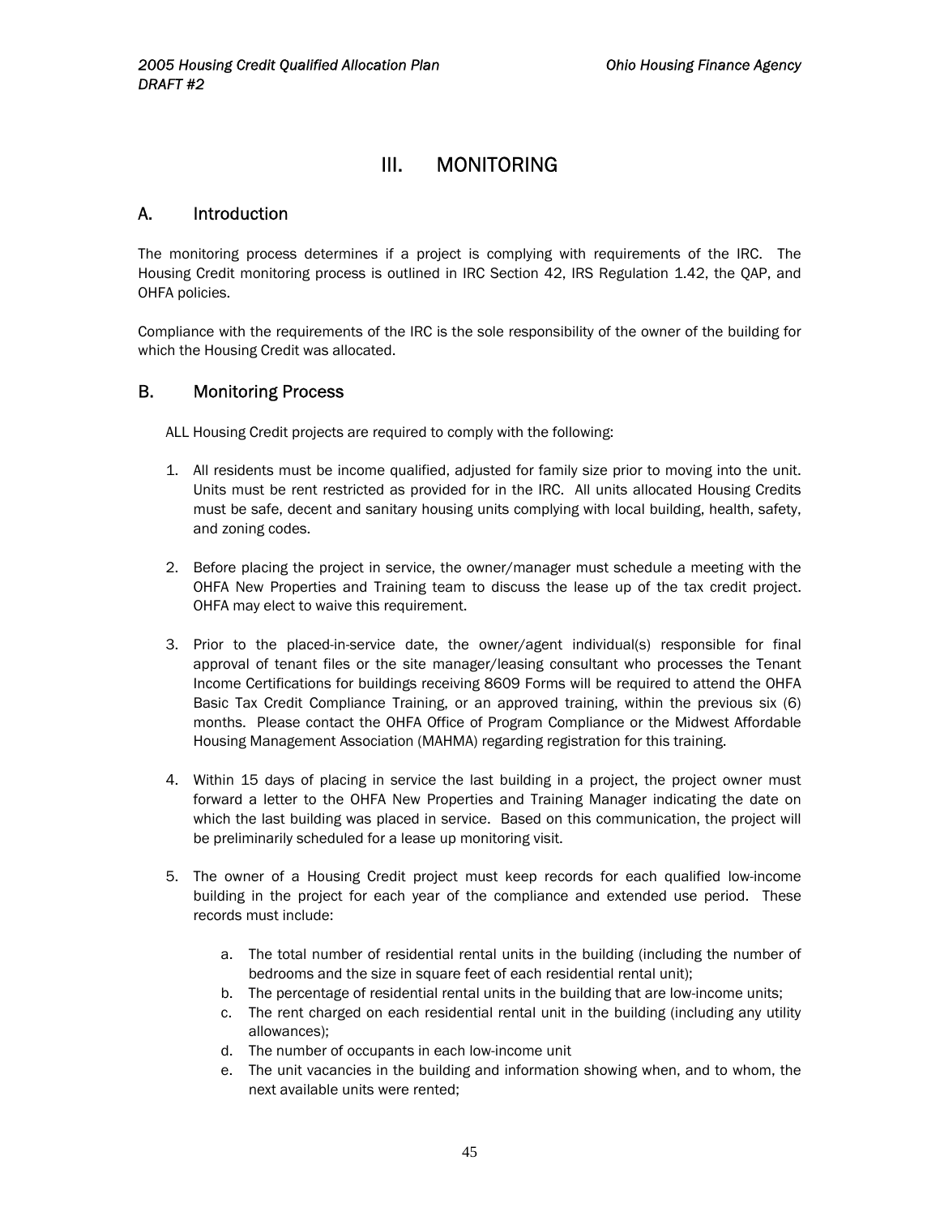# III. MONITORING

## A. Introduction

The monitoring process determines if a project is complying with requirements of the IRC. The Housing Credit monitoring process is outlined in IRC Section 42, IRS Regulation 1.42, the QAP, and OHFA policies.

Compliance with the requirements of the IRC is the sole responsibility of the owner of the building for which the Housing Credit was allocated.

## B. Monitoring Process

ALL Housing Credit projects are required to comply with the following:

1. All residents must be income qualified, adjusted for family size prior to moving into the unit. Units must be rent restricted as provided for in the IRC. All units allocated Housing Credits must be safe, decent and sanitary housing units complying with local building, health, safety, and zoning codes.

2. Before placing the project in service, the owner/manager must schedule a meeting with the OHFA New Properties and Training team to discuss the lease up of the tax credit project. OHFA may elect to waive this requirement.

3. Prior to the placed-in-service date, the owner/agent individual(s) responsible for final approval of tenant files or the site manager/leasing consultant who processes the Tenant Income Certifications for buildings receiving 8609 Forms will be required to attend the OHFA Basic Tax Credit Compliance Training, or an approved training, within the previous six (6) months. Please contact the OHFA Office of Program Compliance or the Midwest Affordable Housing Management Association (MAHMA) regarding registration for this training.

4. Within 15 days of placing in service the last building in a project, the project owner must forward a letter to the OHFA New Properties and Training Manager indicating the date on which the last building was placed in service. Based on this communication, the project will be preliminarily scheduled for a lease up monitoring visit.

5. The owner of a Housing Credit project must keep records for each qualified low-income building in the project for each year of the compliance and extended use period. These records must include:

   a. The total number of residential rental units in the building (including the number of bedrooms and the size in square feet of each residential rental unit);
   b. The percentage of residential rental units in the building that are low-income units;
   c. The rent charged on each residential rental unit in the building (including any utility allowances);
   d. The number of occupants in each low-income unit
   e. The unit vacancies in the building and information showing when, and to whom, the next available units were rented;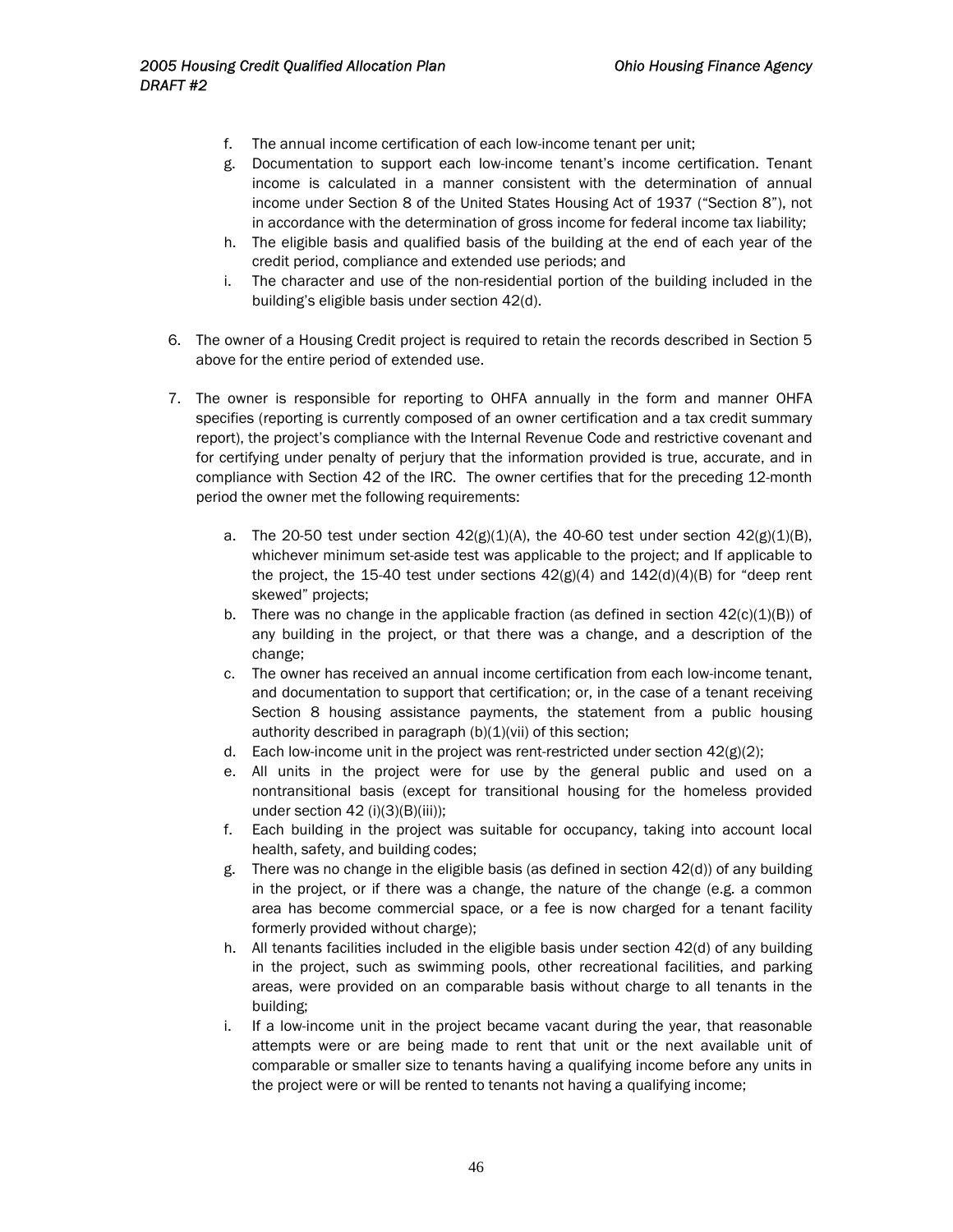f. The annual income certification of each low-income tenant per unit;
g. Documentation to support each low-income tenant's income certification. Tenant income is calculated in a manner consistent with the determination of annual income under Section 8 of the United States Housing Act of 1937 ("Section 8"), not in accordance with the determination of gross income for federal income tax liability;
h. The eligible basis and qualified basis of the building at the end of each year of the credit period, compliance and extended use periods; and
i. The character and use of the non-residential portion of the building included in the building's eligible basis under section 42(d).

6. The owner of a Housing Credit project is required to retain the records described in Section 5 above for the entire period of extended use.

7. The owner is responsible for reporting to OHFA annually in the form and manner OHFA specifies (reporting is currently composed of an owner certification and a tax credit summary report), the project's compliance with the Internal Revenue Code and restrictive covenant and for certifying under penalty of perjury that the information provided is true, accurate, and in compliance with Section 42 of the IRC. The owner certifies that for the preceding 12-month period the owner met the following requirements:

   a. The 20-50 test under section 42(g)(1)(A), the 40-60 test under section 42(g)(1)(B), whichever minimum set-aside test was applicable to the project; and If applicable to the project, the 15-40 test under sections 42(g)(4) and 142(d)(4)(B) for "deep rent skewed" projects;
   b. There was no change in the applicable fraction (as defined in section 42(c)(1)(B)) of any building in the project, or that there was a change, and a description of the change;
   c. The owner has received an annual income certification from each low-income tenant, and documentation to support that certification; or, in the case of a tenant receiving Section 8 housing assistance payments, the statement from a public housing authority described in paragraph (b)(1)(vii of this section;
   d. Each low-income unit in the project was rent-restricted under section 42(g)(2);
   e. All units in the project were for use by the general public and used on a nontransitional basis (except for transitional housing for the homeless provided under section 42 (i)(3)(B)(iii));
   f. Each building in the project was suitable for occupancy, taking into account local health, safety, and building codes;
   g. There was no change in the eligible basis (as defined in section 42(d)) of any building in the project, or if there was a change, the nature of the change (e.g. a common area has become commercial space, or a fee is now charged for a tenant facility formerly provided without charge);
   h. All tenants facilities included in the eligible basis under section 42(d) of any building in the project, such as swimming pools, other recreational facilities, and parking areas, were provided on an comparable basis without charge to all tenants in the building;
   i. If a low-income unit in the project became vacant during the year, that reasonable attempts were or are being made to rent that unit or the next available unit of comparable or smaller size to tenants having a qualifying income before any units in the project were or will be rented to tenants not having a qualifying income;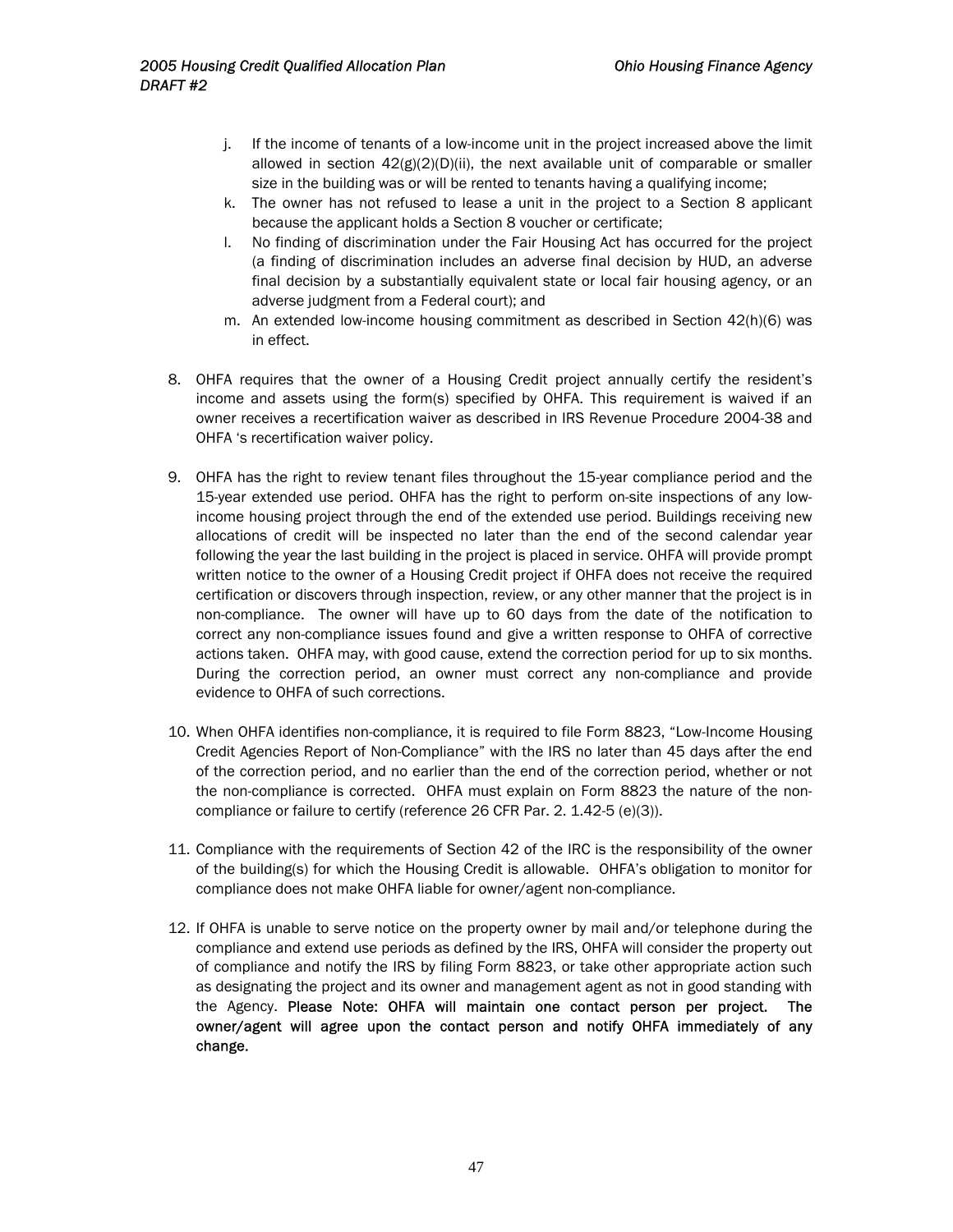j. If the income of tenants of a low-income unit in the project increased above the limit allowed in section 42(g)(2)(D)(ii), the next available unit of comparable or smaller size in the building was or will be rented to tenants having a qualifying income;
k. The owner has not refused to lease a unit in the project to a Section 8 applicant because the applicant holds a Section 8 voucher or certificate;
l. No finding of discrimination under the Fair Housing Act has occurred for the project (a finding of discrimination includes an adverse final decision by HUD, an adverse final decision by a substantially equivalent state or local fair housing agency, or an adverse judgment from a Federal court); and
m. An extended low-income housing commitment as described in Section 42(h)(6) was in effect.

8. OHFA requires that the owner of a Housing Credit project annually certify the resident's income and assets using the form(s) specified by OHFA. This requirement is waived if an owner receives a recertification waiver as described in IRS Revenue Procedure 2004-38 and OHFA 's recertification waiver policy.

9. OHFA has the right to review tenant files throughout the 15-year compliance period and the 15-year extended use period. OHFA has the right to perform on-site inspections of any low-income housing project through the end of the extended use period. Buildings receiving new allocations of credit will be inspected no later than the end of the second calendar year following the year the last building in the project is placed in service. OHFA will provide prompt written notice to the owner of a Housing Credit project if OHFA does not receive the required certification or discovers through inspection, review, or any other manner that the project is in non-compliance. The owner will have up to 60 days from the date of the notification to correct any non-compliance issues found and give a written response to OHFA of corrective actions taken. OHFA may, with good cause, extend the correction period for up to six months. During the correction period, an owner must correct any non-compliance and provide evidence to OHFA of such corrections.

10. When OHFA identifies non-compliance, it is required to file Form 8823, "Low-Income Housing Credit Agencies Report of Non-Compliance" with the IRS no later than 45 days after the end of the correction period, and no earlier than the end of the correction period, whether or not the non-compliance is corrected. OHFA must explain on Form 8823 the nature of the non-compliance or failure to certify (reference 26 CFR Par. 2. 1.42-5 (e)(3)).

11. Compliance with the requirements of Section 42 of the IRC is the responsibility of the owner of the building(s) for which the Housing Credit is allowable. OHFA's obligation to monitor for compliance does not make OHFA liable for owner/agent non-compliance.

12. If OHFA is unable to serve notice on the property owner by mail and/or telephone during the compliance and extend use periods as defined by the IRS, OHFA will consider the property out of compliance and notify the IRS by filing Form 8823, or take other appropriate action such as designating the project and its owner and management agent as not in good standing with the Agency. **Please Note: OHFA will maintain one contact person per project. The owner/agent will agree upon the contact person and notify OHFA immediately of any change.**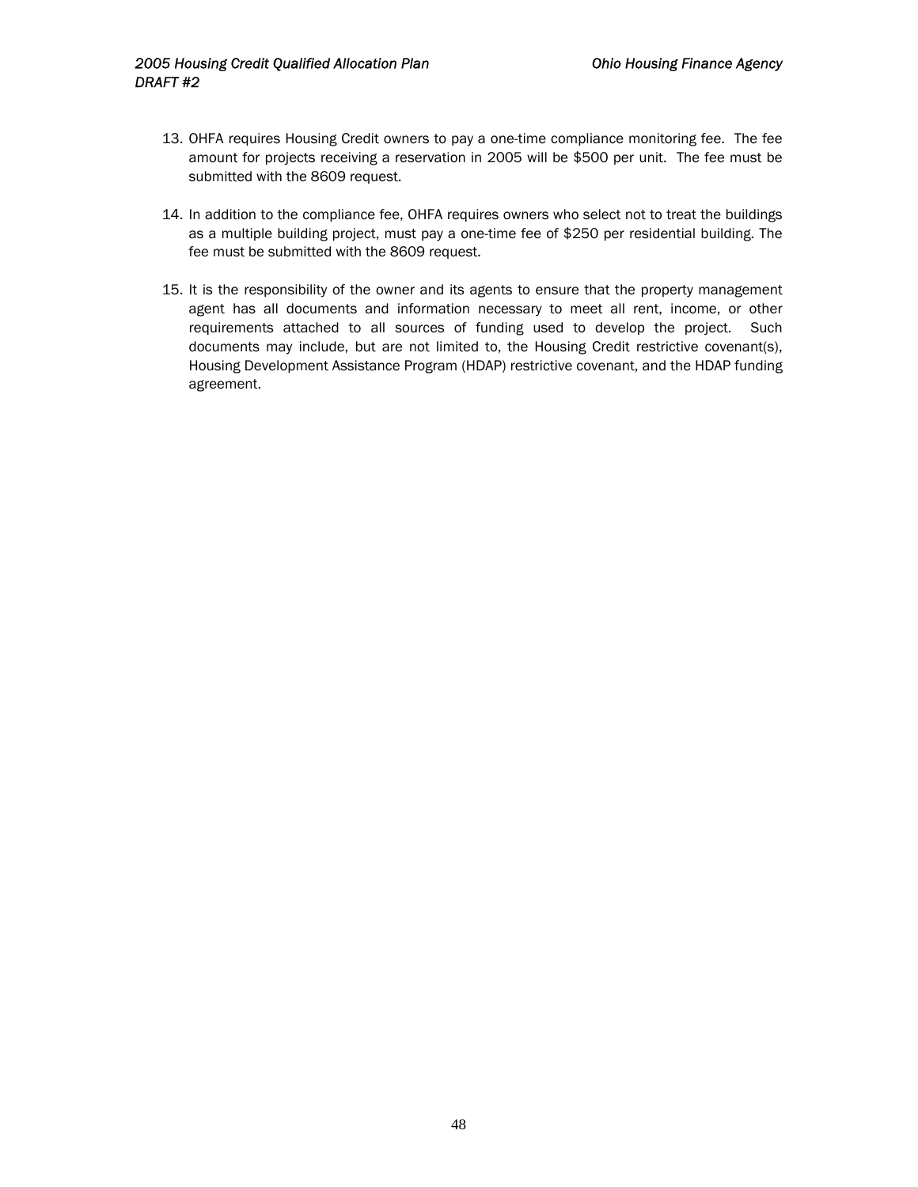13. OHFA requires Housing Credit owners to pay a one-time compliance monitoring fee. The fee amount for projects receiving a reservation in 2005 will be $500 per unit. The fee must be submitted with the 8609 request.

14. In addition to the compliance fee, OHFA requires owners who select not to treat the buildings as a multiple building project, must pay a one-time fee of $250 per residential building. The fee must be submitted with the 8609 request.

15. It is the responsibility of the owner and its agents to ensure that the property management agent has all documents and information necessary to meet all rent, income, or other requirements attached to all sources of funding used to develop the project. Such documents may include, but are not limited to, the Housing Credit restrictive covenant(s), Housing Development Assistance Program (HDAP) restrictive covenant, and the HDAP funding agreement.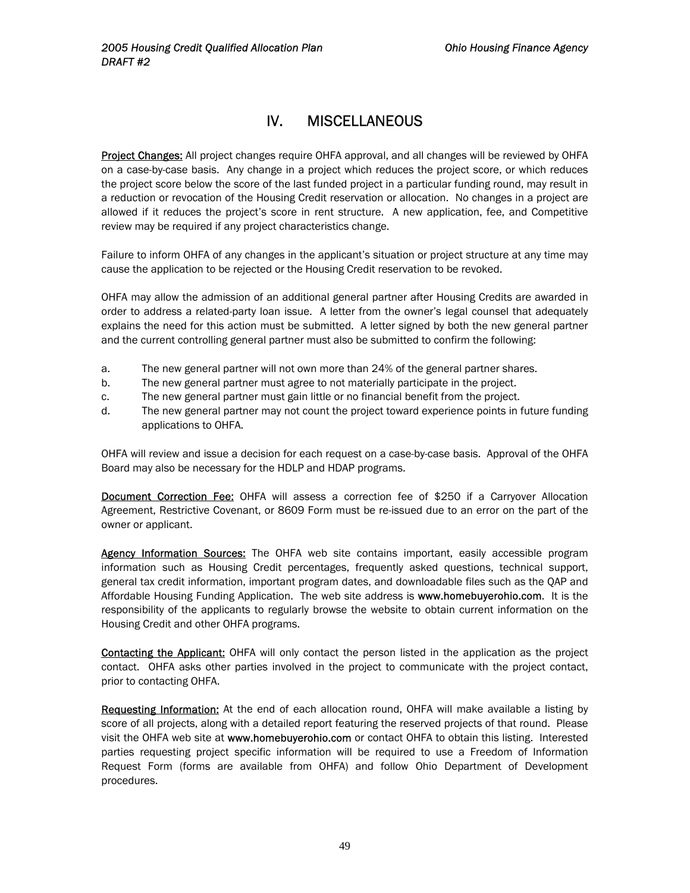# IV. MISCELLANEOUS

**Project Changes:** All project changes require OHFA approval, and all changes will be reviewed by OHFA on a case-by-case basis. Any change in a project which reduces the project score, or which reduces the project score below the score of the last funded project in a particular funding round, may result in a reduction or revocation of the Housing Credit reservation or allocation. No changes in a project are allowed if it reduces the project's score in rent structure. A new application, fee, and Competitive review may be required if any project characteristics change.

Failure to inform OHFA of any changes in the applicant's situation or project structure at any time may cause the application to be rejected or the Housing Credit reservation to be revoked.

OHFA may allow the admission of an additional general partner after Housing Credits are awarded in order to address a related-party loan issue. A letter from the owner's legal counsel that adequately explains the need for this action must be submitted. A letter signed by both the new general partner and the current controlling general partner must also be submitted to confirm the following:

a. The new general partner will not own more than 24% of the general partner shares.
b. The new general partner must agree to not materially participate in the project.
c. The new general partner must gain little or no financial benefit from the project.
d. The new general partner may not count the project toward experience points in future funding applications to OHFA.

OHFA will review and issue a decision for each request on a case-by-case basis. Approval of the OHFA Board may also be necessary for the HDLP and HDAP programs.

**Document Correction Fee:** OHFA will assess a correction fee of $250 if a Carryover Allocation Agreement, Restrictive Covenant, or 8609 Form must be re-issued due to an error on the part of the owner or applicant.

**Agency Information Sources:** The OHFA web site contains important, easily accessible program information such as Housing Credit percentages, frequently asked questions, technical support, general tax credit information, important program dates, and downloadable files such as the QAP and Affordable Housing Funding Application. The web site address is www.homebuyerohio.com. It is the responsibility of the applicants to regularly browse the website to obtain current information on the Housing Credit and other OHFA programs.

**Contacting the Applicant:** OHFA will only contact the person listed in the application as the project contact. OHFA asks other parties involved in the project to communicate with the project contact, prior to contacting OHFA.

**Requesting Information:** At the end of each allocation round, OHFA will make available a listing by score of all projects, along with a detailed report featuring the reserved projects of that round. Please visit the OHFA web site at www.homebuyerohio.com or contact OHFA to obtain this listing. Interested parties requesting project specific information will be required to use a Freedom of Information Request Form (forms are available from OHFA) and follow Ohio Department of Development procedures.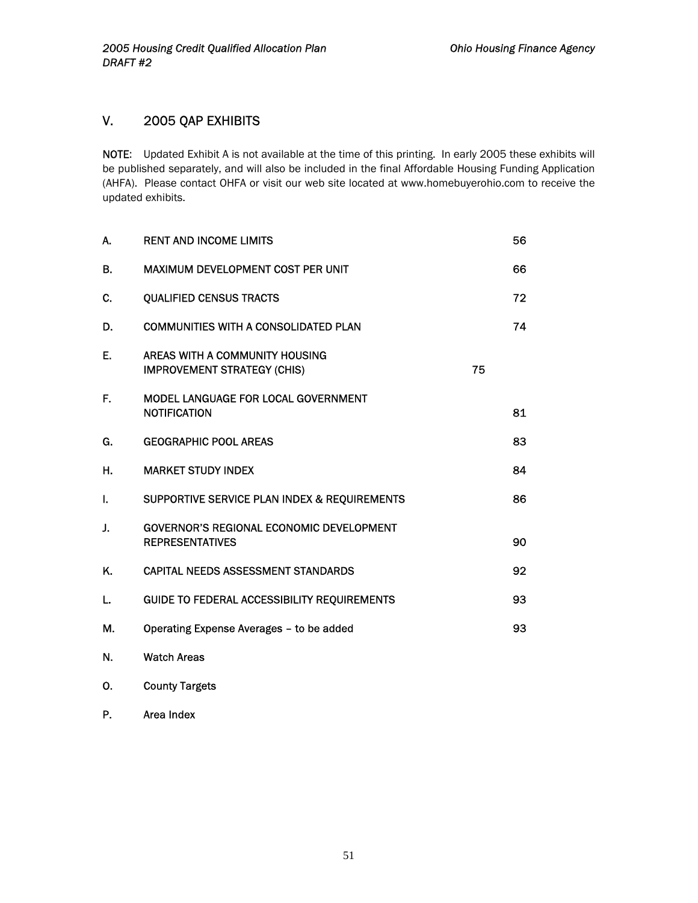## V. 2005 QAP EXHIBITS

**NOTE**: Updated Exhibit A is not available at the time of this printing. In early 2005 these exhibits will be published separately, and will also be included in the final Affordable Housing Funding Application (AHFA). Please contact OHFA or visit our web site located at www.homebuyerohio.com to receive the updated exhibits.

| | | |
|---|---|---|
| A. | RENT AND INCOME LIMITS | 56 |
| B. | MAXIMUM DEVELOPMENT COST PER UNIT | 66 |
| C. | QUALIFIED CENSUS TRACTS | 72 |
| D. | COMMUNITIES WITH A CONSOLIDATED PLAN | 74 |
| E. | AREAS WITH A COMMUNITY HOUSING IMPROVEMENT STRATEGY (CHIS) | 75 |
| F. | MODEL LANGUAGE FOR LOCAL GOVERNMENT NOTIFICATION | 81 |
| G. | GEOGRAPHIC POOL AREAS | 83 |
| H. | MARKET STUDY INDEX | 84 |
| I. | SUPPORTIVE SERVICE PLAN INDEX & REQUIREMENTS | 86 |
| J. | GOVERNOR'S REGIONAL ECONOMIC DEVELOPMENT REPRESENTATIVES | 90 |
| K. | CAPITAL NEEDS ASSESSMENT STANDARDS | 92 |
| L. | GUIDE TO FEDERAL ACCESSIBILITY REQUIREMENTS | 93 |
| M. | Operating Expense Averages – to be added | 93 |
| N. | Watch Areas | |
| O. | County Targets | |
| P. | Area Index | |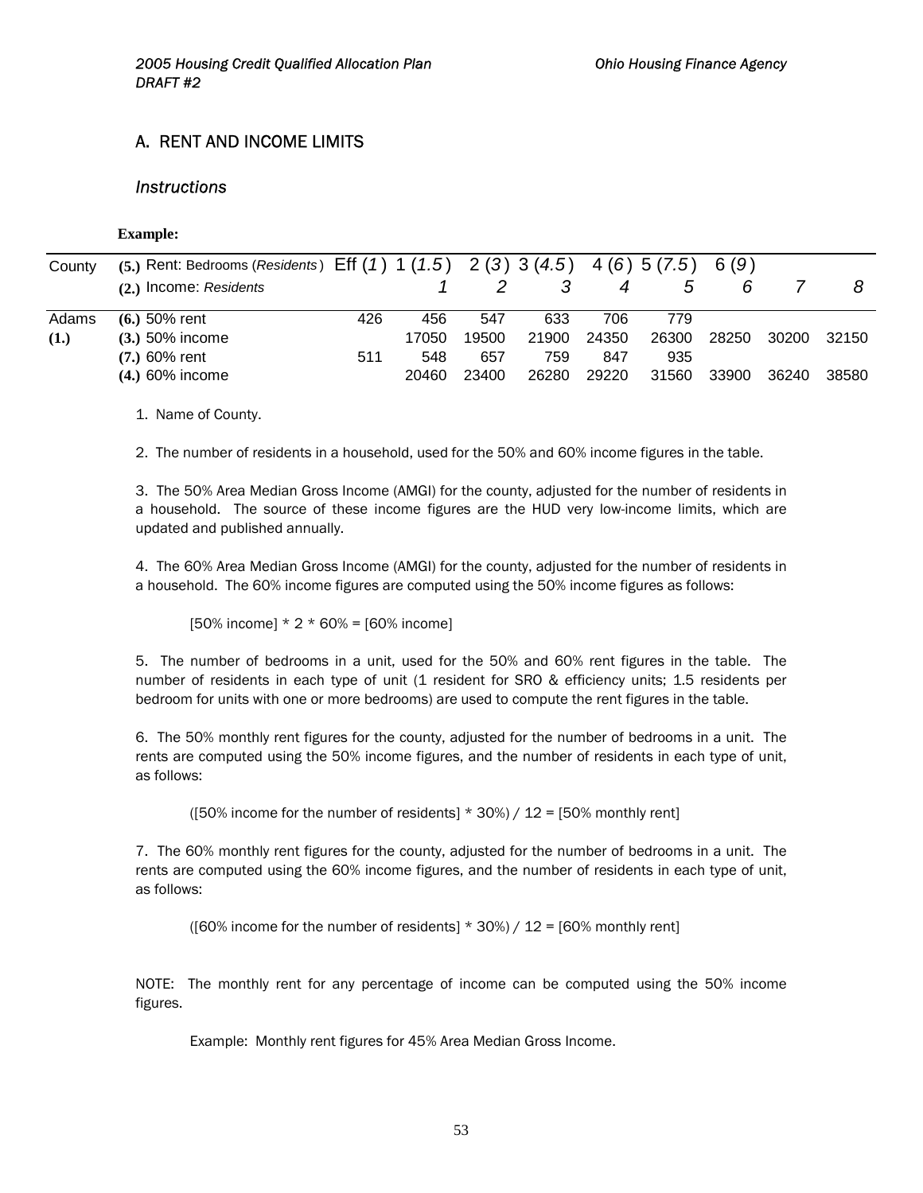## A. RENT AND INCOME LIMITS

### *Instructions*

**Example:**

| County | | Eff (*1*) | 1 (*1.5*) | 2 (*3*) | 3 (*4.5*) | 4 (*6*) | 5 (*7.5*) | 6 (*9*) | | |
|---|---|---|---|---|---|---|---|---|---|---|
| | **(5.)** Rent: Bedrooms (*Residents*) | | | | | | | | | |
| | **(2.)** Income: *Residents* | | *1* | *2* | *3* | *4* | *5* | *6* | *7* | *8* |
| Adams **(1.)** | **(6.)** 50% rent | 426 | 456 | 547 | 633 | 706 | 779 | | | |
| | **(3.)** 50% income | | 17050 | 19500 | 21900 | 24350 | 26300 | 28250 | 30200 | 32150 |
| | **(7.)** 60% rent | 511 | 548 | 657 | 759 | 847 | 935 | | | |
| | **(4.)** 60% income | | 20460 | 23400 | 26280 | 29220 | 31560 | 33900 | 36240 | 38580 |

1. Name of County.

2. The number of residents in a household, used for the 50% and 60% income figures in the table.

3. The 50% Area Median Gross Income (AMGI) for the county, adjusted for the number of residents in a household. The source of these income figures are the HUD very low-income limits, which are updated and published annually.

4. The 60% Area Median Gross Income (AMGI) for the county, adjusted for the number of residents in a household. The 60% income figures are computed using the 50% income figures as follows:

   [50% income] * 2 * 60% = [60% income]

5. The number of bedrooms in a unit, used for the 50% and 60% rent figures in the table. The number of residents in each type of unit (1 resident for SRO & efficiency units; 1.5 residents per bedroom for units with one or more bedrooms) are used to compute the rent figures in the table.

6. The 50% monthly rent figures for the county, adjusted for the number of bedrooms in a unit. The rents are computed using the 50% income figures, and the number of residents in each type of unit, as follows:

   ([50% income for the number of residents] * 30%) / 12 = [50% monthly rent]

7. The 60% monthly rent figures for the county, adjusted for the number of bedrooms in a unit. The rents are computed using the 60% income figures, and the number of residents in each type of unit, as follows:

   ([60% income for the number of residents] * 30%) / 12 = [60% monthly rent]

NOTE: The monthly rent for any percentage of income can be computed using the 50% income figures.

Example: Monthly rent figures for 45% Area Median Gross Income.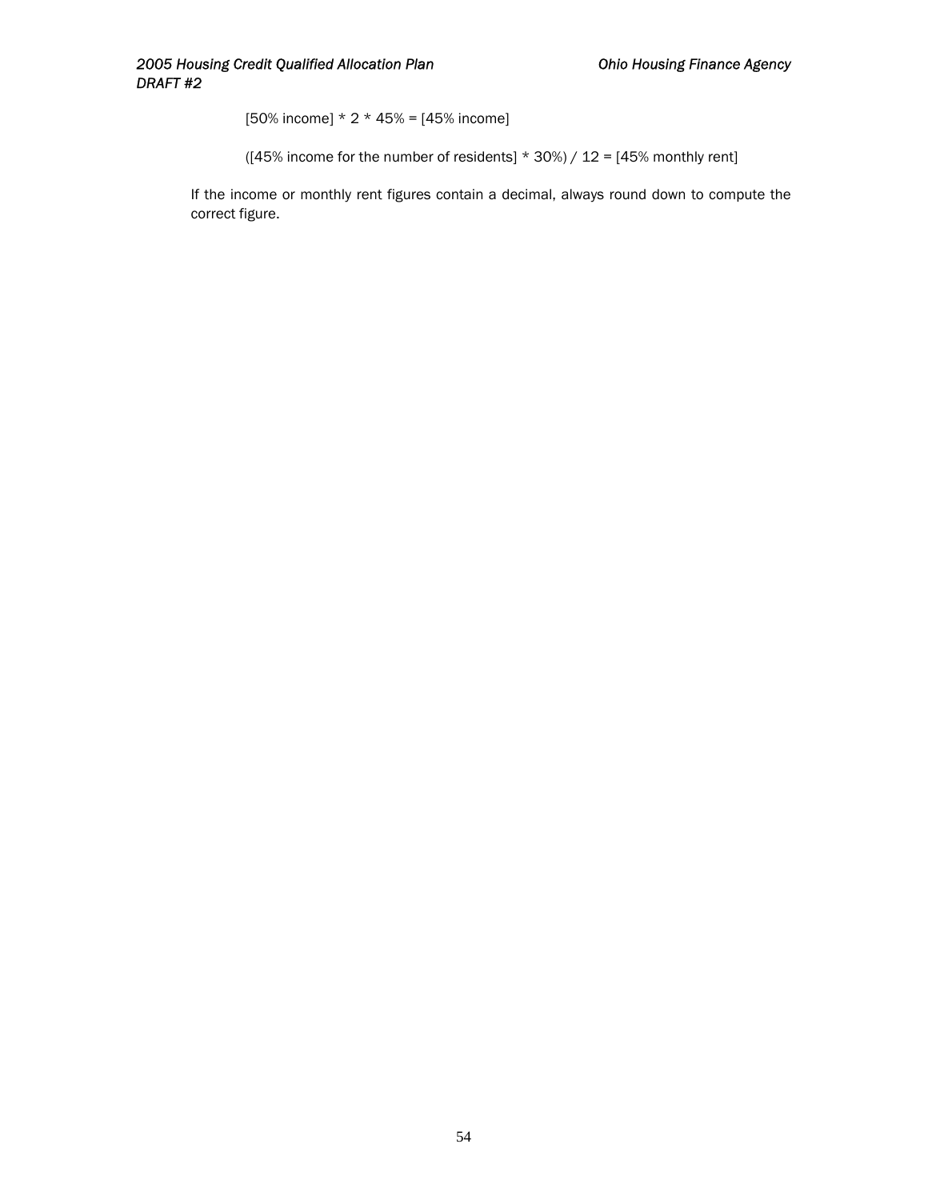[50% income] * 2 * 45% = [45% income]

([45% income for the number of residents] * 30%) / 12 = [45% monthly rent]

If the income or monthly rent figures contain a decimal, always round down to compute the correct figure.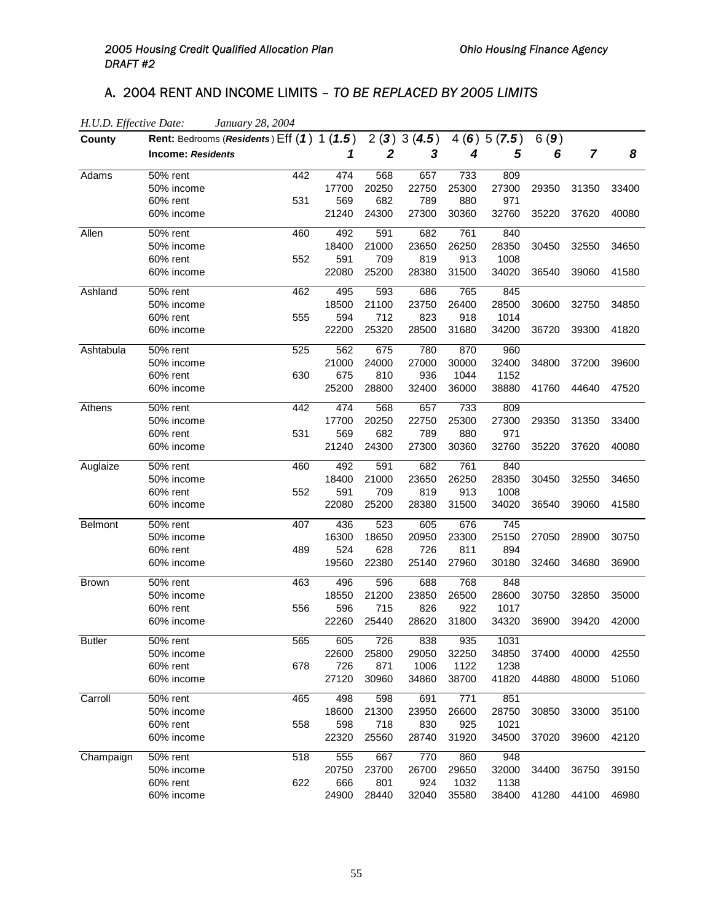## A. 2004 RENT AND INCOME LIMITS – *TO BE REPLACED BY 2005 LIMITS*

*H.U.D. Effective Date: January 28, 2004*

| County | Rent: Bedrooms (*Residents*) / Income: *Residents* | Eff (*1*) | 1 (*1.5*) / 1 | 2 (*3*) / 2 | 3 (*4.5*) / 3 | 4 (*6*) / 4 | 5 (*7.5*) / 5 | 6 (*9*) / 6 | 7 | 8 |
|---|---|---|---|---|---|---|---|---|---|---|
| Adams | 50% rent | 442 | 474 | 568 | 657 | 733 | 809 | | | |
| | 50% income | | 17700 | 20250 | 22750 | 25300 | 27300 | 29350 | 31350 | 33400 |
| | 60% rent | 531 | 569 | 682 | 789 | 880 | 971 | | | |
| | 60% income | | 21240 | 24300 | 27300 | 30360 | 32760 | 35220 | 37620 | 40080 |
| Allen | 50% rent | 460 | 492 | 591 | 682 | 761 | 840 | | | |
| | 50% income | | 18400 | 21000 | 23650 | 26250 | 28350 | 30450 | 32550 | 34650 |
| | 60% rent | 552 | 591 | 709 | 819 | 913 | 1008 | | | |
| | 60% income | | 22080 | 25200 | 28380 | 31500 | 34020 | 36540 | 39060 | 41580 |
| Ashland | 50% rent | 462 | 495 | 593 | 686 | 765 | 845 | | | |
| | 50% income | | 18500 | 21100 | 23750 | 26400 | 28500 | 30600 | 32750 | 34850 |
| | 60% rent | 555 | 594 | 712 | 823 | 918 | 1014 | | | |
| | 60% income | | 22200 | 25320 | 28500 | 31680 | 34200 | 36720 | 39300 | 41820 |
| Ashtabula | 50% rent | 525 | 562 | 675 | 780 | 870 | 960 | | | |
| | 50% income | | 21000 | 24000 | 27000 | 30000 | 32400 | 34800 | 37200 | 39600 |
| | 60% rent | 630 | 675 | 810 | 936 | 1044 | 1152 | | | |
| | 60% income | | 25200 | 28800 | 32400 | 36000 | 38880 | 41760 | 44640 | 47520 |
| Athens | 50% rent | 442 | 474 | 568 | 657 | 733 | 809 | | | |
| | 50% income | | 17700 | 20250 | 22750 | 25300 | 27300 | 29350 | 31350 | 33400 |
| | 60% rent | 531 | 569 | 682 | 789 | 880 | 971 | | | |
| | 60% income | | 21240 | 24300 | 27300 | 30360 | 32760 | 35220 | 37620 | 40080 |
| Auglaize | 50% rent | 460 | 492 | 591 | 682 | 761 | 840 | | | |
| | 50% income | | 18400 | 21000 | 23650 | 26250 | 28350 | 30450 | 32550 | 34650 |
| | 60% rent | 552 | 591 | 709 | 819 | 913 | 1008 | | | |
| | 60% income | | 22080 | 25200 | 28380 | 31500 | 34020 | 36540 | 39060 | 41580 |
| Belmont | 50% rent | 407 | 436 | 523 | 605 | 676 | 745 | | | |
| | 50% income | | 16300 | 18650 | 20950 | 23300 | 25150 | 27050 | 28900 | 30750 |
| | 60% rent | 489 | 524 | 628 | 726 | 811 | 894 | | | |
| | 60% income | | 19560 | 22380 | 25140 | 27960 | 30180 | 32460 | 34680 | 36900 |
| Brown | 50% rent | 463 | 496 | 596 | 688 | 768 | 848 | | | |
| | 50% income | | 18550 | 21200 | 23850 | 26500 | 28600 | 30750 | 32850 | 35000 |
| | 60% rent | 556 | 596 | 715 | 826 | 922 | 1017 | | | |
| | 60% income | | 22260 | 25440 | 28620 | 31800 | 34320 | 36900 | 39420 | 42000 |
| Butler | 50% rent | 565 | 605 | 726 | 838 | 935 | 1031 | | | |
| | 50% income | | 22600 | 25800 | 29050 | 32250 | 34850 | 37400 | 40000 | 42550 |
| | 60% rent | 678 | 726 | 871 | 1006 | 1122 | 1238 | | | |
| | 60% income | | 27120 | 30960 | 34860 | 38700 | 41820 | 44880 | 48000 | 51060 |
| Carroll | 50% rent | 465 | 498 | 598 | 691 | 771 | 851 | | | |
| | 50% income | | 18600 | 21300 | 23950 | 26600 | 28750 | 30850 | 33000 | 35100 |
| | 60% rent | 558 | 598 | 718 | 830 | 925 | 1021 | | | |
| | 60% income | | 22320 | 25560 | 28740 | 31920 | 34500 | 37020 | 39600 | 42120 |
| Champaign | 50% rent | 518 | 555 | 667 | 770 | 860 | 948 | | | |
| | 50% income | | 20750 | 23700 | 26700 | 29650 | 32000 | 34400 | 36750 | 39150 |
| | 60% rent | 622 | 666 | 801 | 924 | 1032 | 1138 | | | |
| | 60% income | | 24900 | 28440 | 32040 | 35580 | 38400 | 41280 | 44100 | 46980 |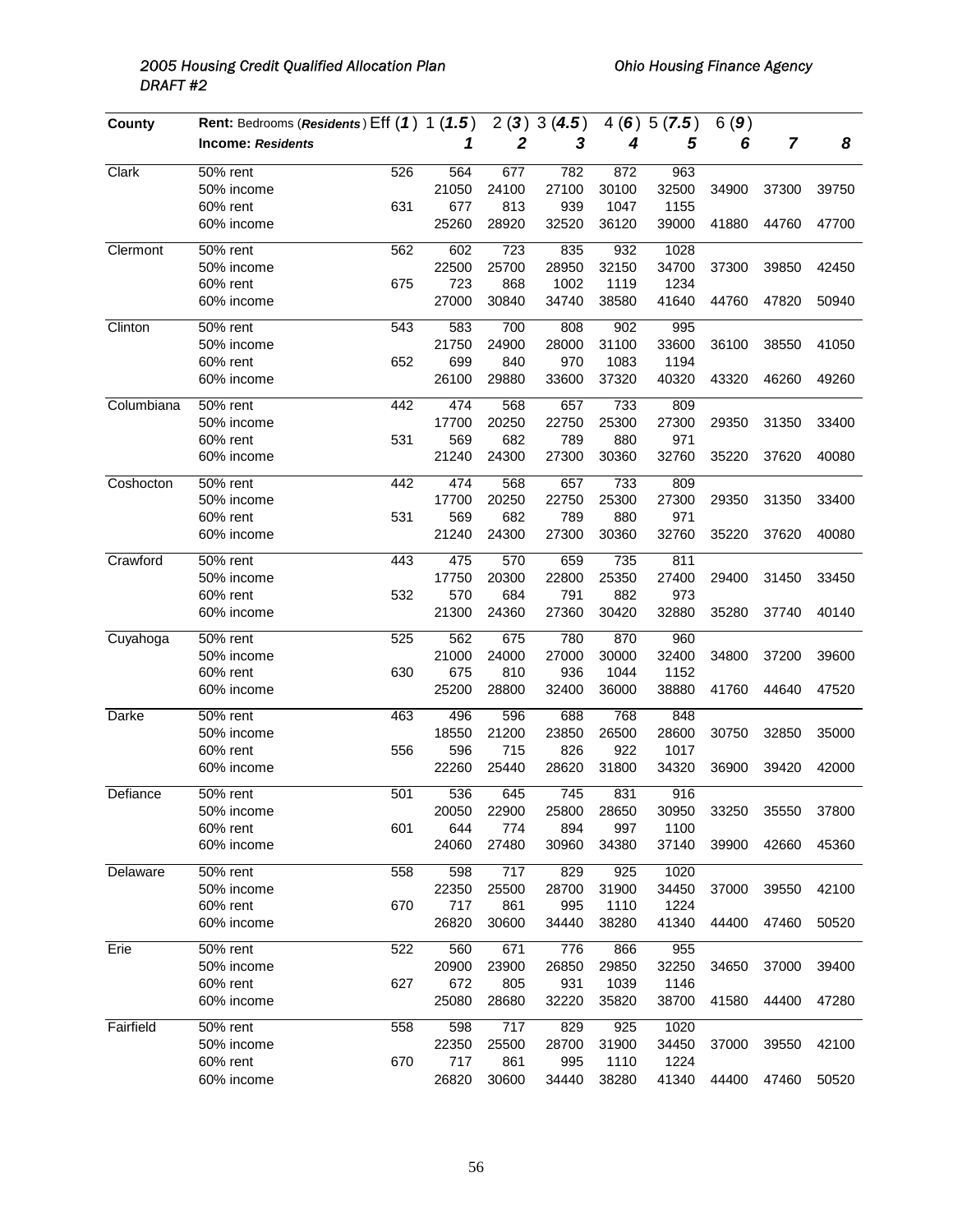| County | Rent: Bedrooms (*Residents*) Eff (*1*) 1 (*1.5*) 2 (*3*) 3 (*4.5*) 4 (*6*) 5 (*7.5*) 6 (*9*) | | | | | | | | | |
|---|---|---|---|---|---|---|---|---|---|---|
| | **Income: *Residents*** | | ***1*** | ***2*** | ***3*** | ***4*** | ***5*** | ***6*** | ***7*** | ***8*** |
| Clark | 50% rent | 526 | 564 | 677 | 782 | 872 | 963 | | | |
| | 50% income | | 21050 | 24100 | 27100 | 30100 | 32500 | 34900 | 37300 | 39750 |
| | 60% rent | 631 | 677 | 813 | 939 | 1047 | 1155 | | | |
| | 60% income | | 25260 | 28920 | 32520 | 36120 | 39000 | 41880 | 44760 | 47700 |
| Clermont | 50% rent | 562 | 602 | 723 | 835 | 932 | 1028 | | | |
| | 50% income | | 22500 | 25700 | 28950 | 32150 | 34700 | 37300 | 39850 | 42450 |
| | 60% rent | 675 | 723 | 868 | 1002 | 1119 | 1234 | | | |
| | 60% income | | 27000 | 30840 | 34740 | 38580 | 41640 | 44760 | 47820 | 50940 |
| Clinton | 50% rent | 543 | 583 | 700 | 808 | 902 | 995 | | | |
| | 50% income | | 21750 | 24900 | 28000 | 31100 | 33600 | 36100 | 38550 | 41050 |
| | 60% rent | 652 | 699 | 840 | 970 | 1083 | 1194 | | | |
| | 60% income | | 26100 | 29880 | 33600 | 37320 | 40320 | 43320 | 46260 | 49260 |
| Columbiana | 50% rent | 442 | 474 | 568 | 657 | 733 | 809 | | | |
| | 50% income | | 17700 | 20250 | 22750 | 25300 | 27300 | 29350 | 31350 | 33400 |
| | 60% rent | 531 | 569 | 682 | 789 | 880 | 971 | | | |
| | 60% income | | 21240 | 24300 | 27300 | 30360 | 32760 | 35220 | 37620 | 40080 |
| Coshocton | 50% rent | 442 | 474 | 568 | 657 | 733 | 809 | | | |
| | 50% income | | 17700 | 20250 | 22750 | 25300 | 27300 | 29350 | 31350 | 33400 |
| | 60% rent | 531 | 569 | 682 | 789 | 880 | 971 | | | |
| | 60% income | | 21240 | 24300 | 27300 | 30360 | 32760 | 35220 | 37620 | 40080 |
| Crawford | 50% rent | 443 | 475 | 570 | 659 | 735 | 811 | | | |
| | 50% income | | 17750 | 20300 | 22800 | 25350 | 27400 | 29400 | 31450 | 33450 |
| | 60% rent | 532 | 570 | 684 | 791 | 882 | 973 | | | |
| | 60% income | | 21300 | 24360 | 27360 | 30420 | 32880 | 35280 | 37740 | 40140 |
| Cuyahoga | 50% rent | 525 | 562 | 675 | 780 | 870 | 960 | | | |
| | 50% income | | 21000 | 24000 | 27000 | 30000 | 32400 | 34800 | 37200 | 39600 |
| | 60% rent | 630 | 675 | 810 | 936 | 1044 | 1152 | | | |
| | 60% income | | 25200 | 28800 | 32400 | 36000 | 38880 | 41760 | 44640 | 47520 |
| Darke | 50% rent | 463 | 496 | 596 | 688 | 768 | 848 | | | |
| | 50% income | | 18550 | 21200 | 23850 | 26500 | 28600 | 30750 | 32850 | 35000 |
| | 60% rent | 556 | 596 | 715 | 826 | 922 | 1017 | | | |
| | 60% income | | 22260 | 25440 | 28620 | 31800 | 34320 | 36900 | 39420 | 42000 |
| Defiance | 50% rent | 501 | 536 | 645 | 745 | 831 | 916 | | | |
| | 50% income | | 20050 | 22900 | 25800 | 28650 | 30950 | 33250 | 35550 | 37800 |
| | 60% rent | 601 | 644 | 774 | 894 | 997 | 1100 | | | |
| | 60% income | | 24060 | 27480 | 30960 | 34380 | 37140 | 39900 | 42660 | 45360 |
| Delaware | 50% rent | 558 | 598 | 717 | 829 | 925 | 1020 | | | |
| | 50% income | | 22350 | 25500 | 28700 | 31900 | 34450 | 37000 | 39550 | 42100 |
| | 60% rent | 670 | 717 | 861 | 995 | 1110 | 1224 | | | |
| | 60% income | | 26820 | 30600 | 34440 | 38280 | 41340 | 44400 | 47460 | 50520 |
| Erie | 50% rent | 522 | 560 | 671 | 776 | 866 | 955 | | | |
| | 50% income | | 20900 | 23900 | 26850 | 29850 | 32250 | 34650 | 37000 | 39400 |
| | 60% rent | 627 | 672 | 805 | 931 | 1039 | 1146 | | | |
| | 60% income | | 25080 | 28680 | 32220 | 35820 | 38700 | 41580 | 44400 | 47280 |
| Fairfield | 50% rent | 558 | 598 | 717 | 829 | 925 | 1020 | | | |
| | 50% income | | 22350 | 25500 | 28700 | 31900 | 34450 | 37000 | 39550 | 42100 |
| | 60% rent | 670 | 717 | 861 | 995 | 1110 | 1224 | | | |
| | 60% income | | 26820 | 30600 | 34440 | 38280 | 41340 | 44400 | 47460 | 50520 |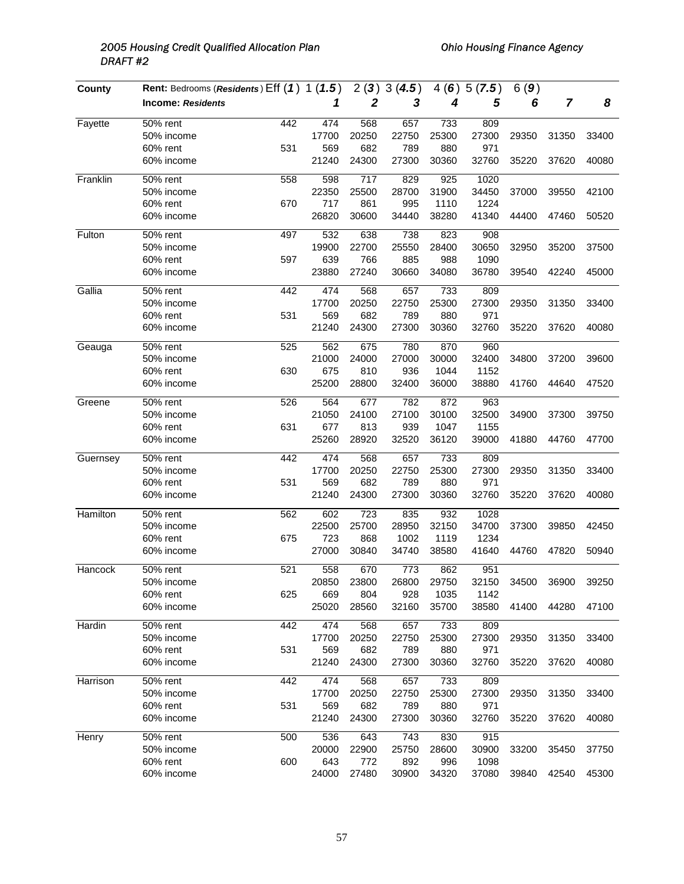| County | Rent: Bedrooms (*Residents*) / Income: *Residents* | Eff (*1*) | 1 (*1.5*) / *1* | 2 (*3*) / *2* | 3 (*4.5*) / *3* | 4 (*6*) / *4* | 5 (*7.5*) / *5* | 6 (*9*) / *6* | *7* | *8* |
|---|---|---|---|---|---|---|---|---|---|---|
| Fayette | 50% rent | 442 | 474 | 568 | 657 | 733 | 809 | | | |
| | 50% income | | 17700 | 20250 | 22750 | 25300 | 27300 | 29350 | 31350 | 33400 |
| | 60% rent | 531 | 569 | 682 | 789 | 880 | 971 | | | |
| | 60% income | | 21240 | 24300 | 27300 | 30360 | 32760 | 35220 | 37620 | 40080 |
| Franklin | 50% rent | 558 | 598 | 717 | 829 | 925 | 1020 | | | |
| | 50% income | | 22350 | 25500 | 28700 | 31900 | 34450 | 37000 | 39550 | 42100 |
| | 60% rent | 670 | 717 | 861 | 995 | 1110 | 1224 | | | |
| | 60% income | | 26820 | 30600 | 34440 | 38280 | 41340 | 44400 | 47460 | 50520 |
| Fulton | 50% rent | 497 | 532 | 638 | 738 | 823 | 908 | | | |
| | 50% income | | 19900 | 22700 | 25550 | 28400 | 30650 | 32950 | 35200 | 37500 |
| | 60% rent | 597 | 639 | 766 | 885 | 988 | 1090 | | | |
| | 60% income | | 23880 | 27240 | 30660 | 34080 | 36780 | 39540 | 42240 | 45000 |
| Gallia | 50% rent | 442 | 474 | 568 | 657 | 733 | 809 | | | |
| | 50% income | | 17700 | 20250 | 22750 | 25300 | 27300 | 29350 | 31350 | 33400 |
| | 60% rent | 531 | 569 | 682 | 789 | 880 | 971 | | | |
| | 60% income | | 21240 | 24300 | 27300 | 30360 | 32760 | 35220 | 37620 | 40080 |
| Geauga | 50% rent | 525 | 562 | 675 | 780 | 870 | 960 | | | |
| | 50% income | | 21000 | 24000 | 27000 | 30000 | 32400 | 34800 | 37200 | 39600 |
| | 60% rent | 630 | 675 | 810 | 936 | 1044 | 1152 | | | |
| | 60% income | | 25200 | 28800 | 32400 | 36000 | 38880 | 41760 | 44640 | 47520 |
| Greene | 50% rent | 526 | 564 | 677 | 782 | 872 | 963 | | | |
| | 50% income | | 21050 | 24100 | 27100 | 30100 | 32500 | 34900 | 37300 | 39750 |
| | 60% rent | 631 | 677 | 813 | 939 | 1047 | 1155 | | | |
| | 60% income | | 25260 | 28920 | 32520 | 36120 | 39000 | 41880 | 44760 | 47700 |
| Guernsey | 50% rent | 442 | 474 | 568 | 657 | 733 | 809 | | | |
| | 50% income | | 17700 | 20250 | 22750 | 25300 | 27300 | 29350 | 31350 | 33400 |
| | 60% rent | 531 | 569 | 682 | 789 | 880 | 971 | | | |
| | 60% income | | 21240 | 24300 | 27300 | 30360 | 32760 | 35220 | 37620 | 40080 |
| Hamilton | 50% rent | 562 | 602 | 723 | 835 | 932 | 1028 | | | |
| | 50% income | | 22500 | 25700 | 28950 | 32150 | 34700 | 37300 | 39850 | 42450 |
| | 60% rent | 675 | 723 | 868 | 1002 | 1119 | 1234 | | | |
| | 60% income | | 27000 | 30840 | 34740 | 38580 | 41640 | 44760 | 47820 | 50940 |
| Hancock | 50% rent | 521 | 558 | 670 | 773 | 862 | 951 | | | |
| | 50% income | | 20850 | 23800 | 26800 | 29750 | 32150 | 34500 | 36900 | 39250 |
| | 60% rent | 625 | 669 | 804 | 928 | 1035 | 1142 | | | |
| | 60% income | | 25020 | 28560 | 32160 | 35700 | 38580 | 41400 | 44280 | 47100 |
| Hardin | 50% rent | 442 | 474 | 568 | 657 | 733 | 809 | | | |
| | 50% income | | 17700 | 20250 | 22750 | 25300 | 27300 | 29350 | 31350 | 33400 |
| | 60% rent | 531 | 569 | 682 | 789 | 880 | 971 | | | |
| | 60% income | | 21240 | 24300 | 27300 | 30360 | 32760 | 35220 | 37620 | 40080 |
| Harrison | 50% rent | 442 | 474 | 568 | 657 | 733 | 809 | | | |
| | 50% income | | 17700 | 20250 | 22750 | 25300 | 27300 | 29350 | 31350 | 33400 |
| | 60% rent | 531 | 569 | 682 | 789 | 880 | 971 | | | |
| | 60% income | | 21240 | 24300 | 27300 | 30360 | 32760 | 35220 | 37620 | 40080 |
| Henry | 50% rent | 500 | 536 | 643 | 743 | 830 | 915 | | | |
| | 50% income | | 20000 | 22900 | 25750 | 28600 | 30900 | 33200 | 35450 | 37750 |
| | 60% rent | 600 | 643 | 772 | 892 | 996 | 1098 | | | |
| | 60% income | | 24000 | 27480 | 30900 | 34320 | 37080 | 39840 | 42540 | 45300 |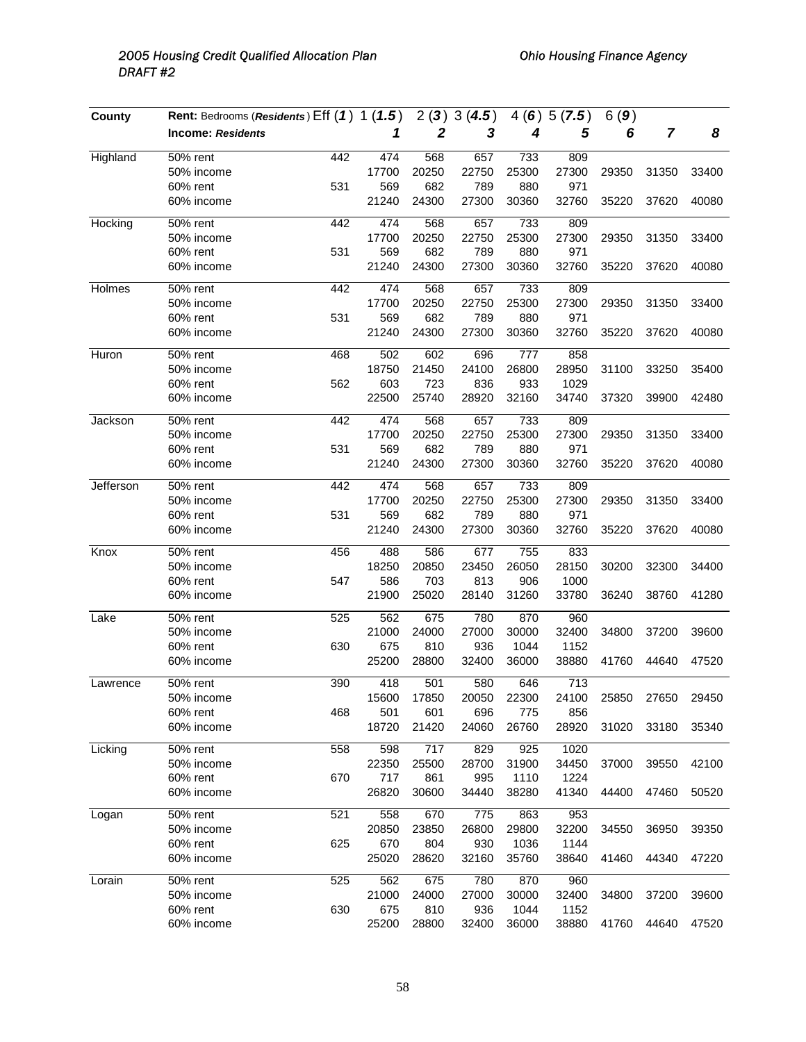| County | Rent: Bedrooms (*Residents*) Eff (*1*) | 1 (*1.5*) | 2 (*3*) | 3 (*4.5*) | 4 (*6*) | 5 (*7.5*) | 6 (*9*) | | |
|---|---|---|---|---|---|---|---|---|---|
| | **Income: *Residents*** | | ***1*** | ***2*** | ***3*** | ***4*** | ***5*** | ***6*** | ***7*** | ***8*** |
| Highland | 50% rent | 442 | 474 | 568 | 657 | 733 | 809 | | | |
| | 50% income | | 17700 | 20250 | 22750 | 25300 | 27300 | 29350 | 31350 | 33400 |
| | 60% rent | 531 | 569 | 682 | 789 | 880 | 971 | | | |
| | 60% income | | 21240 | 24300 | 27300 | 30360 | 32760 | 35220 | 37620 | 40080 |
| Hocking | 50% rent | 442 | 474 | 568 | 657 | 733 | 809 | | | |
| | 50% income | | 17700 | 20250 | 22750 | 25300 | 27300 | 29350 | 31350 | 33400 |
| | 60% rent | 531 | 569 | 682 | 789 | 880 | 971 | | | |
| | 60% income | | 21240 | 24300 | 27300 | 30360 | 32760 | 35220 | 37620 | 40080 |
| Holmes | 50% rent | 442 | 474 | 568 | 657 | 733 | 809 | | | |
| | 50% income | | 17700 | 20250 | 22750 | 25300 | 27300 | 29350 | 31350 | 33400 |
| | 60% rent | 531 | 569 | 682 | 789 | 880 | 971 | | | |
| | 60% income | | 21240 | 24300 | 27300 | 30360 | 32760 | 35220 | 37620 | 40080 |
| Huron | 50% rent | 468 | 502 | 602 | 696 | 777 | 858 | | | |
| | 50% income | | 18750 | 21450 | 24100 | 26800 | 28950 | 31100 | 33250 | 35400 |
| | 60% rent | 562 | 603 | 723 | 836 | 933 | 1029 | | | |
| | 60% income | | 22500 | 25740 | 28920 | 32160 | 34740 | 37320 | 39900 | 42480 |
| Jackson | 50% rent | 442 | 474 | 568 | 657 | 733 | 809 | | | |
| | 50% income | | 17700 | 20250 | 22750 | 25300 | 27300 | 29350 | 31350 | 33400 |
| | 60% rent | 531 | 569 | 682 | 789 | 880 | 971 | | | |
| | 60% income | | 21240 | 24300 | 27300 | 30360 | 32760 | 35220 | 37620 | 40080 |
| Jefferson | 50% rent | 442 | 474 | 568 | 657 | 733 | 809 | | | |
| | 50% income | | 17700 | 20250 | 22750 | 25300 | 27300 | 29350 | 31350 | 33400 |
| | 60% rent | 531 | 569 | 682 | 789 | 880 | 971 | | | |
| | 60% income | | 21240 | 24300 | 27300 | 30360 | 32760 | 35220 | 37620 | 40080 |
| Knox | 50% rent | 456 | 488 | 586 | 677 | 755 | 833 | | | |
| | 50% income | | 18250 | 20850 | 23450 | 26050 | 28150 | 30200 | 32300 | 34400 |
| | 60% rent | 547 | 586 | 703 | 813 | 906 | 1000 | | | |
| | 60% income | | 21900 | 25020 | 28140 | 31260 | 33780 | 36240 | 38760 | 41280 |
| Lake | 50% rent | 525 | 562 | 675 | 780 | 870 | 960 | | | |
| | 50% income | | 21000 | 24000 | 27000 | 30000 | 32400 | 34800 | 37200 | 39600 |
| | 60% rent | 630 | 675 | 810 | 936 | 1044 | 1152 | | | |
| | 60% income | | 25200 | 28800 | 32400 | 36000 | 38880 | 41760 | 44640 | 47520 |
| Lawrence | 50% rent | 390 | 418 | 501 | 580 | 646 | 713 | | | |
| | 50% income | | 15600 | 17850 | 20050 | 22300 | 24100 | 25850 | 27650 | 29450 |
| | 60% rent | 468 | 501 | 601 | 696 | 775 | 856 | | | |
| | 60% income | | 18720 | 21420 | 24060 | 26760 | 28920 | 31020 | 33180 | 35340 |
| Licking | 50% rent | 558 | 598 | 717 | 829 | 925 | 1020 | | | |
| | 50% income | | 22350 | 25500 | 28700 | 31900 | 34450 | 37000 | 39550 | 42100 |
| | 60% rent | 670 | 717 | 861 | 995 | 1110 | 1224 | | | |
| | 60% income | | 26820 | 30600 | 34440 | 38280 | 41340 | 44400 | 47460 | 50520 |
| Logan | 50% rent | 521 | 558 | 670 | 775 | 863 | 953 | | | |
| | 50% income | | 20850 | 23850 | 26800 | 29800 | 32200 | 34550 | 36950 | 39350 |
| | 60% rent | 625 | 670 | 804 | 930 | 1036 | 1144 | | | |
| | 60% income | | 25020 | 28620 | 32160 | 35760 | 38640 | 41460 | 44340 | 47220 |
| Lorain | 50% rent | 525 | 562 | 675 | 780 | 870 | 960 | | | |
| | 50% income | | 21000 | 24000 | 27000 | 30000 | 32400 | 34800 | 37200 | 39600 |
| | 60% rent | 630 | 675 | 810 | 936 | 1044 | 1152 | | | |
| | 60% income | | 25200 | 28800 | 32400 | 36000 | 38880 | 41760 | 44640 | 47520 |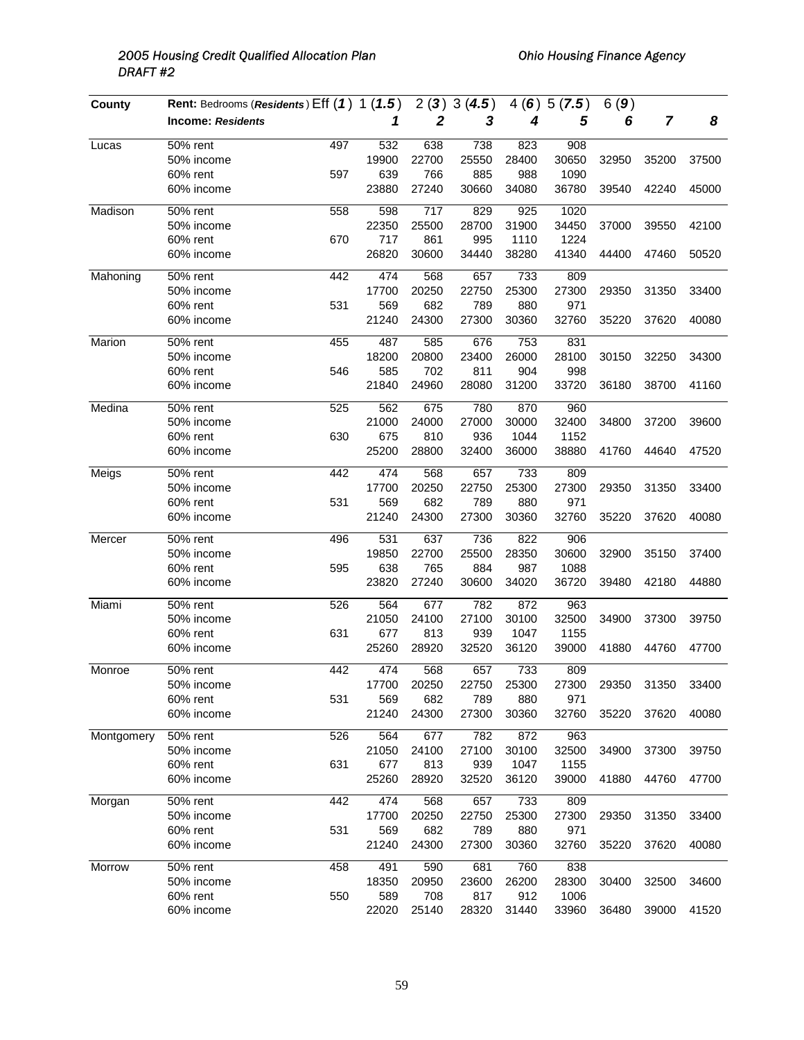| County | Rent: Bedrooms (*Residents*) / Income: *Residents* | Eff (*1*) | 1 (*1.5*) / *1* | 2 (*3*) / *2* | 3 (*4.5*) / *3* | 4 (*6*) / *4* | 5 (*7.5*) / *5* | 6 (*9*) / *6* | *7* | *8* |
|---|---|---|---|---|---|---|---|---|---|---|
| Lucas | 50% rent | 497 | 532 | 638 | 738 | 823 | 908 | | | |
| | 50% income | | 19900 | 22700 | 25550 | 28400 | 30650 | 32950 | 35200 | 37500 |
| | 60% rent | 597 | 639 | 766 | 885 | 988 | 1090 | | | |
| | 60% income | | 23880 | 27240 | 30660 | 34080 | 36780 | 39540 | 42240 | 45000 |
| Madison | 50% rent | 558 | 598 | 717 | 829 | 925 | 1020 | | | |
| | 50% income | | 22350 | 25500 | 28700 | 31900 | 34450 | 37000 | 39550 | 42100 |
| | 60% rent | 670 | 717 | 861 | 995 | 1110 | 1224 | | | |
| | 60% income | | 26820 | 30600 | 34440 | 38280 | 41340 | 44400 | 47460 | 50520 |
| Mahoning | 50% rent | 442 | 474 | 568 | 657 | 733 | 809 | | | |
| | 50% income | | 17700 | 20250 | 22750 | 25300 | 27300 | 29350 | 31350 | 33400 |
| | 60% rent | 531 | 569 | 682 | 789 | 880 | 971 | | | |
| | 60% income | | 21240 | 24300 | 27300 | 30360 | 32760 | 35220 | 37620 | 40080 |
| Marion | 50% rent | 455 | 487 | 585 | 676 | 753 | 831 | | | |
| | 50% income | | 18200 | 20800 | 23400 | 26000 | 28100 | 30150 | 32250 | 34300 |
| | 60% rent | 546 | 585 | 702 | 811 | 904 | 998 | | | |
| | 60% income | | 21840 | 24960 | 28080 | 31200 | 33720 | 36180 | 38700 | 41160 |
| Medina | 50% rent | 525 | 562 | 675 | 780 | 870 | 960 | | | |
| | 50% income | | 21000 | 24000 | 27000 | 30000 | 32400 | 34800 | 37200 | 39600 |
| | 60% rent | 630 | 675 | 810 | 936 | 1044 | 1152 | | | |
| | 60% income | | 25200 | 28800 | 32400 | 36000 | 38880 | 41760 | 44640 | 47520 |
| Meigs | 50% rent | 442 | 474 | 568 | 657 | 733 | 809 | | | |
| | 50% income | | 17700 | 20250 | 22750 | 25300 | 27300 | 29350 | 31350 | 33400 |
| | 60% rent | 531 | 569 | 682 | 789 | 880 | 971 | | | |
| | 60% income | | 21240 | 24300 | 27300 | 30360 | 32760 | 35220 | 37620 | 40080 |
| Mercer | 50% rent | 496 | 531 | 637 | 736 | 822 | 906 | | | |
| | 50% income | | 19850 | 22700 | 25500 | 28350 | 30600 | 32900 | 35150 | 37400 |
| | 60% rent | 595 | 638 | 765 | 884 | 987 | 1088 | | | |
| | 60% income | | 23820 | 27240 | 30600 | 34020 | 36720 | 39480 | 42180 | 44880 |
| Miami | 50% rent | 526 | 564 | 677 | 782 | 872 | 963 | | | |
| | 50% income | | 21050 | 24100 | 27100 | 30100 | 32500 | 34900 | 37300 | 39750 |
| | 60% rent | 631 | 677 | 813 | 939 | 1047 | 1155 | | | |
| | 60% income | | 25260 | 28920 | 32520 | 36120 | 39000 | 41880 | 44760 | 47700 |
| Monroe | 50% rent | 442 | 474 | 568 | 657 | 733 | 809 | | | |
| | 50% income | | 17700 | 20250 | 22750 | 25300 | 27300 | 29350 | 31350 | 33400 |
| | 60% rent | 531 | 569 | 682 | 789 | 880 | 971 | | | |
| | 60% income | | 21240 | 24300 | 27300 | 30360 | 32760 | 35220 | 37620 | 40080 |
| Montgomery | 50% rent | 526 | 564 | 677 | 782 | 872 | 963 | | | |
| | 50% income | | 21050 | 24100 | 27100 | 30100 | 32500 | 34900 | 37300 | 39750 |
| | 60% rent | 631 | 677 | 813 | 939 | 1047 | 1155 | | | |
| | 60% income | | 25260 | 28920 | 32520 | 36120 | 39000 | 41880 | 44760 | 47700 |
| Morgan | 50% rent | 442 | 474 | 568 | 657 | 733 | 809 | | | |
| | 50% income | | 17700 | 20250 | 22750 | 25300 | 27300 | 29350 | 31350 | 33400 |
| | 60% rent | 531 | 569 | 682 | 789 | 880 | 971 | | | |
| | 60% income | | 21240 | 24300 | 27300 | 30360 | 32760 | 35220 | 37620 | 40080 |
| Morrow | 50% rent | 458 | 491 | 590 | 681 | 760 | 838 | | | |
| | 50% income | | 18350 | 20950 | 23600 | 26200 | 28300 | 30400 | 32500 | 34600 |
| | 60% rent | 550 | 589 | 708 | 817 | 912 | 1006 | | | |
| | 60% income | | 22020 | 25140 | 28320 | 31440 | 33960 | 36480 | 39000 | 41520 |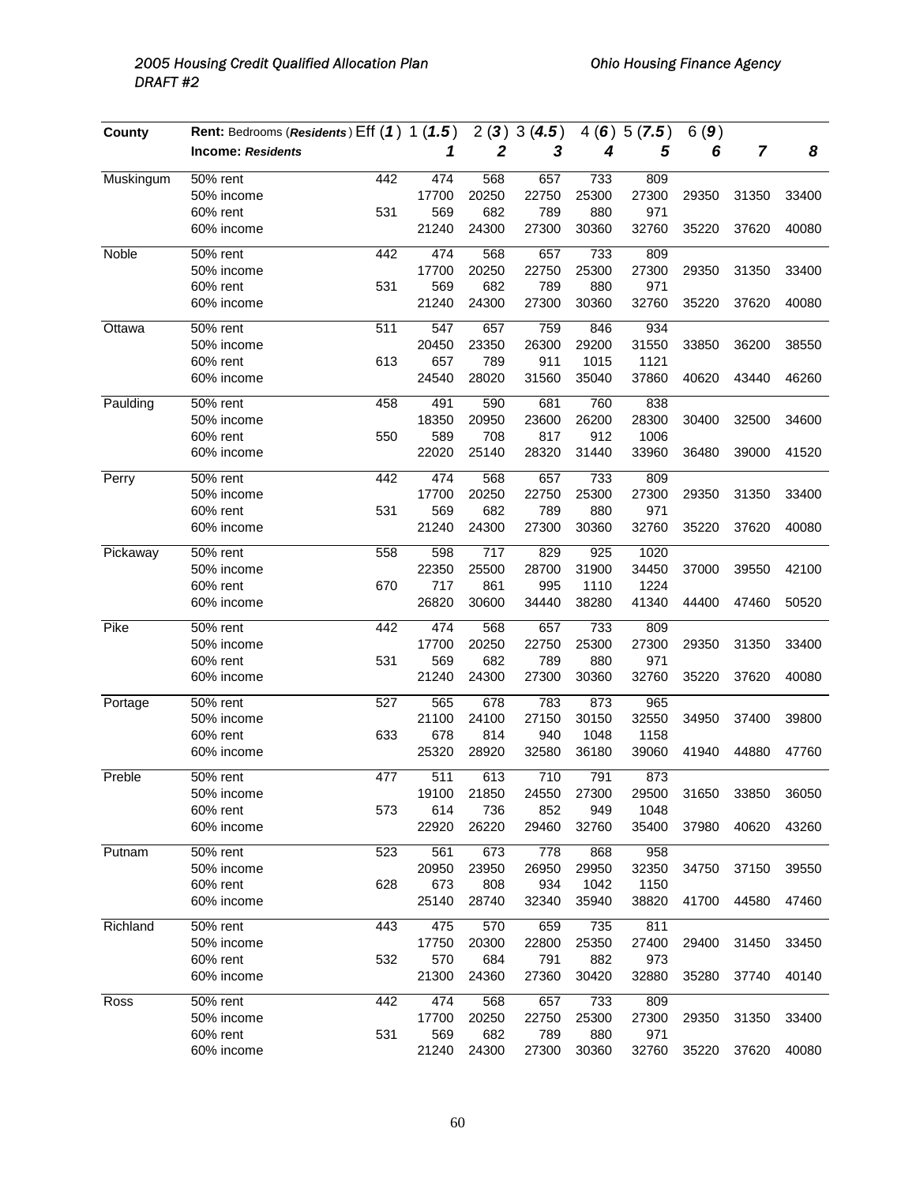| County | Rent: Bedrooms (*Residents*) Eff (*1*) / Income: *Residents* | | 1 (*1.5*) / 1 | 2 (*3*) / 2 | 3 (*4.5*) / 3 | 4 (*6*) / 4 | 5 (*7.5*) / 5 | 6 (*9*) / 6 | 7 | 8 |
|---|---|---|---|---|---|---|---|---|---|---|
| Muskingum | 50% rent | 442 | 474 | 568 | 657 | 733 | 809 | | | |
| | 50% income | | 17700 | 20250 | 22750 | 25300 | 27300 | 29350 | 31350 | 33400 |
| | 60% rent | 531 | 569 | 682 | 789 | 880 | 971 | | | |
| | 60% income | | 21240 | 24300 | 27300 | 30360 | 32760 | 35220 | 37620 | 40080 |
| Noble | 50% rent | 442 | 474 | 568 | 657 | 733 | 809 | | | |
| | 50% income | | 17700 | 20250 | 22750 | 25300 | 27300 | 29350 | 31350 | 33400 |
| | 60% rent | 531 | 569 | 682 | 789 | 880 | 971 | | | |
| | 60% income | | 21240 | 24300 | 27300 | 30360 | 32760 | 35220 | 37620 | 40080 |
| Ottawa | 50% rent | 511 | 547 | 657 | 759 | 846 | 934 | | | |
| | 50% income | | 20450 | 23350 | 26300 | 29200 | 31550 | 33850 | 36200 | 38550 |
| | 60% rent | 613 | 657 | 789 | 911 | 1015 | 1121 | | | |
| | 60% income | | 24540 | 28020 | 31560 | 35040 | 37860 | 40620 | 43440 | 46260 |
| Paulding | 50% rent | 458 | 491 | 590 | 681 | 760 | 838 | | | |
| | 50% income | | 18350 | 20950 | 23600 | 26200 | 28300 | 30400 | 32500 | 34600 |
| | 60% rent | 550 | 589 | 708 | 817 | 912 | 1006 | | | |
| | 60% income | | 22020 | 25140 | 28320 | 31440 | 33960 | 36480 | 39000 | 41520 |
| Perry | 50% rent | 442 | 474 | 568 | 657 | 733 | 809 | | | |
| | 50% income | | 17700 | 20250 | 22750 | 25300 | 27300 | 29350 | 31350 | 33400 |
| | 60% rent | 531 | 569 | 682 | 789 | 880 | 971 | | | |
| | 60% income | | 21240 | 24300 | 27300 | 30360 | 32760 | 35220 | 37620 | 40080 |
| Pickaway | 50% rent | 558 | 598 | 717 | 829 | 925 | 1020 | | | |
| | 50% income | | 22350 | 25500 | 28700 | 31900 | 34450 | 37000 | 39550 | 42100 |
| | 60% rent | 670 | 717 | 861 | 995 | 1110 | 1224 | | | |
| | 60% income | | 26820 | 30600 | 34440 | 38280 | 41340 | 44400 | 47460 | 50520 |
| Pike | 50% rent | 442 | 474 | 568 | 657 | 733 | 809 | | | |
| | 50% income | | 17700 | 20250 | 22750 | 25300 | 27300 | 29350 | 31350 | 33400 |
| | 60% rent | 531 | 569 | 682 | 789 | 880 | 971 | | | |
| | 60% income | | 21240 | 24300 | 27300 | 30360 | 32760 | 35220 | 37620 | 40080 |
| Portage | 50% rent | 527 | 565 | 678 | 783 | 873 | 965 | | | |
| | 50% income | | 21100 | 24100 | 27150 | 30150 | 32550 | 34950 | 37400 | 39800 |
| | 60% rent | 633 | 678 | 814 | 940 | 1048 | 1158 | | | |
| | 60% income | | 25320 | 28920 | 32580 | 36180 | 39060 | 41940 | 44880 | 47760 |
| Preble | 50% rent | 477 | 511 | 613 | 710 | 791 | 873 | | | |
| | 50% income | | 19100 | 21850 | 24550 | 27300 | 29500 | 31650 | 33850 | 36050 |
| | 60% rent | 573 | 614 | 736 | 852 | 949 | 1048 | | | |
| | 60% income | | 22920 | 26220 | 29460 | 32760 | 35400 | 37980 | 40620 | 43260 |
| Putnam | 50% rent | 523 | 561 | 673 | 778 | 868 | 958 | | | |
| | 50% income | | 20950 | 23950 | 26950 | 29950 | 32350 | 34750 | 37150 | 39550 |
| | 60% rent | 628 | 673 | 808 | 934 | 1042 | 1150 | | | |
| | 60% income | | 25140 | 28740 | 32340 | 35940 | 38820 | 41700 | 44580 | 47460 |
| Richland | 50% rent | 443 | 475 | 570 | 659 | 735 | 811 | | | |
| | 50% income | | 17750 | 20300 | 22800 | 25350 | 27400 | 29400 | 31450 | 33450 |
| | 60% rent | 532 | 570 | 684 | 791 | 882 | 973 | | | |
| | 60% income | | 21300 | 24360 | 27360 | 30420 | 32880 | 35280 | 37740 | 40140 |
| Ross | 50% rent | 442 | 474 | 568 | 657 | 733 | 809 | | | |
| | 50% income | | 17700 | 20250 | 22750 | 25300 | 27300 | 29350 | 31350 | 33400 |
| | 60% rent | 531 | 569 | 682 | 789 | 880 | 971 | | | |
| | 60% income | | 21240 | 24300 | 27300 | 30360 | 32760 | 35220 | 37620 | 40080 |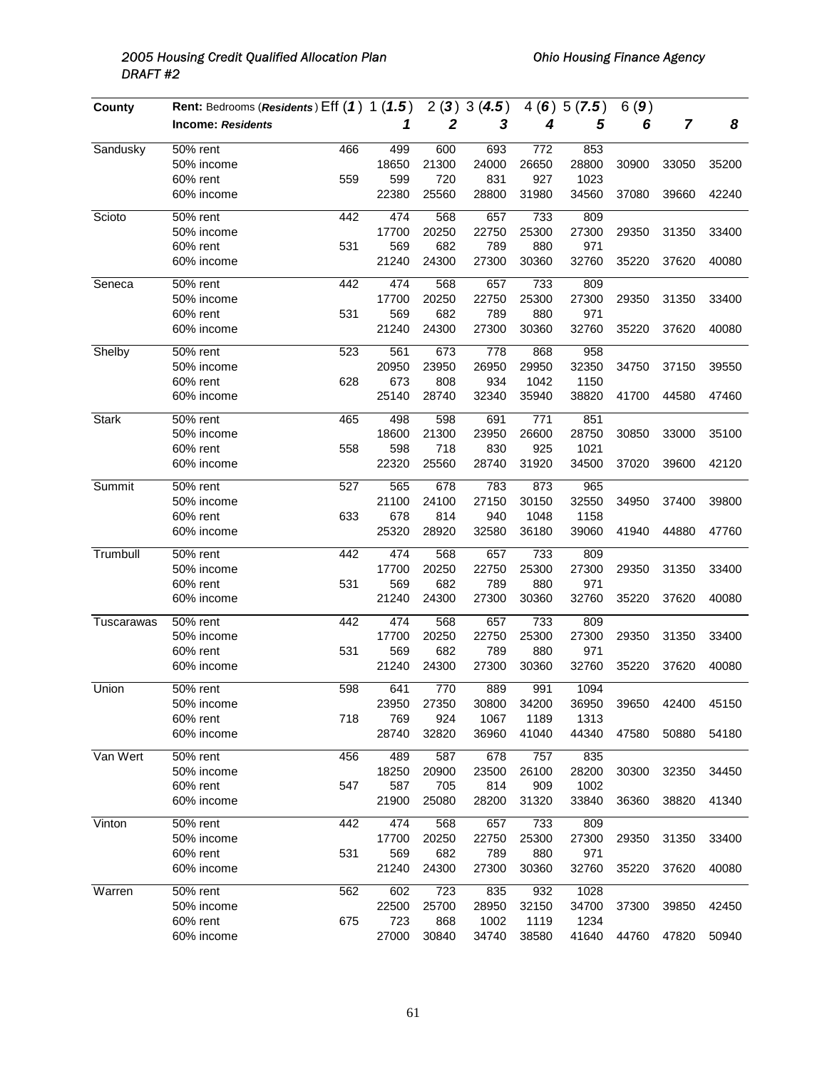| County | Rent: Bedrooms (*Residents*) | Eff (*1*) | 1 (*1.5*) | 2 (*3*) | 3 (*4.5*) | 4 (*6*) | 5 (*7.5*) | 6 (*9*) | | |
|---|---|---|---|---|---|---|---|---|---|---|
| | **Income: *Residents*** | | ***1*** | ***2*** | ***3*** | ***4*** | ***5*** | ***6*** | ***7*** | ***8*** |
| Sandusky | 50% rent | 466 | 499 | 600 | 693 | 772 | 853 | | | |
| | 50% income | | 18650 | 21300 | 24000 | 26650 | 28800 | 30900 | 33050 | 35200 |
| | 60% rent | 559 | 599 | 720 | 831 | 927 | 1023 | | | |
| | 60% income | | 22380 | 25560 | 28800 | 31980 | 34560 | 37080 | 39660 | 42240 |
| Scioto | 50% rent | 442 | 474 | 568 | 657 | 733 | 809 | | | |
| | 50% income | | 17700 | 20250 | 22750 | 25300 | 27300 | 29350 | 31350 | 33400 |
| | 60% rent | 531 | 569 | 682 | 789 | 880 | 971 | | | |
| | 60% income | | 21240 | 24300 | 27300 | 30360 | 32760 | 35220 | 37620 | 40080 |
| Seneca | 50% rent | 442 | 474 | 568 | 657 | 733 | 809 | | | |
| | 50% income | | 17700 | 20250 | 22750 | 25300 | 27300 | 29350 | 31350 | 33400 |
| | 60% rent | 531 | 569 | 682 | 789 | 880 | 971 | | | |
| | 60% income | | 21240 | 24300 | 27300 | 30360 | 32760 | 35220 | 37620 | 40080 |
| Shelby | 50% rent | 523 | 561 | 673 | 778 | 868 | 958 | | | |
| | 50% income | | 20950 | 23950 | 26950 | 29950 | 32350 | 34750 | 37150 | 39550 |
| | 60% rent | 628 | 673 | 808 | 934 | 1042 | 1150 | | | |
| | 60% income | | 25140 | 28740 | 32340 | 35940 | 38820 | 41700 | 44580 | 47460 |
| Stark | 50% rent | 465 | 498 | 598 | 691 | 771 | 851 | | | |
| | 50% income | | 18600 | 21300 | 23950 | 26600 | 28750 | 30850 | 33000 | 35100 |
| | 60% rent | 558 | 598 | 718 | 830 | 925 | 1021 | | | |
| | 60% income | | 22320 | 25560 | 28740 | 31920 | 34500 | 37020 | 39600 | 42120 |
| Summit | 50% rent | 527 | 565 | 678 | 783 | 873 | 965 | | | |
| | 50% income | | 21100 | 24100 | 27150 | 30150 | 32550 | 34950 | 37400 | 39800 |
| | 60% rent | 633 | 678 | 814 | 940 | 1048 | 1158 | | | |
| | 60% income | | 25320 | 28920 | 32580 | 36180 | 39060 | 41940 | 44880 | 47760 |
| Trumbull | 50% rent | 442 | 474 | 568 | 657 | 733 | 809 | | | |
| | 50% income | | 17700 | 20250 | 22750 | 25300 | 27300 | 29350 | 31350 | 33400 |
| | 60% rent | 531 | 569 | 682 | 789 | 880 | 971 | | | |
| | 60% income | | 21240 | 24300 | 27300 | 30360 | 32760 | 35220 | 37620 | 40080 |
| Tuscarawas | 50% rent | 442 | 474 | 568 | 657 | 733 | 809 | | | |
| | 50% income | | 17700 | 20250 | 22750 | 25300 | 27300 | 29350 | 31350 | 33400 |
| | 60% rent | 531 | 569 | 682 | 789 | 880 | 971 | | | |
| | 60% income | | 21240 | 24300 | 27300 | 30360 | 32760 | 35220 | 37620 | 40080 |
| Union | 50% rent | 598 | 641 | 770 | 889 | 991 | 1094 | | | |
| | 50% income | | 23950 | 27350 | 30800 | 34200 | 36950 | 39650 | 42400 | 45150 |
| | 60% rent | 718 | 769 | 924 | 1067 | 1189 | 1313 | | | |
| | 60% income | | 28740 | 32820 | 36960 | 41040 | 44340 | 47580 | 50880 | 54180 |
| Van Wert | 50% rent | 456 | 489 | 587 | 678 | 757 | 835 | | | |
| | 50% income | | 18250 | 20900 | 23500 | 26100 | 28200 | 30300 | 32350 | 34450 |
| | 60% rent | 547 | 587 | 705 | 814 | 909 | 1002 | | | |
| | 60% income | | 21900 | 25080 | 28200 | 31320 | 33840 | 36360 | 38820 | 41340 |
| Vinton | 50% rent | 442 | 474 | 568 | 657 | 733 | 809 | | | |
| | 50% income | | 17700 | 20250 | 22750 | 25300 | 27300 | 29350 | 31350 | 33400 |
| | 60% rent | 531 | 569 | 682 | 789 | 880 | 971 | | | |
| | 60% income | | 21240 | 24300 | 27300 | 30360 | 32760 | 35220 | 37620 | 40080 |
| Warren | 50% rent | 562 | 602 | 723 | 835 | 932 | 1028 | | | |
| | 50% income | | 22500 | 25700 | 28950 | 32150 | 34700 | 37300 | 39850 | 42450 |
| | 60% rent | 675 | 723 | 868 | 1002 | 1119 | 1234 | | | |
| | 60% income | | 27000 | 30840 | 34740 | 38580 | 41640 | 44760 | 47820 | 50940 |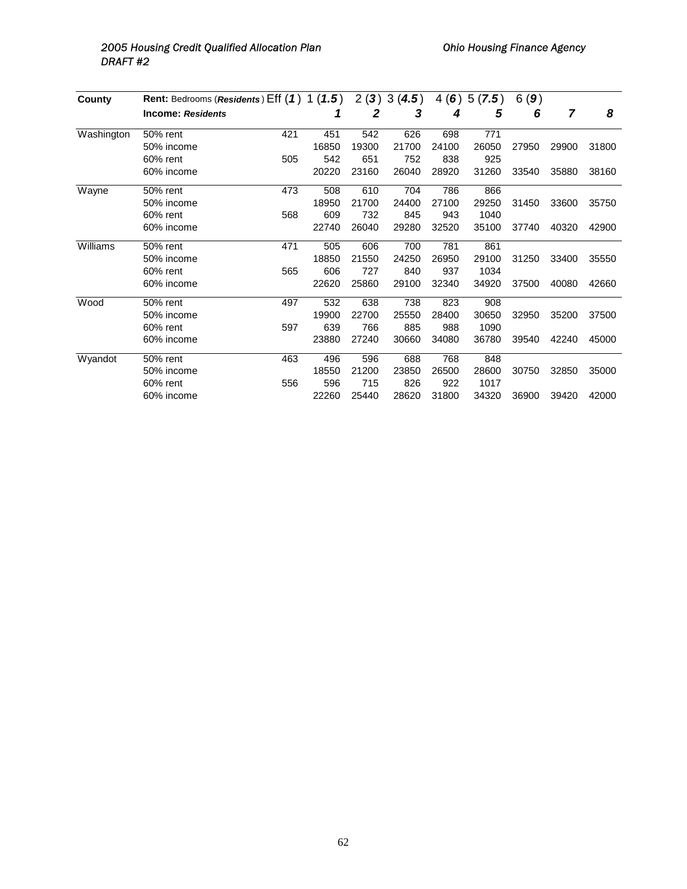| County | Rent: Bedrooms (***Residents***) Eff (***1***) | 1 (***1.5***) | 2 (***3***) | 3 (***4.5***) | 4 (***6***) | 5 (***7.5***) | 6 (***9***) | | |
|---|---|---|---|---|---|---|---|---|---|
| | **Income: *Residents*** | ***1*** | ***2*** | ***3*** | ***4*** | ***5*** | ***6*** | ***7*** | ***8*** |
| Washington | 50% rent 421 | 451 | 542 | 626 | 698 | 771 | | | |
| | 50% income | 16850 | 19300 | 21700 | 24100 | 26050 | 27950 | 29900 | 31800 |
| | 60% rent 505 | 542 | 651 | 752 | 838 | 925 | | | |
| | 60% income | 20220 | 23160 | 26040 | 28920 | 31260 | 33540 | 35880 | 38160 |
| Wayne | 50% rent 473 | 508 | 610 | 704 | 786 | 866 | | | |
| | 50% income | 18950 | 21700 | 24400 | 27100 | 29250 | 31450 | 33600 | 35750 |
| | 60% rent 568 | 609 | 732 | 845 | 943 | 1040 | | | |
| | 60% income | 22740 | 26040 | 29280 | 32520 | 35100 | 37740 | 40320 | 42900 |
| Williams | 50% rent 471 | 505 | 606 | 700 | 781 | 861 | | | |
| | 50% income | 18850 | 21550 | 24250 | 26950 | 29100 | 31250 | 33400 | 35550 |
| | 60% rent 565 | 606 | 727 | 840 | 937 | 1034 | | | |
| | 60% income | 22620 | 25860 | 29100 | 32340 | 34920 | 37500 | 40080 | 42660 |
| Wood | 50% rent 497 | 532 | 638 | 738 | 823 | 908 | | | |
| | 50% income | 19900 | 22700 | 25550 | 28400 | 30650 | 32950 | 35200 | 37500 |
| | 60% rent 597 | 639 | 766 | 885 | 988 | 1090 | | | |
| | 60% income | 23880 | 27240 | 30660 | 34080 | 36780 | 39540 | 42240 | 45000 |
| Wyandot | 50% rent 463 | 496 | 596 | 688 | 768 | 848 | | | |
| | 50% income | 18550 | 21200 | 23850 | 26500 | 28600 | 30750 | 32850 | 35000 |
| | 60% rent 556 | 596 | 715 | 826 | 922 | 1017 | | | |
| | 60% income | 22260 | 25440 | 28620 | 31800 | 34320 | 36900 | 39420 | 42000 |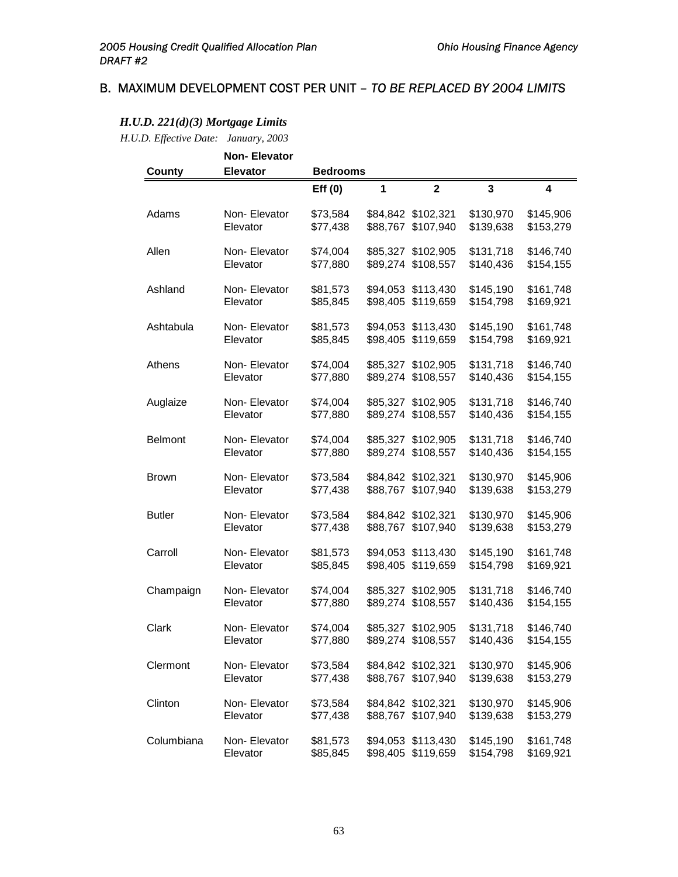## B. MAXIMUM DEVELOPMENT COST PER UNIT – *TO BE REPLACED BY 2004 LIMITS*

### *H.U.D. 221(d)(3) Mortgage Limits*

*H.U.D. Effective Date: January, 2003*

| County | Non- Elevator Elevator | Bedrooms | | | | |
|---|---|---|---|---|---|---|
| | | **Eff (0)** | **1** | **2** | **3** | **4** |
| Adams | Non- Elevator | $73,584 | $84,842 | $102,321 | $130,970 | $145,906 |
| | Elevator | $77,438 | $88,767 | $107,940 | $139,638 | $153,279 |
| Allen | Non- Elevator | $74,004 | $85,327 | $102,905 | $131,718 | $146,740 |
| | Elevator | $77,880 | $89,274 | $108,557 | $140,436 | $154,155 |
| Ashland | Non- Elevator | $81,573 | $94,053 | $113,430 | $145,190 | $161,748 |
| | Elevator | $85,845 | $98,405 | $119,659 | $154,798 | $169,921 |
| Ashtabula | Non- Elevator | $81,573 | $94,053 | $113,430 | $145,190 | $161,748 |
| | Elevator | $85,845 | $98,405 | $119,659 | $154,798 | $169,921 |
| Athens | Non- Elevator | $74,004 | $85,327 | $102,905 | $131,718 | $146,740 |
| | Elevator | $77,880 | $89,274 | $108,557 | $140,436 | $154,155 |
| Auglaize | Non- Elevator | $74,004 | $85,327 | $102,905 | $131,718 | $146,740 |
| | Elevator | $77,880 | $89,274 | $108,557 | $140,436 | $154,155 |
| Belmont | Non- Elevator | $74,004 | $85,327 | $102,905 | $131,718 | $146,740 |
| | Elevator | $77,880 | $89,274 | $108,557 | $140,436 | $154,155 |
| Brown | Non- Elevator | $73,584 | $84,842 | $102,321 | $130,970 | $145,906 |
| | Elevator | $77,438 | $88,767 | $107,940 | $139,638 | $153,279 |
| Butler | Non- Elevator | $73,584 | $84,842 | $102,321 | $130,970 | $145,906 |
| | Elevator | $77,438 | $88,767 | $107,940 | $139,638 | $153,279 |
| Carroll | Non- Elevator | $81,573 | $94,053 | $113,430 | $145,190 | $161,748 |
| | Elevator | $85,845 | $98,405 | $119,659 | $154,798 | $169,921 |
| Champaign | Non- Elevator | $74,004 | $85,327 | $102,905 | $131,718 | $146,740 |
| | Elevator | $77,880 | $89,274 | $108,557 | $140,436 | $154,155 |
| Clark | Non- Elevator | $74,004 | $85,327 | $102,905 | $131,718 | $146,740 |
| | Elevator | $77,880 | $89,274 | $108,557 | $140,436 | $154,155 |
| Clermont | Non- Elevator | $73,584 | $84,842 | $102,321 | $130,970 | $145,906 |
| | Elevator | $77,438 | $88,767 | $107,940 | $139,638 | $153,279 |
| Clinton | Non- Elevator | $73,584 | $84,842 | $102,321 | $130,970 | $145,906 |
| | Elevator | $77,438 | $88,767 | $107,940 | $139,638 | $153,279 |
| Columbiana | Non- Elevator | $81,573 | $94,053 | $113,430 | $145,190 | $161,748 |
| | Elevator | $85,845 | $98,405 | $119,659 | $154,798 | $169,921 |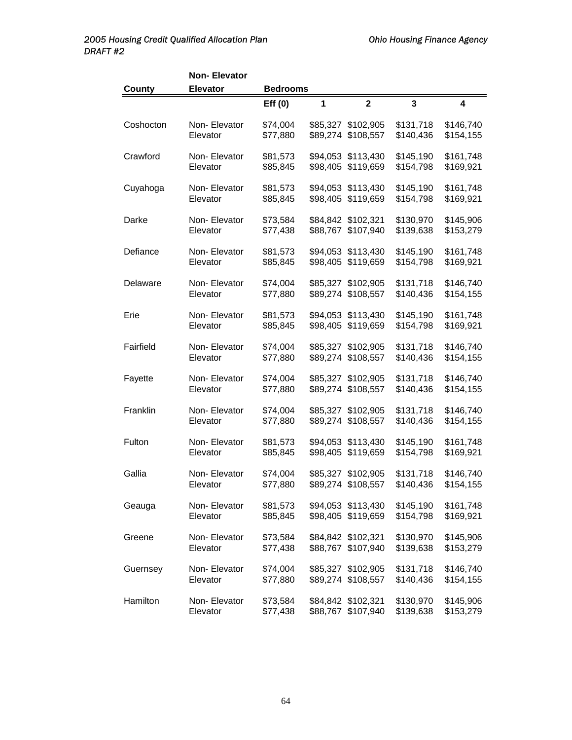| County | Non- Elevator / Elevator | Bedrooms | | | | |
|---|---|---|---|---|---|---|
| | | Eff (0) | 1 | 2 | 3 | 4 |
| Coshocton | Non- Elevator | $74,004 | $85,327 | $102,905 | $131,718 | $146,740 |
| | Elevator | $77,880 | $89,274 | $108,557 | $140,436 | $154,155 |
| Crawford | Non- Elevator | $81,573 | $94,053 | $113,430 | $145,190 | $161,748 |
| | Elevator | $85,845 | $98,405 | $119,659 | $154,798 | $169,921 |
| Cuyahoga | Non- Elevator | $81,573 | $94,053 | $113,430 | $145,190 | $161,748 |
| | Elevator | $85,845 | $98,405 | $119,659 | $154,798 | $169,921 |
| Darke | Non- Elevator | $73,584 | $84,842 | $102,321 | $130,970 | $145,906 |
| | Elevator | $77,438 | $88,767 | $107,940 | $139,638 | $153,279 |
| Defiance | Non- Elevator | $81,573 | $94,053 | $113,430 | $145,190 | $161,748 |
| | Elevator | $85,845 | $98,405 | $119,659 | $154,798 | $169,921 |
| Delaware | Non- Elevator | $74,004 | $85,327 | $102,905 | $131,718 | $146,740 |
| | Elevator | $77,880 | $89,274 | $108,557 | $140,436 | $154,155 |
| Erie | Non- Elevator | $81,573 | $94,053 | $113,430 | $145,190 | $161,748 |
| | Elevator | $85,845 | $98,405 | $119,659 | $154,798 | $169,921 |
| Fairfield | Non- Elevator | $74,004 | $85,327 | $102,905 | $131,718 | $146,740 |
| | Elevator | $77,880 | $89,274 | $108,557 | $140,436 | $154,155 |
| Fayette | Non- Elevator | $74,004 | $85,327 | $102,905 | $131,718 | $146,740 |
| | Elevator | $77,880 | $89,274 | $108,557 | $140,436 | $154,155 |
| Franklin | Non- Elevator | $74,004 | $85,327 | $102,905 | $131,718 | $146,740 |
| | Elevator | $77,880 | $89,274 | $108,557 | $140,436 | $154,155 |
| Fulton | Non- Elevator | $81,573 | $94,053 | $113,430 | $145,190 | $161,748 |
| | Elevator | $85,845 | $98,405 | $119,659 | $154,798 | $169,921 |
| Gallia | Non- Elevator | $74,004 | $85,327 | $102,905 | $131,718 | $146,740 |
| | Elevator | $77,880 | $89,274 | $108,557 | $140,436 | $154,155 |
| Geauga | Non- Elevator | $81,573 | $94,053 | $113,430 | $145,190 | $161,748 |
| | Elevator | $85,845 | $98,405 | $119,659 | $154,798 | $169,921 |
| Greene | Non- Elevator | $73,584 | $84,842 | $102,321 | $130,970 | $145,906 |
| | Elevator | $77,438 | $88,767 | $107,940 | $139,638 | $153,279 |
| Guernsey | Non- Elevator | $74,004 | $85,327 | $102,905 | $131,718 | $146,740 |
| | Elevator | $77,880 | $89,274 | $108,557 | $140,436 | $154,155 |
| Hamilton | Non- Elevator | $73,584 | $84,842 | $102,321 | $130,970 | $145,906 |
| | Elevator | $77,438 | $88,767 | $107,940 | $139,638 | $153,279 |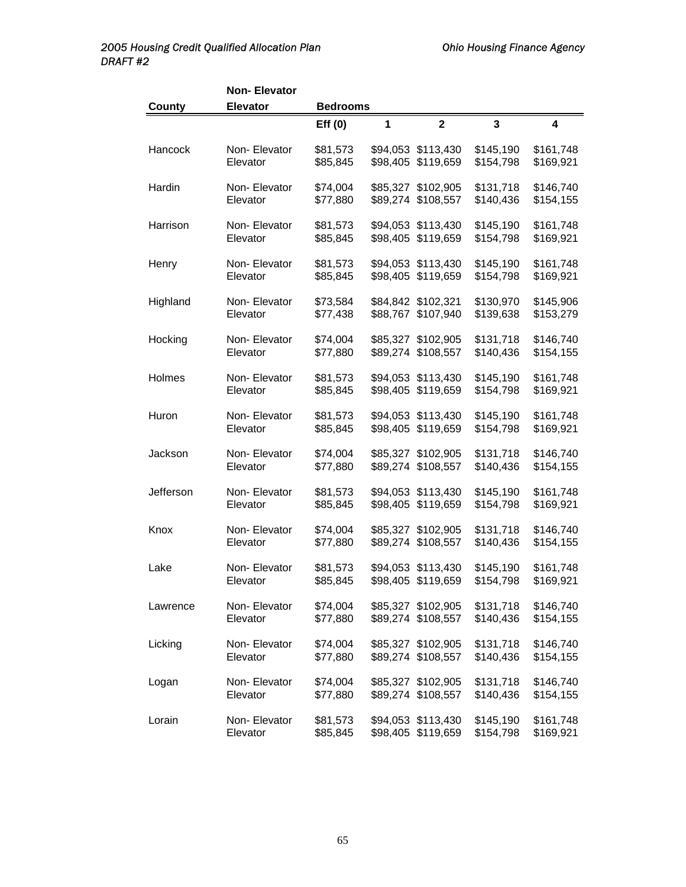| County | Non- Elevator Elevator | Bedrooms | | | | |
|---|---|---|---|---|---|---|
| | | Eff (0) | 1 | 2 | 3 | 4 |
| Hancock | Non- Elevator | $81,573 | $94,053 | $113,430 | $145,190 | $161,748 |
| | Elevator | $85,845 | $98,405 | $119,659 | $154,798 | $169,921 |
| Hardin | Non- Elevator | $74,004 | $85,327 | $102,905 | $131,718 | $146,740 |
| | Elevator | $77,880 | $89,274 | $108,557 | $140,436 | $154,155 |
| Harrison | Non- Elevator | $81,573 | $94,053 | $113,430 | $145,190 | $161,748 |
| | Elevator | $85,845 | $98,405 | $119,659 | $154,798 | $169,921 |
| Henry | Non- Elevator | $81,573 | $94,053 | $113,430 | $145,190 | $161,748 |
| | Elevator | $85,845 | $98,405 | $119,659 | $154,798 | $169,921 |
| Highland | Non- Elevator | $73,584 | $84,842 | $102,321 | $130,970 | $145,906 |
| | Elevator | $77,438 | $88,767 | $107,940 | $139,638 | $153,279 |
| Hocking | Non- Elevator | $74,004 | $85,327 | $102,905 | $131,718 | $146,740 |
| | Elevator | $77,880 | $89,274 | $108,557 | $140,436 | $154,155 |
| Holmes | Non- Elevator | $81,573 | $94,053 | $113,430 | $145,190 | $161,748 |
| | Elevator | $85,845 | $98,405 | $119,659 | $154,798 | $169,921 |
| Huron | Non- Elevator | $81,573 | $94,053 | $113,430 | $145,190 | $161,748 |
| | Elevator | $85,845 | $98,405 | $119,659 | $154,798 | $169,921 |
| Jackson | Non- Elevator | $74,004 | $85,327 | $102,905 | $131,718 | $146,740 |
| | Elevator | $77,880 | $89,274 | $108,557 | $140,436 | $154,155 |
| Jefferson | Non- Elevator | $81,573 | $94,053 | $113,430 | $145,190 | $161,748 |
| | Elevator | $85,845 | $98,405 | $119,659 | $154,798 | $169,921 |
| Knox | Non- Elevator | $74,004 | $85,327 | $102,905 | $131,718 | $146,740 |
| | Elevator | $77,880 | $89,274 | $108,557 | $140,436 | $154,155 |
| Lake | Non- Elevator | $81,573 | $94,053 | $113,430 | $145,190 | $161,748 |
| | Elevator | $85,845 | $98,405 | $119,659 | $154,798 | $169,921 |
| Lawrence | Non- Elevator | $74,004 | $85,327 | $102,905 | $131,718 | $146,740 |
| | Elevator | $77,880 | $89,274 | $108,557 | $140,436 | $154,155 |
| Licking | Non- Elevator | $74,004 | $85,327 | $102,905 | $131,718 | $146,740 |
| | Elevator | $77,880 | $89,274 | $108,557 | $140,436 | $154,155 |
| Logan | Non- Elevator | $74,004 | $85,327 | $102,905 | $131,718 | $146,740 |
| | Elevator | $77,880 | $89,274 | $108,557 | $140,436 | $154,155 |
| Lorain | Non- Elevator | $81,573 | $94,053 | $113,430 | $145,190 | $161,748 |
| | Elevator | $85,845 | $98,405 | $119,659 | $154,798 | $169,921 |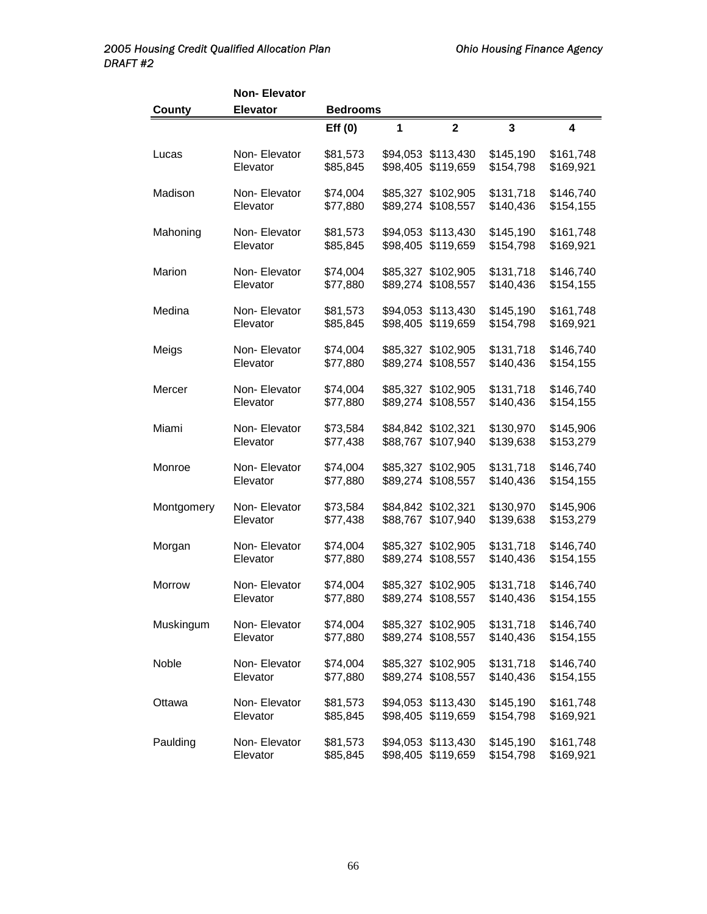| County | Non- Elevator Elevator | Bedrooms | | | | |
|---|---|---|---|---|---|---|
| | | Eff (0) | 1 | 2 | 3 | 4 |
| Lucas | Non- Elevator | $81,573 | $94,053 | $113,430 | $145,190 | $161,748 |
| | Elevator | $85,845 | $98,405 | $119,659 | $154,798 | $169,921 |
| Madison | Non- Elevator | $74,004 | $85,327 | $102,905 | $131,718 | $146,740 |
| | Elevator | $77,880 | $89,274 | $108,557 | $140,436 | $154,155 |
| Mahoning | Non- Elevator | $81,573 | $94,053 | $113,430 | $145,190 | $161,748 |
| | Elevator | $85,845 | $98,405 | $119,659 | $154,798 | $169,921 |
| Marion | Non- Elevator | $74,004 | $85,327 | $102,905 | $131,718 | $146,740 |
| | Elevator | $77,880 | $89,274 | $108,557 | $140,436 | $154,155 |
| Medina | Non- Elevator | $81,573 | $94,053 | $113,430 | $145,190 | $161,748 |
| | Elevator | $85,845 | $98,405 | $119,659 | $154,798 | $169,921 |
| Meigs | Non- Elevator | $74,004 | $85,327 | $102,905 | $131,718 | $146,740 |
| | Elevator | $77,880 | $89,274 | $108,557 | $140,436 | $154,155 |
| Mercer | Non- Elevator | $74,004 | $85,327 | $102,905 | $131,718 | $146,740 |
| | Elevator | $77,880 | $89,274 | $108,557 | $140,436 | $154,155 |
| Miami | Non- Elevator | $73,584 | $84,842 | $102,321 | $130,970 | $145,906 |
| | Elevator | $77,438 | $88,767 | $107,940 | $139,638 | $153,279 |
| Monroe | Non- Elevator | $74,004 | $85,327 | $102,905 | $131,718 | $146,740 |
| | Elevator | $77,880 | $89,274 | $108,557 | $140,436 | $154,155 |
| Montgomery | Non- Elevator | $73,584 | $84,842 | $102,321 | $130,970 | $145,906 |
| | Elevator | $77,438 | $88,767 | $107,940 | $139,638 | $153,279 |
| Morgan | Non- Elevator | $74,004 | $85,327 | $102,905 | $131,718 | $146,740 |
| | Elevator | $77,880 | $89,274 | $108,557 | $140,436 | $154,155 |
| Morrow | Non- Elevator | $74,004 | $85,327 | $102,905 | $131,718 | $146,740 |
| | Elevator | $77,880 | $89,274 | $108,557 | $140,436 | $154,155 |
| Muskingum | Non- Elevator | $74,004 | $85,327 | $102,905 | $131,718 | $146,740 |
| | Elevator | $77,880 | $89,274 | $108,557 | $140,436 | $154,155 |
| Noble | Non- Elevator | $74,004 | $85,327 | $102,905 | $131,718 | $146,740 |
| | Elevator | $77,880 | $89,274 | $108,557 | $140,436 | $154,155 |
| Ottawa | Non- Elevator | $81,573 | $94,053 | $113,430 | $145,190 | $161,748 |
| | Elevator | $85,845 | $98,405 | $119,659 | $154,798 | $169,921 |
| Paulding | Non- Elevator | $81,573 | $94,053 | $113,430 | $145,190 | $161,748 |
| | Elevator | $85,845 | $98,405 | $119,659 | $154,798 | $169,921 |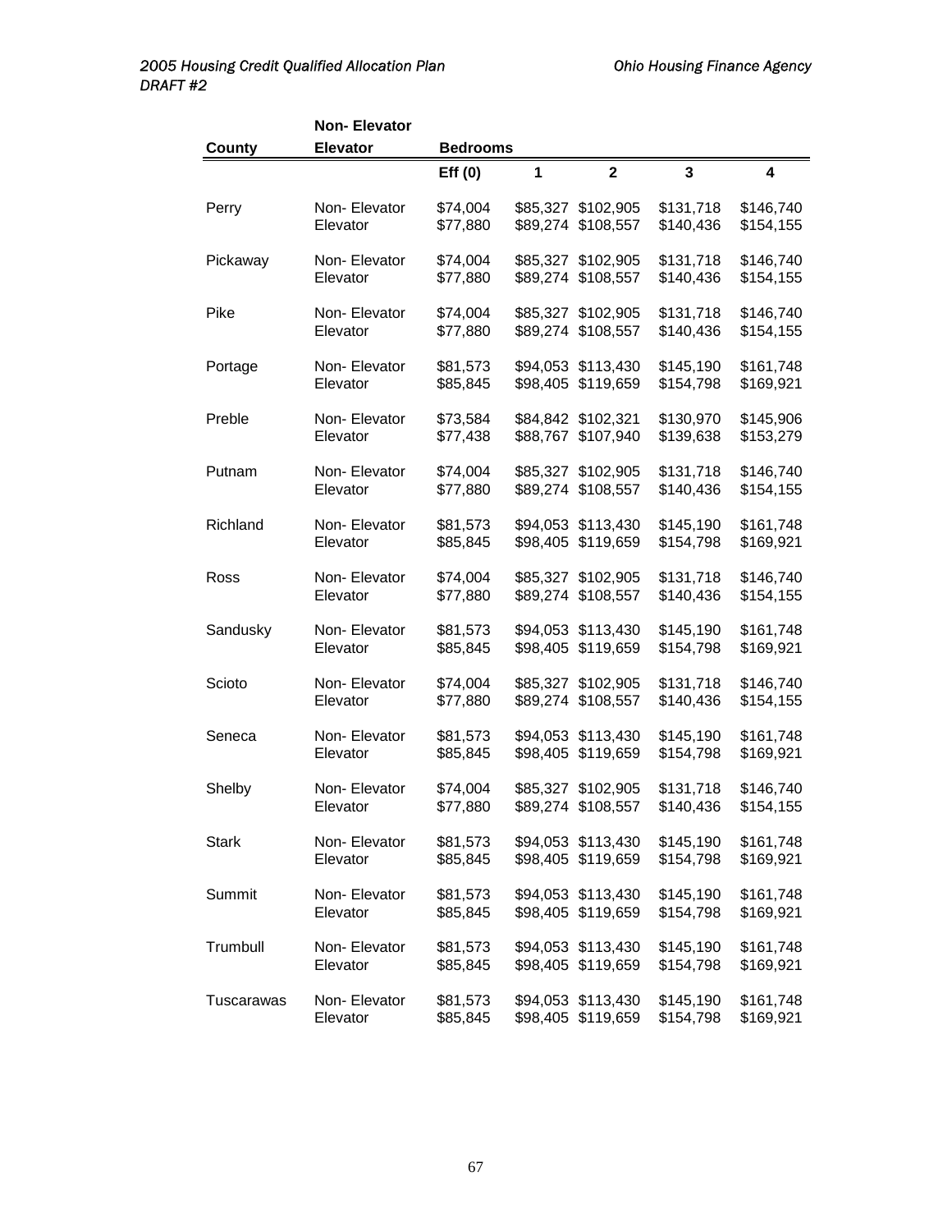| County | Non- Elevator Elevator | Bedrooms | | | | |
|---|---|---|---|---|---|---|
| | | Eff (0) | 1 | 2 | 3 | 4 |
| Perry | Non- Elevator | $74,004 | $85,327 | $102,905 | $131,718 | $146,740 |
| | Elevator | $77,880 | $89,274 | $108,557 | $140,436 | $154,155 |
| Pickaway | Non- Elevator | $74,004 | $85,327 | $102,905 | $131,718 | $146,740 |
| | Elevator | $77,880 | $89,274 | $108,557 | $140,436 | $154,155 |
| Pike | Non- Elevator | $74,004 | $85,327 | $102,905 | $131,718 | $146,740 |
| | Elevator | $77,880 | $89,274 | $108,557 | $140,436 | $154,155 |
| Portage | Non- Elevator | $81,573 | $94,053 | $113,430 | $145,190 | $161,748 |
| | Elevator | $85,845 | $98,405 | $119,659 | $154,798 | $169,921 |
| Preble | Non- Elevator | $73,584 | $84,842 | $102,321 | $130,970 | $145,906 |
| | Elevator | $77,438 | $88,767 | $107,940 | $139,638 | $153,279 |
| Putnam | Non- Elevator | $74,004 | $85,327 | $102,905 | $131,718 | $146,740 |
| | Elevator | $77,880 | $89,274 | $108,557 | $140,436 | $154,155 |
| Richland | Non- Elevator | $81,573 | $94,053 | $113,430 | $145,190 | $161,748 |
| | Elevator | $85,845 | $98,405 | $119,659 | $154,798 | $169,921 |
| Ross | Non- Elevator | $74,004 | $85,327 | $102,905 | $131,718 | $146,740 |
| | Elevator | $77,880 | $89,274 | $108,557 | $140,436 | $154,155 |
| Sandusky | Non- Elevator | $81,573 | $94,053 | $113,430 | $145,190 | $161,748 |
| | Elevator | $85,845 | $98,405 | $119,659 | $154,798 | $169,921 |
| Scioto | Non- Elevator | $74,004 | $85,327 | $102,905 | $131,718 | $146,740 |
| | Elevator | $77,880 | $89,274 | $108,557 | $140,436 | $154,155 |
| Seneca | Non- Elevator | $81,573 | $94,053 | $113,430 | $145,190 | $161,748 |
| | Elevator | $85,845 | $98,405 | $119,659 | $154,798 | $169,921 |
| Shelby | Non- Elevator | $74,004 | $85,327 | $102,905 | $131,718 | $146,740 |
| | Elevator | $77,880 | $89,274 | $108,557 | $140,436 | $154,155 |
| Stark | Non- Elevator | $81,573 | $94,053 | $113,430 | $145,190 | $161,748 |
| | Elevator | $85,845 | $98,405 | $119,659 | $154,798 | $169,921 |
| Summit | Non- Elevator | $81,573 | $94,053 | $113,430 | $145,190 | $161,748 |
| | Elevator | $85,845 | $98,405 | $119,659 | $154,798 | $169,921 |
| Trumbull | Non- Elevator | $81,573 | $94,053 | $113,430 | $145,190 | $161,748 |
| | Elevator | $85,845 | $98,405 | $119,659 | $154,798 | $169,921 |
| Tuscarawas | Non- Elevator | $81,573 | $94,053 | $113,430 | $145,190 | $161,748 |
| | Elevator | $85,845 | $98,405 | $119,659 | $154,798 | $169,921 |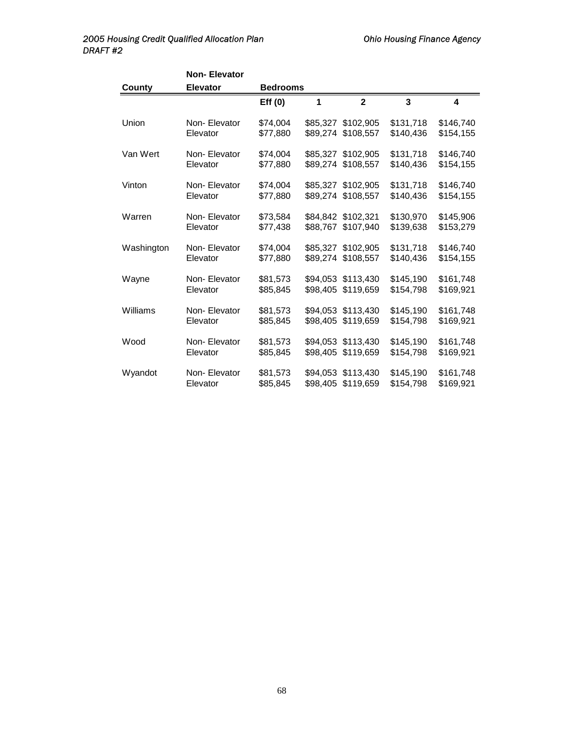| County | Non- Elevator Elevator | Bedrooms | | | | |
|---|---|---|---|---|---|---|
| | | **Eff (0)** | **1** | **2** | **3** | **4** |
| Union | Non- Elevator | $74,004 | $85,327 | $102,905 | $131,718 | $146,740 |
| | Elevator | $77,880 | $89,274 | $108,557 | $140,436 | $154,155 |
| Van Wert | Non- Elevator | $74,004 | $85,327 | $102,905 | $131,718 | $146,740 |
| | Elevator | $77,880 | $89,274 | $108,557 | $140,436 | $154,155 |
| Vinton | Non- Elevator | $74,004 | $85,327 | $102,905 | $131,718 | $146,740 |
| | Elevator | $77,880 | $89,274 | $108,557 | $140,436 | $154,155 |
| Warren | Non- Elevator | $73,584 | $84,842 | $102,321 | $130,970 | $145,906 |
| | Elevator | $77,438 | $88,767 | $107,940 | $139,638 | $153,279 |
| Washington | Non- Elevator | $74,004 | $85,327 | $102,905 | $131,718 | $146,740 |
| | Elevator | $77,880 | $89,274 | $108,557 | $140,436 | $154,155 |
| Wayne | Non- Elevator | $81,573 | $94,053 | $113,430 | $145,190 | $161,748 |
| | Elevator | $85,845 | $98,405 | $119,659 | $154,798 | $169,921 |
| Williams | Non- Elevator | $81,573 | $94,053 | $113,430 | $145,190 | $161,748 |
| | Elevator | $85,845 | $98,405 | $119,659 | $154,798 | $169,921 |
| Wood | Non- Elevator | $81,573 | $94,053 | $113,430 | $145,190 | $161,748 |
| | Elevator | $85,845 | $98,405 | $119,659 | $154,798 | $169,921 |
| Wyandot | Non- Elevator | $81,573 | $94,053 | $113,430 | $145,190 | $161,748 |
| | Elevator | $85,845 | $98,405 | $119,659 | $154,798 | $169,921 |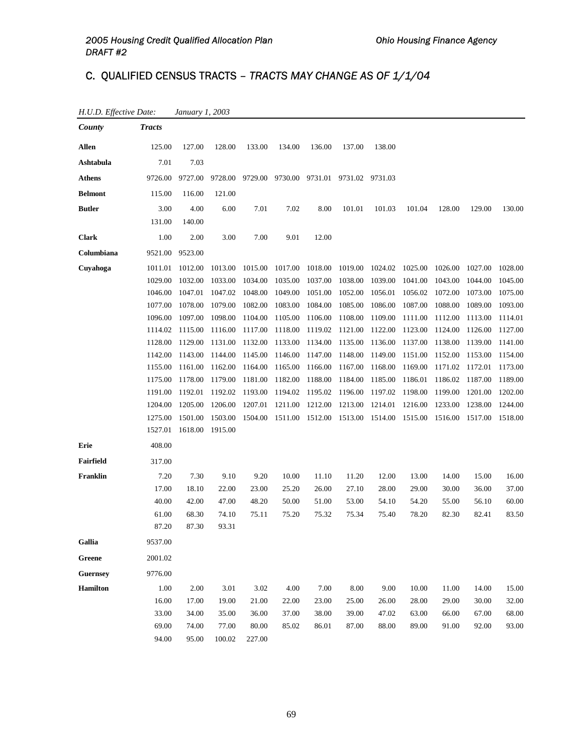## C. QUALIFIED CENSUS TRACTS – *TRACTS MAY CHANGE AS OF 1/1/04*

*H.U.D. Effective Date:* *January 1, 2003*

| *County* | *Tracts* | | | | | | | | | | | |
|---|---|---|---|---|---|---|---|---|---|---|---|---|
| **Allen** | 125.00 | 127.00 | 128.00 | 133.00 | 134.00 | 136.00 | 137.00 | 138.00 | | | | |
| **Ashtabula** | 7.01 | 7.03 | | | | | | | | | | |
| **Athens** | 9726.00 | 9727.00 | 9728.00 | 9729.00 | 9730.00 | 9731.01 | 9731.02 | 9731.03 | | | | |
| **Belmont** | 115.00 | 116.00 | 121.00 | | | | | | | | | |
| **Butler** | 3.00 | 4.00 | 6.00 | 7.01 | 7.02 | 8.00 | 101.01 | 101.03 | 101.04 | 128.00 | 129.00 | 130.00 |
| | 131.00 | 140.00 | | | | | | | | | | |
| **Clark** | 1.00 | 2.00 | 3.00 | 7.00 | 9.01 | 12.00 | | | | | | |
| **Columbiana** | 9521.00 | 9523.00 | | | | | | | | | | |
| **Cuyahoga** | 1011.01 | 1012.00 | 1013.00 | 1015.00 | 1017.00 | 1018.00 | 1019.00 | 1024.02 | 1025.00 | 1026.00 | 1027.00 | 1028.00 |
| | 1029.00 | 1032.00 | 1033.00 | 1034.00 | 1035.00 | 1037.00 | 1038.00 | 1039.00 | 1041.00 | 1043.00 | 1044.00 | 1045.00 |
| | 1046.00 | 1047.01 | 1047.02 | 1048.00 | 1049.00 | 1051.00 | 1052.00 | 1056.01 | 1056.02 | 1072.00 | 1073.00 | 1075.00 |
| | 1077.00 | 1078.00 | 1079.00 | 1082.00 | 1083.00 | 1084.00 | 1085.00 | 1086.00 | 1087.00 | 1088.00 | 1089.00 | 1093.00 |
| | 1096.00 | 1097.00 | 1098.00 | 1104.00 | 1105.00 | 1106.00 | 1108.00 | 1109.00 | 1111.00 | 1112.00 | 1113.00 | 1114.01 |
| | 1114.02 | 1115.00 | 1116.00 | 1117.00 | 1118.00 | 1119.02 | 1121.00 | 1122.00 | 1123.00 | 1124.00 | 1126.00 | 1127.00 |
| | 1128.00 | 1129.00 | 1131.00 | 1132.00 | 1133.00 | 1134.00 | 1135.00 | 1136.00 | 1137.00 | 1138.00 | 1139.00 | 1141.00 |
| | 1142.00 | 1143.00 | 1144.00 | 1145.00 | 1146.00 | 1147.00 | 1148.00 | 1149.00 | 1151.00 | 1152.00 | 1153.00 | 1154.00 |
| | 1155.00 | 1161.00 | 1162.00 | 1164.00 | 1165.00 | 1166.00 | 1167.00 | 1168.00 | 1169.00 | 1171.02 | 1172.01 | 1173.00 |
| | 1175.00 | 1178.00 | 1179.00 | 1181.00 | 1182.00 | 1188.00 | 1184.00 | 1185.00 | 1186.01 | 1186.02 | 1187.00 | 1189.00 |
| | 1191.00 | 1192.01 | 1192.02 | 1193.00 | 1194.02 | 1195.02 | 1196.00 | 1197.02 | 1198.00 | 1199.00 | 1201.00 | 1202.00 |
| | 1204.00 | 1205.00 | 1206.00 | 1207.01 | 1211.00 | 1212.00 | 1213.00 | 1214.01 | 1216.00 | 1233.00 | 1238.00 | 1244.00 |
| | 1275.00 | 1501.00 | 1503.00 | 1504.00 | 1511.00 | 1512.00 | 1513.00 | 1514.00 | 1515.00 | 1516.00 | 1517.00 | 1518.00 |
| | 1527.01 | 1618.00 | 1915.00 | | | | | | | | | |
| **Erie** | 408.00 | | | | | | | | | | | |
| **Fairfield** | 317.00 | | | | | | | | | | | |
| **Franklin** | 7.20 | 7.30 | 9.10 | 9.20 | 10.00 | 11.10 | 11.20 | 12.00 | 13.00 | 14.00 | 15.00 | 16.00 |
| | 17.00 | 18.10 | 22.00 | 23.00 | 25.20 | 26.00 | 27.10 | 28.00 | 29.00 | 30.00 | 36.00 | 37.00 |
| | 40.00 | 42.00 | 47.00 | 48.20 | 50.00 | 51.00 | 53.00 | 54.10 | 54.20 | 55.00 | 56.10 | 60.00 |
| | 61.00 | 68.30 | 74.10 | 75.11 | 75.20 | 75.32 | 75.34 | 75.40 | 78.20 | 82.30 | 82.41 | 83.50 |
| | 87.20 | 87.30 | 93.31 | | | | | | | | | |
| **Gallia** | 9537.00 | | | | | | | | | | | |
| **Greene** | 2001.02 | | | | | | | | | | | |
| **Guernsey** | 9776.00 | | | | | | | | | | | |
| **Hamilton** | 1.00 | 2.00 | 3.01 | 3.02 | 4.00 | 7.00 | 8.00 | 9.00 | 10.00 | 11.00 | 14.00 | 15.00 |
| | 16.00 | 17.00 | 19.00 | 21.00 | 22.00 | 23.00 | 25.00 | 26.00 | 28.00 | 29.00 | 30.00 | 32.00 |
| | 33.00 | 34.00 | 35.00 | 36.00 | 37.00 | 38.00 | 39.00 | 47.02 | 63.00 | 66.00 | 67.00 | 68.00 |
| | 69.00 | 74.00 | 77.00 | 80.00 | 85.02 | 86.01 | 87.00 | 88.00 | 89.00 | 91.00 | 92.00 | 93.00 |
| | 94.00 | 95.00 | 100.02 | 227.00 | | | | | | | | |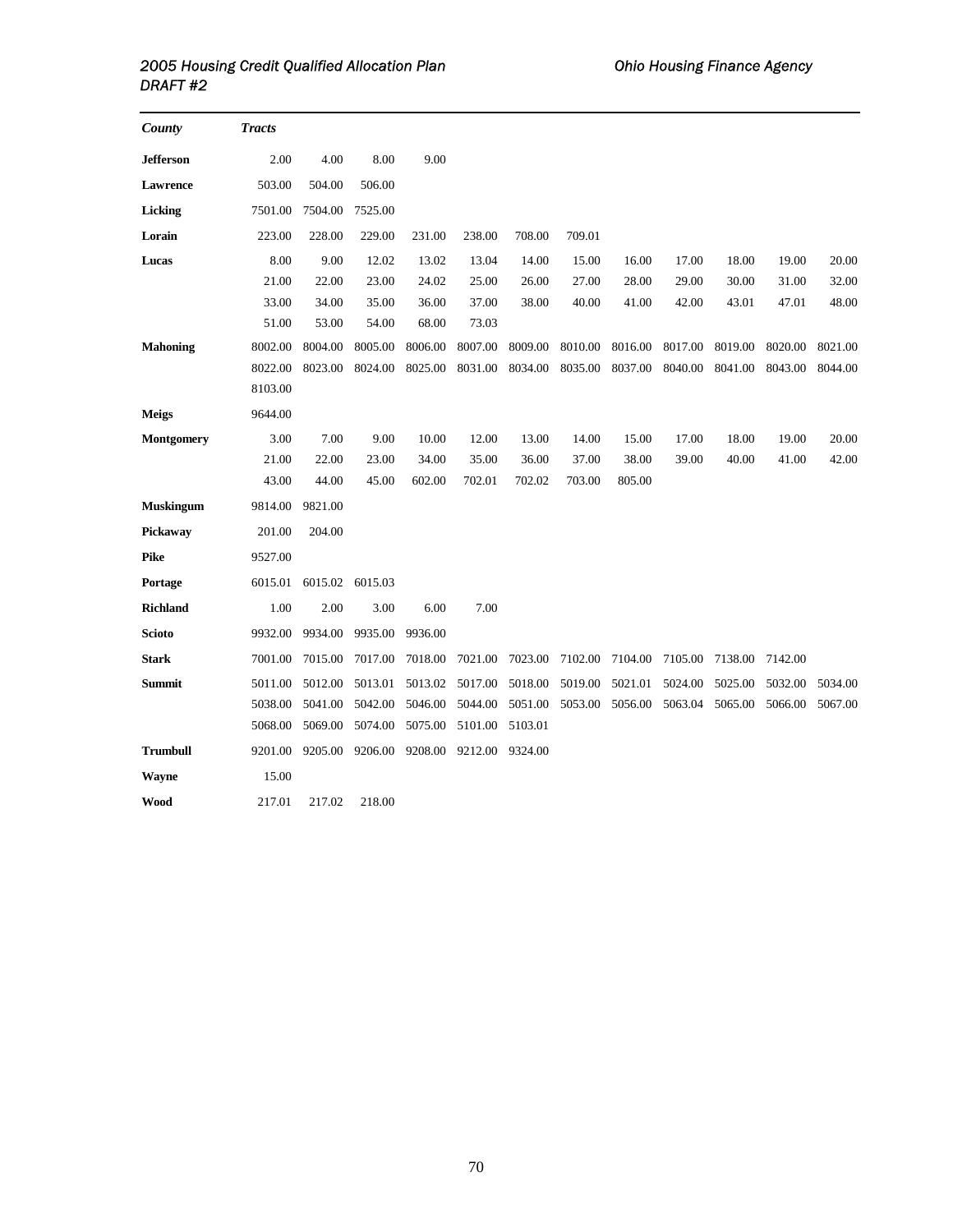| County | Tracts | | | | | | | | | | | |
|---|---|---|---|---|---|---|---|---|---|---|---|---|
| **Jefferson** | 2.00 | 4.00 | 8.00 | 9.00 | | | | | | | | |
| **Lawrence** | 503.00 | 504.00 | 506.00 | | | | | | | | | |
| **Licking** | 7501.00 | 7504.00 | 7525.00 | | | | | | | | | |
| **Lorain** | 223.00 | 228.00 | 229.00 | 231.00 | 238.00 | 708.00 | 709.01 | | | | | |
| **Lucas** | 8.00 | 9.00 | 12.02 | 13.02 | 13.04 | 14.00 | 15.00 | 16.00 | 17.00 | 18.00 | 19.00 | 20.00 |
| | 21.00 | 22.00 | 23.00 | 24.02 | 25.00 | 26.00 | 27.00 | 28.00 | 29.00 | 30.00 | 31.00 | 32.00 |
| | 33.00 | 34.00 | 35.00 | 36.00 | 37.00 | 38.00 | 40.00 | 41.00 | 42.00 | 43.01 | 47.01 | 48.00 |
| | 51.00 | 53.00 | 54.00 | 68.00 | 73.03 | | | | | | | |
| **Mahoning** | 8002.00 | 8004.00 | 8005.00 | 8006.00 | 8007.00 | 8009.00 | 8010.00 | 8016.00 | 8017.00 | 8019.00 | 8020.00 | 8021.00 |
| | 8022.00 | 8023.00 | 8024.00 | 8025.00 | 8031.00 | 8034.00 | 8035.00 | 8037.00 | 8040.00 | 8041.00 | 8043.00 | 8044.00 |
| | 8103.00 | | | | | | | | | | | |
| **Meigs** | 9644.00 | | | | | | | | | | | |
| **Montgomery** | 3.00 | 7.00 | 9.00 | 10.00 | 12.00 | 13.00 | 14.00 | 15.00 | 17.00 | 18.00 | 19.00 | 20.00 |
| | 21.00 | 22.00 | 23.00 | 34.00 | 35.00 | 36.00 | 37.00 | 38.00 | 39.00 | 40.00 | 41.00 | 42.00 |
| | 43.00 | 44.00 | 45.00 | 602.00 | 702.01 | 702.02 | 703.00 | 805.00 | | | | |
| **Muskingum** | 9814.00 | 9821.00 | | | | | | | | | | |
| **Pickaway** | 201.00 | 204.00 | | | | | | | | | | |
| **Pike** | 9527.00 | | | | | | | | | | | |
| **Portage** | 6015.01 | 6015.02 | 6015.03 | | | | | | | | | |
| **Richland** | 1.00 | 2.00 | 3.00 | 6.00 | 7.00 | | | | | | | |
| **Scioto** | 9932.00 | 9934.00 | 9935.00 | 9936.00 | | | | | | | | |
| **Stark** | 7001.00 | 7015.00 | 7017.00 | 7018.00 | 7021.00 | 7023.00 | 7102.00 | 7104.00 | 7105.00 | 7138.00 | 7142.00 | |
| **Summit** | 5011.00 | 5012.00 | 5013.01 | 5013.02 | 5017.00 | 5018.00 | 5019.00 | 5021.01 | 5024.00 | 5025.00 | 5032.00 | 5034.00 |
| | 5038.00 | 5041.00 | 5042.00 | 5046.00 | 5044.00 | 5051.00 | 5053.00 | 5056.00 | 5063.04 | 5065.00 | 5066.00 | 5067.00 |
| | 5068.00 | 5069.00 | 5074.00 | 5075.00 | 5101.00 | 5103.01 | | | | | | |
| **Trumbull** | 9201.00 | 9205.00 | 9206.00 | 9208.00 | 9212.00 | 9324.00 | | | | | | |
| **Wayne** | 15.00 | | | | | | | | | | | |
| **Wood** | 217.01 | 217.02 | 218.00 | | | | | | | | | |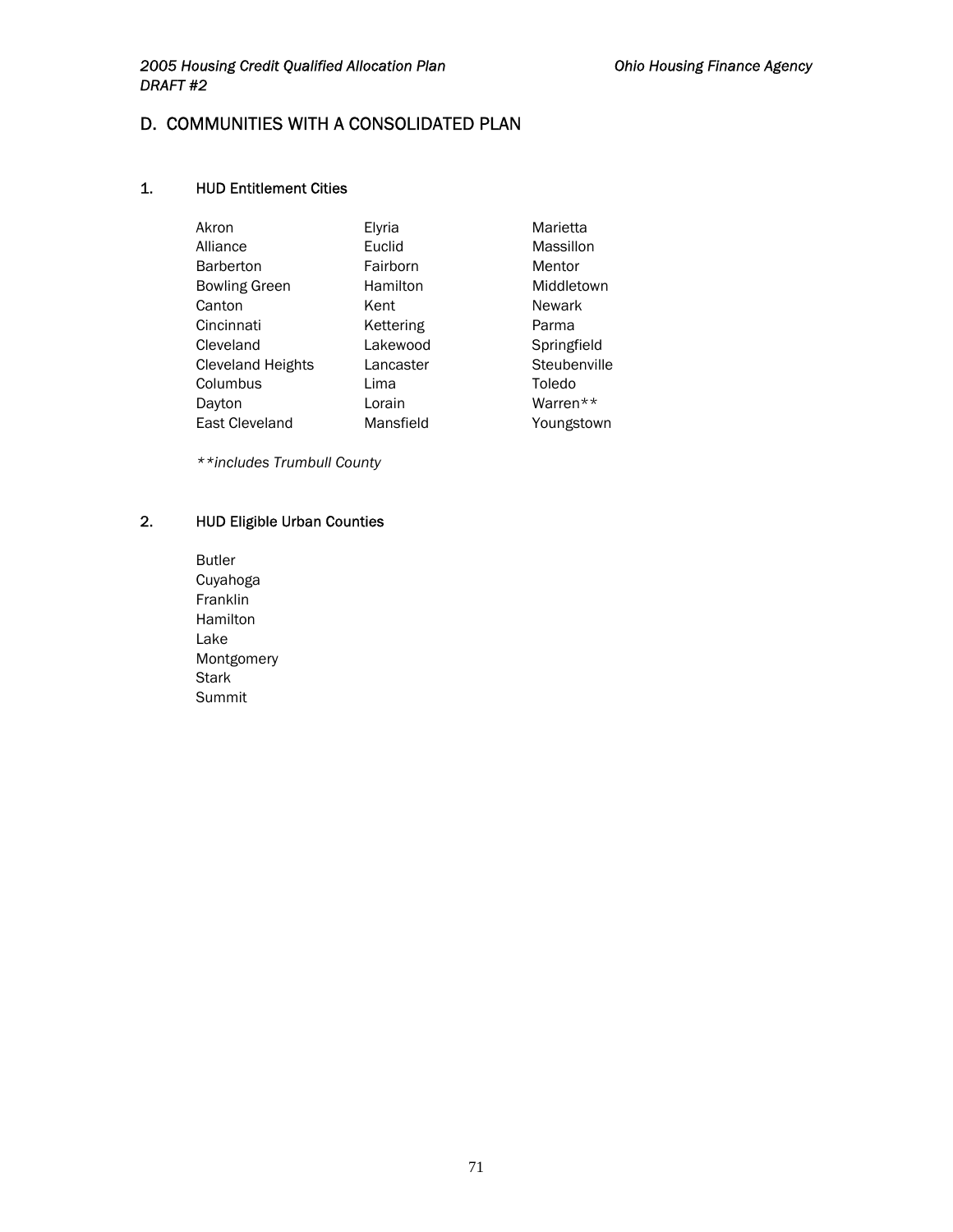## D. COMMUNITIES WITH A CONSOLIDATED PLAN

### 1. HUD Entitlement Cities

- Akron
- Alliance
- Barberton
- Bowling Green
- Canton
- Cincinnati
- Cleveland
- Cleveland Heights
- Columbus
- Dayton
- East Cleveland
- Elyria
- Euclid
- Fairborn
- Hamilton
- Kent
- Kettering
- Lakewood
- Lancaster
- Lima
- Lorain
- Mansfield
- Marietta
- Massillon
- Mentor
- Middletown
- Newark
- Parma
- Springfield
- Steubenville
- Toledo
- Warren**
- Youngstown

*\*\*includes Trumbull County*

### 2. HUD Eligible Urban Counties

- Butler
- Cuyahoga
- Franklin
- Hamilton
- Lake
- Montgomery
- Stark
- Summit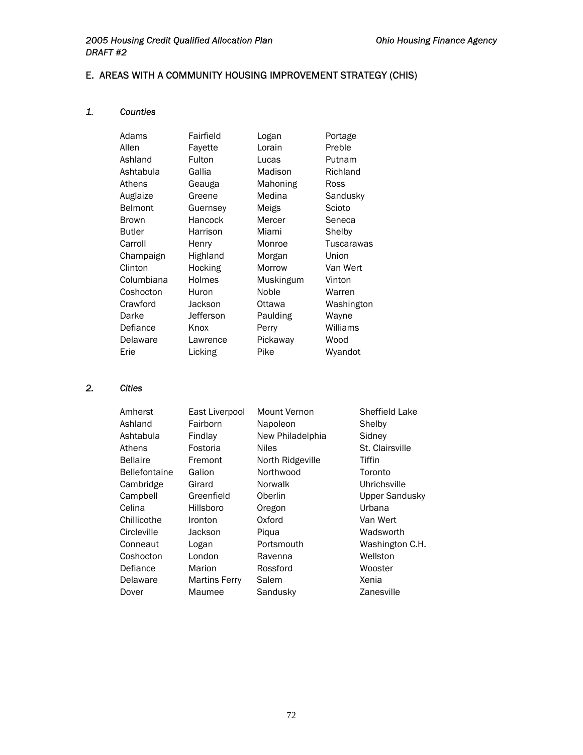## E. AREAS WITH A COMMUNITY HOUSING IMPROVEMENT STRATEGY (CHIS)

### *1. Counties*

| | | | |
|---|---|---|---|
| Adams | Fairfield | Logan | Portage |
| Allen | Fayette | Lorain | Preble |
| Ashland | Fulton | Lucas | Putnam |
| Ashtabula | Gallia | Madison | Richland |
| Athens | Geauga | Mahoning | Ross |
| Auglaize | Greene | Medina | Sandusky |
| Belmont | Guernsey | Meigs | Scioto |
| Brown | Hancock | Mercer | Seneca |
| Butler | Harrison | Miami | Shelby |
| Carroll | Henry | Monroe | Tuscarawas |
| Champaign | Highland | Morgan | Union |
| Clinton | Hocking | Morrow | Van Wert |
| Columbiana | Holmes | Muskingum | Vinton |
| Coshocton | Huron | Noble | Warren |
| Crawford | Jackson | Ottawa | Washington |
| Darke | Jefferson | Paulding | Wayne |
| Defiance | Knox | Perry | Williams |
| Delaware | Lawrence | Pickaway | Wood |
| Erie | Licking | Pike | Wyandot |

### *2. Cities*

| | | | |
|---|---|---|---|
| Amherst | East Liverpool | Mount Vernon | Sheffield Lake |
| Ashland | Fairborn | Napoleon | Shelby |
| Ashtabula | Findlay | New Philadelphia | Sidney |
| Athens | Fostoria | Niles | St. Clairsville |
| Bellaire | Fremont | North Ridgeville | Tiffin |
| Bellefontaine | Galion | Northwood | Toronto |
| Cambridge | Girard | Norwalk | Uhrichsville |
| Campbell | Greenfield | Oberlin | Upper Sandusky |
| Celina | Hillsboro | Oregon | Urbana |
| Chillicothe | Ironton | Oxford | Van Wert |
| Circleville | Jackson | Piqua | Wadsworth |
| Conneaut | Logan | Portsmouth | Washington C.H. |
| Coshocton | London | Ravenna | Wellston |
| Defiance | Marion | Rossford | Wooster |
| Delaware | Martins Ferry | Salem | Xenia |
| Dover | Maumee | Sandusky | Zanesville |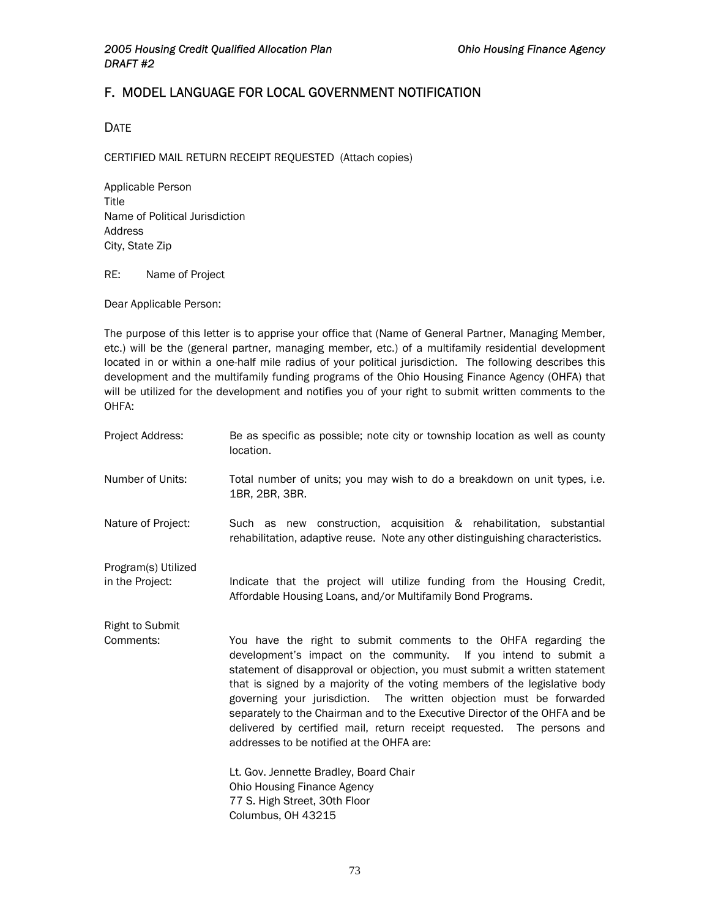## F. MODEL LANGUAGE FOR LOCAL GOVERNMENT NOTIFICATION

DATE

CERTIFIED MAIL RETURN RECEIPT REQUESTED (Attach copies)

Applicable Person
Title
Name of Political Jurisdiction
Address
City, State Zip

RE: Name of Project

Dear Applicable Person:

The purpose of this letter is to apprise your office that (Name of General Partner, Managing Member, etc.) will be the (general partner, managing member, etc.) of a multifamily residential development located in or within a one-half mile radius of your political jurisdiction. The following describes this development and the multifamily funding programs of the Ohio Housing Finance Agency (OHFA) that will be utilized for the development and notifies you of your right to submit written comments to the OHFA:

Project Address: Be as specific as possible; note city or township location as well as county location.

Number of Units: Total number of units; you may wish to do a breakdown on unit types, i.e. 1BR, 2BR, 3BR.

Nature of Project: Such as new construction, acquisition & rehabilitation, substantial rehabilitation, adaptive reuse. Note any other distinguishing characteristics.

Program(s) Utilized in the Project: Indicate that the project will utilize funding from the Housing Credit, Affordable Housing Loans, and/or Multifamily Bond Programs.

Right to Submit Comments: You have the right to submit comments to the OHFA regarding the development's impact on the community. If you intend to submit a statement of disapproval or objection, you must submit a written statement that is signed by a majority of the voting members of the legislative body governing your jurisdiction. The written objection must be forwarded separately to the Chairman and to the Executive Director of the OHFA and be delivered by certified mail, return receipt requested. The persons and addresses to be notified at the OHFA are:

Lt. Gov. Jennette Bradley, Board Chair
Ohio Housing Finance Agency
77 S. High Street, 30th Floor
Columbus, OH 43215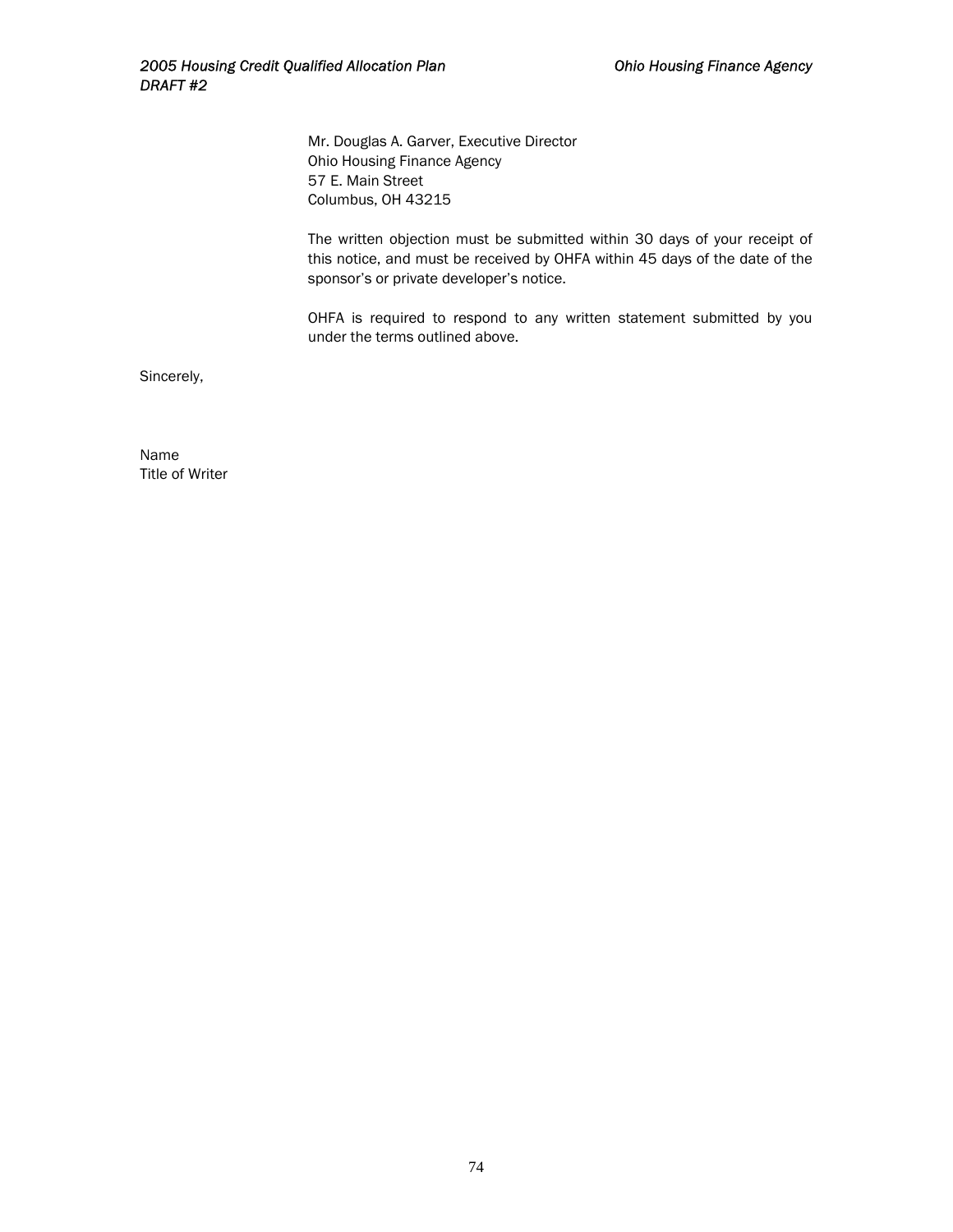Mr. Douglas A. Garver, Executive Director
Ohio Housing Finance Agency
57 E. Main Street
Columbus, OH 43215

The written objection must be submitted within 30 days of your receipt of this notice, and must be received by OHFA within 45 days of the date of the sponsor's or private developer's notice.

OHFA is required to respond to any written statement submitted by you under the terms outlined above.

Sincerely,

Name
Title of Writer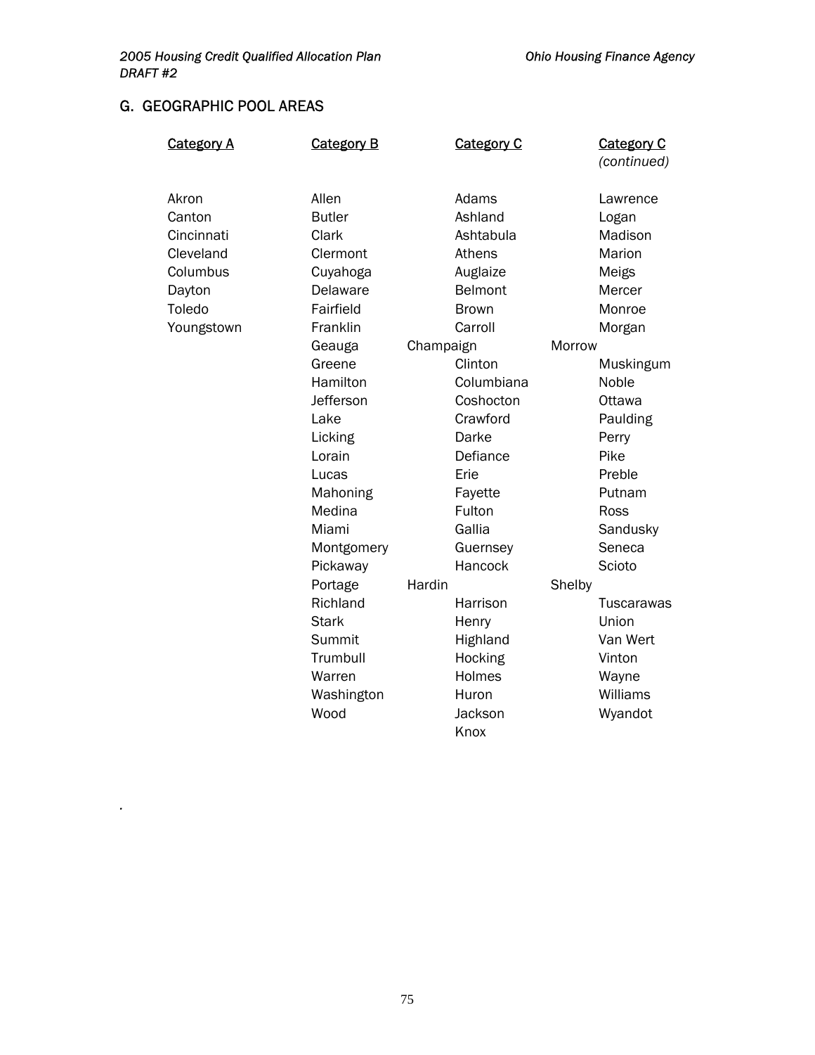## G. GEOGRAPHIC POOL AREAS

| Category A | Category B | Category C | Category C *(continued)* |
|---|---|---|---|
| Akron | Allen | Adams | Lawrence |
| Canton | Butler | Ashland | Logan |
| Cincinnati | Clark | Ashtabula | Madison |
| Cleveland | Clermont | Athens | Marion |
| Columbus | Cuyahoga | Auglaize | Meigs |
| Dayton | Delaware | Belmont | Mercer |
| Toledo | Fairfield | Brown | Monroe |
| Youngstown | Franklin | Carroll | Morgan |
| | Geauga | Champaign | Morrow |
| | Greene | Clinton | Muskingum |
| | Hamilton | Columbiana | Noble |
| | Jefferson | Coshocton | Ottawa |
| | Lake | Crawford | Paulding |
| | Licking | Darke | Perry |
| | Lorain | Defiance | Pike |
| | Lucas | Erie | Preble |
| | Mahoning | Fayette | Putnam |
| | Medina | Fulton | Ross |
| | Miami | Gallia | Sandusky |
| | Montgomery | Guernsey | Seneca |
| | Pickaway | Hancock | Scioto |
| | Portage | Hardin | Shelby |
| | Richland | Harrison | Tuscarawas |
| | Stark | Henry | Union |
| | Summit | Highland | Van Wert |
| | Trumbull | Hocking | Vinton |
| | Warren | Holmes | Wayne |
| | Washington | Huron | Williams |
| | Wood | Jackson | Wyandot |
| | | Knox | |

.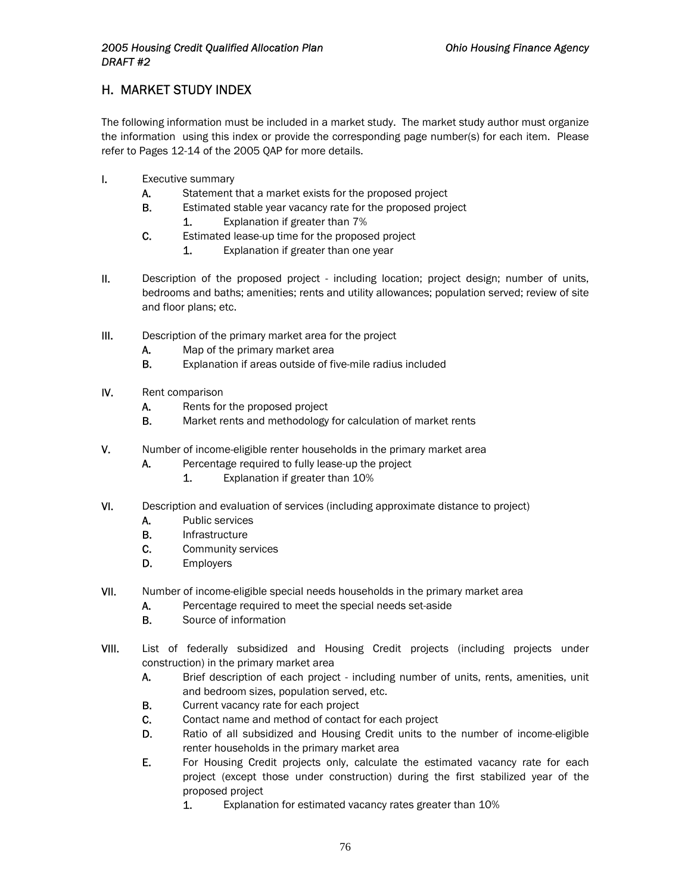## H. MARKET STUDY INDEX

The following information must be included in a market study. The market study author must organize the information using this index or provide the corresponding page number(s) for each item. Please refer to Pages 12-14 of the 2005 QAP for more details.

I. Executive summary
   - A. Statement that a market exists for the proposed project
   - B. Estimated stable year vacancy rate for the proposed project
     - 1. Explanation if greater than 7%
   - C. Estimated lease-up time for the proposed project
     - 1. Explanation if greater than one year

II. Description of the proposed project - including location; project design; number of units, bedrooms and baths; amenities; rents and utility allowances; population served; review of site and floor plans; etc.

III. Description of the primary market area for the project
   - A. Map of the primary market area
   - B. Explanation if areas outside of five-mile radius included

IV. Rent comparison
   - A. Rents for the proposed project
   - B. Market rents and methodology for calculation of market rents

V. Number of income-eligible renter households in the primary market area
   - A. Percentage required to fully lease-up the project
     - 1. Explanation if greater than 10%

VI. Description and evaluation of services (including approximate distance to project)
   - A. Public services
   - B. Infrastructure
   - C. Community services
   - D. Employers

VII. Number of income-eligible special needs households in the primary market area
   - A. Percentage required to meet the special needs set-aside
   - B. Source of information

VIII. List of federally subsidized and Housing Credit projects (including projects under construction) in the primary market area
   - A. Brief description of each project - including number of units, rents, amenities, unit and bedroom sizes, population served, etc.
   - B. Current vacancy rate for each project
   - C. Contact name and method of contact for each project
   - D. Ratio of all subsidized and Housing Credit units to the number of income-eligible renter households in the primary market area
   - E. For Housing Credit projects only, calculate the estimated vacancy rate for each project (except those under construction) during the first stabilized year of the proposed project
     - 1. Explanation for estimated vacancy rates greater than 10%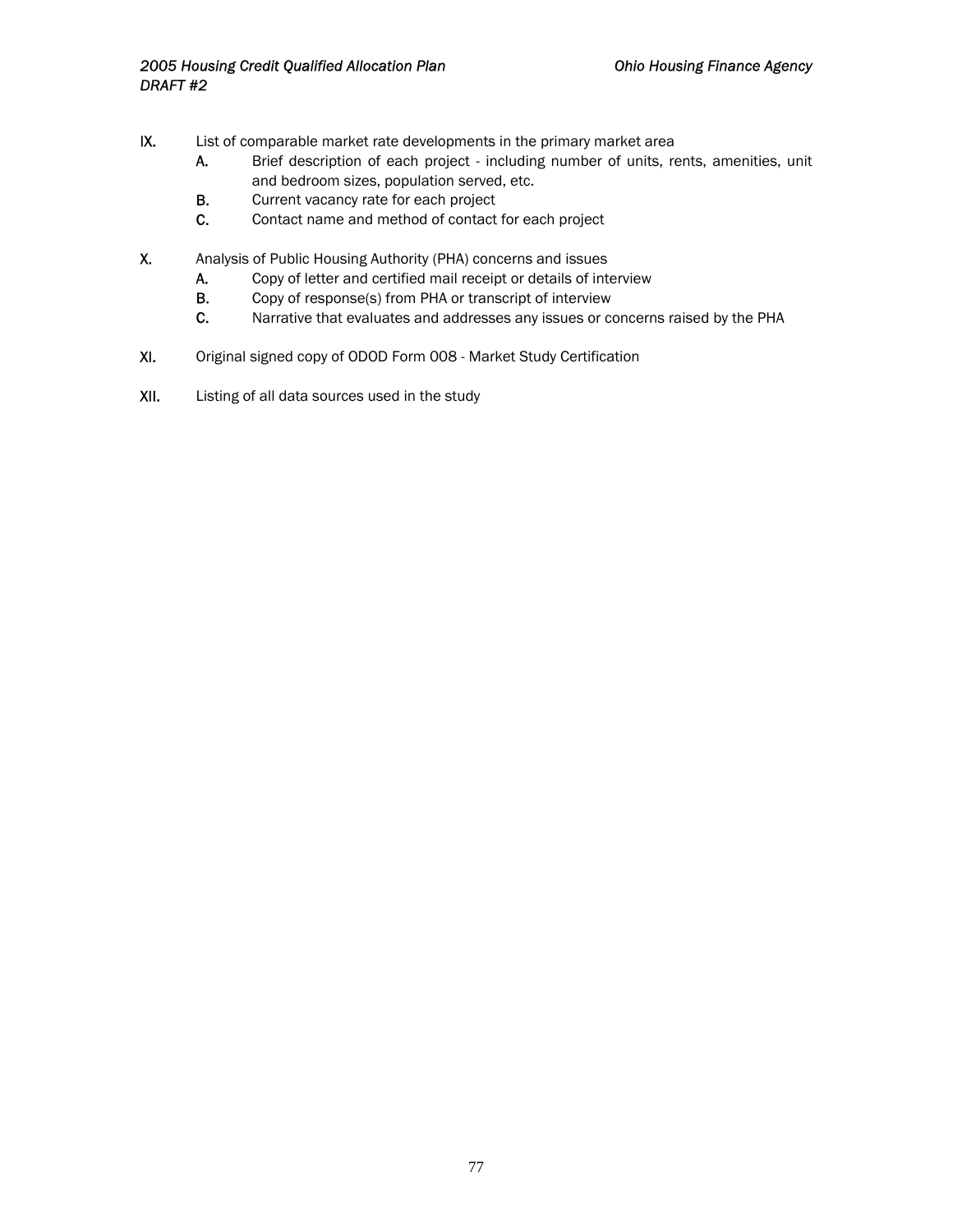IX. List of comparable market rate developments in the primary market area
   A. Brief description of each project - including number of units, rents, amenities, unit and bedroom sizes, population served, etc.
   B. Current vacancy rate for each project
   C. Contact name and method of contact for each project

X. Analysis of Public Housing Authority (PHA) concerns and issues
   A. Copy of letter and certified mail receipt or details of interview
   B. Copy of response(s) from PHA or transcript of interview
   C. Narrative that evaluates and addresses any issues or concerns raised by the PHA

XI. Original signed copy of ODOD Form 008 - Market Study Certification

XII. Listing of all data sources used in the study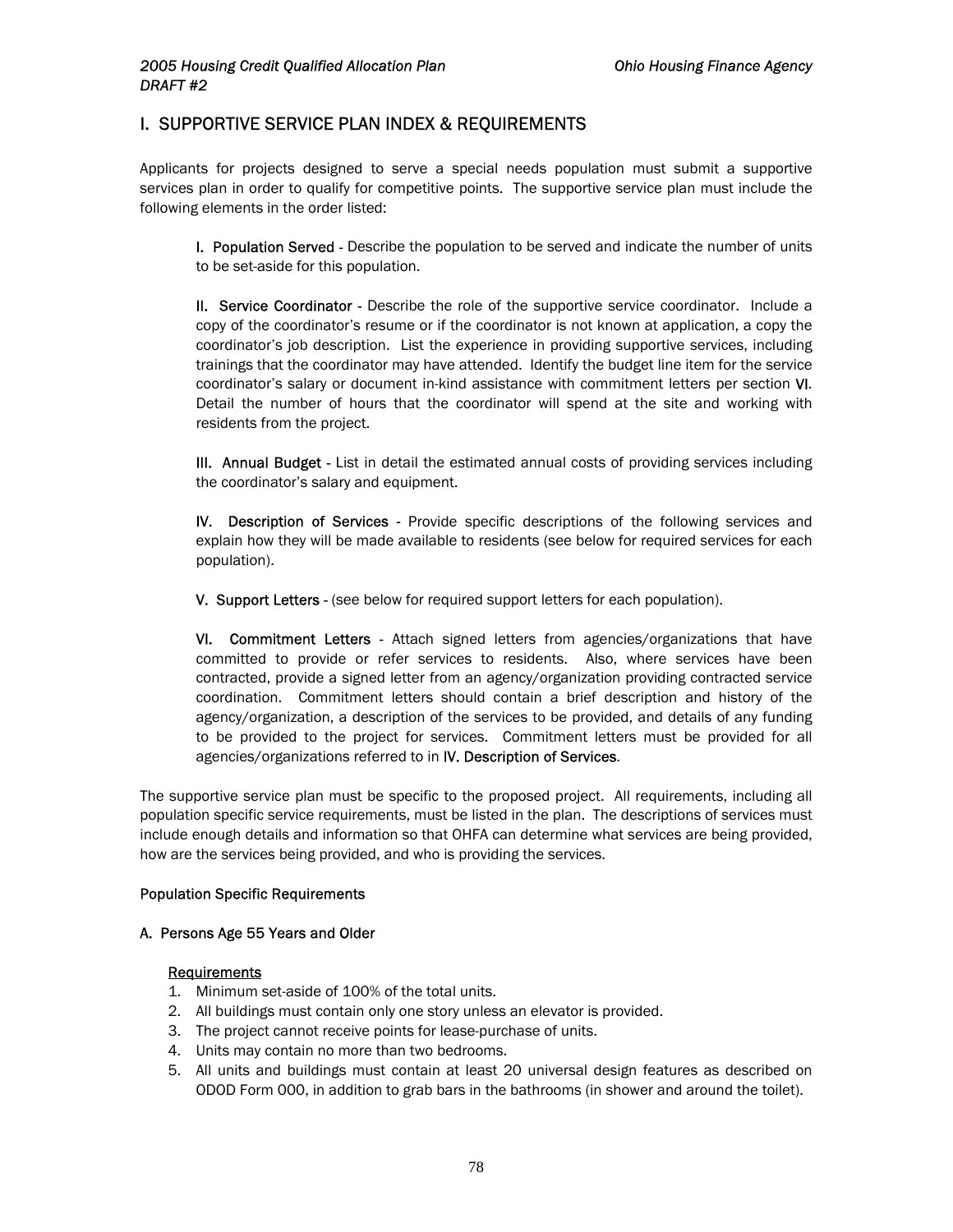## I. SUPPORTIVE SERVICE PLAN INDEX & REQUIREMENTS

Applicants for projects designed to serve a special needs population must submit a supportive services plan in order to qualify for competitive points. The supportive service plan must include the following elements in the order listed:

**I. Population Served** - Describe the population to be served and indicate the number of units to be set-aside for this population.

**II. Service Coordinator** - Describe the role of the supportive service coordinator. Include a copy of the coordinator's resume or if the coordinator is not known at application, a copy the coordinator's job description. List the experience in providing supportive services, including trainings that the coordinator may have attended. Identify the budget line item for the service coordinator's salary or document in-kind assistance with commitment letters per section **VI**. Detail the number of hours that the coordinator will spend at the site and working with residents from the project.

**III. Annual Budget** - List in detail the estimated annual costs of providing services including the coordinator's salary and equipment.

**IV. Description of Services** - Provide specific descriptions of the following services and explain how they will be made available to residents (see below for required services for each population).

**V. Support Letters** - (see below for required support letters for each population).

**VI. Commitment Letters** - Attach signed letters from agencies/organizations that have committed to provide or refer services to residents. Also, where services have been contracted, provide a signed letter from an agency/organization providing contracted service coordination. Commitment letters should contain a brief description and history of the agency/organization, a description of the services to be provided, and details of any funding to be provided to the project for services. Commitment letters must be provided for all agencies/organizations referred to in **IV. Description of Services**.

The supportive service plan must be specific to the proposed project. All requirements, including all population specific service requirements, must be listed in the plan. The descriptions of services must include enough details and information so that OHFA can determine what services are being provided, how are the services being provided, and who is providing the services.

### Population Specific Requirements

#### A. Persons Age 55 Years and Older

<u>Requirements</u>

1. Minimum set-aside of 100% of the total units.
2. All buildings must contain only one story unless an elevator is provided.
3. The project cannot receive points for lease-purchase of units.
4. Units may contain no more than two bedrooms.
5. All units and buildings must contain at least 20 universal design features as described on ODOD Form 000, in addition to grab bars in the bathrooms (in shower and around the toilet).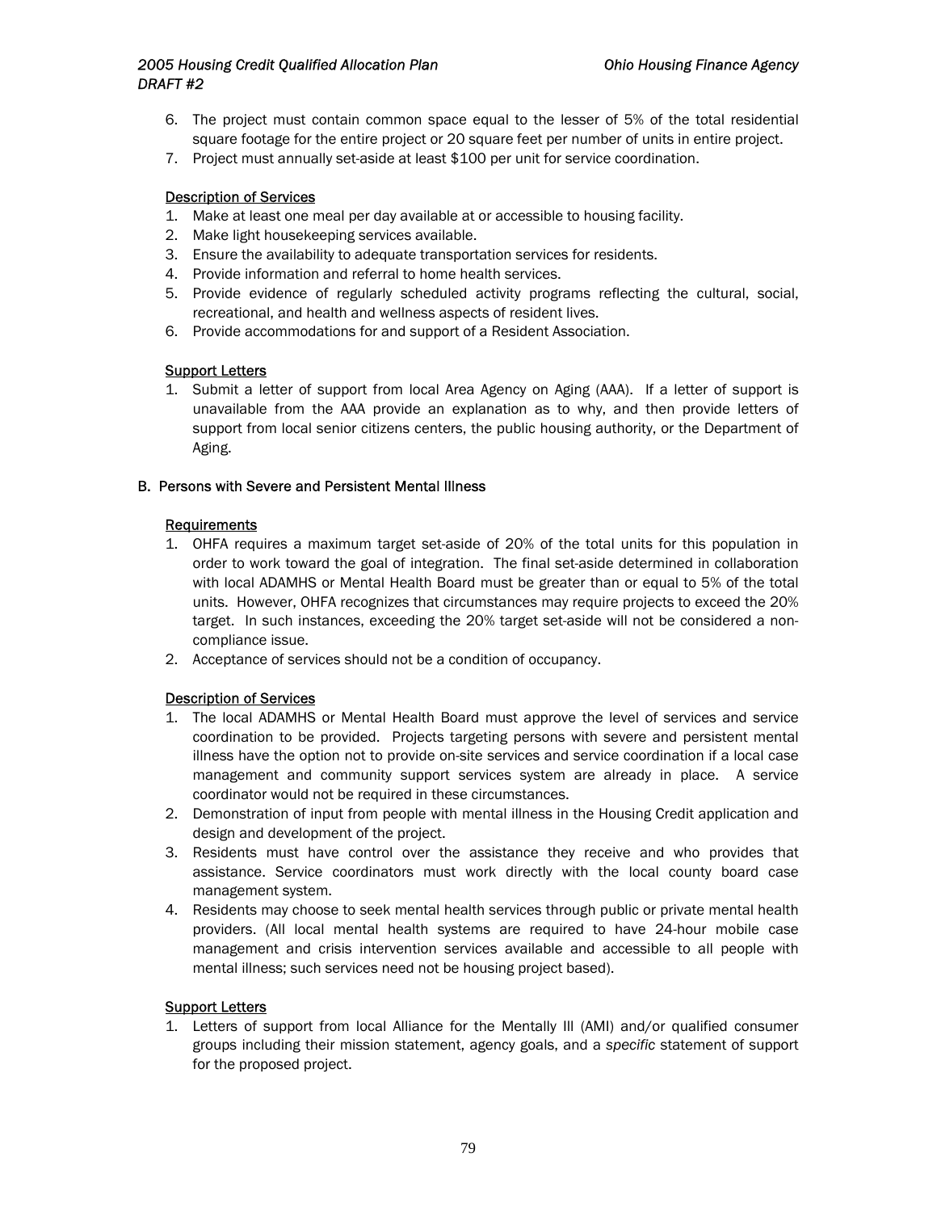6. The project must contain common space equal to the lesser of 5% of the total residential square footage for the entire project or 20 square feet per number of units in entire project.
7. Project must annually set-aside at least $100 per unit for service coordination.

Description of Services

1. Make at least one meal per day available at or accessible to housing facility.
2. Make light housekeeping services available.
3. Ensure the availability to adequate transportation services for residents.
4. Provide information and referral to home health services.
5. Provide evidence of regularly scheduled activity programs reflecting the cultural, social, recreational, and health and wellness aspects of resident lives.
6. Provide accommodations for and support of a Resident Association.

Support Letters

1. Submit a letter of support from local Area Agency on Aging (AAA). If a letter of support is unavailable from the AAA provide an explanation as to why, and then provide letters of support from local senior citizens centers, the public housing authority, or the Department of Aging.

B. Persons with Severe and Persistent Mental Illness

Requirements

1. OHFA requires a maximum target set-aside of 20% of the total units for this population in order to work toward the goal of integration. The final set-aside determined in collaboration with local ADAMHS or Mental Health Board must be greater than or equal to 5% of the total units. However, OHFA recognizes that circumstances may require projects to exceed the 20% target. In such instances, exceeding the 20% target set-aside will not be considered a non-compliance issue.
2. Acceptance of services should not be a condition of occupancy.

Description of Services

1. The local ADAMHS or Mental Health Board must approve the level of services and service coordination to be provided. Projects targeting persons with severe and persistent mental illness have the option not to provide on-site services and service coordination if a local case management and community support services system are already in place. A service coordinator would not be required in these circumstances.
2. Demonstration of input from people with mental illness in the Housing Credit application and design and development of the project.
3. Residents must have control over the assistance they receive and who provides that assistance. Service coordinators must work directly with the local county board case management system.
4. Residents may choose to seek mental health services through public or private mental health providers. (All local mental health systems are required to have 24-hour mobile case management and crisis intervention services available and accessible to all people with mental illness; such services need not be housing project based).

Support Letters

1. Letters of support from local Alliance for the Mentally Ill (AMI) and/or qualified consumer groups including their mission statement, agency goals, and a *specific* statement of support for the proposed project.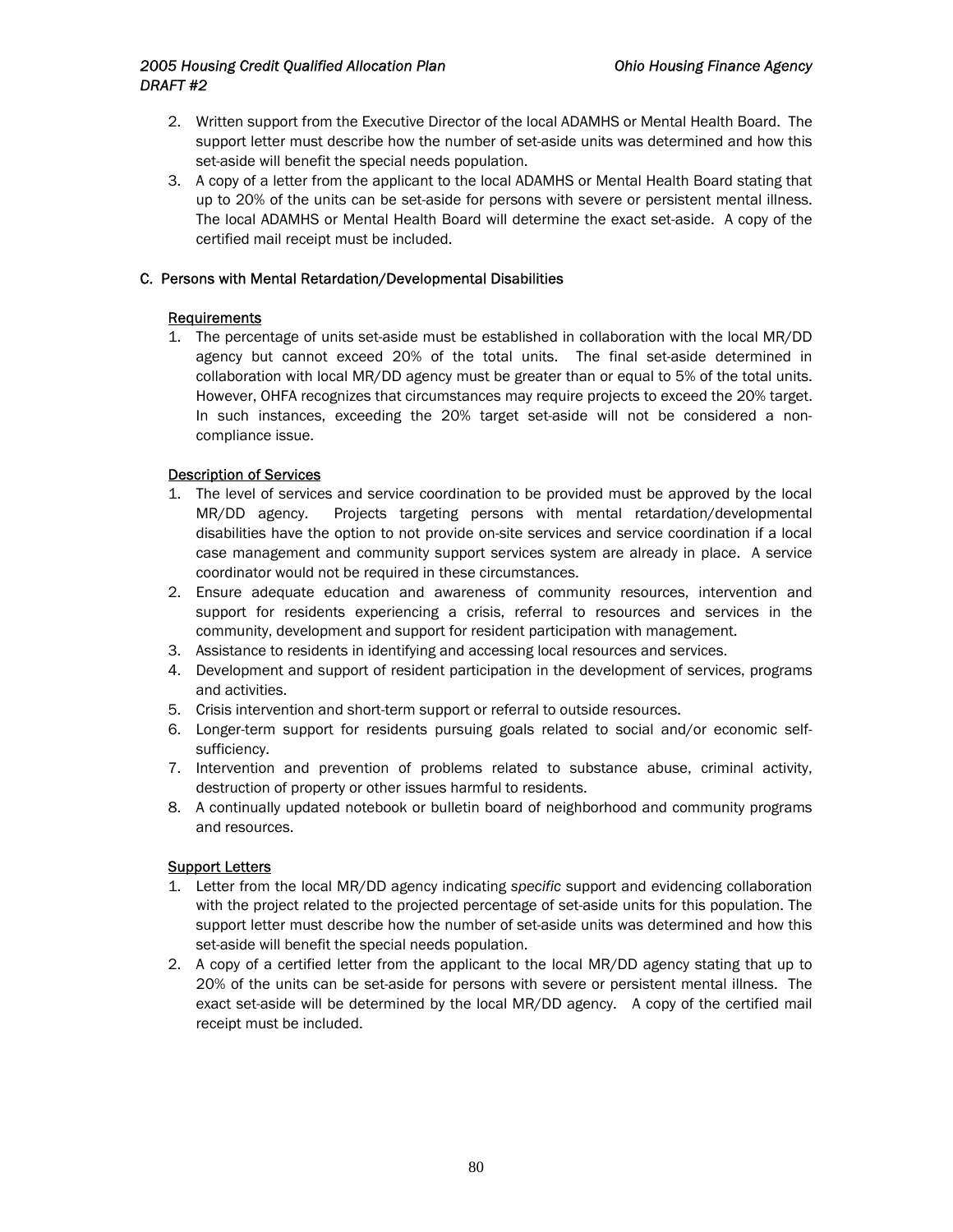2. Written support from the Executive Director of the local ADAMHS or Mental Health Board. The support letter must describe how the number of set-aside units was determined and how this set-aside will benefit the special needs population.
3. A copy of a letter from the applicant to the local ADAMHS or Mental Health Board stating that up to 20% of the units can be set-aside for persons with severe or persistent mental illness. The local ADAMHS or Mental Health Board will determine the exact set-aside. A copy of the certified mail receipt must be included.

### C. Persons with Mental Retardation/Developmental Disabilities

#### Requirements

1. The percentage of units set-aside must be established in collaboration with the local MR/DD agency but cannot exceed 20% of the total units. The final set-aside determined in collaboration with local MR/DD agency must be greater than or equal to 5% of the total units. However, OHFA recognizes that circumstances may require projects to exceed the 20% target. In such instances, exceeding the 20% target set-aside will not be considered a non-compliance issue.

#### Description of Services

1. The level of services and service coordination to be provided must be approved by the local MR/DD agency. Projects targeting persons with mental retardation/developmental disabilities have the option to not provide on-site services and service coordination if a local case management and community support services system are already in place. A service coordinator would not be required in these circumstances.
2. Ensure adequate education and awareness of community resources, intervention and support for residents experiencing a crisis, referral to resources and services in the community, development and support for resident participation with management.
3. Assistance to residents in identifying and accessing local resources and services.
4. Development and support of resident participation in the development of services, programs and activities.
5. Crisis intervention and short-term support or referral to outside resources.
6. Longer-term support for residents pursuing goals related to social and/or economic self-sufficiency.
7. Intervention and prevention of problems related to substance abuse, criminal activity, destruction of property or other issues harmful to residents.
8. A continually updated notebook or bulletin board of neighborhood and community programs and resources.

#### Support Letters

1. Letter from the local MR/DD agency indicating *specific* support and evidencing collaboration with the project related to the projected percentage of set-aside units for this population. The support letter must describe how the number of set-aside units was determined and how this set-aside will benefit the special needs population.
2. A copy of a certified letter from the applicant to the local MR/DD agency stating that up to 20% of the units can be set-aside for persons with severe or persistent mental illness. The exact set-aside will be determined by the local MR/DD agency. A copy of the certified mail receipt must be included.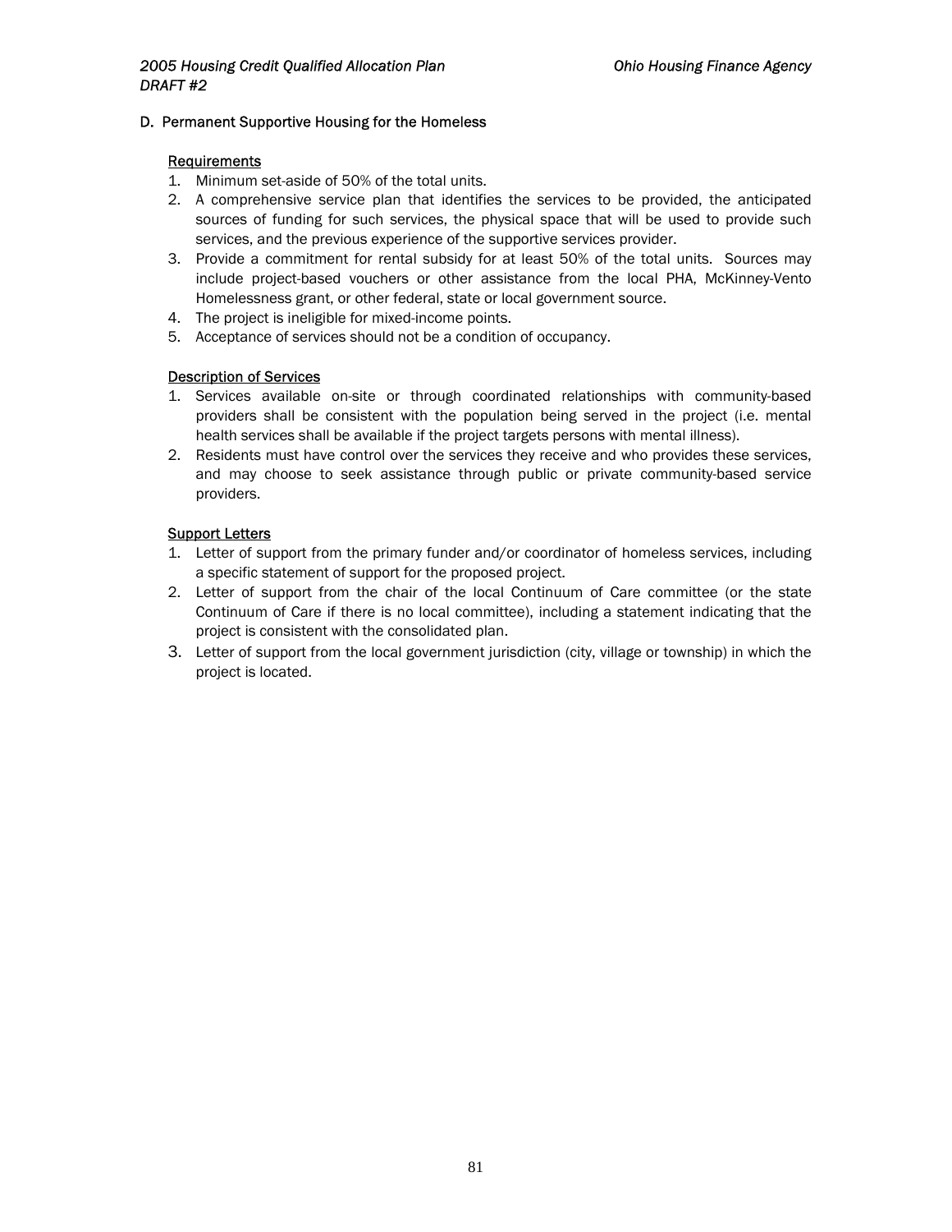## D. Permanent Supportive Housing for the Homeless

Requirements

1. Minimum set-aside of 50% of the total units.
2. A comprehensive service plan that identifies the services to be provided, the anticipated sources of funding for such services, the physical space that will be used to provide such services, and the previous experience of the supportive services provider.
3. Provide a commitment for rental subsidy for at least 50% of the total units. Sources may include project-based vouchers or other assistance from the local PHA, McKinney-Vento Homelessness grant, or other federal, state or local government source.
4. The project is ineligible for mixed-income points.
5. Acceptance of services should not be a condition of occupancy.

Description of Services

1. Services available on-site or through coordinated relationships with community-based providers shall be consistent with the population being served in the project (i.e. mental health services shall be available if the project targets persons with mental illness).
2. Residents must have control over the services they receive and who provides these services, and may choose to seek assistance through public or private community-based service providers.

Support Letters

1. Letter of support from the primary funder and/or coordinator of homeless services, including a specific statement of support for the proposed project.
2. Letter of support from the chair of the local Continuum of Care committee (or the state Continuum of Care if there is no local committee), including a statement indicating that the project is consistent with the consolidated plan.
3. Letter of support from the local government jurisdiction (city, village or township) in which the project is located.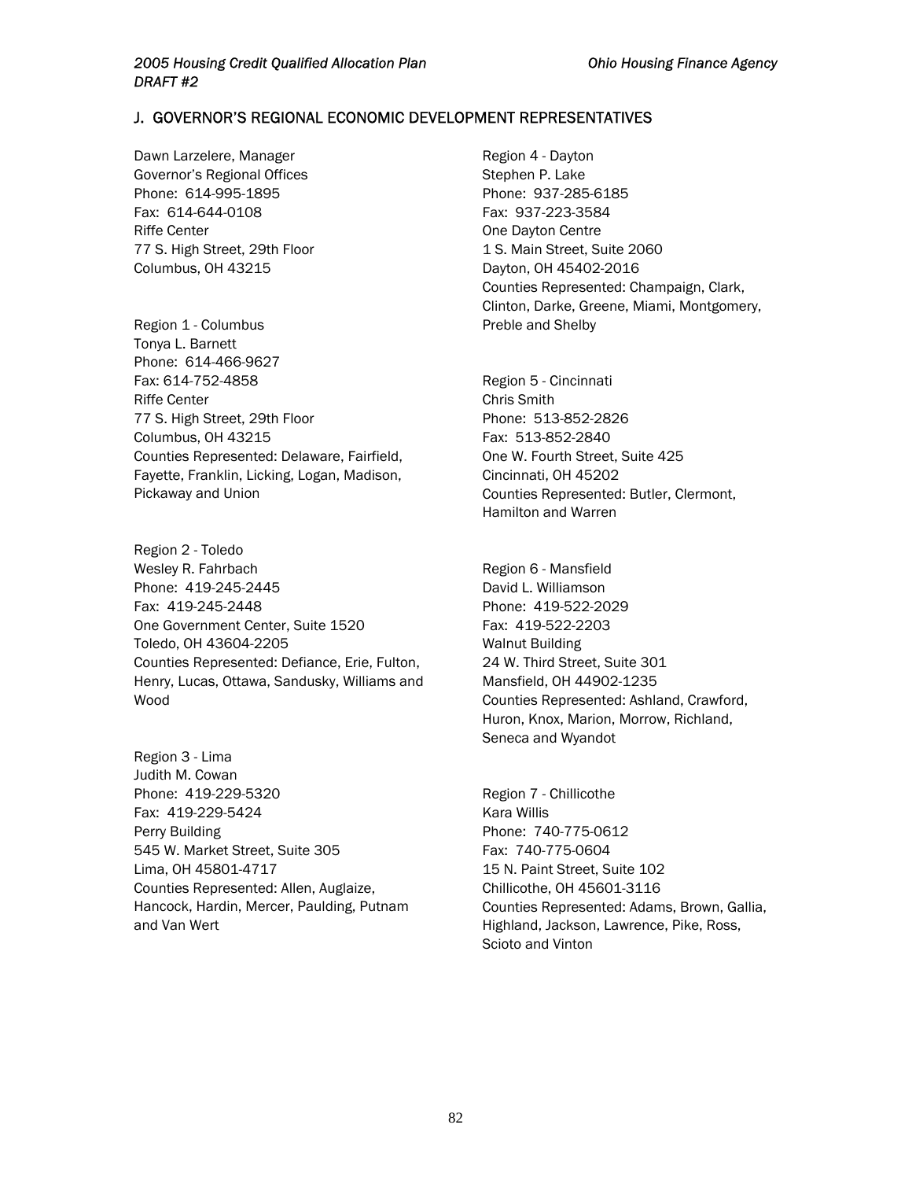## J. GOVERNOR'S REGIONAL ECONOMIC DEVELOPMENT REPRESENTATIVES

Dawn Larzelere, Manager
Governor's Regional Offices
Phone: 614-995-1895
Fax: 614-644-0108
Riffe Center
77 S. High Street, 29th Floor
Columbus, OH 43215

Region 1 - Columbus
Tonya L. Barnett
Phone: 614-466-9627
Fax: 614-752-4858
Riffe Center
77 S. High Street, 29th Floor
Columbus, OH 43215
Counties Represented: Delaware, Fairfield, Fayette, Franklin, Licking, Logan, Madison, Pickaway and Union

Region 2 - Toledo
Wesley R. Fahrbach
Phone: 419-245-2445
Fax: 419-245-2448
One Government Center, Suite 1520
Toledo, OH 43604-2205
Counties Represented: Defiance, Erie, Fulton, Henry, Lucas, Ottawa, Sandusky, Williams and Wood

Region 3 - Lima
Judith M. Cowan
Phone: 419-229-5320
Fax: 419-229-5424
Perry Building
545 W. Market Street, Suite 305
Lima, OH 45801-4717
Counties Represented: Allen, Auglaize, Hancock, Hardin, Mercer, Paulding, Putnam and Van Wert

Region 4 - Dayton
Stephen P. Lake
Phone: 937-285-6185
Fax: 937-223-3584
One Dayton Centre
1 S. Main Street, Suite 2060
Dayton, OH 45402-2016
Counties Represented: Champaign, Clark, Clinton, Darke, Greene, Miami, Montgomery, Preble and Shelby

Region 5 - Cincinnati
Chris Smith
Phone: 513-852-2826
Fax: 513-852-2840
One W. Fourth Street, Suite 425
Cincinnati, OH 45202
Counties Represented: Butler, Clermont, Hamilton and Warren

Region 6 - Mansfield
David L. Williamson
Phone: 419-522-2029
Fax: 419-522-2203
Walnut Building
24 W. Third Street, Suite 301
Mansfield, OH 44902-1235
Counties Represented: Ashland, Crawford, Huron, Knox, Marion, Morrow, Richland, Seneca and Wyandot

Region 7 - Chillicothe
Kara Willis
Phone: 740-775-0612
Fax: 740-775-0604
15 N. Paint Street, Suite 102
Chillicothe, OH 45601-3116
Counties Represented: Adams, Brown, Gallia, Highland, Jackson, Lawrence, Pike, Ross, Scioto and Vinton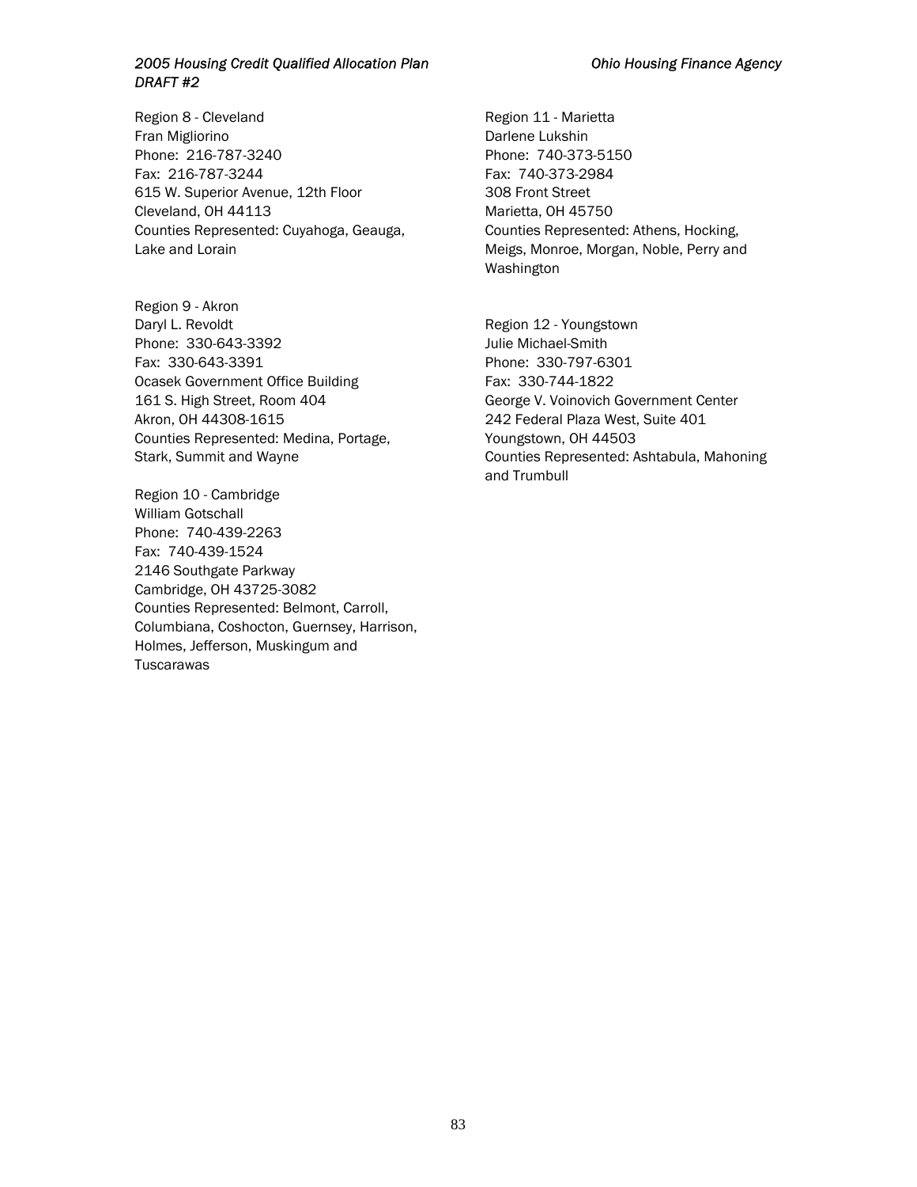Region 8 - Cleveland
Fran Migliorino
Phone: 216-787-3240
Fax: 216-787-3244
615 W. Superior Avenue, 12th Floor
Cleveland, OH 44113
Counties Represented: Cuyahoga, Geauga, Lake and Lorain

Region 9 - Akron
Daryl L. Revoldt
Phone: 330-643-3392
Fax: 330-643-3391
Ocasek Government Office Building
161 S. High Street, Room 404
Akron, OH 44308-1615
Counties Represented: Medina, Portage, Stark, Summit and Wayne

Region 10 - Cambridge
William Gotschall
Phone: 740-439-2263
Fax: 740-439-1524
2146 Southgate Parkway
Cambridge, OH 43725-3082
Counties Represented: Belmont, Carroll, Columbiana, Coshocton, Guernsey, Harrison, Holmes, Jefferson, Muskingum and Tuscarawas

Region 11 - Marietta
Darlene Lukshin
Phone: 740-373-5150
Fax: 740-373-2984
308 Front Street
Marietta, OH 45750
Counties Represented: Athens, Hocking, Meigs, Monroe, Morgan, Noble, Perry and Washington

Region 12 - Youngstown
Julie Michael-Smith
Phone: 330-797-6301
Fax: 330-744-1822
George V. Voinovich Government Center
242 Federal Plaza West, Suite 401
Youngstown, OH 44503
Counties Represented: Ashtabula, Mahoning and Trumbull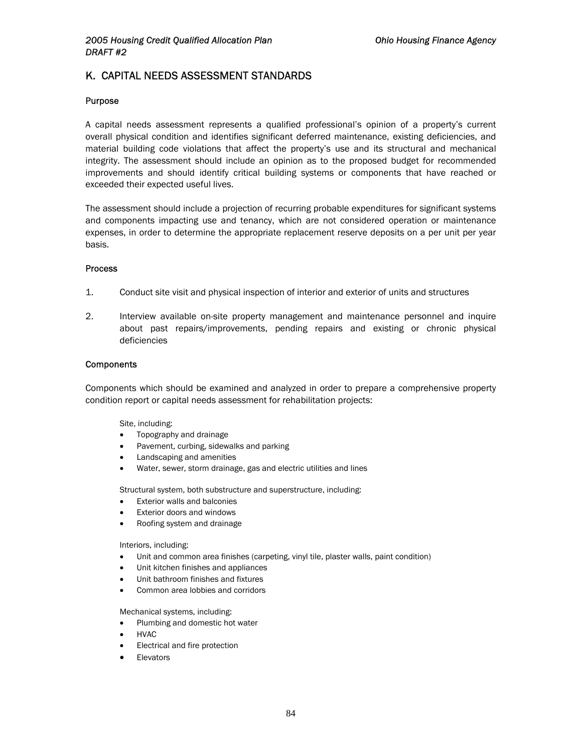## K. CAPITAL NEEDS ASSESSMENT STANDARDS

### Purpose

A capital needs assessment represents a qualified professional's opinion of a property's current overall physical condition and identifies significant deferred maintenance, existing deficiencies, and material building code violations that affect the property's use and its structural and mechanical integrity. The assessment should include an opinion as to the proposed budget for recommended improvements and should identify critical building systems or components that have reached or exceeded their expected useful lives.

The assessment should include a projection of recurring probable expenditures for significant systems and components impacting use and tenancy, which are not considered operation or maintenance expenses, in order to determine the appropriate replacement reserve deposits on a per unit per year basis.

### Process

1. Conduct site visit and physical inspection of interior and exterior of units and structures

2. Interview available on-site property management and maintenance personnel and inquire about past repairs/improvements, pending repairs and existing or chronic physical deficiencies

### Components

Components which should be examined and analyzed in order to prepare a comprehensive property condition report or capital needs assessment for rehabilitation projects:

Site, including:

- Topography and drainage
- Pavement, curbing, sidewalks and parking
- Landscaping and amenities
- Water, sewer, storm drainage, gas and electric utilities and lines

Structural system, both substructure and superstructure, including:

- Exterior walls and balconies
- Exterior doors and windows
- Roofing system and drainage

Interiors, including:

- Unit and common area finishes (carpeting, vinyl tile, plaster walls, paint condition)
- Unit kitchen finishes and appliances
- Unit bathroom finishes and fixtures
- Common area lobbies and corridors

Mechanical systems, including:

- Plumbing and domestic hot water
- HVAC
- Electrical and fire protection
- Elevators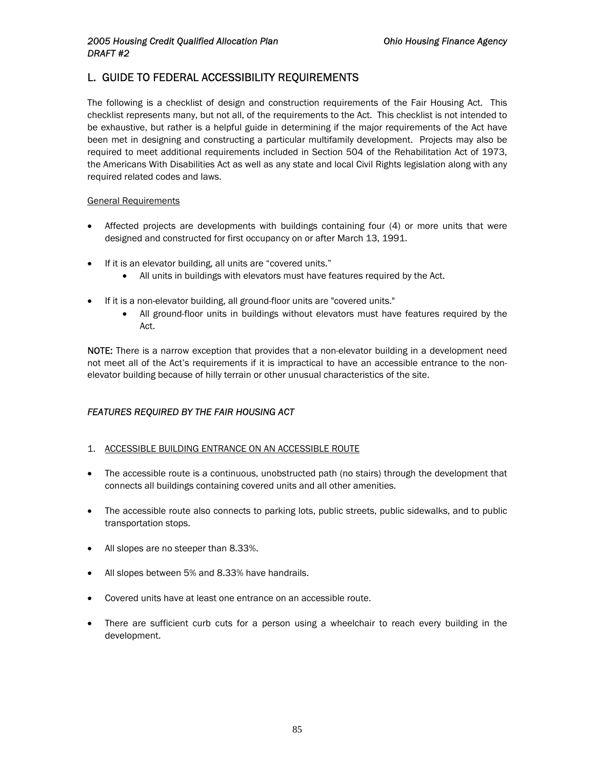## L. GUIDE TO FEDERAL ACCESSIBILITY REQUIREMENTS

The following is a checklist of design and construction requirements of the Fair Housing Act. This checklist represents many, but not all, of the requirements to the Act. This checklist is not intended to be exhaustive, but rather is a helpful guide in determining if the major requirements of the Act have been met in designing and constructing a particular multifamily development. Projects may also be required to meet additional requirements included in Section 504 of the Rehabilitation Act of 1973, the Americans With Disabilities Act as well as any state and local Civil Rights legislation along with any required related codes and laws.

<u>General Requirements</u>

- Affected projects are developments with buildings containing four (4) or more units that were designed and constructed for first occupancy on or after March 13, 1991.
- If it is an elevator building, all units are "covered units."
    - All units in buildings with elevators must have features required by the Act.
- If it is a non-elevator building, all ground-floor units are "covered units."
    - All ground-floor units in buildings without elevators must have features required by the Act.

**NOTE:** There is a narrow exception that provides that a non-elevator building in a development need not meet all of the Act's requirements if it is impractical to have an accessible entrance to the non-elevator building because of hilly terrain or other unusual characteristics of the site.

### *FEATURES REQUIRED BY THE FAIR HOUSING ACT*

1. <u>ACCESSIBLE BUILDING ENTRANCE ON AN ACCESSIBLE ROUTE</u>

- The accessible route is a continuous, unobstructed path (no stairs) through the development that connects all buildings containing covered units and all other amenities.
- The accessible route also connects to parking lots, public streets, public sidewalks, and to public transportation stops.
- All slopes are no steeper than 8.33%.
- All slopes between 5% and 8.33% have handrails.
- Covered units have at least one entrance on an accessible route.
- There are sufficient curb cuts for a person using a wheelchair to reach every building in the development.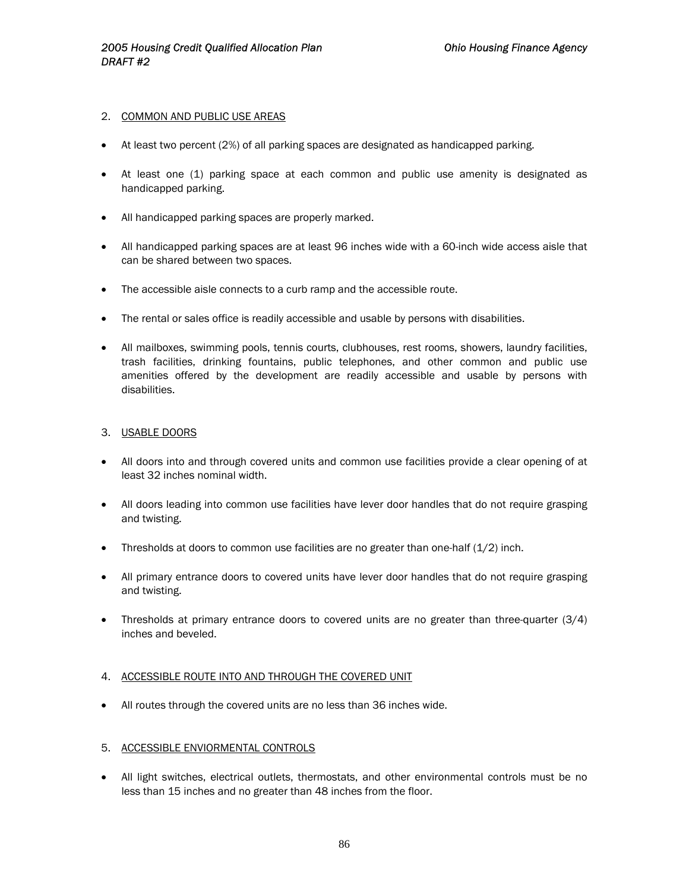2. COMMON AND PUBLIC USE AREAS

- At least two percent (2%) of all parking spaces are designated as handicapped parking.
- At least one (1) parking space at each common and public use amenity is designated as handicapped parking.
- All handicapped parking spaces are properly marked.
- All handicapped parking spaces are at least 96 inches wide with a 60-inch wide access aisle that can be shared between two spaces.
- The accessible aisle connects to a curb ramp and the accessible route.
- The rental or sales office is readily accessible and usable by persons with disabilities.
- All mailboxes, swimming pools, tennis courts, clubhouses, rest rooms, showers, laundry facilities, trash facilities, drinking fountains, public telephones, and other common and public use amenities offered by the development are readily accessible and usable by persons with disabilities.

3. USABLE DOORS

- All doors into and through covered units and common use facilities provide a clear opening of at least 32 inches nominal width.
- All doors leading into common use facilities have lever door handles that do not require grasping and twisting.
- Thresholds at doors to common use facilities are no greater than one-half (1/2) inch.
- All primary entrance doors to covered units have lever door handles that do not require grasping and twisting.
- Thresholds at primary entrance doors to covered units are no greater than three-quarter (3/4) inches and beveled.

4. ACCESSIBLE ROUTE INTO AND THROUGH THE COVERED UNIT

- All routes through the covered units are no less than 36 inches wide.

5. ACCESSIBLE ENVIORMENTAL CONTROLS

- All light switches, electrical outlets, thermostats, and other environmental controls must be no less than 15 inches and no greater than 48 inches from the floor.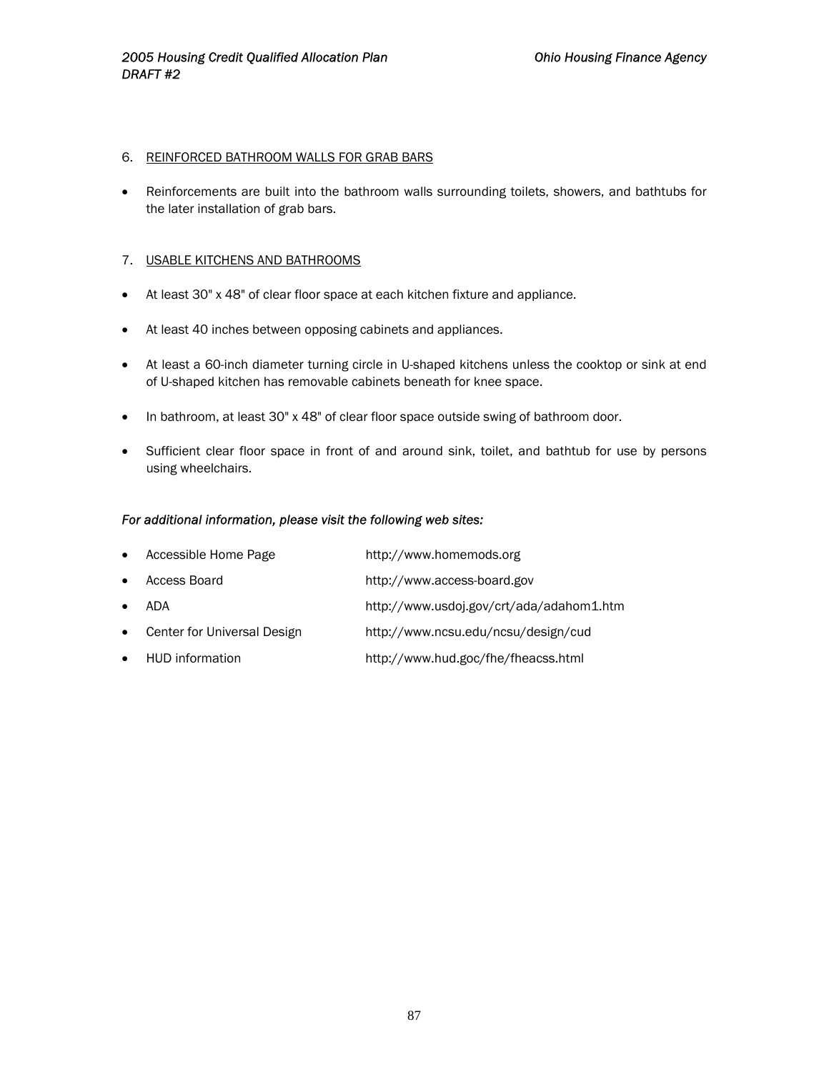6. REINFORCED BATHROOM WALLS FOR GRAB BARS

- Reinforcements are built into the bathroom walls surrounding toilets, showers, and bathtubs for the later installation of grab bars.

7. USABLE KITCHENS AND BATHROOMS

- At least 30" x 48" of clear floor space at each kitchen fixture and appliance.
- At least 40 inches between opposing cabinets and appliances.
- At least a 60-inch diameter turning circle in U-shaped kitchens unless the cooktop or sink at end of U-shaped kitchen has removable cabinets beneath for knee space.
- In bathroom, at least 30" x 48" of clear floor space outside swing of bathroom door.
- Sufficient clear floor space in front of and around sink, toilet, and bathtub for use by persons using wheelchairs.

*For additional information, please visit the following web sites:*

- Accessible Home Page http://www.homemods.org
- Access Board http://www.access-board.gov
- ADA http://www.usdoj.gov/crt/ada/adahom1.htm
- Center for Universal Design http://www.ncsu.edu/ncsu/design/cud
- HUD information http://www.hud.goc/fhe/fheacss.html